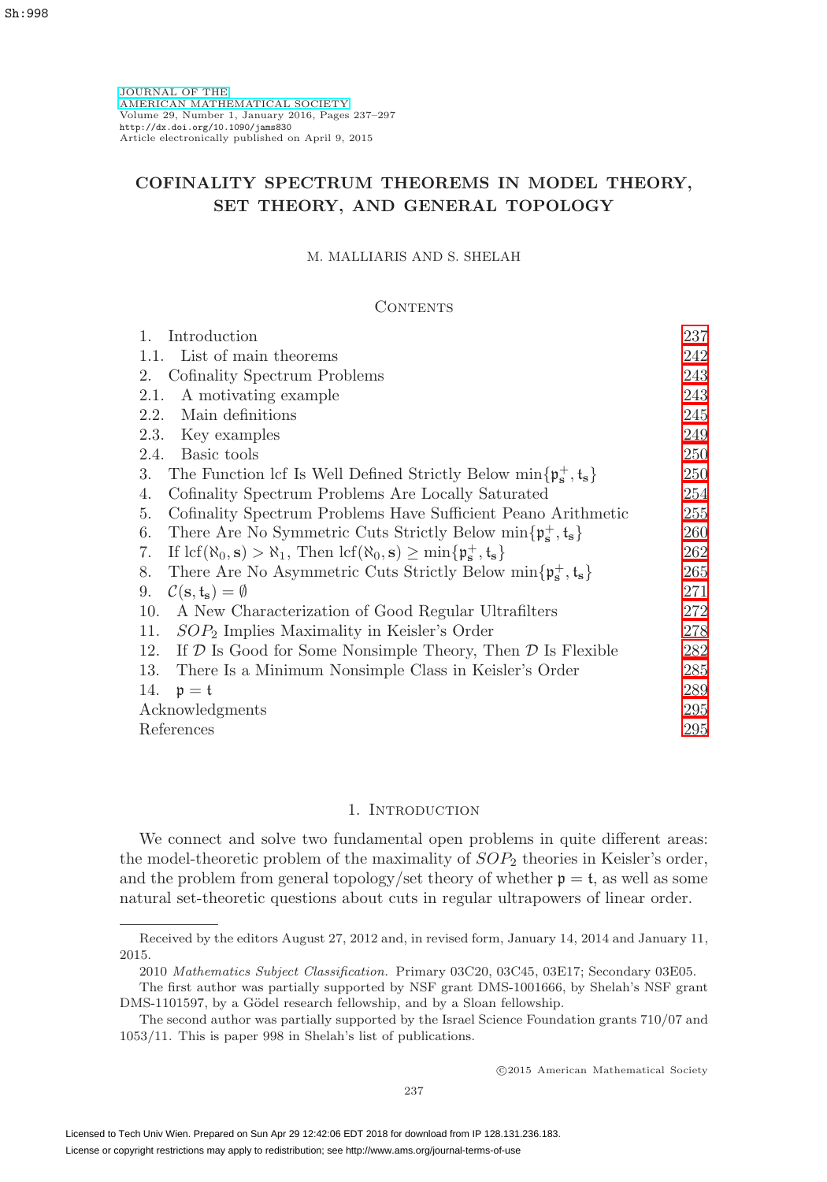# COFINALITY SPECTRUM THEOREMS IN MODEL THEORY, SET THEORY, AND GENERAL TOPOLOGY

M. MALLIARIS AND S. SHELAH

## Contents

| | |
|---|---|
| 1. Introduction | 237 |
| 1.1. List of main theorems | 242 |
| 2. Cofinality Spectrum Problems | 243 |
| 2.1. A motivating example | 243 |
| 2.2. Main definitions | 245 |
| 2.3. Key examples | 249 |
| 2.4. Basic tools | 250 |
| 3. The Function lcf Is Well Defined Strictly Below $\min\{\mathfrak{p}^+_{\mathbf{s}}, \mathfrak{t}_{\mathbf{s}}\}$ | 250 |
| 4. Cofinality Spectrum Problems Are Locally Saturated | 254 |
| 5. Cofinality Spectrum Problems Have Sufficient Peano Arithmetic | 255 |
| 6. There Are No Symmetric Cuts Strictly Below $\min\{\mathfrak{p}^+_{\mathbf{s}}, \mathfrak{t}_{\mathbf{s}}\}$ | 260 |
| 7. If $\operatorname{lcf}(\aleph_0, \mathbf{s}) > \aleph_1$, Then $\operatorname{lcf}(\aleph_0, \mathbf{s}) \geq \min\{\mathfrak{p}^+_{\mathbf{s}}, \mathfrak{t}_{\mathbf{s}}\}$ | 262 |
| 8. There Are No Asymmetric Cuts Strictly Below $\min\{\mathfrak{p}^+_{\mathbf{s}}, \mathfrak{t}_{\mathbf{s}}\}$ | 265 |
| 9. $\mathcal{C}(\mathbf{s}, \mathfrak{t}_{\mathbf{s}}) = \emptyset$ | 271 |
| 10. A New Characterization of Good Regular Ultrafilters | 272 |
| 11. $SOP_2$ Implies Maximality in Keisler's Order | 278 |
| 12. If $\mathcal{D}$ Is Good for Some Nonsimple Theory, Then $\mathcal{D}$ Is Flexible | 282 |
| 13. There Is a Minimum Nonsimple Class in Keisler's Order | 285 |
| 14. $\mathfrak{p} = \mathfrak{t}$ | 289 |
| Acknowledgments | 295 |
| References | 295 |

## 1. Introduction

We connect and solve two fundamental open problems in quite different areas: the model-theoretic problem of the maximality of $SOP_2$ theories in Keisler's order, and the problem from general topology/set theory of whether $\mathfrak{p} = \mathfrak{t}$, as well as some natural set-theoretic questions about cuts in regular ultrapowers of linear order.

---

Received by the editors August 27, 2012 and, in revised form, January 14, 2014 and January 11, 2015.

2010 *Mathematics Subject Classification.* Primary 03C20, 03C45, 03E17; Secondary 03E05.

The first author was partially supported by NSF grant DMS-1001666, by Shelah's NSF grant DMS-1101597, by a Gödel research fellowship, and by a Sloan fellowship.

The second author was partially supported by the Israel Science Foundation grants 710/07 and 1053/11. This is paper 998 in Shelah's list of publications.

©2015 American Mathematical Society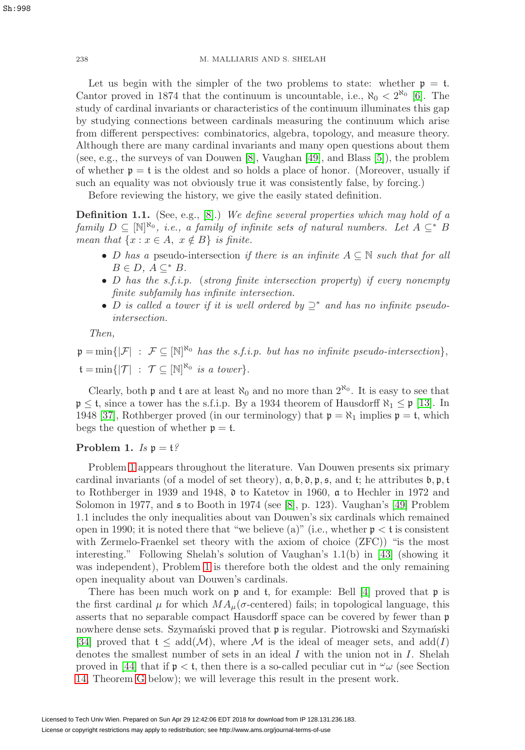Let us begin with the simpler of the two problems to state: whether $\mathfrak{p} = \mathfrak{t}$. Cantor proved in 1874 that the continuum is uncountable, i.e., $\aleph_0 < 2^{\aleph_0}$ [6]. The study of cardinal invariants or characteristics of the continuum illuminates this gap by studying connections between cardinals measuring the continuum which arise from different perspectives: combinatorics, algebra, topology, and measure theory. Although there are many cardinal invariants and many open questions about them (see, e.g., the surveys of van Douwen [8], Vaughan [49], and Blass [5]), the problem of whether $\mathfrak{p} = \mathfrak{t}$ is the oldest and so holds a place of honor. (Moreover, usually if such an equality was not obviously true it was consistently false, by forcing.)

Before reviewing the history, we give the easily stated definition.

**Definition 1.1.** (See, e.g., [8].) *We define several properties which may hold of a family $D \subseteq [\mathbb{N}]^{\aleph_0}$, i.e., a family of infinite sets of natural numbers. Let $A \subseteq^* B$ mean that $\{x : x \in A,\ x \notin B\}$ is finite.*

- *$D$ has a* pseudo-intersection *if there is an infinite $A \subseteq \mathbb{N}$ such that for all $B \in D$, $A \subseteq^* B$.*
- *$D$ has the* s.f.i.p. *(strong finite intersection property) if every nonempty finite subfamily has infinite intersection.*
- *$D$ is called a tower if it is well ordered by $\supseteq^*$ and has no infinite pseudo-intersection.*

*Then,*

$$\mathfrak{p} = \min\{|\mathcal{F}| \ : \ \mathcal{F} \subseteq [\mathbb{N}]^{\aleph_0} \text{ has the s.f.i.p. but has no infinite pseudo-intersection}\},$$

$$\mathfrak{t} = \min\{|\mathcal{T}| \ : \ \mathcal{T} \subseteq [\mathbb{N}]^{\aleph_0} \text{ is a tower}\}.$$

Clearly, both $\mathfrak{p}$ and $\mathfrak{t}$ are at least $\aleph_0$ and no more than $2^{\aleph_0}$. It is easy to see that $\mathfrak{p} \leq \mathfrak{t}$, since a tower has the s.f.i.p. By a 1934 theorem of Hausdorff $\aleph_1 \leq \mathfrak{p}$ [13]. In 1948 [37], Rothberger proved (in our terminology) that $\mathfrak{p} = \aleph_1$ implies $\mathfrak{p} = \mathfrak{t}$, which begs the question of whether $\mathfrak{p} = \mathfrak{t}$.

**Problem 1.** *Is $\mathfrak{p} = \mathfrak{t}$?*

Problem 1 appears throughout the literature. Van Douwen presents six primary cardinal invariants (of a model of set theory), $\mathfrak{a}, \mathfrak{b}, \mathfrak{d}, \mathfrak{p}, \mathfrak{s}$, and $\mathfrak{t}$; he attributes $\mathfrak{b}, \mathfrak{p}, \mathfrak{t}$ to Rothberger in 1939 and 1948, $\mathfrak{d}$ to Katetov in 1960, $\mathfrak{a}$ to Hechler in 1972 and Solomon in 1977, and $\mathfrak{s}$ to Booth in 1974 (see [8], p. 123). Vaughan's [49] Problem 1.1 includes the only inequalities about van Douwen's six cardinals which remained open in 1990; it is noted there that "we believe (a)" (i.e., whether $\mathfrak{p} < \mathfrak{t}$ is consistent with Zermelo-Fraenkel set theory with the axiom of choice (ZFC)) "is the most interesting." Following Shelah's solution of Vaughan's 1.1(b) in [43] (showing it was independent), Problem 1 is therefore both the oldest and the only remaining open inequality about van Douwen's cardinals.

There has been much work on $\mathfrak{p}$ and $\mathfrak{t}$, for example: Bell [4] proved that $\mathfrak{p}$ is the first cardinal $\mu$ for which $MA_\mu(\sigma\text{-centered})$ fails; in topological language, this asserts that no separable compact Hausdorff space can be covered by fewer than $\mathfrak{p}$ nowhere dense sets. Szymański proved that $\mathfrak{p}$ is regular. Piotrowski and Szymański [34] proved that $\mathfrak{t} \leq \operatorname{add}(\mathcal{M})$, where $\mathcal{M}$ is the ideal of meager sets, and $\operatorname{add}(I)$ denotes the smallest number of sets in an ideal $I$ with the union not in $I$. Shelah proved in [44] that if $\mathfrak{p} < \mathfrak{t}$, then there is a so-called peculiar cut in ${}^\omega\omega$ (see Section 14, Theorem G below); we will leverage this result in the present work.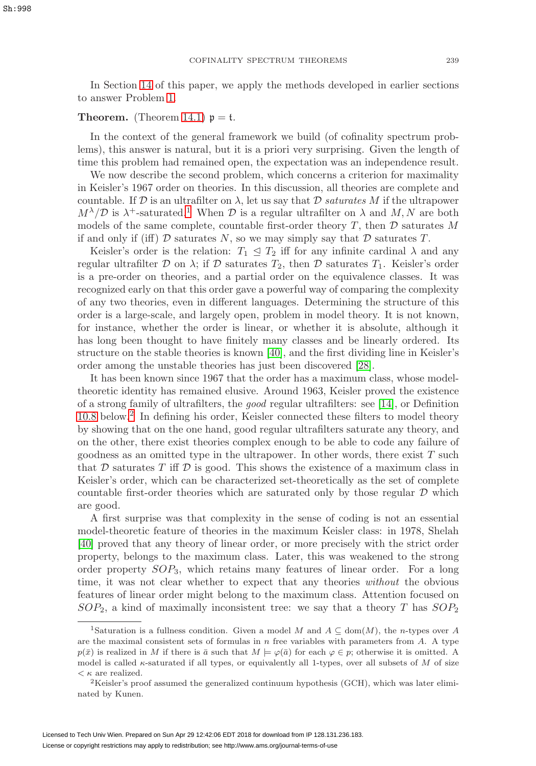In Section 14 of this paper, we apply the methods developed in earlier sections to answer Problem 1.

**Theorem.** (Theorem 14.1) $\mathfrak{p} = \mathfrak{t}$.

In the context of the general framework we build (of cofinality spectrum problems), this answer is natural, but it is a priori very surprising. Given the length of time this problem had remained open, the expectation was an independence result.

We now describe the second problem, which concerns a criterion for maximality in Keisler's 1967 order on theories. In this discussion, all theories are complete and countable. If $\mathcal{D}$ is an ultrafilter on $\lambda$, let us say that $\mathcal{D}$ *saturates* $M$ if the ultrapower $M^\lambda/\mathcal{D}$ is $\lambda^+$-saturated.[1] When $\mathcal{D}$ is a regular ultrafilter on $\lambda$ and $M, N$ are both models of the same complete, countable first-order theory $T$, then $\mathcal{D}$ saturates $M$ if and only if (iff) $\mathcal{D}$ saturates $N$, so we may simply say that $\mathcal{D}$ saturates $T$.

Keisler's order is the relation: $T_1 \trianglelefteq T_2$ iff for any infinite cardinal $\lambda$ and any regular ultrafilter $\mathcal{D}$ on $\lambda$; if $\mathcal{D}$ saturates $T_2$, then $\mathcal{D}$ saturates $T_1$. Keisler's order is a pre-order on theories, and a partial order on the equivalence classes. It was recognized early on that this order gave a powerful way of comparing the complexity of any two theories, even in different languages. Determining the structure of this order is a large-scale, and largely open, problem in model theory. It is not known, for instance, whether the order is linear, or whether it is absolute, although it has long been thought to have finitely many classes and be linearly ordered. Its structure on the stable theories is known [40], and the first dividing line in Keisler's order among the unstable theories has just been discovered [28].

It has been known since 1967 that the order has a maximum class, whose model-theoretic identity has remained elusive. Around 1963, Keisler proved the existence of a strong family of ultrafilters, the *good* regular ultrafilters: see [14], or Definition 10.8 below.[2] In defining his order, Keisler connected these filters to model theory by showing that on the one hand, good regular ultrafilters saturate any theory, and on the other, there exist theories complex enough to be able to code any failure of goodness as an omitted type in the ultrapower. In other words, there exist $T$ such that $\mathcal{D}$ saturates $T$ iff $\mathcal{D}$ is good. This shows the existence of a maximum class in Keisler's order, which can be characterized set-theoretically as the set of complete countable first-order theories which are saturated only by those regular $\mathcal{D}$ which are good.

A first surprise was that complexity in the sense of coding is not an essential model-theoretic feature of theories in the maximum Keisler class: in 1978, Shelah [40] proved that any theory of linear order, or more precisely with the strict order property, belongs to the maximum class. Later, this was weakened to the strong order property $SOP_3$, which retains many features of linear order. For a long time, it was not clear whether to expect that any theories *without* the obvious features of linear order might belong to the maximum class. Attention focused on $SOP_2$, a kind of maximally inconsistent tree: we say that a theory $T$ has $SOP_2$

---

[1] Saturation is a fullness condition. Given a model $M$ and $A \subseteq \mathrm{dom}(M)$, the $n$-types over $A$ are the maximal consistent sets of formulas in $n$ free variables with parameters from $A$. A type $p(\bar{x})$ is realized in $M$ if there is $\bar{a}$ such that $M \models \varphi(\bar{a})$ for each $\varphi \in p$; otherwise it is omitted. A model is called $\kappa$-saturated if all types, or equivalently all 1-types, over all subsets of $M$ of size $< \kappa$ are realized.

[2] Keisler's proof assumed the generalized continuum hypothesis (GCH), which was later eliminated by Kunen.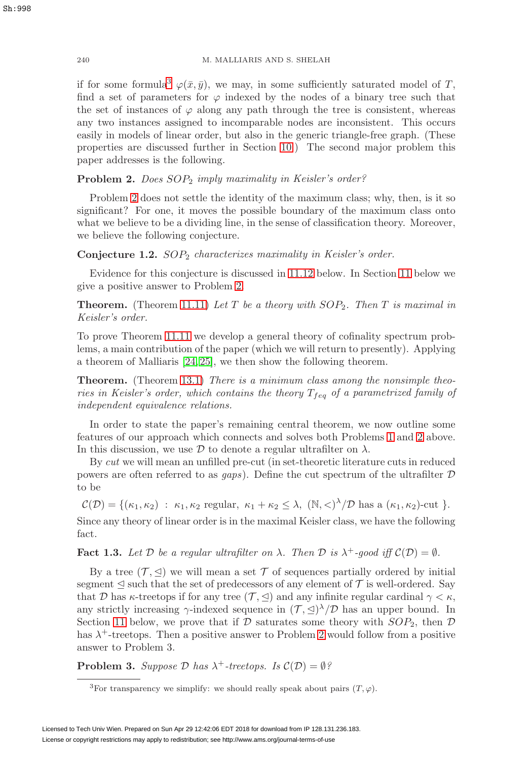if for some formula[3] $\varphi(\bar{x}, \bar{y})$, we may, in some sufficiently saturated model of $T$, find a set of parameters for $\varphi$ indexed by the nodes of a binary tree such that the set of instances of $\varphi$ along any path through the tree is consistent, whereas any two instances assigned to incomparable nodes are inconsistent. This occurs easily in models of linear order, but also in the generic triangle-free graph. (These properties are discussed further in Section 10.) The second major problem this paper addresses is the following.

**Problem 2.** *Does $SOP_2$ imply maximality in Keisler's order?*

Problem 2 does not settle the identity of the maximum class; why, then, is it so significant? For one, it moves the possible boundary of the maximum class onto what we believe to be a dividing line, in the sense of classification theory. Moreover, we believe the following conjecture.

**Conjecture 1.2.** *$SOP_2$ characterizes maximality in Keisler's order.*

Evidence for this conjecture is discussed in 11.12 below. In Section 11 below we give a positive answer to Problem 2.

**Theorem.** (Theorem 11.11) *Let $T$ be a theory with $SOP_2$. Then $T$ is maximal in Keisler's order.*

To prove Theorem 11.11 we develop a general theory of cofinality spectrum problems, a main contribution of the paper (which we will return to presently). Applying a theorem of Malliaris [24, 25], we then show the following theorem.

**Theorem.** (Theorem 13.1) *There is a minimum class among the nonsimple theories in Keisler's order, which contains the theory $T_{feq}$ of a parametrized family of independent equivalence relations.*

In order to state the paper's remaining central theorem, we now outline some features of our approach which connects and solves both Problems 1 and 2 above. In this discussion, we use $\mathcal{D}$ to denote a regular ultrafilter on $\lambda$.

By *cut* we will mean an unfilled pre-cut (in set-theoretic literature cuts in reduced powers are often referred to as *gaps*). Define the cut spectrum of the ultrafilter $\mathcal{D}$ to be

$$\mathcal{C}(\mathcal{D}) = \{(\kappa_1, \kappa_2) \ : \ \kappa_1, \kappa_2 \text{ regular}, \ \kappa_1 + \kappa_2 \leq \lambda, \ (\mathbb{N}, <)^\lambda/\mathcal{D} \text{ has a } (\kappa_1, \kappa_2)\text{-cut } \}.$$

Since any theory of linear order is in the maximal Keisler class, we have the following fact.

**Fact 1.3.** *Let $\mathcal{D}$ be a regular ultrafilter on $\lambda$. Then $\mathcal{D}$ is $\lambda^+$-good iff $\mathcal{C}(\mathcal{D}) = \emptyset$.*

By a tree $(\mathcal{T}, \trianglelefteq)$ we will mean a set $\mathcal{T}$ of sequences partially ordered by initial segment $\trianglelefteq$ such that the set of predecessors of any element of $\mathcal{T}$ is well-ordered. Say that $\mathcal{D}$ has $\kappa$-treetops if for any tree $(\mathcal{T}, \trianglelefteq)$ and any infinite regular cardinal $\gamma < \kappa$, any strictly increasing $\gamma$-indexed sequence in $(\mathcal{T}, \trianglelefteq)^\lambda/\mathcal{D}$ has an upper bound. In Section 11 below, we prove that if $\mathcal{D}$ saturates some theory with $SOP_2$, then $\mathcal{D}$ has $\lambda^+$-treetops. Then a positive answer to Problem 2 would follow from a positive answer to Problem 3.

**Problem 3.** *Suppose $\mathcal{D}$ has $\lambda^+$-treetops. Is $\mathcal{C}(\mathcal{D}) = \emptyset$?*

---

[3] For transparency we simplify: we should really speak about pairs $(T, \varphi)$.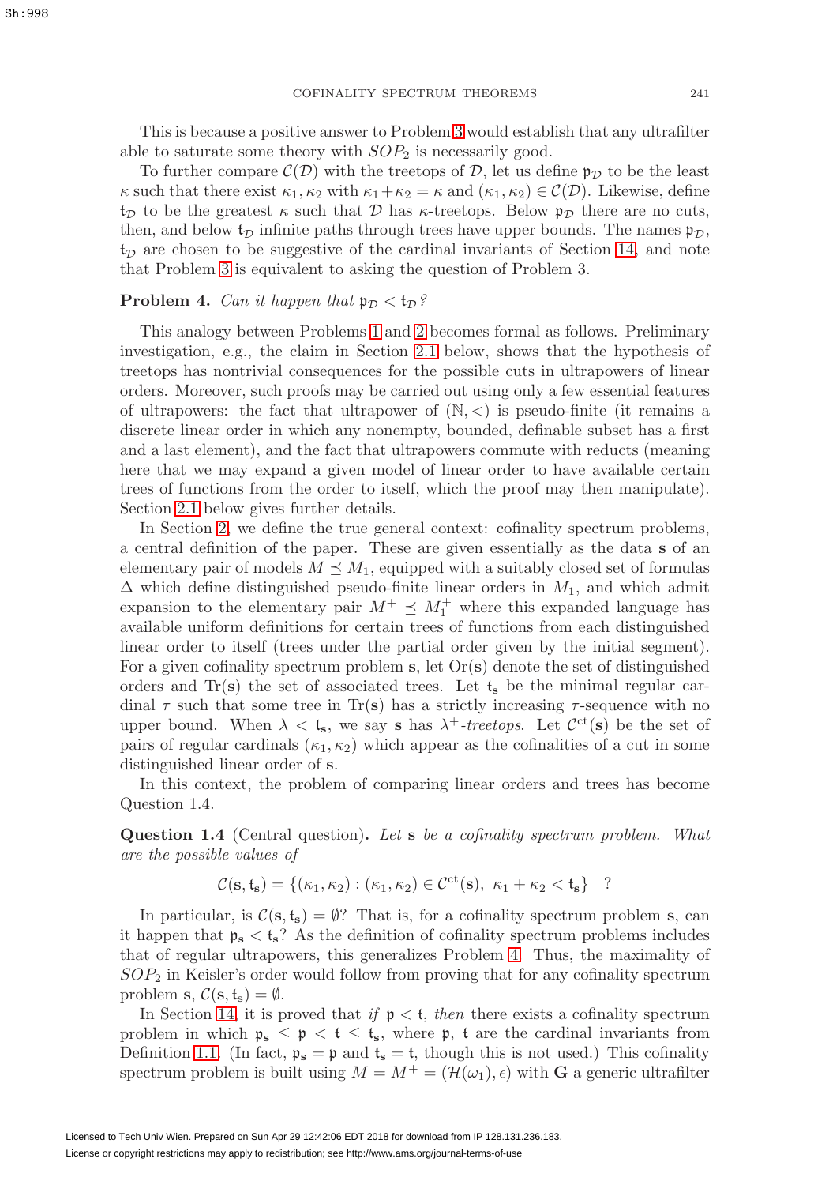This is because a positive answer to Problem 3 would establish that any ultrafilter able to saturate some theory with $SOP_2$ is necessarily good.

To further compare $\mathcal{C}(\mathcal{D})$ with the treetops of $\mathcal{D}$, let us define $\mathfrak{p}_\mathcal{D}$ to be the least $\kappa$ such that there exist $\kappa_1, \kappa_2$ with $\kappa_1 + \kappa_2 = \kappa$ and $(\kappa_1, \kappa_2) \in \mathcal{C}(\mathcal{D})$. Likewise, define $\mathfrak{t}_\mathcal{D}$ to be the greatest $\kappa$ such that $\mathcal{D}$ has $\kappa$-treetops. Below $\mathfrak{p}_\mathcal{D}$ there are no cuts, then, and below $\mathfrak{t}_\mathcal{D}$ infinite paths through trees have upper bounds. The names $\mathfrak{p}_\mathcal{D}$, $\mathfrak{t}_\mathcal{D}$ are chosen to be suggestive of the cardinal invariants of Section 14, and note that Problem 3 is equivalent to asking the question of Problem 3.

**Problem 4.** *Can it happen that $\mathfrak{p}_\mathcal{D} < \mathfrak{t}_\mathcal{D}$?*

This analogy between Problems 1 and 2 becomes formal as follows. Preliminary investigation, e.g., the claim in Section 2.1 below, shows that the hypothesis of treetops has nontrivial consequences for the possible cuts in ultrapowers of linear orders. Moreover, such proofs may be carried out using only a few essential features of ultrapowers: the fact that ultrapower of $(\mathbb{N}, <)$ is pseudo-finite (it remains a discrete linear order in which any nonempty, bounded, definable subset has a first and a last element), and the fact that ultrapowers commute with reducts (meaning here that we may expand a given model of linear order to have available certain trees of functions from the order to itself, which the proof may then manipulate). Section 2.1 below gives further details.

In Section 2, we define the true general context: cofinality spectrum problems, a central definition of the paper. These are given essentially as the data $\mathbf{s}$ of an elementary pair of models $M \preceq M_1$, equipped with a suitably closed set of formulas $\Delta$ which define distinguished pseudo-finite linear orders in $M_1$, and which admit expansion to the elementary pair $M^+ \preceq M_1^+$ where this expanded language has available uniform definitions for certain trees of functions from each distinguished linear order to itself (trees under the partial order given by the initial segment). For a given cofinality spectrum problem $\mathbf{s}$, let $\mathrm{Or}(\mathbf{s})$ denote the set of distinguished orders and $\mathrm{Tr}(\mathbf{s})$ the set of associated trees. Let $\mathfrak{t}_\mathbf{s}$ be the minimal regular cardinal $\tau$ such that some tree in $\mathrm{Tr}(\mathbf{s})$ has a strictly increasing $\tau$-sequence with no upper bound. When $\lambda < \mathfrak{t}_\mathbf{s}$, we say $\mathbf{s}$ has $\lambda^+$*-treetops*. Let $\mathcal{C}^{\mathrm{ct}}(\mathbf{s})$ be the set of pairs of regular cardinals $(\kappa_1, \kappa_2)$ which appear as the cofinalities of a cut in some distinguished linear order of $\mathbf{s}$.

In this context, the problem of comparing linear orders and trees has become Question 1.4.

**Question 1.4** (Central question)**.** *Let* $\mathbf{s}$ *be a cofinality spectrum problem. What are the possible values of*

$$\mathcal{C}(\mathbf{s}, \mathfrak{t}_\mathbf{s}) = \{(\kappa_1, \kappa_2) : (\kappa_1, \kappa_2) \in \mathcal{C}^{\mathrm{ct}}(\mathbf{s}),\ \kappa_1 + \kappa_2 < \mathfrak{t}_\mathbf{s}\} \quad ?$$

In particular, is $\mathcal{C}(\mathbf{s}, \mathfrak{t}_\mathbf{s}) = \emptyset$? That is, for a cofinality spectrum problem $\mathbf{s}$, can it happen that $\mathfrak{p}_\mathbf{s} < \mathfrak{t}_\mathbf{s}$? As the definition of cofinality spectrum problems includes that of regular ultrapowers, this generalizes Problem 4. Thus, the maximality of $SOP_2$ in Keisler's order would follow from proving that for any cofinality spectrum problem $\mathbf{s}$, $\mathcal{C}(\mathbf{s}, \mathfrak{t}_\mathbf{s}) = \emptyset$.

In Section 14, it is proved that *if* $\mathfrak{p} < \mathfrak{t}$, *then* there exists a cofinality spectrum problem in which $\mathfrak{p}_\mathbf{s} \leq \mathfrak{p} < \mathfrak{t} \leq \mathfrak{t}_\mathbf{s}$, where $\mathfrak{p}$, $\mathfrak{t}$ are the cardinal invariants from Definition 1.1. (In fact, $\mathfrak{p}_\mathbf{s} = \mathfrak{p}$ and $\mathfrak{t}_\mathbf{s} = \mathfrak{t}$, though this is not used.) This cofinality spectrum problem is built using $M = M^+ = (\mathcal{H}(\omega_1), \epsilon)$ with $\mathbf{G}$ a generic ultrafilter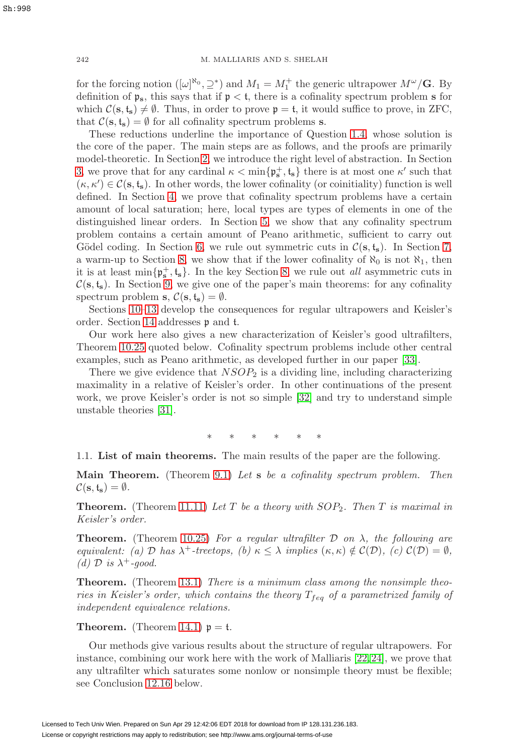for the forcing notion $([\omega]^{\aleph_0}, \supseteq^*)$ and $M_1 = M_1^+$ the generic ultrapower $M^\omega/\mathbf{G}$. By definition of $\mathfrak{p}_\mathbf{s}$, this says that if $\mathfrak{p} < \mathfrak{t}$, there is a cofinality spectrum problem $\mathbf{s}$ for which $\mathcal{C}(\mathbf{s}, \mathfrak{t}_\mathbf{s}) \neq \emptyset$. Thus, in order to prove $\mathfrak{p} = \mathfrak{t}$, it would suffice to prove, in ZFC, that $\mathcal{C}(\mathbf{s}, \mathfrak{t}_\mathbf{s}) = \emptyset$ for all cofinality spectrum problems $\mathbf{s}$.

These reductions underline the importance of Question 1.4, whose solution is the core of the paper. The main steps are as follows, and the proofs are primarily model-theoretic. In Section 2, we introduce the right level of abstraction. In Section 3, we prove that for any cardinal $\kappa < \min\{\mathfrak{p}_\mathbf{s}^+, \mathfrak{t}_\mathbf{s}\}$ there is at most one $\kappa'$ such that $(\kappa, \kappa') \in \mathcal{C}(\mathbf{s}, \mathfrak{t}_\mathbf{s})$. In other words, the lower cofinality (or coinitiality) function is well defined. In Section 4, we prove that cofinality spectrum problems have a certain amount of local saturation; here, local types are types of elements in one of the distinguished linear orders. In Section 5, we show that any cofinality spectrum problem contains a certain amount of Peano arithmetic, sufficient to carry out Gödel coding. In Section 6, we rule out symmetric cuts in $\mathcal{C}(\mathbf{s}, \mathfrak{t}_\mathbf{s})$. In Section 7, a warm-up to Section 8, we show that if the lower cofinality of $\aleph_0$ is not $\aleph_1$, then it is at least $\min\{\mathfrak{p}_\mathbf{s}^+, \mathfrak{t}_\mathbf{s}\}$. In the key Section 8, we rule out *all* asymmetric cuts in $\mathcal{C}(\mathbf{s}, \mathfrak{t}_\mathbf{s})$. In Section 9, we give one of the paper's main theorems: for any cofinality spectrum problem $\mathbf{s}$, $\mathcal{C}(\mathbf{s}, \mathfrak{t}_\mathbf{s}) = \emptyset$.

Sections 10–13 develop the consequences for regular ultrapowers and Keisler's order. Section 14 addresses $\mathfrak{p}$ and $\mathfrak{t}$.

Our work here also gives a new characterization of Keisler's good ultrafilters, Theorem 10.25 quoted below. Cofinality spectrum problems include other central examples, such as Peano arithmetic, as developed further in our paper [33].

There we give evidence that $NSOP_2$ is a dividing line, including characterizing maximality in a relative of Keisler's order. In other continuations of the present work, we prove Keisler's order is not so simple [32] and try to understand simple unstable theories [31].

\* \* \* \* \* \*

### 1.1. List of main theorems.

The main results of the paper are the following.

**Main Theorem.** (Theorem 9.1) *Let $\mathbf{s}$ be a cofinality spectrum problem. Then $\mathcal{C}(\mathbf{s}, \mathfrak{t}_\mathbf{s}) = \emptyset$.*

**Theorem.** (Theorem 11.11) *Let $T$ be a theory with $SOP_2$. Then $T$ is maximal in Keisler's order.*

**Theorem.** (Theorem 10.25) *For a regular ultrafilter $\mathcal{D}$ on $\lambda$, the following are equivalent: (a) $\mathcal{D}$ has $\lambda^+$-treetops, (b) $\kappa \leq \lambda$ implies $(\kappa, \kappa) \notin \mathcal{C}(\mathcal{D})$, (c) $\mathcal{C}(\mathcal{D}) = \emptyset$, (d) $\mathcal{D}$ is $\lambda^+$-good.*

**Theorem.** (Theorem 13.1) *There is a minimum class among the nonsimple theories in Keisler's order, which contains the theory $T_{feq}$ of a parametrized family of independent equivalence relations.*

**Theorem.** (Theorem 14.1) $\mathfrak{p} = \mathfrak{t}$.

Our methods give various results about the structure of regular ultrapowers. For instance, combining our work here with the work of Malliaris [22, 24], we prove that any ultrafilter which saturates some nonlow or nonsimple theory must be flexible; see Conclusion 12.16 below.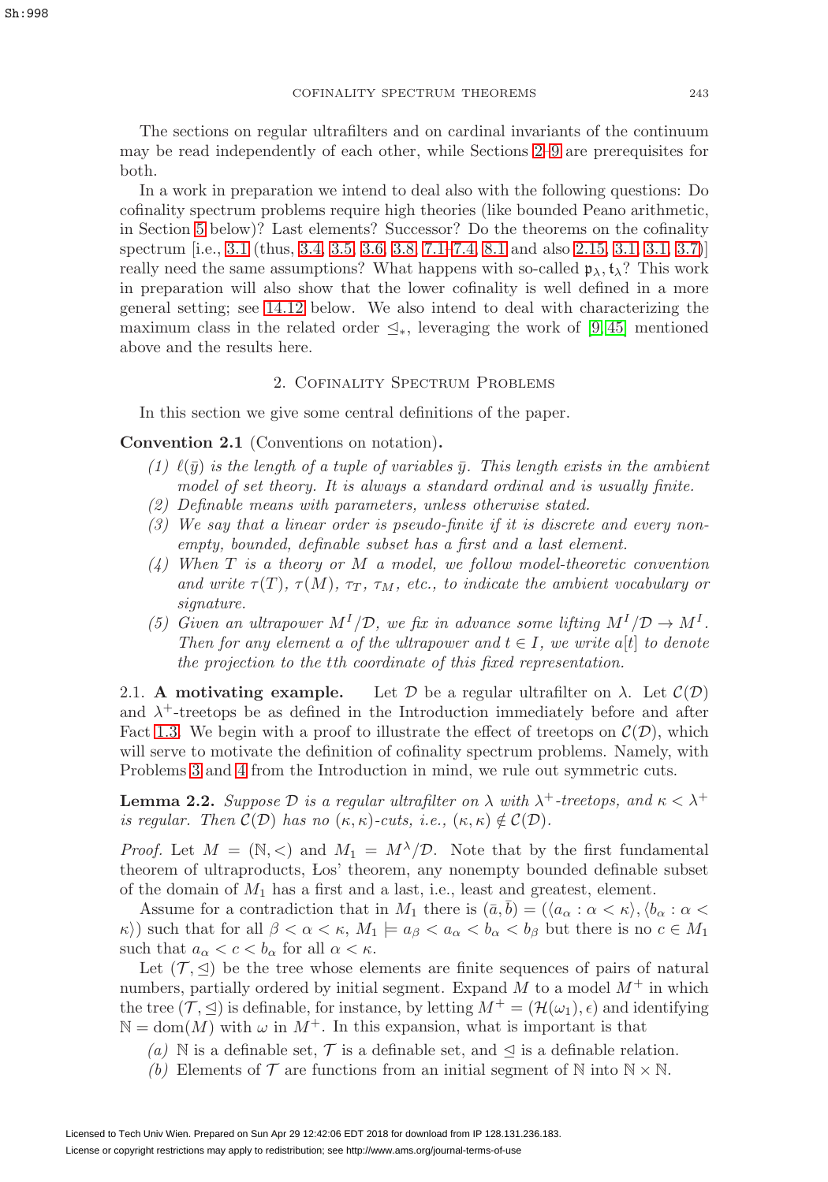The sections on regular ultrafilters and on cardinal invariants of the continuum may be read independently of each other, while Sections 2–9 are prerequisites for both.

In a work in preparation we intend to deal also with the following questions: Do cofinality spectrum problems require high theories (like bounded Peano arithmetic, in Section 5 below)? Last elements? Successor? Do the theorems on the cofinality spectrum [i.e., 3.1 (thus, 3.4, 3.5, 3.6, 3.8, 7.1–7.4, 8.1 and also 2.15, 3.1, 3.1, 3.7)] really need the same assumptions? What happens with so-called $\mathfrak{p}_\lambda, \mathfrak{t}_\lambda$? This work in preparation will also show that the lower cofinality is well defined in a more general setting; see 14.12 below. We also intend to deal with characterizing the maximum class in the related order $\trianglelefteq_*$, leveraging the work of [9, 45] mentioned above and the results here.

## 2. Cofinality Spectrum Problems

In this section we give some central definitions of the paper.

**Convention 2.1** (Conventions on notation)**.**

*(1) $\ell(\bar{y})$ is the length of a tuple of variables $\bar{y}$. This length exists in the ambient model of set theory. It is always a standard ordinal and is usually finite.*

*(2) Definable means with parameters, unless otherwise stated.*

*(3) We say that a linear order is pseudo-finite if it is discrete and every non-empty, bounded, definable subset has a first and a last element.*

*(4) When $T$ is a theory or $M$ a model, we follow model-theoretic convention and write $\tau(T)$, $\tau(M)$, $\tau_T$, $\tau_M$, etc., to indicate the ambient vocabulary or signature.*

*(5) Given an ultrapower $M^I/\mathcal{D}$, we fix in advance some lifting $M^I/\mathcal{D} \to M^I$. Then for any element $a$ of the ultrapower and $t \in I$, we write $a[t]$ to denote the projection to the $t$th coordinate of this fixed representation.*

2.1. **A motivating example.** Let $\mathcal{D}$ be a regular ultrafilter on $\lambda$. Let $\mathcal{C}(\mathcal{D})$ and $\lambda^+$-treetops be as defined in the Introduction immediately before and after Fact 1.3. We begin with a proof to illustrate the effect of treetops on $\mathcal{C}(\mathcal{D})$, which will serve to motivate the definition of cofinality spectrum problems. Namely, with Problems 3 and 4 from the Introduction in mind, we rule out symmetric cuts.

**Lemma 2.2.** *Suppose $\mathcal{D}$ is a regular ultrafilter on $\lambda$ with $\lambda^+$-treetops, and $\kappa < \lambda^+$ is regular. Then $\mathcal{C}(\mathcal{D})$ has no $(\kappa,\kappa)$-cuts, i.e., $(\kappa,\kappa) \notin \mathcal{C}(\mathcal{D})$.*

*Proof.* Let $M = (\mathbb{N}, <)$ and $M_1 = M^\lambda/\mathcal{D}$. Note that by the first fundamental theorem of ultraproducts, Łos' theorem, any nonempty bounded definable subset of the domain of $M_1$ has a first and a last, i.e., least and greatest, element.

Assume for a contradiction that in $M_1$ there is $(\bar{a}, \bar{b}) = (\langle a_\alpha : \alpha < \kappa\rangle, \langle b_\alpha : \alpha < \kappa\rangle)$ such that for all $\beta < \alpha < \kappa$, $M_1 \models a_\beta < a_\alpha < b_\alpha < b_\beta$ but there is no $c \in M_1$ such that $a_\alpha < c < b_\alpha$ for all $\alpha < \kappa$.

Let $(\mathcal{T}, \trianglelefteq)$ be the tree whose elements are finite sequences of pairs of natural numbers, partially ordered by initial segment. Expand $M$ to a model $M^+$ in which the tree $(\mathcal{T}, \trianglelefteq)$ is definable, for instance, by letting $M^+ = (\mathcal{H}(\omega_1), \epsilon)$ and identifying $\mathbb{N} = \mathrm{dom}(M)$ with $\omega$ in $M^+$. In this expansion, what is important is that

*(a)* $\mathbb{N}$ is a definable set, $\mathcal{T}$ is a definable set, and $\trianglelefteq$ is a definable relation.

*(b)* Elements of $\mathcal{T}$ are functions from an initial segment of $\mathbb{N}$ into $\mathbb{N} \times \mathbb{N}$.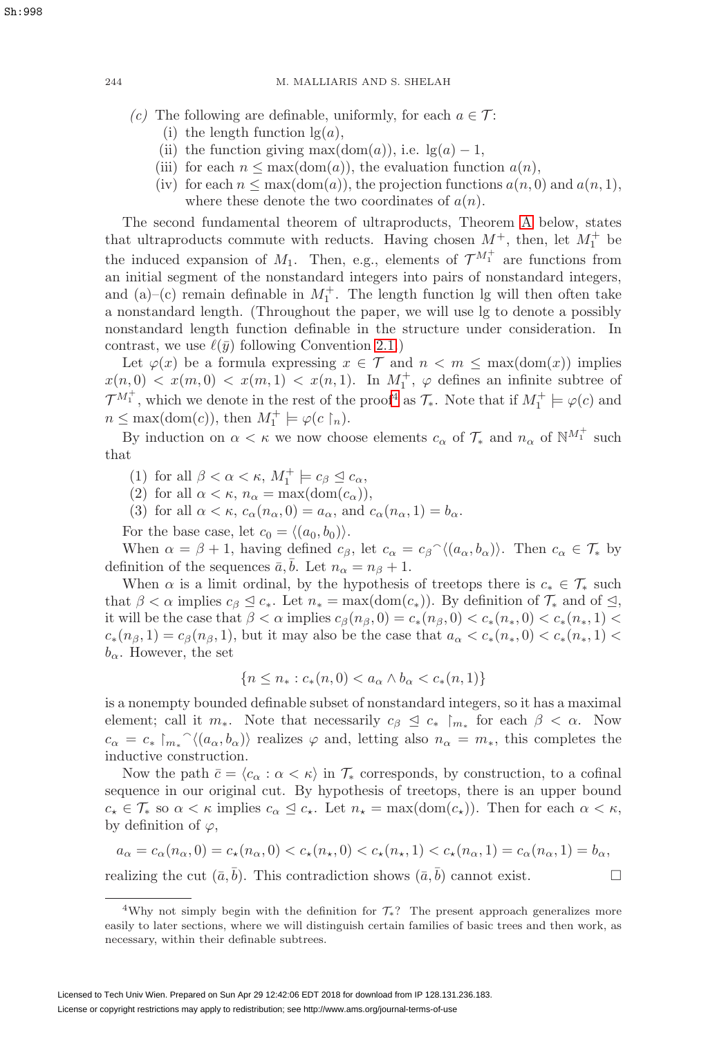(c) The following are definable, uniformly, for each $a \in \mathcal{T}$:
   (i) the length function $\lg(a)$,
   (ii) the function giving $\max(\operatorname{dom}(a))$, i.e. $\lg(a) - 1$,
   (iii) for each $n \leq \max(\operatorname{dom}(a))$, the evaluation function $a(n)$,
   (iv) for each $n \leq \max(\operatorname{dom}(a))$, the projection functions $a(n, 0)$ and $a(n, 1)$, where these denote the two coordinates of $a(n)$.

The second fundamental theorem of ultraproducts, Theorem A below, states that ultraproducts commute with reducts. Having chosen $M^+$, then, let $M_1^+$ be the induced expansion of $M_1$. Then, e.g., elements of $\mathcal{T}^{M_1^+}$ are functions from an initial segment of the nonstandard integers into pairs of nonstandard integers, and (a)–(c) remain definable in $M_1^+$. The length function lg will then often take a nonstandard length. (Throughout the paper, we will use lg to denote a possibly nonstandard length function definable in the structure under consideration. In contrast, we use $\ell(\bar{y})$ following Convention 2.1.)

Let $\varphi(x)$ be a formula expressing $x \in \mathcal{T}$ and $n < m \leq \max(\operatorname{dom}(x))$ implies $x(n, 0) < x(m, 0) < x(m, 1) < x(n, 1)$. In $M_1^+$, $\varphi$ defines an infinite subtree of $\mathcal{T}^{M_1^+}$, which we denote in the rest of the proof[4] as $\mathcal{T}_*$. Note that if $M_1^+ \models \varphi(c)$ and $n \leq \max(\operatorname{dom}(c))$, then $M_1^+ \models \varphi(c \restriction_n)$.

By induction on $\alpha < \kappa$ we now choose elements $c_\alpha$ of $\mathcal{T}_*$ and $n_\alpha$ of $\mathbb{N}^{M_1^+}$ such that

(1) for all $\beta < \alpha < \kappa$, $M_1^+ \models c_\beta \trianglelefteq c_\alpha$,
(2) for all $\alpha < \kappa$, $n_\alpha = \max(\operatorname{dom}(c_\alpha))$,
(3) for all $\alpha < \kappa$, $c_\alpha(n_\alpha, 0) = a_\alpha$, and $c_\alpha(n_\alpha, 1) = b_\alpha$.

For the base case, let $c_0 = \langle (a_0, b_0) \rangle$.

When $\alpha = \beta + 1$, having defined $c_\beta$, let $c_\alpha = c_\beta{}^\frown\langle (a_\alpha, b_\alpha) \rangle$. Then $c_\alpha \in \mathcal{T}_*$ by definition of the sequences $\bar{a}, \bar{b}$. Let $n_\alpha = n_\beta + 1$.

When $\alpha$ is a limit ordinal, by the hypothesis of treetops there is $c_* \in \mathcal{T}_*$ such that $\beta < \alpha$ implies $c_\beta \trianglelefteq c_*$. Let $n_* = \max(\operatorname{dom}(c_*))$. By definition of $\mathcal{T}_*$ and of $\trianglelefteq$, it will be the case that $\beta < \alpha$ implies $c_\beta(n_\beta, 0) = c_*(n_\beta, 0) < c_*(n_*, 0) < c_*(n_*, 1) < c_*(n_\beta, 1) = c_\beta(n_\beta, 1)$, but it may also be the case that $a_\alpha < c_*(n_*, 0) < c_*(n_*, 1) < b_\alpha$. However, the set

$$\{n \leq n_* : c_*(n, 0) < a_\alpha \wedge b_\alpha < c_*(n, 1)\}$$

is a nonempty bounded definable subset of nonstandard integers, so it has a maximal element; call it $m_*$. Note that necessarily $c_\beta \trianglelefteq c_* \restriction_{m_*}$ for each $\beta < \alpha$. Now $c_\alpha = c_* \restriction_{m_*}{}^\frown\langle (a_\alpha, b_\alpha) \rangle$ realizes $\varphi$ and, letting also $n_\alpha = m_*$, this completes the inductive construction.

Now the path $\bar{c} = \langle c_\alpha : \alpha < \kappa \rangle$ in $\mathcal{T}_*$ corresponds, by construction, to a cofinal sequence in our original cut. By hypothesis of treetops, there is an upper bound $c_\star \in \mathcal{T}_*$ so $\alpha < \kappa$ implies $c_\alpha \trianglelefteq c_\star$. Let $n_\star = \max(\operatorname{dom}(c_\star))$. Then for each $\alpha < \kappa$, by definition of $\varphi$,

$$a_\alpha = c_\alpha(n_\alpha, 0) = c_\star(n_\alpha, 0) < c_\star(n_\star, 0) < c_\star(n_\star, 1) < c_\star(n_\alpha, 1) = c_\alpha(n_\alpha, 1) = b_\alpha,$$

realizing the cut $(\bar{a}, \bar{b})$. This contradiction shows $(\bar{a}, \bar{b})$ cannot exist. $\square$

---

[4] Why not simply begin with the definition for $\mathcal{T}_*$? The present approach generalizes more easily to later sections, where we will distinguish certain families of basic trees and then work, as necessary, within their definable subtrees.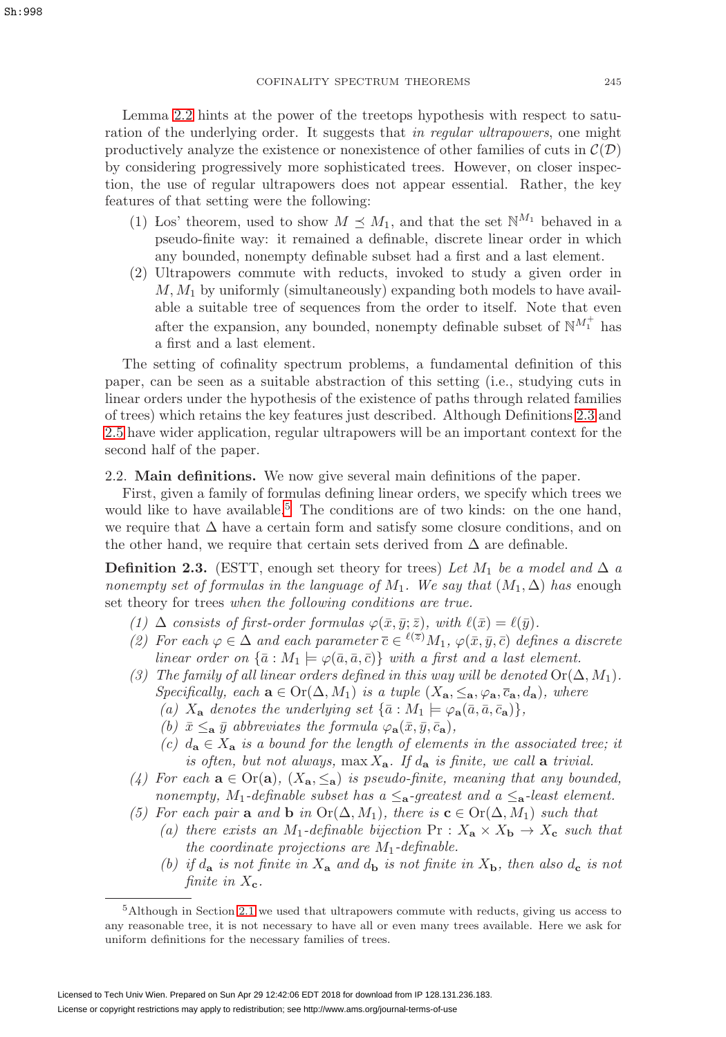Lemma 2.2 hints at the power of the treetops hypothesis with respect to saturation of the underlying order. It suggests that *in regular ultrapowers*, one might productively analyze the existence or nonexistence of other families of cuts in $\mathcal{C}(\mathcal{D})$ by considering progressively more sophisticated trees. However, on closer inspection, the use of regular ultrapowers does not appear essential. Rather, the key features of that setting were the following:

1. Łos' theorem, used to show $M \preceq M_1$, and that the set $\mathbb{N}^{M_1}$ behaved in a pseudo-finite way: it remained a definable, discrete linear order in which any bounded, nonempty definable subset had a first and a last element.
2. Ultrapowers commute with reducts, invoked to study a given order in $M, M_1$ by uniformly (simultaneously) expanding both models to have available a suitable tree of sequences from the order to itself. Note that even after the expansion, any bounded, nonempty definable subset of $\mathbb{N}^{M_1^+}$ has a first and a last element.

The setting of cofinality spectrum problems, a fundamental definition of this paper, can be seen as a suitable abstraction of this setting (i.e., studying cuts in linear orders under the hypothesis of the existence of paths through related families of trees) which retains the key features just described. Although Definitions 2.3 and 2.5 have wider application, regular ultrapowers will be an important context for the second half of the paper.

## 2.2. Main definitions.

We now give several main definitions of the paper.

First, given a family of formulas defining linear orders, we specify which trees we would like to have available.[5] The conditions are of two kinds: on the one hand, we require that $\Delta$ have a certain form and satisfy some closure conditions, and on the other hand, we require that certain sets derived from $\Delta$ are definable.

**Definition 2.3.** (ESTT, enough set theory for trees) *Let $M_1$ be a model and $\Delta$ a nonempty set of formulas in the language of $M_1$. We say that $(M_1, \Delta)$ has* enough set theory for trees *when the following conditions are true.*

1. *$\Delta$ consists of first-order formulas $\varphi(\bar{x}, \bar{y}; \bar{z})$, with $\ell(\bar{x}) = \ell(\bar{y})$.*
2. *For each $\varphi \in \Delta$ and each parameter $\bar{c} \in {}^{\ell(\bar{z})}M_1$, $\varphi(\bar{x}, \bar{y}, \bar{c})$ defines a discrete linear order on $\{\bar{a} : M_1 \models \varphi(\bar{a}, \bar{a}, \bar{c})\}$ with a first and a last element.*
3. *The family of all linear orders defined in this way will be denoted $\operatorname{Or}(\Delta, M_1)$. Specifically, each $\mathbf{a} \in \operatorname{Or}(\Delta, M_1)$ is a tuple $(X_\mathbf{a}, \leq_\mathbf{a}, \varphi_\mathbf{a}, \bar{c}_\mathbf{a}, d_\mathbf{a})$, where*
   (a) *$X_\mathbf{a}$ denotes the underlying set $\{\bar{a} : M_1 \models \varphi_\mathbf{a}(\bar{a}, \bar{a}, \bar{c}_\mathbf{a})\}$,*
   (b) *$\bar{x} \leq_\mathbf{a} \bar{y}$ abbreviates the formula $\varphi_\mathbf{a}(\bar{x}, \bar{y}, \bar{c}_\mathbf{a})$,*
   (c) *$d_\mathbf{a} \in X_\mathbf{a}$ is a bound for the length of elements in the associated tree; it is often, but not always, $\max X_\mathbf{a}$. If $d_\mathbf{a}$ is finite, we call $\mathbf{a}$ trivial.*
4. *For each $\mathbf{a} \in \operatorname{Or}(\mathbf{a})$, $(X_\mathbf{a}, \leq_\mathbf{a})$ is pseudo-finite, meaning that any bounded, nonempty, $M_1$-definable subset has a $\leq_\mathbf{a}$-greatest and a $\leq_\mathbf{a}$-least element.*
5. *For each pair $\mathbf{a}$ and $\mathbf{b}$ in $\operatorname{Or}(\Delta, M_1)$, there is $\mathbf{c} \in \operatorname{Or}(\Delta, M_1)$ such that*
   (a) *there exists an $M_1$-definable bijection $\operatorname{Pr} : X_\mathbf{a} \times X_\mathbf{b} \to X_\mathbf{c}$ such that the coordinate projections are $M_1$-definable.*
   (b) *if $d_\mathbf{a}$ is not finite in $X_\mathbf{a}$ and $d_\mathbf{b}$ is not finite in $X_\mathbf{b}$, then also $d_\mathbf{c}$ is not finite in $X_\mathbf{c}$.*

[5] Although in Section 2.1 we used that ultrapowers commute with reducts, giving us access to any reasonable tree, it is not necessary to have all or even many trees available. Here we ask for uniform definitions for the necessary families of trees.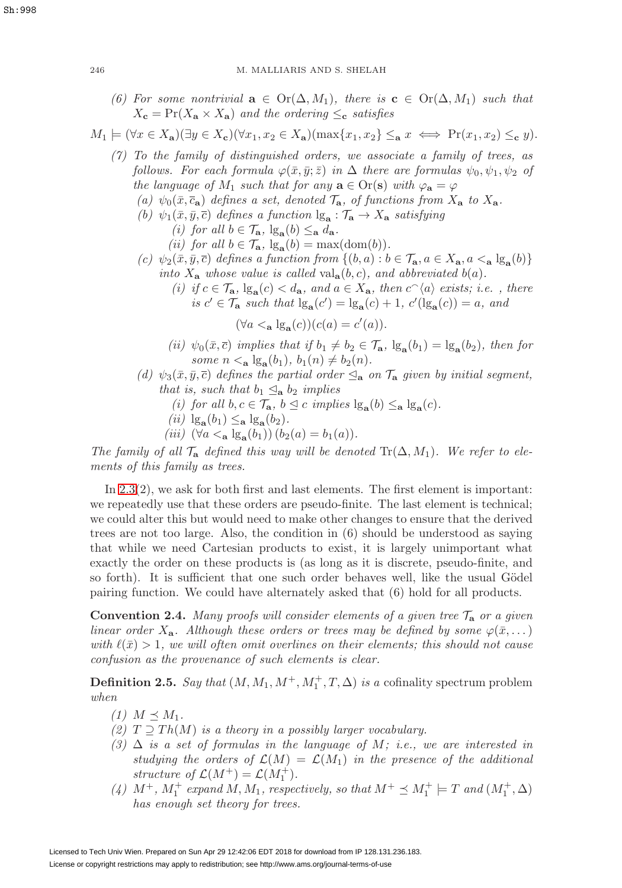(6) *For some nontrivial* $\mathbf{a} \in \mathrm{Or}(\Delta, M_1)$, *there is* $\mathbf{c} \in \mathrm{Or}(\Delta, M_1)$ *such that* $X_{\mathbf{c}} = \Pr(X_{\mathbf{a}} \times X_{\mathbf{a}})$ *and the ordering* $\leq_{\mathbf{c}}$ *satisfies*

$$M_1 \models (\forall x \in X_{\mathbf{a}})(\exists y \in X_{\mathbf{c}})(\forall x_1, x_2 \in X_{\mathbf{a}})(\max\{x_1, x_2\} \leq_{\mathbf{a}} x \iff \Pr(x_1, x_2) \leq_{\mathbf{c}} y).$$

(7) *To the family of distinguished orders, we associate a family of trees, as follows. For each formula* $\varphi(\bar{x}, \bar{y}; \bar{z})$ *in* $\Delta$ *there are formulas* $\psi_0, \psi_1, \psi_2$ *of the language of* $M_1$ *such that for any* $\mathbf{a} \in \mathrm{Or}(\mathbf{s})$ *with* $\varphi_{\mathbf{a}} = \varphi$

(a) $\psi_0(\bar{x}, \bar{c}_{\mathbf{a}})$ *defines a set, denoted* $\mathcal{T}_{\mathbf{a}}$, *of functions from* $X_{\mathbf{a}}$ *to* $X_{\mathbf{a}}$.

(b) $\psi_1(\bar{x}, \bar{y}, \bar{c})$ *defines a function* $\mathrm{lg}_{\mathbf{a}} : \mathcal{T}_{\mathbf{a}} \to X_{\mathbf{a}}$ *satisfying*

(i) *for all* $b \in \mathcal{T}_{\mathbf{a}}$, $\mathrm{lg}_{\mathbf{a}}(b) \leq_{\mathbf{a}} d_{\mathbf{a}}$.

(ii) *for all* $b \in \mathcal{T}_{\mathbf{a}}$, $\mathrm{lg}_{\mathbf{a}}(b) = \max(\mathrm{dom}(b))$.

(c) $\psi_2(\bar{x}, \bar{y}, \bar{c})$ *defines a function from* $\{(b, a) : b \in \mathcal{T}_{\mathbf{a}}, a \in X_{\mathbf{a}}, a <_{\mathbf{a}} \mathrm{lg}_{\mathbf{a}}(b)\}$ *into* $X_{\mathbf{a}}$ *whose value is called* $\mathrm{val}_{\mathbf{a}}(b, c)$, *and abbreviated* $b(a)$.

(i) *if* $c \in \mathcal{T}_{\mathbf{a}}$, $\mathrm{lg}_{\mathbf{a}}(c) < d_{\mathbf{a}}$, *and* $a \in X_{\mathbf{a}}$, *then* $c^\frown\langle a \rangle$ *exists; i.e. , there is* $c' \in \mathcal{T}_{\mathbf{a}}$ *such that* $\mathrm{lg}_{\mathbf{a}}(c') = \mathrm{lg}_{\mathbf{a}}(c) + 1$, $c'(\mathrm{lg}_{\mathbf{a}}(c)) = a$, *and*

$$(\forall a <_{\mathbf{a}} \mathrm{lg}_{\mathbf{a}}(c))(c(a) = c'(a)).$$

(ii) $\psi_0(\bar{x}, \bar{c})$ *implies that if* $b_1 \neq b_2 \in \mathcal{T}_{\mathbf{a}}$, $\mathrm{lg}_{\mathbf{a}}(b_1) = \mathrm{lg}_{\mathbf{a}}(b_2)$, *then for some* $n <_{\mathbf{a}} \mathrm{lg}_{\mathbf{a}}(b_1)$, $b_1(n) \neq b_2(n)$.

(d) $\psi_3(\bar{x}, \bar{y}, \bar{c})$ *defines the partial order* $\trianglelefteq_{\mathbf{a}}$ *on* $\mathcal{T}_{\mathbf{a}}$ *given by initial segment, that is, such that* $b_1 \trianglelefteq_{\mathbf{a}} b_2$ *implies*

(i) *for all* $b, c \in \mathcal{T}_{\mathbf{a}}$, $b \trianglelefteq c$ *implies* $\mathrm{lg}_{\mathbf{a}}(b) \leq_{\mathbf{a}} \mathrm{lg}_{\mathbf{a}}(c)$.

(ii) $\mathrm{lg}_{\mathbf{a}}(b_1) \leq_{\mathbf{a}} \mathrm{lg}_{\mathbf{a}}(b_2)$.

(iii) $(\forall a <_{\mathbf{a}} \mathrm{lg}_{\mathbf{a}}(b_1))\,(b_2(a) = b_1(a))$.

*The family of all* $\mathcal{T}_{\mathbf{a}}$ *defined this way will be denoted* $\mathrm{Tr}(\Delta, M_1)$. *We refer to elements of this family as trees.*

In 2.3(2), we ask for both first and last elements. The first element is important: we repeatedly use that these orders are pseudo-finite. The last element is technical; we could alter this but would need to make other changes to ensure that the derived trees are not too large. Also, the condition in (6) should be understood as saying that while we need Cartesian products to exist, it is largely unimportant what exactly the order on these products is (as long as it is discrete, pseudo-finite, and so forth). It is sufficient that one such order behaves well, like the usual Gödel pairing function. We could have alternately asked that (6) hold for all products.

**Convention 2.4.** *Many proofs will consider elements of a given tree* $\mathcal{T}_{\mathbf{a}}$ *or a given linear order* $X_{\mathbf{a}}$. *Although these orders or trees may be defined by some* $\varphi(\bar{x}, \dots)$ *with* $\ell(\bar{x}) > 1$, *we will often omit overlines on their elements; this should not cause confusion as the provenance of such elements is clear.*

**Definition 2.5.** *Say that* $(M, M_1, M^+, M_1^+, T, \Delta)$ *is a* cofinality spectrum problem *when*

(1) $M \preceq M_1$.

(2) $T \supseteq Th(M)$ *is a theory in a possibly larger vocabulary.*

(3) $\Delta$ *is a set of formulas in the language of* $M$; *i.e., we are interested in studying the orders of* $\mathcal{L}(M) = \mathcal{L}(M_1)$ *in the presence of the additional structure of* $\mathcal{L}(M^+) = \mathcal{L}(M_1^+)$.

(4) $M^+$, $M_1^+$ *expand* $M, M_1$, *respectively, so that* $M^+ \preceq M_1^+ \models T$ *and* $(M_1^+, \Delta)$ *has enough set theory for trees.*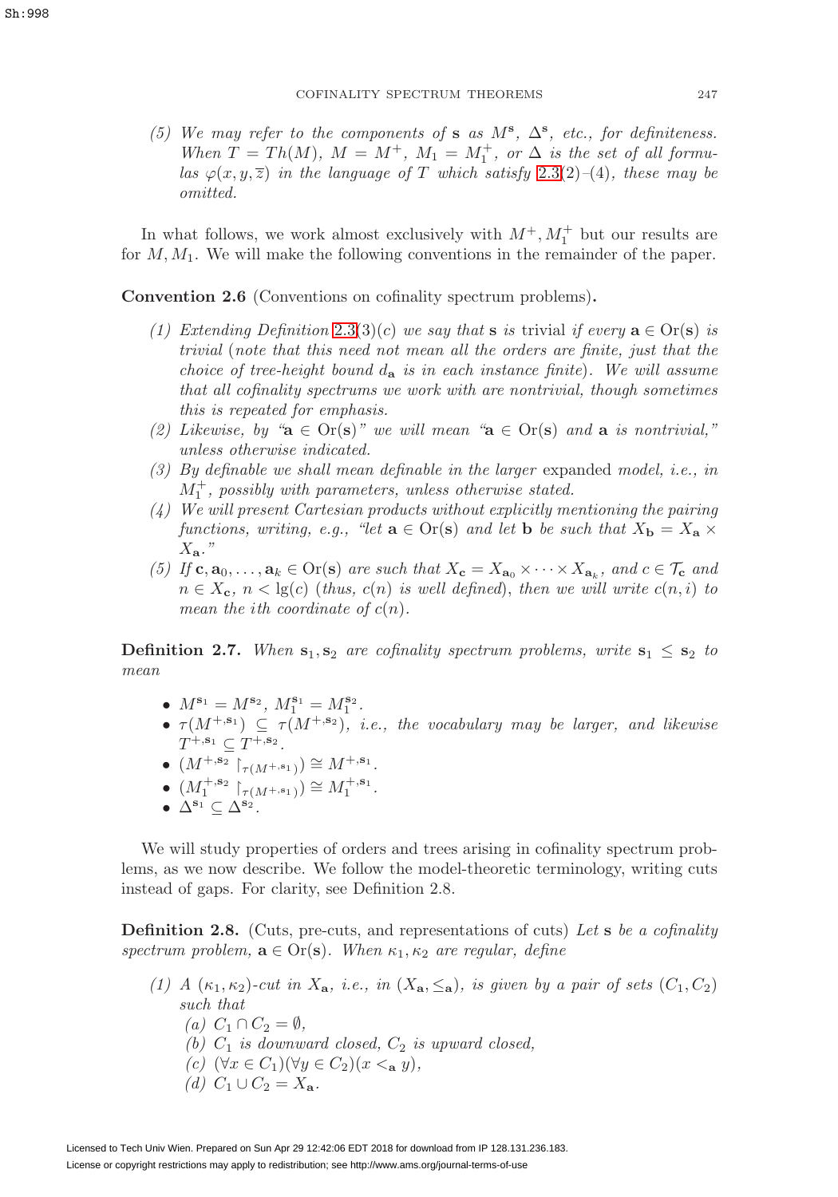(5) *We may refer to the components of* $\mathbf{s}$ *as* $M^{\mathbf{s}}$*,* $\Delta^{\mathbf{s}}$*, etc., for definiteness. When* $T = Th(M)$*,* $M = M^+$*,* $M_1 = M_1^+$*, or* $\Delta$ *is the set of all formulas* $\varphi(x, y, \overline{z})$ *in the language of* $T$ *which satisfy* 2.3(2)–(4)*, these may be omitted.*

In what follows, we work almost exclusively with $M^+, M_1^+$ but our results are for $M, M_1$. We will make the following conventions in the remainder of the paper.

**Convention 2.6** (Conventions on cofinality spectrum problems)**.**

(1) *Extending Definition* 2.3(3)(c) *we say that* $\mathbf{s}$ *is* trivial *if every* $\mathbf{a} \in \mathrm{Or}(\mathbf{s})$ *is trivial* (*note that this need not mean all the orders are finite, just that the choice of tree-height bound* $d_{\mathbf{a}}$ *is in each instance finite*)*. We will assume that all cofinality spectrums we work with are nontrivial, though sometimes this is repeated for emphasis.*

(2) *Likewise, by "*$\mathbf{a} \in \mathrm{Or}(\mathbf{s})$*" we will mean "*$\mathbf{a} \in \mathrm{Or}(\mathbf{s})$ *and* $\mathbf{a}$ *is nontrivial," unless otherwise indicated.*

(3) *By definable we shall mean definable in the larger* expanded *model, i.e., in* $M_1^+$*, possibly with parameters, unless otherwise stated.*

(4) *We will present Cartesian products without explicitly mentioning the pairing functions, writing, e.g., "let* $\mathbf{a} \in \mathrm{Or}(\mathbf{s})$ *and let* $\mathbf{b}$ *be such that* $X_{\mathbf{b}} = X_{\mathbf{a}} \times X_{\mathbf{a}}$*."*

(5) *If* $\mathbf{c}, \mathbf{a}_0, \ldots, \mathbf{a}_k \in \mathrm{Or}(\mathbf{s})$ *are such that* $X_{\mathbf{c}} = X_{\mathbf{a}_0} \times \cdots \times X_{\mathbf{a}_k}$*, and* $c \in \mathcal{T}_{\mathbf{c}}$ *and* $n \in X_{\mathbf{c}}$*,* $n < \lg(c)$ (*thus,* $c(n)$ *is well defined*)*, then we will write* $c(n, i)$ *to mean the* $i$*th coordinate of* $c(n)$*.*

**Definition 2.7.** *When* $\mathbf{s}_1, \mathbf{s}_2$ *are cofinality spectrum problems, write* $\mathbf{s}_1 \leq \mathbf{s}_2$ *to mean*

- $M^{\mathbf{s}_1} = M^{\mathbf{s}_2}$*,* $M_1^{\mathbf{s}_1} = M_1^{\mathbf{s}_2}$*.*
- $\tau(M^{+,\mathbf{s}_1}) \subseteq \tau(M^{+,\mathbf{s}_2})$*, i.e., the vocabulary may be larger, and likewise* $T^{+,\mathbf{s}_1} \subseteq T^{+,\mathbf{s}_2}$*.*
- $(M^{+,\mathbf{s}_2} \restriction_{\tau(M^{+,\mathbf{s}_1})}) \cong M^{+,\mathbf{s}_1}$*.*
- $(M_1^{+,\mathbf{s}_2} \restriction_{\tau(M^{+,\mathbf{s}_1})}) \cong M_1^{+,\mathbf{s}_1}$*.*
- $\Delta^{\mathbf{s}_1} \subseteq \Delta^{\mathbf{s}_2}$*.*

We will study properties of orders and trees arising in cofinality spectrum problems, as we now describe. We follow the model-theoretic terminology, writing cuts instead of gaps. For clarity, see Definition 2.8.

**Definition 2.8.** (Cuts, pre-cuts, and representations of cuts) *Let* $\mathbf{s}$ *be a cofinality spectrum problem,* $\mathbf{a} \in \mathrm{Or}(\mathbf{s})$*. When* $\kappa_1, \kappa_2$ *are regular, define*

(1) *A* $(\kappa_1, \kappa_2)$*-cut in* $X_{\mathbf{a}}$*, i.e., in* $(X_{\mathbf{a}}, \leq_{\mathbf{a}})$*, is given by a pair of sets* $(C_1, C_2)$ *such that*
  (a) $C_1 \cap C_2 = \emptyset$*,*
  (b) $C_1$ *is downward closed,* $C_2$ *is upward closed,*
  (c) $(\forall x \in C_1)(\forall y \in C_2)(x <_{\mathbf{a}} y)$*,*
  (d) $C_1 \cup C_2 = X_{\mathbf{a}}$*.*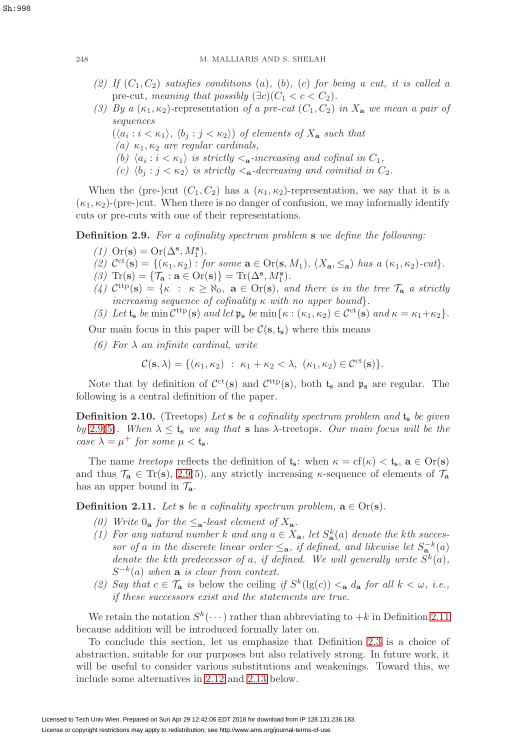*(2) If $(C_1, C_2)$ satisfies conditions (a), (b), (c) for being a cut, it is called a* pre-cut*, meaning that possibly $(\exists c)(C_1 < c < C_2)$.*

*(3) By a $(\kappa_1, \kappa_2)$-*representation *of a pre-cut $(C_1, C_2)$ in $X_{\mathbf{a}}$ we mean a pair of sequences*

*$(\langle a_i : i < \kappa_1 \rangle, \langle b_j : j < \kappa_2 \rangle)$ of elements of $X_{\mathbf{a}}$ such that*

*(a) $\kappa_1, \kappa_2$ are regular cardinals,*

*(b) $\langle a_i : i < \kappa_1 \rangle$ is strictly $<_{\mathbf{a}}$-increasing and cofinal in $C_1$,*

*(c) $\langle b_j : j < \kappa_2 \rangle$ is strictly $<_{\mathbf{a}}$-decreasing and coinitial in $C_2$.*

When the (pre-)cut $(C_1, C_2)$ has a $(\kappa_1, \kappa_2)$-representation, we say that it is a $(\kappa_1, \kappa_2)$-(pre-)cut. When there is no danger of confusion, we may informally identify cuts or pre-cuts with one of their representations.

**Definition 2.9.** *For a cofinality spectrum problem $\mathbf{s}$ we define the following:*

*(1) $\mathrm{Or}(\mathbf{s}) = \mathrm{Or}(\Delta^{\mathbf{s}}, M_1^{\mathbf{s}})$.*

*(2) $\mathcal{C}^{\mathrm{ct}}(\mathbf{s}) = \{(\kappa_1, \kappa_2) : \text{for some } \mathbf{a} \in \mathrm{Or}(\mathbf{s}, M_1),\ (X_{\mathbf{a}}, \leq_{\mathbf{a}}) \text{ has a } (\kappa_1, \kappa_2)\text{-cut}\}$.*

*(3) $\mathrm{Tr}(\mathbf{s}) = \{\mathcal{T}_{\mathbf{a}} : \mathbf{a} \in \mathrm{Or}(\mathbf{s})\} = \mathrm{Tr}(\Delta^{\mathbf{s}}, M_1^{\mathbf{s}})$.*

*(4) $\mathcal{C}^{\mathrm{ttp}}(\mathbf{s}) = \{\kappa \ :\ \kappa \geq \aleph_0,\ \mathbf{a} \in \mathrm{Or}(\mathbf{s})$, and there is in the tree $\mathcal{T}_{\mathbf{a}}$ a strictly increasing sequence of cofinality $\kappa$ with no upper bound$\}$.*

*(5) Let $\mathfrak{t}_{\mathbf{s}}$ be $\min \mathcal{C}^{\mathrm{ttp}}(\mathbf{s})$ and let $\mathfrak{p}_{\mathbf{s}}$ be $\min\{\kappa : (\kappa_1, \kappa_2) \in \mathcal{C}^{\mathrm{ct}}(\mathbf{s}) \text{ and } \kappa = \kappa_1 + \kappa_2\}$.*

Our main focus in this paper will be $\mathcal{C}(\mathbf{s}, \mathfrak{t}_{\mathbf{s}})$ where this means

*(6) For $\lambda$ an infinite cardinal, write*

$$\mathcal{C}(\mathbf{s}, \lambda) = \{(\kappa_1, \kappa_2) \ :\ \kappa_1 + \kappa_2 < \lambda,\ (\kappa_1, \kappa_2) \in \mathcal{C}^{\mathrm{ct}}(\mathbf{s})\}.$$

Note that by definition of $\mathcal{C}^{\mathrm{ct}}(\mathbf{s})$ and $\mathcal{C}^{\mathrm{ttp}}(\mathbf{s})$, both $\mathfrak{t}_{\mathbf{s}}$ and $\mathfrak{p}_{\mathbf{s}}$ are regular. The following is a central definition of the paper.

**Definition 2.10.** (Treetops) *Let $\mathbf{s}$ be a cofinality spectrum problem and $\mathfrak{t}_{\mathbf{s}}$ be given by 2.9(5). When $\lambda \leq \mathfrak{t}_{\mathbf{s}}$ we say that $\mathbf{s}$ has $\lambda$-treetops. Our main focus will be the case $\lambda = \mu^+$ for some $\mu < \mathfrak{t}_{\mathbf{s}}$.*

The name *treetops* reflects the definition of $\mathfrak{t}_{\mathbf{s}}$: when $\kappa = \mathrm{cf}(\kappa) < \mathfrak{t}_{\mathbf{s}}$, $\mathbf{a} \in \mathrm{Or}(\mathbf{s})$ and thus $\mathcal{T}_{\mathbf{a}} \in \mathrm{Tr}(\mathbf{s})$, 2.9(5), any strictly increasing $\kappa$-sequence of elements of $\mathcal{T}_{\mathbf{a}}$ has an upper bound in $\mathcal{T}_{\mathbf{a}}$.

**Definition 2.11.** *Let $\mathbf{s}$ be a cofinality spectrum problem, $\mathbf{a} \in \mathrm{Or}(\mathbf{s})$.*

*(0) Write $0_{\mathbf{a}}$ for the $\leq_{\mathbf{a}}$-least element of $X_{\mathbf{a}}$.*

*(1) For any natural number $k$ and any $a \in X_{\mathbf{a}}$, let $S^k_{\mathbf{a}}(a)$ denote the $k$th successor of $a$ in the discrete linear order $\leq_{\mathbf{a}}$, if defined, and likewise let $S^{-k}_{\mathbf{a}}(a)$ denote the $k$th predecessor of $a$, if defined. We will generally write $S^k(a)$, $S^{-k}(a)$ when $\mathbf{a}$ is clear from context.*

*(2) Say that $c \in \mathcal{T}_{\mathbf{a}}$ is* below the ceiling *if $S^k(\mathrm{lg}(c)) <_{\mathbf{a}} d_{\mathbf{a}}$ for all $k < \omega$, i.e., if these successors exist and the statements are true.*

We retain the notation $S^k(\cdots)$ rather than abbreviating to $+k$ in Definition 2.11 because addition will be introduced formally later on.

To conclude this section, let us emphasize that Definition 2.3 is a choice of abstraction, suitable for our purposes but also relatively strong. In future work, it will be useful to consider various substitutions and weakenings. Toward this, we include some alternatives in 2.12 and 2.13 below.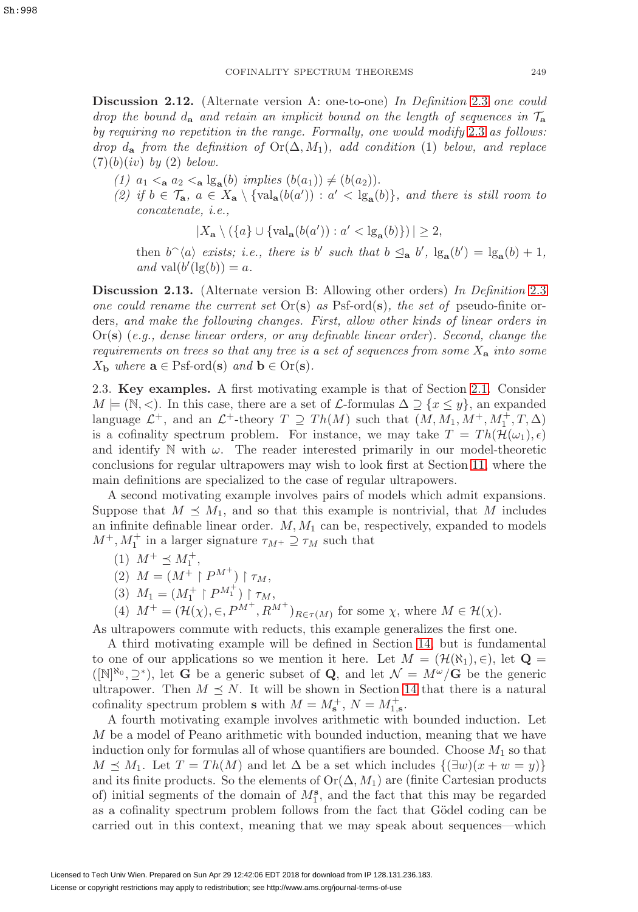**Discussion 2.12.** (Alternate version A: one-to-one) *In Definition 2.3 one could drop the bound $d_{\mathbf{a}}$ and retain an implicit bound on the length of sequences in $\mathcal{T}_{\mathbf{a}}$ by requiring no repetition in the range. Formally, one would modify 2.3 as follows: drop $d_{\mathbf{a}}$ from the definition of $\mathrm{Or}(\Delta, M_1)$, add condition (1) below, and replace (7)(b)(iv) by (2) below.*

*(1) $a_1 <_{\mathbf{a}} a_2 <_{\mathbf{a}} \lg_{\mathbf{a}}(b)$ implies $(b(a_1)) \neq (b(a_2))$.*

*(2) if $b \in \mathcal{T}_{\mathbf{a}}$, $a \in X_{\mathbf{a}} \setminus \{\mathrm{val}_{\mathbf{a}}(b(a')) : a' < \lg_{\mathbf{a}}(b)\}$, and there is still room to concatenate, i.e.,*

$$|X_{\mathbf{a}} \setminus (\{a\} \cup \{\mathrm{val}_{\mathbf{a}}(b(a')) : a' < \lg_{\mathbf{a}}(b)\})| \geq 2,$$

*then $b^\frown\langle a\rangle$ exists; i.e., there is $b'$ such that $b \trianglelefteq_{\mathbf{a}} b'$, $\lg_{\mathbf{a}}(b') = \lg_{\mathbf{a}}(b) + 1$, and $\mathrm{val}(b'(\lg(b)) = a$.*

**Discussion 2.13.** (Alternate version B: Allowing other orders) *In Definition 2.3 one could rename the current set $\mathrm{Or}(\mathbf{s})$ as $\text{Psf-ord}(\mathbf{s})$, the set of* pseudo-finite *orders, and make the following changes. First, allow other kinds of linear orders in $\mathrm{Or}(\mathbf{s})$ (e.g., dense linear orders, or any definable linear order). Second, change the requirements on trees so that any tree is a set of sequences from some $X_{\mathbf{a}}$ into some $X_{\mathbf{b}}$ where $\mathbf{a} \in \text{Psf-ord}(\mathbf{s})$ and $\mathbf{b} \in \mathrm{Or}(\mathbf{s})$.*

2.3. **Key examples.** A first motivating example is that of Section 2.1. Consider $M \models (\mathbb{N}, <)$. In this case, there are a set of $\mathcal{L}$-formulas $\Delta \supseteq \{x \leq y\}$, an expanded language $\mathcal{L}^+$, and an $\mathcal{L}^+$-theory $T \supseteq Th(M)$ such that $(M, M_1, M^+, M_1^+, T, \Delta)$ is a cofinality spectrum problem. For instance, we may take $T = Th(\mathcal{H}(\omega_1), \epsilon)$ and identify $\mathbb{N}$ with $\omega$. The reader interested primarily in our model-theoretic conclusions for regular ultrapowers may wish to look first at Section 11, where the main definitions are specialized to the case of regular ultrapowers.

A second motivating example involves pairs of models which admit expansions. Suppose that $M \preceq M_1$, and so that this example is nontrivial, that $M$ includes an infinite definable linear order. $M, M_1$ can be, respectively, expanded to models $M^+, M_1^+$ in a larger signature $\tau_{M^+} \supseteq \tau_M$ such that

(1) $M^+ \preceq M_1^+$,

(2) $M = (M^+ \restriction P^{M^+}) \restriction \tau_M$,

(3) $M_1 = (M_1^+ \restriction P^{M_1^+}) \restriction \tau_M$,

(4) $M^+ = (\mathcal{H}(\chi), \in, P^{M^+}, R^{M^+})_{R \in \tau(M)}$ for some $\chi$, where $M \in \mathcal{H}(\chi)$.

As ultrapowers commute with reducts, this example generalizes the first one.

A third motivating example will be defined in Section 14 but is fundamental to one of our applications so we mention it here. Let $M = (\mathcal{H}(\aleph_1), \in)$, let $\mathbf{Q} = ([\mathbb{N}]^{\aleph_0}, \supseteq^*)$, let $\mathbf{G}$ be a generic subset of $\mathbf{Q}$, and let $\mathcal{N} = M^\omega/\mathbf{G}$ be the generic ultrapower. Then $M \preceq N$. It will be shown in Section 14 that there is a natural cofinality spectrum problem $\mathbf{s}$ with $M = M_{\mathbf{s}}^+$, $N = M_{1,\mathbf{s}}^+$.

A fourth motivating example involves arithmetic with bounded induction. Let $M$ be a model of Peano arithmetic with bounded induction, meaning that we have induction only for formulas all of whose quantifiers are bounded. Choose $M_1$ so that $M \preceq M_1$. Let $T = Th(M)$ and let $\Delta$ be a set which includes $\{(\exists w)(x + w = y)\}$ and its finite products. So the elements of $\mathrm{Or}(\Delta, M_1)$ are (finite Cartesian products of) initial segments of the domain of $M_1^{\mathbf{s}}$, and the fact that this may be regarded as a cofinality spectrum problem follows from the fact that Gödel coding can be carried out in this context, meaning that we may speak about sequences—which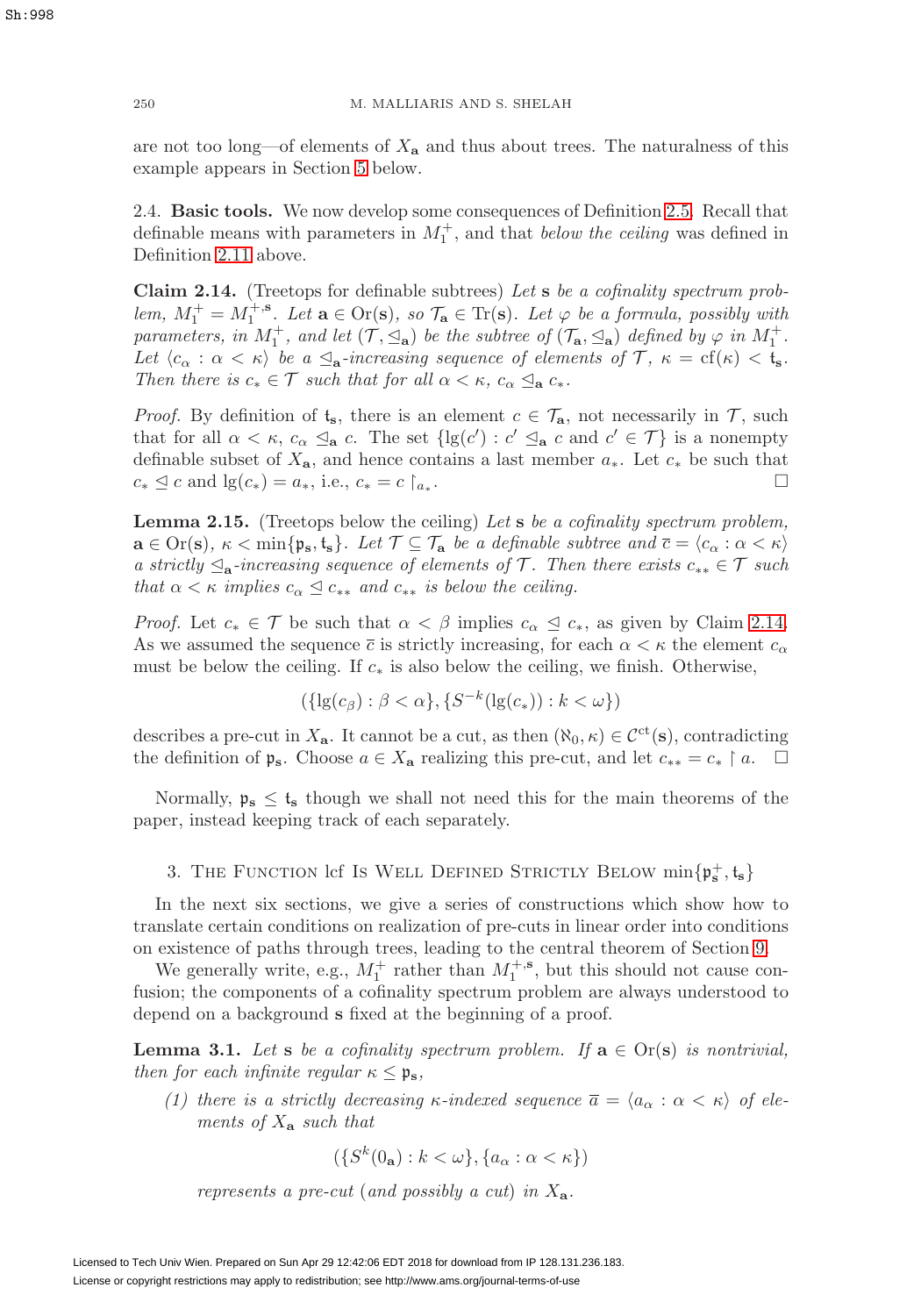are not too long—of elements of $X_{\mathbf{a}}$ and thus about trees. The naturalness of this example appears in Section 5 below.

2.4. **Basic tools.** We now develop some consequences of Definition 2.5. Recall that definable means with parameters in $M_1^+$, and that *below the ceiling* was defined in Definition 2.11 above.

**Claim 2.14.** (Treetops for definable subtrees) *Let $\mathbf{s}$ be a cofinality spectrum problem, $M_1^+ = M_1^{+,\mathbf{s}}$. Let $\mathbf{a} \in \mathrm{Or}(\mathbf{s})$, so $\mathcal{T}_{\mathbf{a}} \in \mathrm{Tr}(\mathbf{s})$. Let $\varphi$ be a formula, possibly with parameters, in $M_1^+$, and let $(\mathcal{T}, \trianglelefteq_{\mathbf{a}})$ be the subtree of $(\mathcal{T}_{\mathbf{a}}, \trianglelefteq_{\mathbf{a}})$ defined by $\varphi$ in $M_1^+$. Let $\langle c_\alpha : \alpha < \kappa \rangle$ be a $\trianglelefteq_{\mathbf{a}}$-increasing sequence of elements of $\mathcal{T}$, $\kappa = \mathrm{cf}(\kappa) < \mathfrak{t}_{\mathbf{s}}$. Then there is $c_* \in \mathcal{T}$ such that for all $\alpha < \kappa$, $c_\alpha \trianglelefteq_{\mathbf{a}} c_*$.*

*Proof.* By definition of $\mathfrak{t}_{\mathbf{s}}$, there is an element $c \in \mathcal{T}_{\mathbf{a}}$, not necessarily in $\mathcal{T}$, such that for all $\alpha < \kappa$, $c_\alpha \trianglelefteq_{\mathbf{a}} c$. The set $\{\lg(c') : c' \trianglelefteq_{\mathbf{a}} c \text{ and } c' \in \mathcal{T}\}$ is a nonempty definable subset of $X_{\mathbf{a}}$, and hence contains a last member $a_*$. Let $c_*$ be such that $c_* \trianglelefteq c$ and $\lg(c_*) = a_*$, i.e., $c_* = c \restriction_{a_*}$. □

**Lemma 2.15.** (Treetops below the ceiling) *Let $\mathbf{s}$ be a cofinality spectrum problem, $\mathbf{a} \in \mathrm{Or}(\mathbf{s})$, $\kappa < \min\{\mathfrak{p}_{\mathbf{s}}, \mathfrak{t}_{\mathbf{s}}\}$. Let $\mathcal{T} \subseteq \mathcal{T}_{\mathbf{a}}$ be a definable subtree and $\bar{c} = \langle c_\alpha : \alpha < \kappa \rangle$ a strictly $\trianglelefteq_{\mathbf{a}}$-increasing sequence of elements of $\mathcal{T}$. Then there exists $c_{**} \in \mathcal{T}$ such that $\alpha < \kappa$ implies $c_\alpha \trianglelefteq c_{**}$ and $c_{**}$ is below the ceiling.*

*Proof.* Let $c_* \in \mathcal{T}$ be such that $\alpha < \beta$ implies $c_\alpha \trianglelefteq c_*$, as given by Claim 2.14. As we assumed the sequence $\bar{c}$ is strictly increasing, for each $\alpha < \kappa$ the element $c_\alpha$ must be below the ceiling. If $c_*$ is also below the ceiling, we finish. Otherwise,

$$(\{\lg(c_\beta) : \beta < \alpha\}, \{S^{-k}(\lg(c_*)) : k < \omega\})$$

describes a pre-cut in $X_{\mathbf{a}}$. It cannot be a cut, as then $(\aleph_0, \kappa) \in \mathcal{C}^{\mathrm{ct}}(\mathbf{s})$, contradicting the definition of $\mathfrak{p}_{\mathbf{s}}$. Choose $a \in X_{\mathbf{a}}$ realizing this pre-cut, and let $c_{**} = c_* \restriction a$. □

Normally, $\mathfrak{p}_{\mathbf{s}} \leq \mathfrak{t}_{\mathbf{s}}$ though we shall not need this for the main theorems of the paper, instead keeping track of each separately.

## 3. The Function lcf Is Well Defined Strictly Below $\min\{\mathfrak{p}_{\mathbf{s}}^+, \mathfrak{t}_{\mathbf{s}}\}$

In the next six sections, we give a series of constructions which show how to translate certain conditions on realization of pre-cuts in linear order into conditions on existence of paths through trees, leading to the central theorem of Section 9.

We generally write, e.g., $M_1^+$ rather than $M_1^{+,\mathbf{s}}$, but this should not cause confusion; the components of a cofinality spectrum problem are always understood to depend on a background $\mathbf{s}$ fixed at the beginning of a proof.

**Lemma 3.1.** *Let $\mathbf{s}$ be a cofinality spectrum problem. If $\mathbf{a} \in \mathrm{Or}(\mathbf{s})$ is nontrivial, then for each infinite regular $\kappa \leq \mathfrak{p}_{\mathbf{s}}$,*

*(1) there is a strictly decreasing $\kappa$-indexed sequence $\bar{a} = \langle a_\alpha : \alpha < \kappa \rangle$ of elements of $X_{\mathbf{a}}$ such that*

$$(\{S^k(0_{\mathbf{a}}) : k < \omega\}, \{a_\alpha : \alpha < \kappa\})$$

*represents a pre-cut (and possibly a cut) in $X_{\mathbf{a}}$.*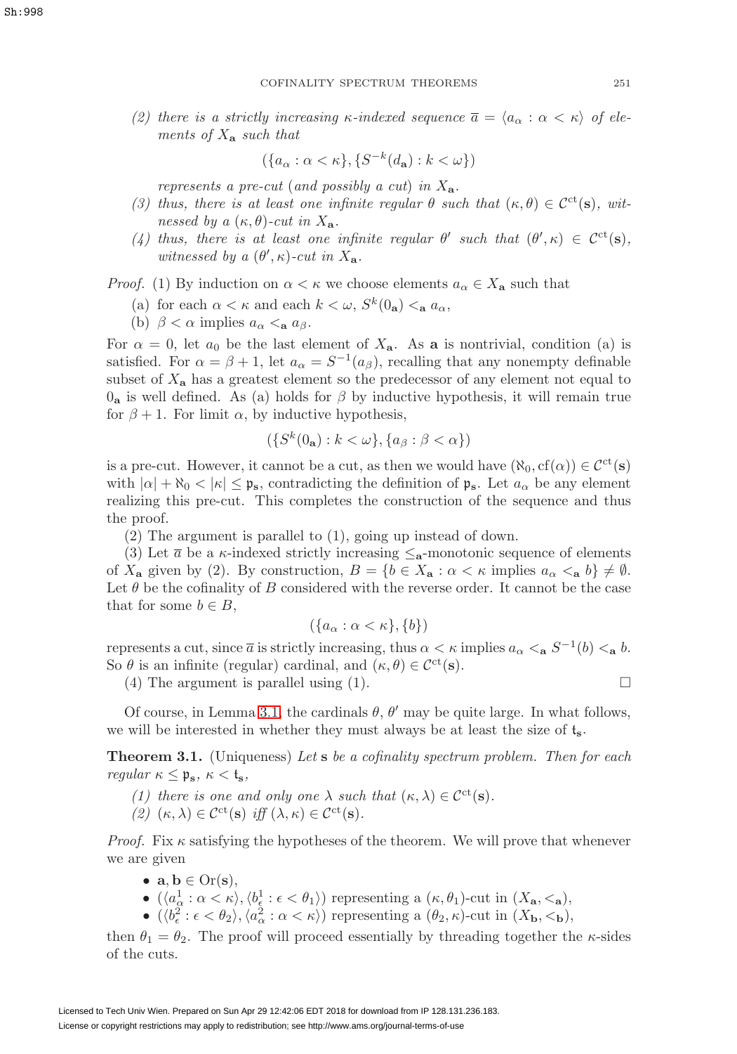(2) *there is a strictly increasing $\kappa$-indexed sequence $\overline{a} = \langle a_\alpha : \alpha < \kappa \rangle$ of elements of $X_{\mathbf{a}}$ such that*

$$(\{a_\alpha : \alpha < \kappa\}, \{S^{-k}(d_{\mathbf{a}}) : k < \omega\})$$

*represents a pre-cut (and possibly a cut) in $X_{\mathbf{a}}$.*

(3) *thus, there is at least one infinite regular $\theta$ such that $(\kappa, \theta) \in \mathcal{C}^{\mathrm{ct}}(\mathbf{s})$, witnessed by a $(\kappa, \theta)$-cut in $X_{\mathbf{a}}$.*

(4) *thus, there is at least one infinite regular $\theta'$ such that $(\theta', \kappa) \in \mathcal{C}^{\mathrm{ct}}(\mathbf{s})$, witnessed by a $(\theta', \kappa)$-cut in $X_{\mathbf{a}}$.*

*Proof.* (1) By induction on $\alpha < \kappa$ we choose elements $a_\alpha \in X_{\mathbf{a}}$ such that

(a) for each $\alpha < \kappa$ and each $k < \omega$, $S^k(0_{\mathbf{a}}) <_{\mathbf{a}} a_\alpha$,

(b) $\beta < \alpha$ implies $a_\alpha <_{\mathbf{a}} a_\beta$.

For $\alpha = 0$, let $a_0$ be the last element of $X_{\mathbf{a}}$. As $\mathbf{a}$ is nontrivial, condition (a) is satisfied. For $\alpha = \beta + 1$, let $a_\alpha = S^{-1}(a_\beta)$, recalling that any nonempty definable subset of $X_{\mathbf{a}}$ has a greatest element so the predecessor of any element not equal to $0_{\mathbf{a}}$ is well defined. As (a) holds for $\beta$ by inductive hypothesis, it will remain true for $\beta + 1$. For limit $\alpha$, by inductive hypothesis,

$$(\{S^k(0_{\mathbf{a}}) : k < \omega\}, \{a_\beta : \beta < \alpha\})$$

is a pre-cut. However, it cannot be a cut, as then we would have $(\aleph_0, \mathrm{cf}(\alpha)) \in \mathcal{C}^{\mathrm{ct}}(\mathbf{s})$ with $|\alpha| + \aleph_0 < |\kappa| \leq \mathfrak{p}_{\mathbf{s}}$, contradicting the definition of $\mathfrak{p}_{\mathbf{s}}$. Let $a_\alpha$ be any element realizing this pre-cut. This completes the construction of the sequence and thus the proof.

(2) The argument is parallel to (1), going up instead of down.

(3) Let $\overline{a}$ be a $\kappa$-indexed strictly increasing $\leq_{\mathbf{a}}$-monotonic sequence of elements of $X_{\mathbf{a}}$ given by (2). By construction, $B = \{b \in X_{\mathbf{a}} : \alpha < \kappa \text{ implies } a_\alpha <_{\mathbf{a}} b\} \neq \emptyset$. Let $\theta$ be the cofinality of $B$ considered with the reverse order. It cannot be the case that for some $b \in B$,

$$(\{a_\alpha : \alpha < \kappa\}, \{b\})$$

represents a cut, since $\overline{a}$ is strictly increasing, thus $\alpha < \kappa$ implies $a_\alpha <_{\mathbf{a}} S^{-1}(b) <_{\mathbf{a}} b$. So $\theta$ is an infinite (regular) cardinal, and $(\kappa, \theta) \in \mathcal{C}^{\mathrm{ct}}(\mathbf{s})$.

(4) The argument is parallel using (1). $\square$

Of course, in Lemma 3.1, the cardinals $\theta$, $\theta'$ may be quite large. In what follows, we will be interested in whether they must always be at least the size of $\mathfrak{t}_{\mathbf{s}}$.

**Theorem 3.1.** (Uniqueness) *Let $\mathbf{s}$ be a cofinality spectrum problem. Then for each regular $\kappa \leq \mathfrak{p}_{\mathbf{s}}$, $\kappa < \mathfrak{t}_{\mathbf{s}}$,*

(1) *there is one and only one $\lambda$ such that $(\kappa, \lambda) \in \mathcal{C}^{\mathrm{ct}}(\mathbf{s})$.*

(2) *$(\kappa, \lambda) \in \mathcal{C}^{\mathrm{ct}}(\mathbf{s})$ iff $(\lambda, \kappa) \in \mathcal{C}^{\mathrm{ct}}(\mathbf{s})$.*

*Proof.* Fix $\kappa$ satisfying the hypotheses of the theorem. We will prove that whenever we are given

- $\mathbf{a}, \mathbf{b} \in \mathrm{Or}(\mathbf{s})$,
- $(\langle a^1_\alpha : \alpha < \kappa \rangle, \langle b^1_\epsilon : \epsilon < \theta_1 \rangle)$ representing a $(\kappa, \theta_1)$-cut in $(X_{\mathbf{a}}, <_{\mathbf{a}})$,
- $(\langle b^2_\epsilon : \epsilon < \theta_2 \rangle, \langle a^2_\alpha : \alpha < \kappa \rangle)$ representing a $(\theta_2, \kappa)$-cut in $(X_{\mathbf{b}}, <_{\mathbf{b}})$,

then $\theta_1 = \theta_2$. The proof will proceed essentially by threading together the $\kappa$-sides of the cuts.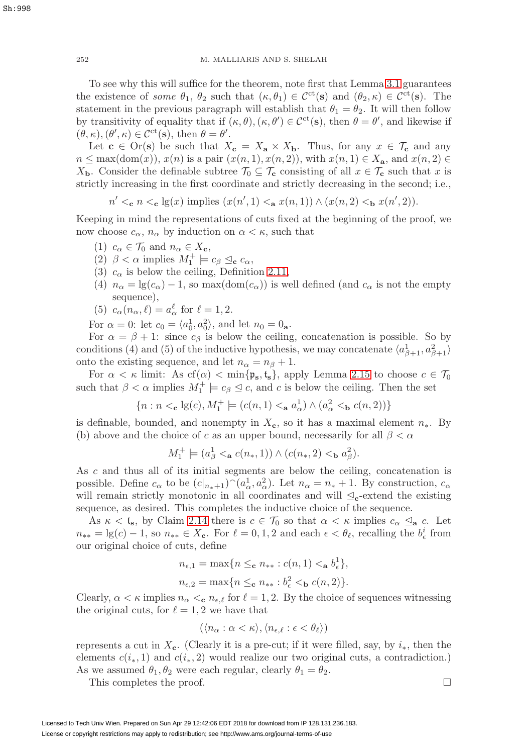To see why this will suffice for the theorem, note first that Lemma 3.1 guarantees the existence of *some* $\theta_1$, $\theta_2$ such that $(\kappa, \theta_1) \in \mathcal{C}^{\mathrm{ct}}(\mathbf{s})$ and $(\theta_2, \kappa) \in \mathcal{C}^{\mathrm{ct}}(\mathbf{s})$. The statement in the previous paragraph will establish that $\theta_1 = \theta_2$. It will then follow by transitivity of equality that if $(\kappa, \theta), (\kappa, \theta') \in \mathcal{C}^{\mathrm{ct}}(\mathbf{s})$, then $\theta = \theta'$, and likewise if $(\theta, \kappa), (\theta', \kappa) \in \mathcal{C}^{\mathrm{ct}}(\mathbf{s})$, then $\theta = \theta'$.

Let $\mathbf{c} \in \mathrm{Or}(\mathbf{s})$ be such that $X_{\mathbf{c}} = X_{\mathbf{a}} \times X_{\mathbf{b}}$. Thus, for any $x \in \mathcal{T}_{\mathbf{c}}$ and any $n \leq \max(\mathrm{dom}(x))$, $x(n)$ is a pair $(x(n,1), x(n,2))$, with $x(n,1) \in X_{\mathbf{a}}$, and $x(n,2) \in X_{\mathbf{b}}$. Consider the definable subtree $\mathcal{T}_0 \subseteq \mathcal{T}_{\mathbf{c}}$ consisting of all $x \in \mathcal{T}_{\mathbf{c}}$ such that $x$ is strictly increasing in the first coordinate and strictly decreasing in the second; i.e.,

$$n' <_{\mathbf{c}} n <_{\mathbf{c}} \lg(x) \text{ implies } (x(n',1) <_{\mathbf{a}} x(n,1)) \wedge (x(n,2) <_{\mathbf{b}} x(n',2)).$$

Keeping in mind the representations of cuts fixed at the beginning of the proof, we now choose $c_\alpha$, $n_\alpha$ by induction on $\alpha < \kappa$, such that

1. $c_\alpha \in \mathcal{T}_0$ and $n_\alpha \in X_{\mathbf{c}}$,
2. $\beta < \alpha$ implies $M_1^+ \models c_\beta \trianglelefteq_{\mathbf{c}} c_\alpha$,
3. $c_\alpha$ is below the ceiling, Definition 2.11,
4. $n_\alpha = \lg(c_\alpha) - 1$, so $\max(\mathrm{dom}(c_\alpha))$ is well defined (and $c_\alpha$ is not the empty sequence),
5. $c_\alpha(n_\alpha, \ell) = a^\ell_\alpha$ for $\ell = 1, 2$.

For $\alpha = 0$: let $c_0 = \langle a^1_0, a^2_0 \rangle$, and let $n_0 = 0_{\mathbf{a}}$.

For $\alpha = \beta + 1$: since $c_\beta$ is below the ceiling, concatenation is possible. So by conditions (4) and (5) of the inductive hypothesis, we may concatenate $\langle a^1_{\beta+1}, a^2_{\beta+1} \rangle$ onto the existing sequence, and let $n_\alpha = n_\beta + 1$.

For $\alpha < \kappa$ limit: As $\mathrm{cf}(\alpha) < \min\{\mathfrak{p}_{\mathbf{s}}, \mathfrak{t}_{\mathbf{s}}\}$, apply Lemma 2.15 to choose $c \in \mathcal{T}_0$ such that $\beta < \alpha$ implies $M_1^+ \models c_\beta \trianglelefteq c$, and $c$ is below the ceiling. Then the set

$$\{n : n <_{\mathbf{c}} \lg(c), M_1^+ \models (c(n,1) <_{\mathbf{a}} a^1_\alpha) \wedge (a^2_\alpha <_{\mathbf{b}} c(n,2))\}$$

is definable, bounded, and nonempty in $X_{\mathbf{c}}$, so it has a maximal element $n_*$. By (b) above and the choice of $c$ as an upper bound, necessarily for all $\beta < \alpha$

$$M_1^+ \models (a^1_\beta <_{\mathbf{a}} c(n_*,1)) \wedge (c(n_*,2) <_{\mathbf{b}} a^2_\beta).$$

As $c$ and thus all of its initial segments are below the ceiling, concatenation is possible. Define $c_\alpha$ to be $(c|_{n_*+1})^\frown(a^1_\alpha, a^2_\alpha)$. Let $n_\alpha = n_* + 1$. By construction, $c_\alpha$ will remain strictly monotonic in all coordinates and will $\trianglelefteq_{\mathbf{c}}$-extend the existing sequence, as desired. This completes the inductive choice of the sequence.

As $\kappa < \mathfrak{t}_{\mathbf{s}}$, by Claim 2.14 there is $c \in \mathcal{T}_0$ so that $\alpha < \kappa$ implies $c_\alpha \trianglelefteq_{\mathbf{a}} c$. Let $n_{**} = \lg(c) - 1$, so $n_{**} \in X_{\mathbf{c}}$. For $\ell = 0, 1, 2$ and each $\epsilon < \theta_\ell$, recalling the $b^i_\epsilon$ from our original choice of cuts, define

$$n_{\epsilon,1} = \max\{n \leq_{\mathbf{c}} n_{**} : c(n,1) <_{\mathbf{a}} b^1_\epsilon\},$$

$$n_{\epsilon,2} = \max\{n \leq_{\mathbf{c}} n_{**} : b^2_\epsilon <_{\mathbf{b}} c(n,2)\}.$$

Clearly, $\alpha < \kappa$ implies $n_\alpha <_{\mathbf{c}} n_{\epsilon,\ell}$ for $\ell = 1, 2$. By the choice of sequences witnessing the original cuts, for $\ell = 1, 2$ we have that

$$(\langle n_\alpha : \alpha < \kappa \rangle, \langle n_{\epsilon,\ell} : \epsilon < \theta_\ell \rangle)$$

represents a cut in $X_{\mathbf{c}}$. (Clearly it is a pre-cut; if it were filled, say, by $i_*$, then the elements $c(i_*,1)$ and $c(i_*,2)$ would realize our two original cuts, a contradiction.) As we assumed $\theta_1, \theta_2$ were each regular, clearly $\theta_1 = \theta_2$.

This completes the proof. $\square$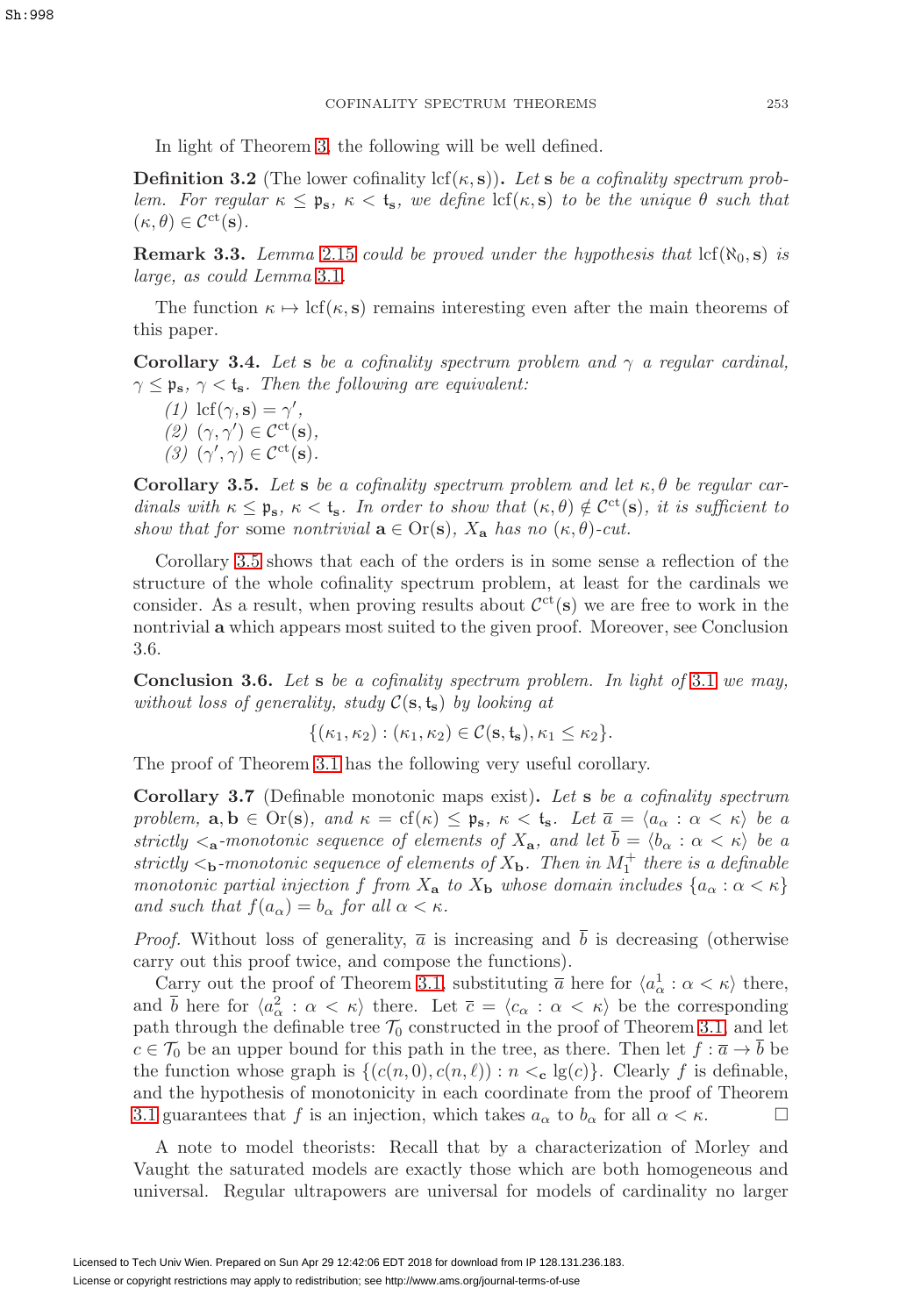In light of Theorem 3, the following will be well defined.

**Definition 3.2** (The lower cofinality $\operatorname{lcf}(\kappa, \mathbf{s})$). *Let $\mathbf{s}$ be a cofinality spectrum problem. For regular $\kappa \leq \mathfrak{p}_{\mathbf{s}}$, $\kappa < \mathfrak{t}_{\mathbf{s}}$, we define $\operatorname{lcf}(\kappa, \mathbf{s})$ to be the unique $\theta$ such that $(\kappa, \theta) \in \mathcal{C}^{\mathrm{ct}}(\mathbf{s})$.*

**Remark 3.3.** *Lemma 2.15 could be proved under the hypothesis that $\operatorname{lcf}(\aleph_0, \mathbf{s})$ is large, as could Lemma 3.1.*

The function $\kappa \mapsto \operatorname{lcf}(\kappa, \mathbf{s})$ remains interesting even after the main theorems of this paper.

**Corollary 3.4.** *Let $\mathbf{s}$ be a cofinality spectrum problem and $\gamma$ a regular cardinal, $\gamma \leq \mathfrak{p}_{\mathbf{s}}$, $\gamma < \mathfrak{t}_{\mathbf{s}}$. Then the following are equivalent:*

*(1) $\operatorname{lcf}(\gamma, \mathbf{s}) = \gamma'$,*
*(2) $(\gamma, \gamma') \in \mathcal{C}^{\mathrm{ct}}(\mathbf{s})$,*
*(3) $(\gamma', \gamma) \in \mathcal{C}^{\mathrm{ct}}(\mathbf{s})$.*

**Corollary 3.5.** *Let $\mathbf{s}$ be a cofinality spectrum problem and let $\kappa, \theta$ be regular cardinals with $\kappa \leq \mathfrak{p}_{\mathbf{s}}$, $\kappa < \mathfrak{t}_{\mathbf{s}}$. In order to show that $(\kappa, \theta) \notin \mathcal{C}^{\mathrm{ct}}(\mathbf{s})$, it is sufficient to show that for* some *nontrivial $\mathbf{a} \in \operatorname{Or}(\mathbf{s})$, $X_{\mathbf{a}}$ has no $(\kappa, \theta)$-cut.*

Corollary 3.5 shows that each of the orders is in some sense a reflection of the structure of the whole cofinality spectrum problem, at least for the cardinals we consider. As a result, when proving results about $\mathcal{C}^{\mathrm{ct}}(\mathbf{s})$ we are free to work in the nontrivial $\mathbf{a}$ which appears most suited to the given proof. Moreover, see Conclusion 3.6.

**Conclusion 3.6.** *Let $\mathbf{s}$ be a cofinality spectrum problem. In light of 3.1 we may, without loss of generality, study $\mathcal{C}(\mathbf{s}, \mathfrak{t}_{\mathbf{s}})$ by looking at*

$$\{(\kappa_1, \kappa_2) : (\kappa_1, \kappa_2) \in \mathcal{C}(\mathbf{s}, \mathfrak{t}_{\mathbf{s}}), \kappa_1 \leq \kappa_2\}.$$

The proof of Theorem 3.1 has the following very useful corollary.

**Corollary 3.7** (Definable monotonic maps exist). *Let $\mathbf{s}$ be a cofinality spectrum problem, $\mathbf{a}, \mathbf{b} \in \operatorname{Or}(\mathbf{s})$, and $\kappa = \operatorname{cf}(\kappa) \leq \mathfrak{p}_{\mathbf{s}}$, $\kappa < \mathfrak{t}_{\mathbf{s}}$. Let $\overline{a} = \langle a_\alpha : \alpha < \kappa \rangle$ be a strictly $<_{\mathbf{a}}$-monotonic sequence of elements of $X_{\mathbf{a}}$, and let $\overline{b} = \langle b_\alpha : \alpha < \kappa \rangle$ be a strictly $<_{\mathbf{b}}$-monotonic sequence of elements of $X_{\mathbf{b}}$. Then in $M_1^+$ there is a definable monotonic partial injection $f$ from $X_{\mathbf{a}}$ to $X_{\mathbf{b}}$ whose domain includes $\{a_\alpha : \alpha < \kappa\}$ and such that $f(a_\alpha) = b_\alpha$ for all $\alpha < \kappa$.*

*Proof.* Without loss of generality, $\overline{a}$ is increasing and $\overline{b}$ is decreasing (otherwise carry out this proof twice, and compose the functions).

Carry out the proof of Theorem 3.1, substituting $\overline{a}$ here for $\langle a^1_\alpha : \alpha < \kappa \rangle$ there, and $\overline{b}$ here for $\langle a^2_\alpha : \alpha < \kappa \rangle$ there. Let $\overline{c} = \langle c_\alpha : \alpha < \kappa \rangle$ be the corresponding path through the definable tree $\mathcal{T}_0$ constructed in the proof of Theorem 3.1, and let $c \in \mathcal{T}_0$ be an upper bound for this path in the tree, as there. Then let $f : \overline{a} \to \overline{b}$ be the function whose graph is $\{(c(n, 0), c(n, \ell)) : n <_{\mathbf{c}} \lg(c)\}$. Clearly $f$ is definable, and the hypothesis of monotonicity in each coordinate from the proof of Theorem 3.1 guarantees that $f$ is an injection, which takes $a_\alpha$ to $b_\alpha$ for all $\alpha < \kappa$. $\square$

A note to model theorists: Recall that by a characterization of Morley and Vaught the saturated models are exactly those which are both homogeneous and universal. Regular ultrapowers are universal for models of cardinality no larger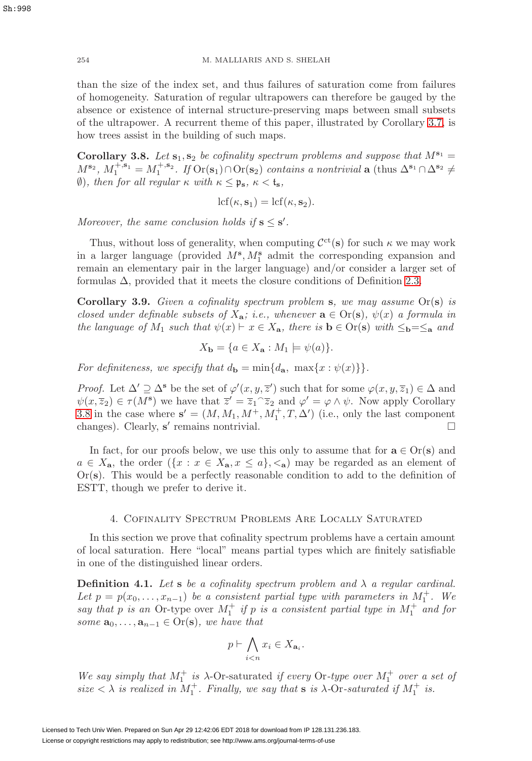than the size of the index set, and thus failures of saturation come from failures of homogeneity. Saturation of regular ultrapowers can therefore be gauged by the absence or existence of internal structure-preserving maps between small subsets of the ultrapower. A recurrent theme of this paper, illustrated by Corollary 3.7, is how trees assist in the building of such maps.

**Corollary 3.8.** *Let $\mathbf{s}_1, \mathbf{s}_2$ be cofinality spectrum problems and suppose that $M^{\mathbf{s}_1} = M^{\mathbf{s}_2}$, $M_1^{+,\mathbf{s}_1} = M_1^{+,\mathbf{s}_2}$. If $\mathrm{Or}(\mathbf{s}_1) \cap \mathrm{Or}(\mathbf{s}_2)$ contains a nontrivial $\mathbf{a}$ (thus $\Delta^{\mathbf{s}_1} \cap \Delta^{\mathbf{s}_2} \neq \emptyset$), then for all regular $\kappa$ with $\kappa \leq \mathfrak{p}_{\mathbf{s}}$, $\kappa < \mathfrak{t}_{\mathbf{s}}$,*

$$\mathrm{lcf}(\kappa, \mathbf{s}_1) = \mathrm{lcf}(\kappa, \mathbf{s}_2).$$

*Moreover, the same conclusion holds if $\mathbf{s} \leq \mathbf{s}'$.*

Thus, without loss of generality, when computing $\mathcal{C}^{\mathrm{ct}}(\mathbf{s})$ for such $\kappa$ we may work in a larger language (provided $M^{\mathbf{s}}, M_1^{\mathbf{s}}$ admit the corresponding expansion and remain an elementary pair in the larger language) and/or consider a larger set of formulas $\Delta$, provided that it meets the closure conditions of Definition 2.3.

**Corollary 3.9.** *Given a cofinality spectrum problem $\mathbf{s}$, we may assume $\mathrm{Or}(\mathbf{s})$ is closed under definable subsets of $X_{\mathbf{a}}$; i.e., whenever $\mathbf{a} \in \mathrm{Or}(\mathbf{s})$, $\psi(x)$ a formula in the language of $M_1$ such that $\psi(x) \vdash x \in X_{\mathbf{a}}$, there is $\mathbf{b} \in \mathrm{Or}(\mathbf{s})$ with $\leq_{\mathbf{b}} = \leq_{\mathbf{a}}$ and*

$$X_{\mathbf{b}} = \{a \in X_{\mathbf{a}} : M_1 \models \psi(a)\}.$$

*For definiteness, we specify that $d_{\mathbf{b}} = \min\{d_{\mathbf{a}},\ \max\{x : \psi(x)\}\}$.*

*Proof.* Let $\Delta' \supseteq \Delta^{\mathbf{s}}$ be the set of $\varphi'(x, y, \overline{z}')$ such that for some $\varphi(x, y, \overline{z}_1) \in \Delta$ and $\psi(x, \overline{z}_2) \in \tau(M^{\mathbf{s}})$ we have that $\overline{z}' = \overline{z}_1{}^\frown\overline{z}_2$ and $\varphi' = \varphi \wedge \psi$. Now apply Corollary 3.8 in the case where $\mathbf{s}' = (M, M_1, M^+, M_1^+, T, \Delta')$ (i.e., only the last component changes). Clearly, $\mathbf{s}'$ remains nontrivial. $\square$

In fact, for our proofs below, we use this only to assume that for $\mathbf{a} \in \mathrm{Or}(\mathbf{s})$ and $a \in X_{\mathbf{a}}$, the order $(\{x : x \in X_{\mathbf{a}}, x \leq a\}, <_{\mathbf{a}})$ may be regarded as an element of $\mathrm{Or}(\mathbf{s})$. This would be a perfectly reasonable condition to add to the definition of ESTT, though we prefer to derive it.

## 4. Cofinality Spectrum Problems Are Locally Saturated

In this section we prove that cofinality spectrum problems have a certain amount of local saturation. Here "local" means partial types which are finitely satisfiable in one of the distinguished linear orders.

**Definition 4.1.** *Let $\mathbf{s}$ be a cofinality spectrum problem and $\lambda$ a regular cardinal. Let $p = p(x_0, \dots, x_{n-1})$ be a consistent partial type with parameters in $M_1^+$. We say that $p$ is an* Or-type *over $M_1^+$ if $p$ is a consistent partial type in $M_1^+$ and for some $\mathbf{a}_0, \dots, \mathbf{a}_{n-1} \in \mathrm{Or}(\mathbf{s})$, we have that*

$$p \vdash \bigwedge_{i<n} x_i \in X_{\mathbf{a}_i}.$$

*We say simply that $M_1^+$ is* $\lambda$-Or-saturated *if every* Or-*type over $M_1^+$ over a set of size $< \lambda$ is realized in $M_1^+$. Finally, we say that $\mathbf{s}$ is* $\lambda$-Or-saturated *if $M_1^+$ is.*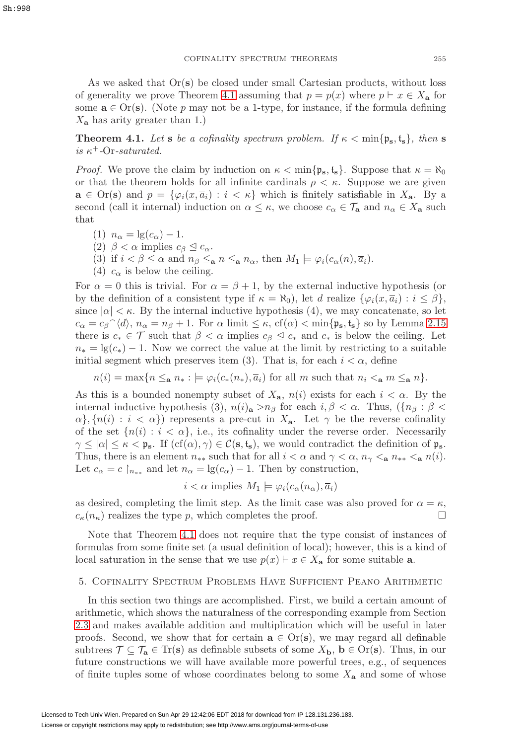As we asked that $\mathrm{Or}(\mathbf{s})$ be closed under small Cartesian products, without loss of generality we prove Theorem 4.1 assuming that $p = p(x)$ where $p \vdash x \in X_{\mathbf{a}}$ for some $\mathbf{a} \in \mathrm{Or}(\mathbf{s})$. (Note $p$ may not be a 1-type, for instance, if the formula defining $X_{\mathbf{a}}$ has arity greater than 1.)

**Theorem 4.1.** *Let* $\mathbf{s}$ *be a cofinality spectrum problem. If* $\kappa < \min\{\mathfrak{p}_{\mathbf{s}}, \mathfrak{t}_{\mathbf{s}}\}$*, then* $\mathbf{s}$ *is* $\kappa^+$*-Or-saturated.*

*Proof.* We prove the claim by induction on $\kappa < \min\{\mathfrak{p}_{\mathbf{s}}, \mathfrak{t}_{\mathbf{s}}\}$. Suppose that $\kappa = \aleph_0$ or that the theorem holds for all infinite cardinals $\rho < \kappa$. Suppose we are given $\mathbf{a} \in \mathrm{Or}(\mathbf{s})$ and $p = \{\varphi_i(x, \overline{a}_i) : i < \kappa\}$ which is finitely satisfiable in $X_{\mathbf{a}}$. By a second (call it internal) induction on $\alpha \leq \kappa$, we choose $c_\alpha \in \mathcal{T}_{\mathbf{a}}$ and $n_\alpha \in X_{\mathbf{a}}$ such that

(1) $n_\alpha = \lg(c_\alpha) - 1$.
(2) $\beta < \alpha$ implies $c_\beta \trianglelefteq c_\alpha$.
(3) if $i < \beta \leq \alpha$ and $n_\beta \leq_{\mathbf{a}} n \leq_{\mathbf{a}} n_\alpha$, then $M_1 \models \varphi_i(c_\alpha(n), \overline{a}_i)$.
(4) $c_\alpha$ is below the ceiling.

For $\alpha = 0$ this is trivial. For $\alpha = \beta + 1$, by the external inductive hypothesis (or by the definition of a consistent type if $\kappa = \aleph_0$), let $d$ realize $\{\varphi_i(x, \overline{a}_i) : i \leq \beta\}$, since $|\alpha| < \kappa$. By the internal inductive hypothesis (4), we may concatenate, so let $c_\alpha = c_\beta{}^\frown\langle d\rangle$, $n_\alpha = n_\beta + 1$. For $\alpha$ limit $\leq \kappa$, $\mathrm{cf}(\alpha) < \min\{\mathfrak{p}_{\mathbf{s}}, \mathfrak{t}_{\mathbf{s}}\}$ so by Lemma 2.15 there is $c_* \in \mathcal{T}$ such that $\beta < \alpha$ implies $c_\beta \trianglelefteq c_*$ and $c_*$ is below the ceiling. Let $n_* = \lg(c_*) - 1$. Now we correct the value at the limit by restricting to a suitable initial segment which preserves item (3). That is, for each $i < \alpha$, define

$$n(i) = \max\{n \leq_{\mathbf{a}} n_* : \models \varphi_i(c_*(n_*), \overline{a}_i) \text{ for all } m \text{ such that } n_i <_{\mathbf{a}} m \leq_{\mathbf{a}} n\}.$$

As this is a bounded nonempty subset of $X_{\mathbf{a}}$, $n(i)$ exists for each $i < \alpha$. By the internal inductive hypothesis (3), $n(i)_{\mathbf{a}} >n_\beta$ for each $i, \beta < \alpha$. Thus, $(\{n_\beta : \beta < \alpha\}, \{n(i) : i < \alpha\})$ represents a pre-cut in $X_{\mathbf{a}}$. Let $\gamma$ be the reverse cofinality of the set $\{n(i) : i < \alpha\}$, i.e., its cofinality under the reverse order. Necessarily $\gamma \leq |\alpha| \leq \kappa < \mathfrak{p}_{\mathbf{s}}$. If $(\mathrm{cf}(\alpha), \gamma) \in \mathcal{C}(\mathbf{s}, \mathfrak{t}_{\mathbf{s}})$, we would contradict the definition of $\mathfrak{p}_{\mathbf{s}}$. Thus, there is an element $n_{**}$ such that for all $i < \alpha$ and $\gamma < \alpha$, $n_\gamma <_{\mathbf{a}} n_{**} <_{\mathbf{a}} n(i)$. Let $c_\alpha = c\restriction_{n_{**}}$ and let $n_\alpha = \lg(c_\alpha) - 1$. Then by construction,

$$i < \alpha \text{ implies } M_1 \models \varphi_i(c_\alpha(n_\alpha), \overline{a}_i)$$

as desired, completing the limit step. As the limit case was also proved for $\alpha = \kappa$, $c_\kappa(n_\kappa)$ realizes the type $p$, which completes the proof. $\square$

Note that Theorem 4.1 does not require that the type consist of instances of formulas from some finite set (a usual definition of local); however, this is a kind of local saturation in the sense that we use $p(x) \vdash x \in X_{\mathbf{a}}$ for some suitable $\mathbf{a}$.

## 5. Cofinality Spectrum Problems Have Sufficient Peano Arithmetic

In this section two things are accomplished. First, we build a certain amount of arithmetic, which shows the naturalness of the corresponding example from Section 2.3 and makes available addition and multiplication which will be useful in later proofs. Second, we show that for certain $\mathbf{a} \in \mathrm{Or}(\mathbf{s})$, we may regard all definable subtrees $\mathcal{T} \subseteq \mathcal{T}_{\mathbf{a}} \in \mathrm{Tr}(\mathbf{s})$ as definable subsets of some $X_{\mathbf{b}}$, $\mathbf{b} \in \mathrm{Or}(\mathbf{s})$. Thus, in our future constructions we will have available more powerful trees, e.g., of sequences of finite tuples some of whose coordinates belong to some $X_{\mathbf{a}}$ and some of whose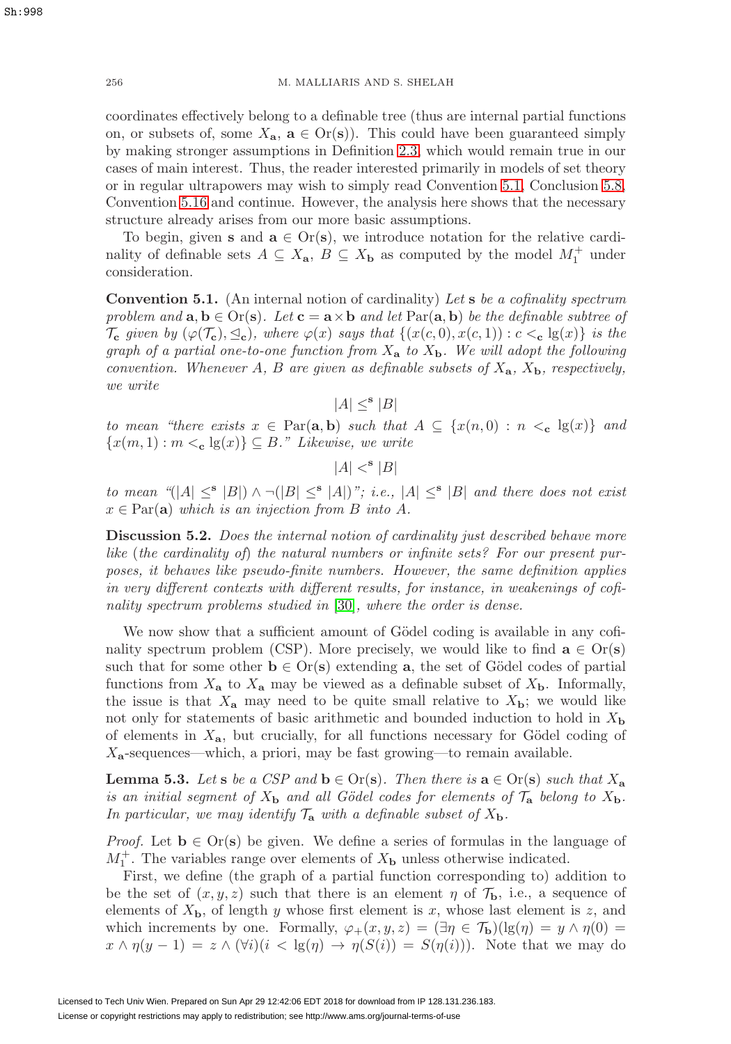coordinates effectively belong to a definable tree (thus are internal partial functions on, or subsets of, some $X_{\mathbf{a}}$, $\mathbf{a} \in \operatorname{Or}(\mathbf{s})$). This could have been guaranteed simply by making stronger assumptions in Definition 2.3, which would remain true in our cases of main interest. Thus, the reader interested primarily in models of set theory or in regular ultrapowers may wish to simply read Convention 5.1, Conclusion 5.8, Convention 5.16 and continue. However, the analysis here shows that the necessary structure already arises from our more basic assumptions.

To begin, given $\mathbf{s}$ and $\mathbf{a} \in \operatorname{Or}(\mathbf{s})$, we introduce notation for the relative cardinality of definable sets $A \subseteq X_{\mathbf{a}}$, $B \subseteq X_{\mathbf{b}}$ as computed by the model $M_1^+$ under consideration.

**Convention 5.1.** (An internal notion of cardinality) *Let $\mathbf{s}$ be a cofinality spectrum problem and $\mathbf{a}, \mathbf{b} \in \operatorname{Or}(\mathbf{s})$. Let $\mathbf{c} = \mathbf{a} \times \mathbf{b}$ and let $\operatorname{Par}(\mathbf{a}, \mathbf{b})$ be the definable subtree of $\mathcal{T}_{\mathbf{c}}$ given by $(\varphi(\mathcal{T}_{\mathbf{c}}), \trianglelefteq_{\mathbf{c}})$, where $\varphi(x)$ says that $\{(x(c,0), x(c,1)) : c <_{\mathbf{c}} \lg(x)\}$ is the graph of a partial one-to-one function from $X_{\mathbf{a}}$ to $X_{\mathbf{b}}$. We will adopt the following convention. Whenever $A$, $B$ are given as definable subsets of $X_{\mathbf{a}}$, $X_{\mathbf{b}}$, respectively, we write*

$$|A| \leq^{\mathbf{s}} |B|$$

*to mean "there exists $x \in \operatorname{Par}(\mathbf{a}, \mathbf{b})$ such that $A \subseteq \{x(n,0) : n <_{\mathbf{c}} \lg(x)\}$ and $\{x(m,1) : m <_{\mathbf{c}} \lg(x)\} \subseteq B$." Likewise, we write*

$$|A| <^{\mathbf{s}} |B|$$

*to mean "$(|A| \leq^{\mathbf{s}} |B|) \wedge \neg(|B| \leq^{\mathbf{s}} |A|)$"; i.e., $|A| \leq^{\mathbf{s}} |B|$ and there does not exist $x \in \operatorname{Par}(\mathbf{a})$ which is an injection from $B$ into $A$.*

**Discussion 5.2.** *Does the internal notion of cardinality just described behave more like (the cardinality of) the natural numbers or infinite sets? For our present purposes, it behaves like pseudo-finite numbers. However, the same definition applies in very different contexts with different results, for instance, in weakenings of cofinality spectrum problems studied in [30], where the order is dense.*

We now show that a sufficient amount of Gödel coding is available in any cofinality spectrum problem (CSP). More precisely, we would like to find $\mathbf{a} \in \operatorname{Or}(\mathbf{s})$ such that for some other $\mathbf{b} \in \operatorname{Or}(\mathbf{s})$ extending $\mathbf{a}$, the set of Gödel codes of partial functions from $X_{\mathbf{a}}$ to $X_{\mathbf{a}}$ may be viewed as a definable subset of $X_{\mathbf{b}}$. Informally, the issue is that $X_{\mathbf{a}}$ may need to be quite small relative to $X_{\mathbf{b}}$; we would like not only for statements of basic arithmetic and bounded induction to hold in $X_{\mathbf{b}}$ of elements in $X_{\mathbf{a}}$, but crucially, for all functions necessary for Gödel coding of $X_{\mathbf{a}}$-sequences—which, a priori, may be fast growing—to remain available.

**Lemma 5.3.** *Let $\mathbf{s}$ be a CSP and $\mathbf{b} \in \operatorname{Or}(\mathbf{s})$. Then there is $\mathbf{a} \in \operatorname{Or}(\mathbf{s})$ such that $X_{\mathbf{a}}$ is an initial segment of $X_{\mathbf{b}}$ and all Gödel codes for elements of $\mathcal{T}_{\mathbf{a}}$ belong to $X_{\mathbf{b}}$. In particular, we may identify $\mathcal{T}_{\mathbf{a}}$ with a definable subset of $X_{\mathbf{b}}$.*

*Proof.* Let $\mathbf{b} \in \operatorname{Or}(\mathbf{s})$ be given. We define a series of formulas in the language of $M_1^+$. The variables range over elements of $X_{\mathbf{b}}$ unless otherwise indicated.

First, we define (the graph of a partial function corresponding to) addition to be the set of $(x, y, z)$ such that there is an element $\eta$ of $\mathcal{T}_{\mathbf{b}}$, i.e., a sequence of elements of $X_{\mathbf{b}}$, of length $y$ whose first element is $x$, whose last element is $z$, and which increments by one. Formally, $\varphi_+(x, y, z) = (\exists \eta \in \mathcal{T}_{\mathbf{b}})(\lg(\eta) = y \wedge \eta(0) = x \wedge \eta(y-1) = z \wedge (\forall i)(i < \lg(\eta) \rightarrow \eta(S(i)) = S(\eta(i)))$. Note that we may do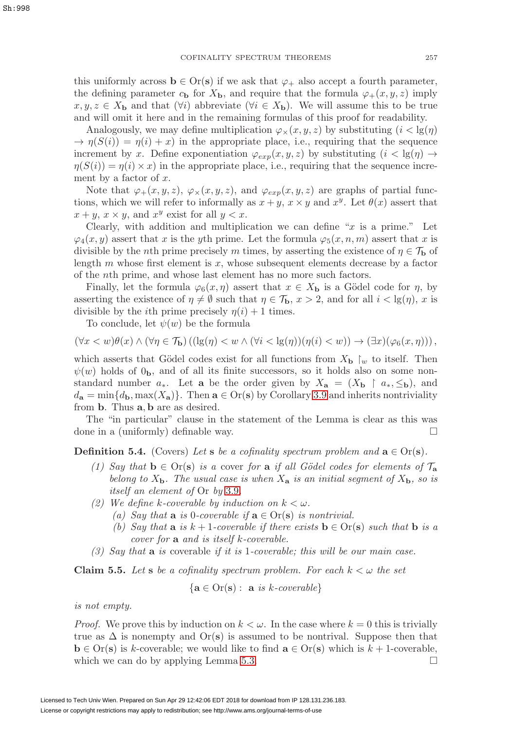this uniformly across $\mathbf{b} \in \mathrm{Or}(\mathbf{s})$ if we ask that $\varphi_+$ also accept a fourth parameter, the defining parameter $c_{\mathbf{b}}$ for $X_{\mathbf{b}}$, and require that the formula $\varphi_+(x,y,z)$ imply $x, y, z \in X_{\mathbf{b}}$ and that $(\forall i)$ abbreviate $(\forall i \in X_{\mathbf{b}})$. We will assume this to be true and will omit it here and in the remaining formulas of this proof for readability.

Analogously, we may define multiplication $\varphi_\times(x,y,z)$ by substituting $(i < \lg(\eta) \to \eta(S(i)) = \eta(i) + x)$ in the appropriate place, i.e., requiring that the sequence increment by $x$. Define exponentiation $\varphi_{exp}(x,y,z)$ by substituting $(i < \lg(\eta) \to \eta(S(i)) = \eta(i) \times x)$ in the appropriate place, i.e., requiring that the sequence increment by a factor of $x$.

Note that $\varphi_+(x,y,z)$, $\varphi_\times(x,y,z)$, and $\varphi_{exp}(x,y,z)$ are graphs of partial functions, which we will refer to informally as $x+y$, $x \times y$ and $x^y$. Let $\theta(x)$ assert that $x+y$, $x \times y$, and $x^y$ exist for all $y < x$.

Clearly, with addition and multiplication we can define "$x$ is a prime." Let $\varphi_4(x,y)$ assert that $x$ is the $y$th prime. Let the formula $\varphi_5(x,n,m)$ assert that $x$ is divisible by the $n$th prime precisely $m$ times, by asserting the existence of $\eta \in \mathcal{T}_{\mathbf{b}}$ of length $m$ whose first element is $x$, whose subsequent elements decrease by a factor of the $n$th prime, and whose last element has no more such factors.

Finally, let the formula $\varphi_6(x,\eta)$ assert that $x \in X_{\mathbf{b}}$ is a Gödel code for $\eta$, by asserting the existence of $\eta \neq \emptyset$ such that $\eta \in \mathcal{T}_{\mathbf{b}}$, $x > 2$, and for all $i < \lg(\eta)$, $x$ is divisible by the $i$th prime precisely $\eta(i)+1$ times.

To conclude, let $\psi(w)$ be the formula

$$(\forall x < w)\theta(x) \wedge (\forall \eta \in \mathcal{T}_{\mathbf{b}})\left((\lg(\eta) < w \wedge (\forall i < \lg(\eta))(\eta(i) < w)) \to (\exists x)(\varphi_6(x,\eta))\right),$$

which asserts that Gödel codes exist for all functions from $X_{\mathbf{b}} \restriction_w$ to itself. Then $\psi(w)$ holds of $0_{\mathbf{b}}$, and of all its finite successors, so it holds also on some nonstandard number $a_*$. Let $\mathbf{a}$ be the order given by $X_{\mathbf{a}} = (X_{\mathbf{b}} \restriction a_*, \leq_{\mathbf{b}})$, and $d_{\mathbf{a}} = \min\{d_{\mathbf{b}}, \max(X_{\mathbf{a}})\}$. Then $\mathbf{a} \in \mathrm{Or}(\mathbf{s})$ by Corollary 3.9 and inherits nontriviality from $\mathbf{b}$. Thus $\mathbf{a}, \mathbf{b}$ are as desired.

The "in particular" clause in the statement of the Lemma is clear as this was done in a (uniformly) definable way. □

**Definition 5.4.** (Covers) *Let $\mathbf{s}$ be a cofinality spectrum problem and $\mathbf{a} \in \mathrm{Or}(\mathbf{s})$.*

*(1) Say that $\mathbf{b} \in \mathrm{Or}(\mathbf{s})$ is a* cover *for $\mathbf{a}$ if all Gödel codes for elements of $\mathcal{T}_{\mathbf{a}}$ belong to $X_{\mathbf{b}}$. The usual case is when $X_{\mathbf{a}}$ is an initial segment of $X_{\mathbf{b}}$, so is itself an element of $\mathrm{Or}$ by 3.9.*

*(2) We define $k$-coverable by induction on $k < \omega$.*

*(a) Say that $\mathbf{a}$ is 0-coverable if $\mathbf{a} \in \mathrm{Or}(\mathbf{s})$ is nontrivial.*

*(b) Say that $\mathbf{a}$ is $k+1$-coverable if there exists $\mathbf{b} \in \mathrm{Or}(\mathbf{s})$ such that $\mathbf{b}$ is a cover for $\mathbf{a}$ and is itself $k$-coverable.*

*(3) Say that $\mathbf{a}$ is* coverable *if it is 1-coverable; this will be our main case.*

**Claim 5.5.** *Let $\mathbf{s}$ be a cofinality spectrum problem. For each $k < \omega$ the set*

$$\{\mathbf{a} \in \mathrm{Or}(\mathbf{s}) : \ \mathbf{a} \text{ is } k\text{-coverable}\}$$

*is not empty.*

*Proof.* We prove this by induction on $k < \omega$. In the case where $k = 0$ this is trivially true as $\Delta$ is nonempty and $\mathrm{Or}(\mathbf{s})$ is assumed to be nontrival. Suppose then that $\mathbf{b} \in \mathrm{Or}(\mathbf{s})$ is $k$-coverable; we would like to find $\mathbf{a} \in \mathrm{Or}(\mathbf{s})$ which is $k+1$-coverable, which we can do by applying Lemma 5.3. □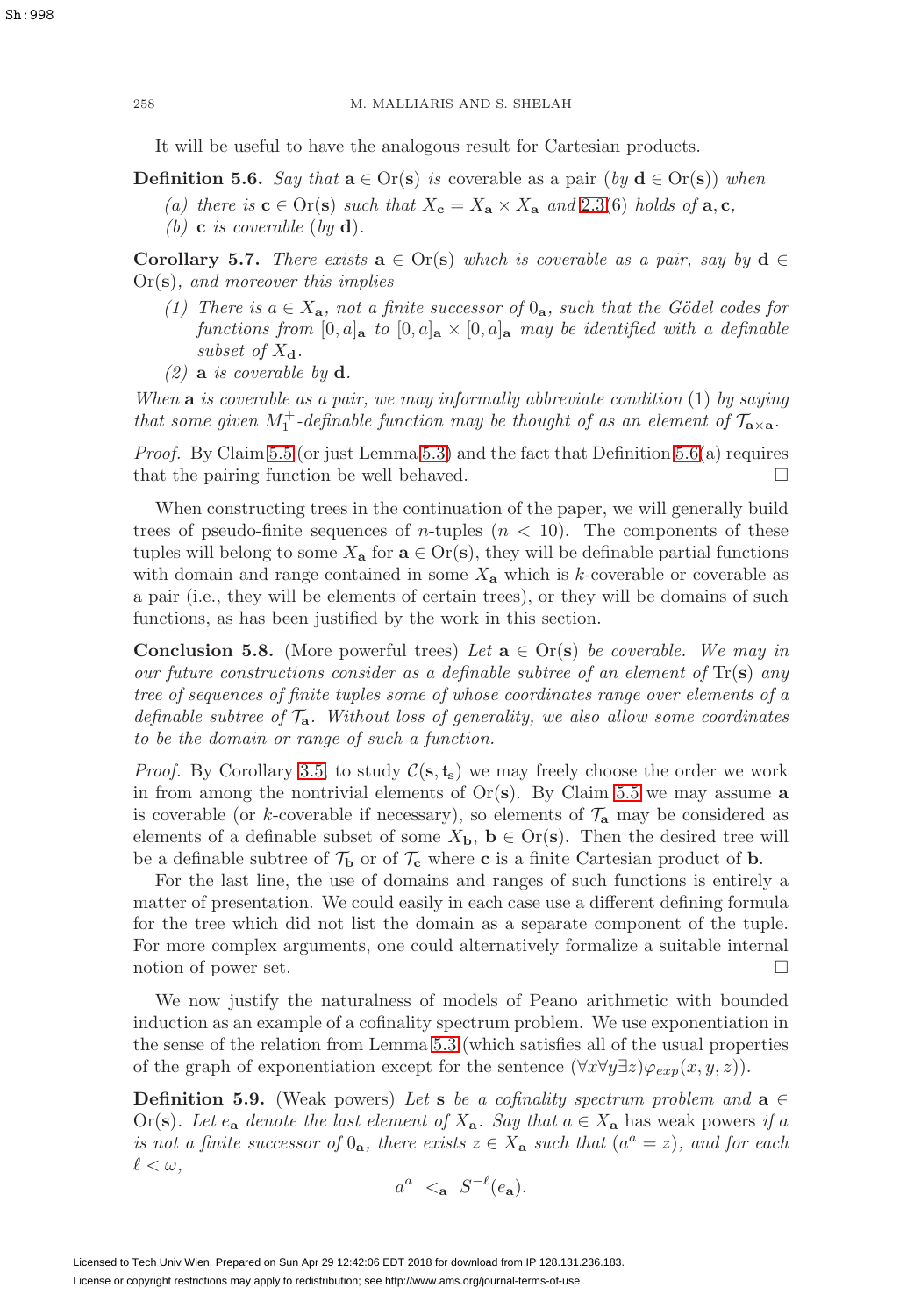It will be useful to have the analogous result for Cartesian products.

**Definition 5.6.** *Say that* $\mathbf{a} \in \mathrm{Or}(\mathbf{s})$ *is* coverable as a pair *(by* $\mathbf{d} \in \mathrm{Or}(\mathbf{s})$*) when*

*(a) there is* $\mathbf{c} \in \mathrm{Or}(\mathbf{s})$ *such that* $X_{\mathbf{c}} = X_{\mathbf{a}} \times X_{\mathbf{a}}$ *and* 2.3(6) *holds of* $\mathbf{a}, \mathbf{c}$,

*(b)* $\mathbf{c}$ *is coverable (by* $\mathbf{d}$*).*

**Corollary 5.7.** *There exists* $\mathbf{a} \in \mathrm{Or}(\mathbf{s})$ *which is coverable as a pair, say by* $\mathbf{d} \in \mathrm{Or}(\mathbf{s})$*, and moreover this implies*

*(1) There is* $a \in X_{\mathbf{a}}$*, not a finite successor of* $0_{\mathbf{a}}$*, such that the Gödel codes for functions from* $[0, a]_{\mathbf{a}}$ *to* $[0, a]_{\mathbf{a}} \times [0, a]_{\mathbf{a}}$ *may be identified with a definable subset of* $X_{\mathbf{d}}$.

*(2)* $\mathbf{a}$ *is coverable by* $\mathbf{d}$.

*When* $\mathbf{a}$ *is coverable as a pair, we may informally abbreviate condition* (1) *by saying that some given* $M_1^+$*-definable function may be thought of as an element of* $\mathcal{T}_{\mathbf{a} \times \mathbf{a}}$.

*Proof.* By Claim 5.5 (or just Lemma 5.3) and the fact that Definition 5.6(a) requires that the pairing function be well behaved. □

When constructing trees in the continuation of the paper, we will generally build trees of pseudo-finite sequences of $n$-tuples ($n < 10$). The components of these tuples will belong to some $X_{\mathbf{a}}$ for $\mathbf{a} \in \mathrm{Or}(\mathbf{s})$, they will be definable partial functions with domain and range contained in some $X_{\mathbf{a}}$ which is $k$-coverable or coverable as a pair (i.e., they will be elements of certain trees), or they will be domains of such functions, as has been justified by the work in this section.

**Conclusion 5.8.** (More powerful trees) *Let* $\mathbf{a} \in \mathrm{Or}(\mathbf{s})$ *be coverable. We may in our future constructions consider as a definable subtree of an element of* $\mathrm{Tr}(\mathbf{s})$ *any tree of sequences of finite tuples some of whose coordinates range over elements of a definable subtree of* $\mathcal{T}_{\mathbf{a}}$*. Without loss of generality, we also allow some coordinates to be the domain or range of such a function.*

*Proof.* By Corollary 3.5, to study $\mathcal{C}(\mathbf{s}, \mathfrak{t}_{\mathbf{s}})$ we may freely choose the order we work in from among the nontrivial elements of $\mathrm{Or}(\mathbf{s})$. By Claim 5.5 we may assume $\mathbf{a}$ is coverable (or $k$-coverable if necessary), so elements of $\mathcal{T}_{\mathbf{a}}$ may be considered as elements of a definable subset of some $X_{\mathbf{b}}$, $\mathbf{b} \in \mathrm{Or}(\mathbf{s})$. Then the desired tree will be a definable subtree of $\mathcal{T}_{\mathbf{b}}$ or of $\mathcal{T}_{\mathbf{c}}$ where $\mathbf{c}$ is a finite Cartesian product of $\mathbf{b}$.

For the last line, the use of domains and ranges of such functions is entirely a matter of presentation. We could easily in each case use a different defining formula for the tree which did not list the domain as a separate component of the tuple. For more complex arguments, one could alternatively formalize a suitable internal notion of power set. □

We now justify the naturalness of models of Peano arithmetic with bounded induction as an example of a cofinality spectrum problem. We use exponentiation in the sense of the relation from Lemma 5.3 (which satisfies all of the usual properties of the graph of exponentiation except for the sentence $(\forall x \forall y \exists z)\varphi_{exp}(x, y, z)$).

**Definition 5.9.** (Weak powers) *Let* $\mathbf{s}$ *be a cofinality spectrum problem and* $\mathbf{a} \in \mathrm{Or}(\mathbf{s})$*. Let* $e_{\mathbf{a}}$ *denote the last element of* $X_{\mathbf{a}}$*. Say that* $a \in X_{\mathbf{a}}$ has weak powers *if* $a$ *is not a finite successor of* $0_{\mathbf{a}}$*, there exists* $z \in X_{\mathbf{a}}$ *such that* $(a^a = z)$*, and for each* $\ell < \omega$,

$$a^a \ <_{\mathbf{a}} \ S^{-\ell}(e_{\mathbf{a}}).$$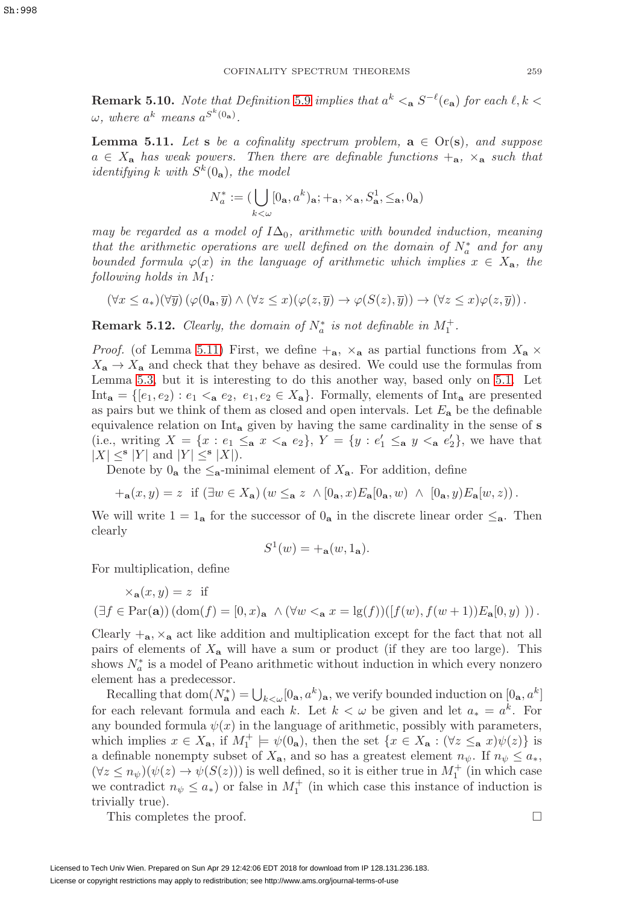**Remark 5.10.** *Note that Definition 5.9 implies that $a^k <_{\mathbf{a}} S^{-\ell}(e_{\mathbf{a}})$ for each $\ell, k < \omega$, where $a^k$ means $a^{S^k(0_{\mathbf{a}})}$.*

**Lemma 5.11.** *Let $\mathbf{s}$ be a cofinality spectrum problem, $\mathbf{a} \in \operatorname{Or}(\mathbf{s})$, and suppose $a \in X_{\mathbf{a}}$ has weak powers. Then there are definable functions $+_{\mathbf{a}}$, $\times_{\mathbf{a}}$ such that identifying $k$ with $S^k(0_{\mathbf{a}})$, the model*

$$N_a^* := (\bigcup_{k<\omega} [0_{\mathbf{a}}, a^k)_{\mathbf{a}}; +_{\mathbf{a}}, \times_{\mathbf{a}}, S^1_{\mathbf{a}}, \leq_{\mathbf{a}}, 0_{\mathbf{a}})$$

*may be regarded as a model of $I\Delta_0$, arithmetic with bounded induction, meaning that the arithmetic operations are well defined on the domain of $N_a^*$ and for any bounded formula $\varphi(x)$ in the language of arithmetic which implies $x \in X_{\mathbf{a}}$, the following holds in $M_1$:*

$$(\forall x \leq a_*)(\forall \overline{y})\left(\varphi(0_{\mathbf{a}}, \overline{y}) \wedge (\forall z \leq x)(\varphi(z, \overline{y}) \rightarrow \varphi(S(z), \overline{y})) \rightarrow (\forall z \leq x)\varphi(z, \overline{y})\right).$$

**Remark 5.12.** *Clearly, the domain of $N_a^*$ is not definable in $M_1^+$.*

*Proof.* (of Lemma 5.11) First, we define $+_{\mathbf{a}}$, $\times_{\mathbf{a}}$ as partial functions from $X_{\mathbf{a}} \times X_{\mathbf{a}} \to X_{\mathbf{a}}$ and check that they behave as desired. We could use the formulas from Lemma 5.3, but it is interesting to do this another way, based only on 5.1. Let $\operatorname{Int}_{\mathbf{a}} = \{[e_1, e_2) : e_1 <_{\mathbf{a}} e_2,\ e_1, e_2 \in X_{\mathbf{a}}\}$. Formally, elements of $\operatorname{Int}_{\mathbf{a}}$ are presented as pairs but we think of them as closed and open intervals. Let $E_{\mathbf{a}}$ be the definable equivalence relation on $\operatorname{Int}_{\mathbf{a}}$ given by having the same cardinality in the sense of $\mathbf{s}$ (i.e., writing $X = \{x : e_1 \leq_{\mathbf{a}} x <_{\mathbf{a}} e_2\}$, $Y = \{y : e_1' \leq_{\mathbf{a}} y <_{\mathbf{a}} e_2'\}$, we have that $|X| \leq^{\mathbf{s}} |Y|$ and $|Y| \leq^{\mathbf{s}} |X|$).

Denote by $0_{\mathbf{a}}$ the $\leq_{\mathbf{a}}$-minimal element of $X_{\mathbf{a}}$. For addition, define

$$+_{\mathbf{a}}(x, y) = z \ \text{ if } (\exists w \in X_{\mathbf{a}})\left(w \leq_{\mathbf{a}} z\ \wedge [0_{\mathbf{a}}, x)E_{\mathbf{a}}[0_{\mathbf{a}}, w)\ \wedge\ [0_{\mathbf{a}}, y)E_{\mathbf{a}}[w, z)\right).$$

We will write $1 = 1_{\mathbf{a}}$ for the successor of $0_{\mathbf{a}}$ in the discrete linear order $\leq_{\mathbf{a}}$. Then clearly

$$S^1(w) = +_{\mathbf{a}}(w, 1_{\mathbf{a}}).$$

For multiplication, define

$$\times_{\mathbf{a}}(x, y) = z \ \text{ if}$$
$$(\exists f \in \operatorname{Par}(\mathbf{a}))\left(\operatorname{dom}(f) = [0, x)_{\mathbf{a}}\ \wedge (\forall w <_{\mathbf{a}} x = \lg(f))([f(w), f(w+1))E_{\mathbf{a}}[0, y)\ )\right).$$

Clearly $+_{\mathbf{a}}, \times_{\mathbf{a}}$ act like addition and multiplication except for the fact that not all pairs of elements of $X_{\mathbf{a}}$ will have a sum or product (if they are too large). This shows $N_a^*$ is a model of Peano arithmetic without induction in which every nonzero element has a predecessor.

Recalling that $\operatorname{dom}(N_{\mathbf{a}}^*) = \bigcup_{k<\omega}[0_{\mathbf{a}}, a^k)_{\mathbf{a}}$, we verify bounded induction on $[0_{\mathbf{a}}, a^k]$ for each relevant formula and each $k$. Let $k < \omega$ be given and let $a_* = a^k$. For any bounded formula $\psi(x)$ in the language of arithmetic, possibly with parameters, which implies $x \in X_{\mathbf{a}}$, if $M_1^+ \models \psi(0_{\mathbf{a}})$, then the set $\{x \in X_{\mathbf{a}} : (\forall z \leq_{\mathbf{a}} x)\psi(z)\}$ is a definable nonempty subset of $X_{\mathbf{a}}$, and so has a greatest element $n_\psi$. If $n_\psi \leq a_*$, $(\forall z \leq n_\psi)(\psi(z) \rightarrow \psi(S(z)))$ is well defined, so it is either true in $M_1^+$ (in which case we contradict $n_\psi \leq a_*$) or false in $M_1^+$ (in which case this instance of induction is trivially true).

This completes the proof. $\square$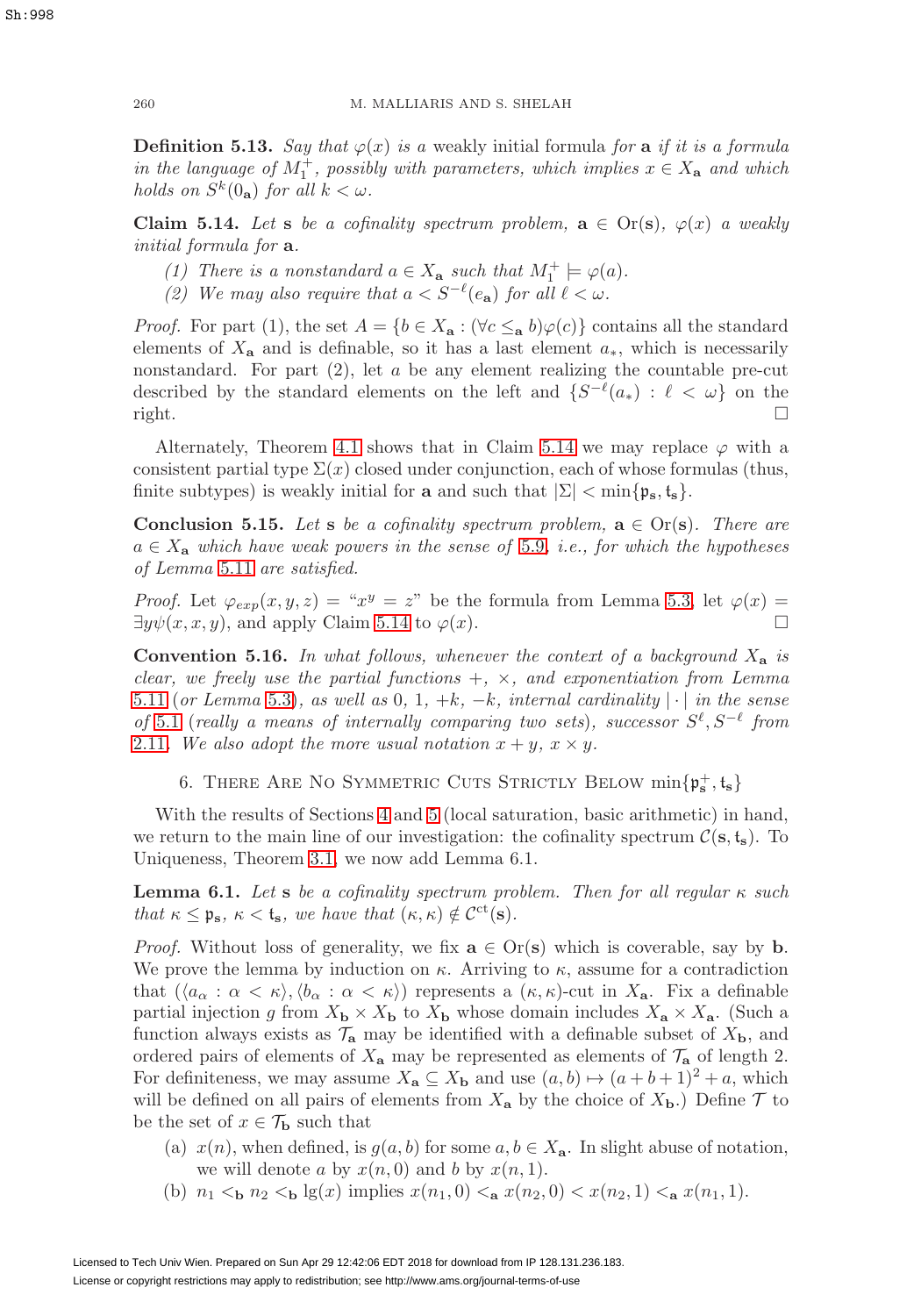**Definition 5.13.** *Say that $\varphi(x)$ is a* weakly initial formula *for* $\mathbf{a}$ *if it is a formula in the language of $M_1^+$, possibly with parameters, which implies $x \in X_{\mathbf{a}}$ and which holds on $S^k(0_{\mathbf{a}})$ for all $k < \omega$.*

**Claim 5.14.** *Let $\mathbf{s}$ be a cofinality spectrum problem, $\mathbf{a} \in \operatorname{Or}(\mathbf{s})$, $\varphi(x)$ a weakly initial formula for $\mathbf{a}$.*

1. *There is a nonstandard $a \in X_{\mathbf{a}}$ such that $M_1^+ \models \varphi(a)$.*
2. *We may also require that $a < S^{-\ell}(e_{\mathbf{a}})$ for all $\ell < \omega$.*

*Proof.* For part (1), the set $A = \{b \in X_{\mathbf{a}} : (\forall c \leq_{\mathbf{a}} b)\varphi(c)\}$ contains all the standard elements of $X_{\mathbf{a}}$ and is definable, so it has a last element $a_*$, which is necessarily nonstandard. For part (2), let $a$ be any element realizing the countable pre-cut described by the standard elements on the left and $\{S^{-\ell}(a_*) : \ell < \omega\}$ on the right. $\square$

Alternately, Theorem 4.1 shows that in Claim 5.14 we may replace $\varphi$ with a consistent partial type $\Sigma(x)$ closed under conjunction, each of whose formulas (thus, finite subtypes) is weakly initial for $\mathbf{a}$ and such that $|\Sigma| < \min\{\mathfrak{p}_{\mathbf{s}}, \mathfrak{t}_{\mathbf{s}}\}$.

**Conclusion 5.15.** *Let $\mathbf{s}$ be a cofinality spectrum problem, $\mathbf{a} \in \operatorname{Or}(\mathbf{s})$. There are $a \in X_{\mathbf{a}}$ which have weak powers in the sense of 5.9, i.e., for which the hypotheses of Lemma 5.11 are satisfied.*

*Proof.* Let $\varphi_{exp}(x, y, z) =$ "$x^y = z$" be the formula from Lemma 5.3, let $\varphi(x) = \exists y \psi(x, x, y)$, and apply Claim 5.14 to $\varphi(x)$. $\square$

**Convention 5.16.** *In what follows, whenever the context of a background $X_{\mathbf{a}}$ is clear, we freely use the partial functions $+$, $\times$, and exponentiation from Lemma 5.11 (or Lemma 5.3), as well as $0$, $1$, $+k$, $-k$, internal cardinality $|\cdot|$ in the sense of 5.1 (really a means of internally comparing two sets), successor $S^\ell, S^{-\ell}$ from 2.11. We also adopt the more usual notation $x + y$, $x \times y$.*

## 6. There Are No Symmetric Cuts Strictly Below $\min\{\mathfrak{p}_{\mathbf{s}}^+, \mathfrak{t}_{\mathbf{s}}\}$

With the results of Sections 4 and 5 (local saturation, basic arithmetic) in hand, we return to the main line of our investigation: the cofinality spectrum $\mathcal{C}(\mathbf{s}, \mathfrak{t}_{\mathbf{s}})$. To Uniqueness, Theorem 3.1, we now add Lemma 6.1.

**Lemma 6.1.** *Let $\mathbf{s}$ be a cofinality spectrum problem. Then for all regular $\kappa$ such that $\kappa \leq \mathfrak{p}_{\mathbf{s}}$, $\kappa < \mathfrak{t}_{\mathbf{s}}$, we have that $(\kappa, \kappa) \notin \mathcal{C}^{\mathrm{ct}}(\mathbf{s})$.*

*Proof.* Without loss of generality, we fix $\mathbf{a} \in \operatorname{Or}(\mathbf{s})$ which is coverable, say by $\mathbf{b}$. We prove the lemma by induction on $\kappa$. Arriving to $\kappa$, assume for a contradiction that $(\langle a_\alpha : \alpha < \kappa\rangle, \langle b_\alpha : \alpha < \kappa\rangle)$ represents a $(\kappa, \kappa)$-cut in $X_{\mathbf{a}}$. Fix a definable partial injection $g$ from $X_{\mathbf{b}} \times X_{\mathbf{b}}$ to $X_{\mathbf{b}}$ whose domain includes $X_{\mathbf{a}} \times X_{\mathbf{a}}$. (Such a function always exists as $\mathcal{T}_{\mathbf{a}}$ may be identified with a definable subset of $X_{\mathbf{b}}$, and ordered pairs of elements of $X_{\mathbf{a}}$ may be represented as elements of $\mathcal{T}_{\mathbf{a}}$ of length 2. For definiteness, we may assume $X_{\mathbf{a}} \subseteq X_{\mathbf{b}}$ and use $(a, b) \mapsto (a + b + 1)^2 + a$, which will be defined on all pairs of elements from $X_{\mathbf{a}}$ by the choice of $X_{\mathbf{b}}$.) Define $\mathcal{T}$ to be the set of $x \in \mathcal{T}_{\mathbf{b}}$ such that

(a) $x(n)$, when defined, is $g(a, b)$ for some $a, b \in X_{\mathbf{a}}$. In slight abuse of notation, we will denote $a$ by $x(n, 0)$ and $b$ by $x(n, 1)$.

(b) $n_1 <_{\mathbf{b}} n_2 <_{\mathbf{b}} \lg(x)$ implies $x(n_1, 0) <_{\mathbf{a}} x(n_2, 0) < x(n_2, 1) <_{\mathbf{a}} x(n_1, 1)$.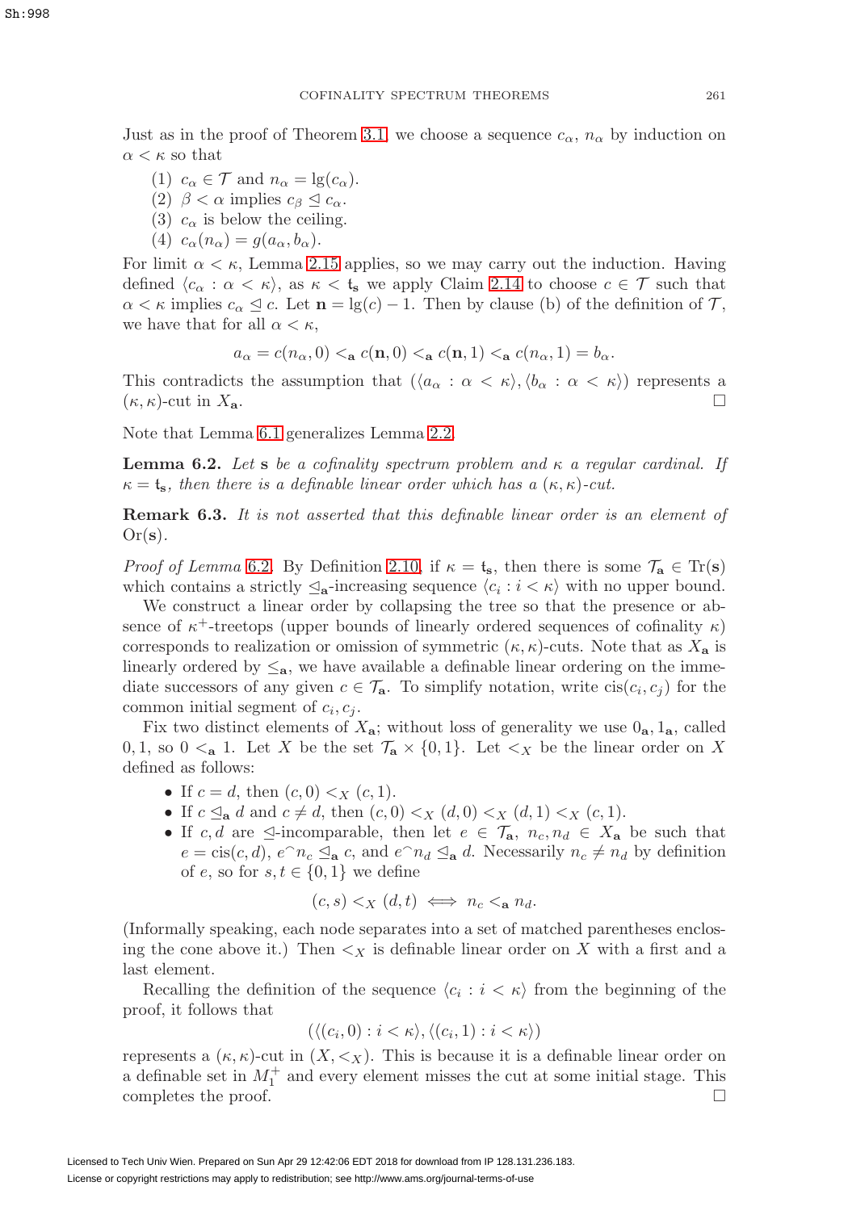Just as in the proof of Theorem 3.1 we choose a sequence $c_\alpha$, $n_\alpha$ by induction on $\alpha < \kappa$ so that

(1) $c_\alpha \in \mathcal{T}$ and $n_\alpha = \lg(c_\alpha)$.
(2) $\beta < \alpha$ implies $c_\beta \trianglelefteq c_\alpha$.
(3) $c_\alpha$ is below the ceiling.
(4) $c_\alpha(n_\alpha) = g(a_\alpha, b_\alpha)$.

For limit $\alpha < \kappa$, Lemma 2.15 applies, so we may carry out the induction. Having defined $\langle c_\alpha : \alpha < \kappa \rangle$, as $\kappa < \mathfrak{t}_{\mathbf{s}}$ we apply Claim 2.14 to choose $c \in \mathcal{T}$ such that $\alpha < \kappa$ implies $c_\alpha \trianglelefteq c$. Let $\mathbf{n} = \lg(c) - 1$. Then by clause (b) of the definition of $\mathcal{T}$, we have that for all $\alpha < \kappa$,

$$a_\alpha = c(n_\alpha, 0) <_{\mathbf{a}} c(\mathbf{n}, 0) <_{\mathbf{a}} c(\mathbf{n}, 1) <_{\mathbf{a}} c(n_\alpha, 1) = b_\alpha.$$

This contradicts the assumption that $(\langle a_\alpha : \alpha < \kappa \rangle, \langle b_\alpha : \alpha < \kappa \rangle)$ represents a $(\kappa, \kappa)$-cut in $X_{\mathbf{a}}$. $\square$

Note that Lemma 6.1 generalizes Lemma 2.2.

**Lemma 6.2.** *Let* $\mathbf{s}$ *be a cofinality spectrum problem and* $\kappa$ *a regular cardinal. If* $\kappa = \mathfrak{t}_{\mathbf{s}}$*, then there is a definable linear order which has a* $(\kappa, \kappa)$*-cut.*

**Remark 6.3.** *It is not asserted that this definable linear order is an element of* $\mathrm{Or}(\mathbf{s})$.

*Proof of Lemma* 6.2. By Definition 2.10, if $\kappa = \mathfrak{t}_{\mathbf{s}}$, then there is some $\mathcal{T}_{\mathbf{a}} \in \mathrm{Tr}(\mathbf{s})$ which contains a strictly $\trianglelefteq_{\mathbf{a}}$-increasing sequence $\langle c_i : i < \kappa \rangle$ with no upper bound.

We construct a linear order by collapsing the tree so that the presence or absence of $\kappa^+$-treetops (upper bounds of linearly ordered sequences of cofinality $\kappa$) corresponds to realization or omission of symmetric $(\kappa, \kappa)$-cuts. Note that as $X_{\mathbf{a}}$ is linearly ordered by $\leq_{\mathbf{a}}$, we have available a definable linear ordering on the immediate successors of any given $c \in \mathcal{T}_{\mathbf{a}}$. To simplify notation, write $\mathrm{cis}(c_i, c_j)$ for the common initial segment of $c_i, c_j$.

Fix two distinct elements of $X_{\mathbf{a}}$; without loss of generality we use $0_{\mathbf{a}}, 1_{\mathbf{a}}$, called $0, 1$, so $0 <_{\mathbf{a}} 1$. Let $X$ be the set $\mathcal{T}_{\mathbf{a}} \times \{0, 1\}$. Let $<_X$ be the linear order on $X$ defined as follows:

- If $c = d$, then $(c, 0) <_X (c, 1)$.
- If $c \trianglelefteq_{\mathbf{a}} d$ and $c \neq d$, then $(c, 0) <_X (d, 0) <_X (d, 1) <_X (c, 1)$.
- If $c, d$ are $\trianglelefteq$-incomparable, then let $e \in \mathcal{T}_{\mathbf{a}}$, $n_c, n_d \in X_{\mathbf{a}}$ be such that $e = \mathrm{cis}(c, d)$, $e^\frown n_c \trianglelefteq_{\mathbf{a}} c$, and $e^\frown n_d \trianglelefteq_{\mathbf{a}} d$. Necessarily $n_c \neq n_d$ by definition of $e$, so for $s, t \in \{0, 1\}$ we define
$$(c, s) <_X (d, t) \iff n_c <_{\mathbf{a}} n_d.$$

(Informally speaking, each node separates into a set of matched parentheses enclosing the cone above it.) Then $<_X$ is definable linear order on $X$ with a first and a last element.

Recalling the definition of the sequence $\langle c_i : i < \kappa \rangle$ from the beginning of the proof, it follows that

$$(\langle (c_i, 0) : i < \kappa \rangle, \langle (c_i, 1) : i < \kappa \rangle)$$

represents a $(\kappa, \kappa)$-cut in $(X, <_X)$. This is because it is a definable linear order on a definable set in $M_1^+$ and every element misses the cut at some initial stage. This completes the proof. $\square$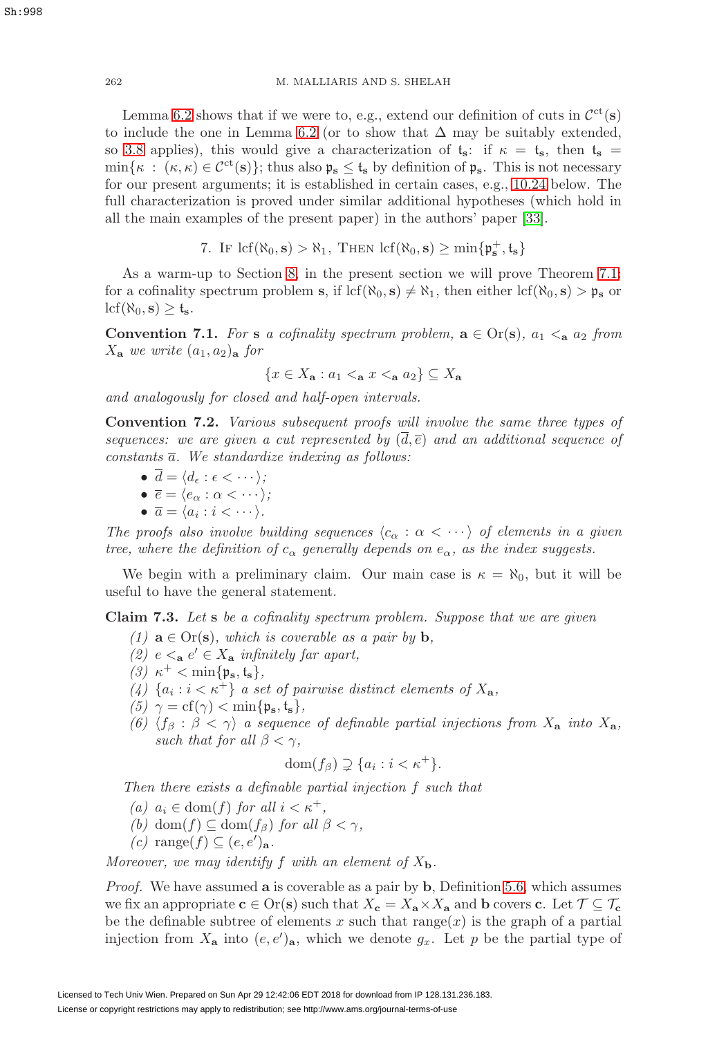Lemma 6.2 shows that if we were to, e.g., extend our definition of cuts in $\mathcal{C}^{\mathrm{ct}}(\mathbf{s})$ to include the one in Lemma 6.2 (or to show that $\Delta$ may be suitably extended, so 3.8 applies), this would give a characterization of $\mathfrak{t}_\mathbf{s}$: if $\kappa = \mathfrak{t}_\mathbf{s}$, then $\mathfrak{t}_\mathbf{s} = \min\{\kappa : (\kappa,\kappa) \in \mathcal{C}^{\mathrm{ct}}(\mathbf{s})\}$; thus also $\mathfrak{p}_\mathbf{s} \leq \mathfrak{t}_\mathbf{s}$ by definition of $\mathfrak{p}_\mathbf{s}$. This is not necessary for our present arguments; it is established in certain cases, e.g., 10.24 below. The full characterization is proved under similar additional hypotheses (which hold in all the main examples of the present paper) in the authors' paper [33].

## 7. If $\mathrm{lcf}(\aleph_0, \mathbf{s}) > \aleph_1$, Then $\mathrm{lcf}(\aleph_0, \mathbf{s}) \geq \min\{\mathfrak{p}^+_\mathbf{s}, \mathfrak{t}_\mathbf{s}\}$

As a warm-up to Section 8, in the present section we will prove Theorem 7.1: for a cofinality spectrum problem $\mathbf{s}$, if $\mathrm{lcf}(\aleph_0, \mathbf{s}) \neq \aleph_1$, then either $\mathrm{lcf}(\aleph_0, \mathbf{s}) > \mathfrak{p}_\mathbf{s}$ or $\mathrm{lcf}(\aleph_0, \mathbf{s}) \geq \mathfrak{t}_\mathbf{s}$.

**Convention 7.1.** *For $\mathbf{s}$ a cofinality spectrum problem, $\mathbf{a} \in \mathrm{Or}(\mathbf{s})$, $a_1 <_\mathbf{a} a_2$ from $X_\mathbf{a}$ we write $(a_1, a_2)_\mathbf{a}$ for*

$$\{x \in X_\mathbf{a} : a_1 <_\mathbf{a} x <_\mathbf{a} a_2\} \subseteq X_\mathbf{a}$$

*and analogously for closed and half-open intervals.*

**Convention 7.2.** *Various subsequent proofs will involve the same three types of sequences: we are given a cut represented by $(\overline{d}, \overline{e})$ and an additional sequence of constants $\overline{a}$. We standardize indexing as follows:*

- $\overline{d} = \langle d_\epsilon : \epsilon < \cdots \rangle$;
- $\overline{e} = \langle e_\alpha : \alpha < \cdots \rangle$;
- $\overline{a} = \langle a_i : i < \cdots \rangle$.

*The proofs also involve building sequences $\langle c_\alpha : \alpha < \cdots \rangle$ of elements in a given tree, where the definition of $c_\alpha$ generally depends on $e_\alpha$, as the index suggests.*

We begin with a preliminary claim. Our main case is $\kappa = \aleph_0$, but it will be useful to have the general statement.

**Claim 7.3.** *Let $\mathbf{s}$ be a cofinality spectrum problem. Suppose that we are given*

1. *$\mathbf{a} \in \mathrm{Or}(\mathbf{s})$, which is coverable as a pair by $\mathbf{b}$,*
2. *$e <_\mathbf{a} e' \in X_\mathbf{a}$ infinitely far apart,*
3. *$\kappa^+ < \min\{\mathfrak{p}_\mathbf{s}, \mathfrak{t}_\mathbf{s}\}$,*
4. *$\{a_i : i < \kappa^+\}$ a set of pairwise distinct elements of $X_\mathbf{a}$,*
5. *$\gamma = \mathrm{cf}(\gamma) < \min\{\mathfrak{p}_\mathbf{s}, \mathfrak{t}_\mathbf{s}\}$,*
6. *$\langle f_\beta : \beta < \gamma \rangle$ a sequence of definable partial injections from $X_\mathbf{a}$ into $X_\mathbf{a}$, such that for all $\beta < \gamma$,*

$$\mathrm{dom}(f_\beta) \supsetneq \{a_i : i < \kappa^+\}.$$

*Then there exists a definable partial injection $f$ such that*

- (a) *$a_i \in \mathrm{dom}(f)$ for all $i < \kappa^+$,*
- (b) *$\mathrm{dom}(f) \subseteq \mathrm{dom}(f_\beta)$ for all $\beta < \gamma$,*
- (c) *$\mathrm{range}(f) \subseteq (e, e')_\mathbf{a}$.*

*Moreover, we may identify $f$ with an element of $X_\mathbf{b}$.*

*Proof.* We have assumed $\mathbf{a}$ is coverable as a pair by $\mathbf{b}$, Definition 5.6, which assumes we fix an appropriate $\mathbf{c} \in \mathrm{Or}(\mathbf{s})$ such that $X_\mathbf{c} = X_\mathbf{a} \times X_\mathbf{a}$ and $\mathbf{b}$ covers $\mathbf{c}$. Let $\mathcal{T} \subseteq \mathcal{T}_\mathbf{c}$ be the definable subtree of elements $x$ such that $\mathrm{range}(x)$ is the graph of a partial injection from $X_\mathbf{a}$ into $(e, e')_\mathbf{a}$, which we denote $g_x$. Let $p$ be the partial type of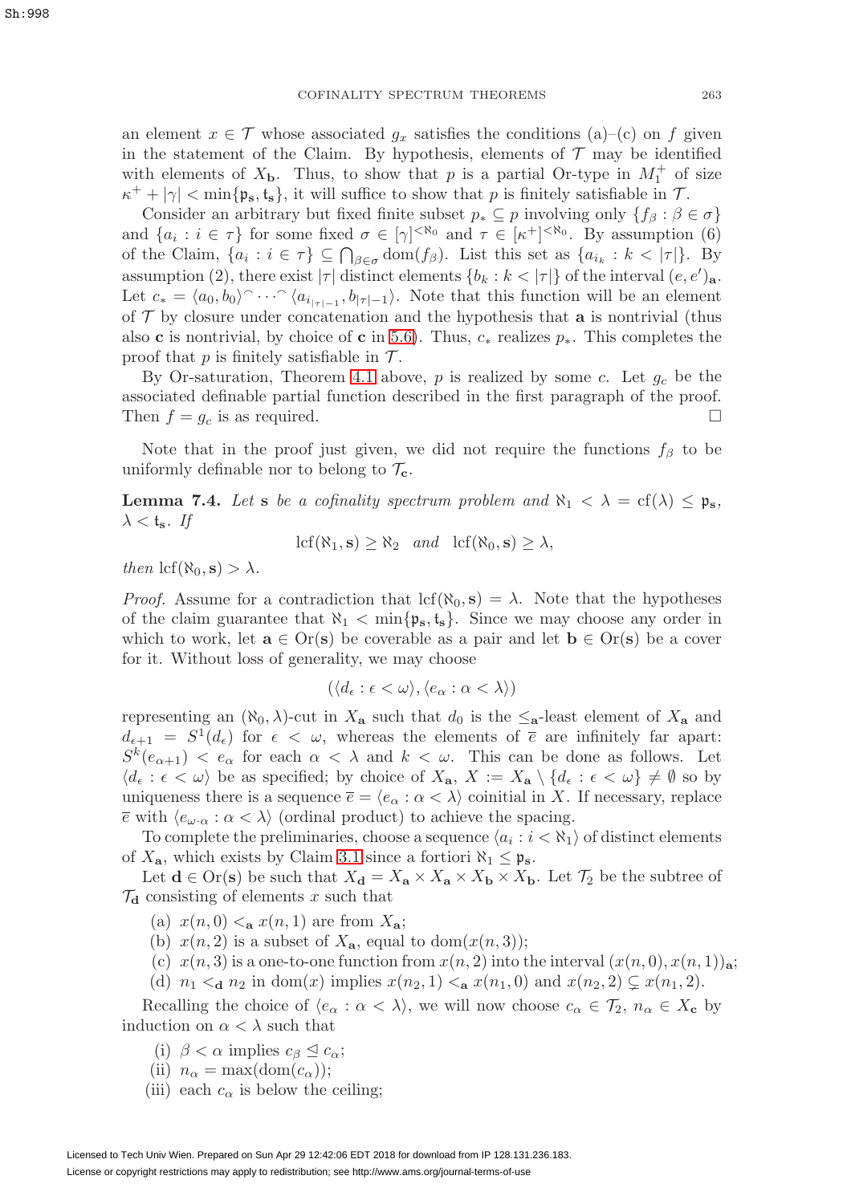an element $x \in \mathcal{T}$ whose associated $g_x$ satisfies the conditions (a)–(c) on $f$ given in the statement of the Claim. By hypothesis, elements of $\mathcal{T}$ may be identified with elements of $X_{\mathbf{b}}$. Thus, to show that $p$ is a partial Or-type in $M_1^+$ of size $\kappa^+ + |\gamma| < \min\{\mathfrak{p}_{\mathbf{s}}, \mathfrak{t}_{\mathbf{s}}\}$, it will suffice to show that $p$ is finitely satisfiable in $\mathcal{T}$.

Consider an arbitrary but fixed finite subset $p_* \subseteq p$ involving only $\{f_\beta : \beta \in \sigma\}$ and $\{a_i : i \in \tau\}$ for some fixed $\sigma \in [\gamma]^{<\aleph_0}$ and $\tau \in [\kappa^+]^{<\aleph_0}$. By assumption (6) of the Claim, $\{a_i : i \in \tau\} \subseteq \bigcap_{\beta \in \sigma} \operatorname{dom}(f_\beta)$. List this set as $\{a_{i_k} : k < |\tau|\}$. By assumption (2), there exist $|\tau|$ distinct elements $\{b_k : k < |\tau|\}$ of the interval $(e, e')_{\mathbf{a}}$. Let $c_* = \langle a_0, b_0 \rangle^\frown \cdots ^\frown \langle a_{i_{|\tau|-1}}, b_{|\tau|-1} \rangle$. Note that this function will be an element of $\mathcal{T}$ by closure under concatenation and the hypothesis that $\mathbf{a}$ is nontrivial (thus also $\mathbf{c}$ is nontrivial, by choice of $\mathbf{c}$ in 5.6). Thus, $c_*$ realizes $p_*$. This completes the proof that $p$ is finitely satisfiable in $\mathcal{T}$.

By Or-saturation, Theorem 4.1 above, $p$ is realized by some $c$. Let $g_c$ be the associated definable partial function described in the first paragraph of the proof. Then $f = g_c$ is as required. $\square$

Note that in the proof just given, we did not require the functions $f_\beta$ to be uniformly definable nor to belong to $\mathcal{T}_{\mathbf{c}}$.

**Lemma 7.4.** *Let* $\mathbf{s}$ *be a cofinality spectrum problem and* $\aleph_1 < \lambda = \operatorname{cf}(\lambda) \leq \mathfrak{p}_{\mathbf{s}}$, $\lambda < \mathfrak{t}_{\mathbf{s}}$. *If*

$$\operatorname{lcf}(\aleph_1, \mathbf{s}) \geq \aleph_2 \quad \textit{and} \quad \operatorname{lcf}(\aleph_0, \mathbf{s}) \geq \lambda,$$

*then* $\operatorname{lcf}(\aleph_0, \mathbf{s}) > \lambda$.

*Proof.* Assume for a contradiction that $\operatorname{lcf}(\aleph_0, \mathbf{s}) = \lambda$. Note that the hypotheses of the claim guarantee that $\aleph_1 < \min\{\mathfrak{p}_{\mathbf{s}}, \mathfrak{t}_{\mathbf{s}}\}$. Since we may choose any order in which to work, let $\mathbf{a} \in \operatorname{Or}(\mathbf{s})$ be coverable as a pair and let $\mathbf{b} \in \operatorname{Or}(\mathbf{s})$ be a cover for it. Without loss of generality, we may choose

$$(\langle d_\epsilon : \epsilon < \omega \rangle, \langle e_\alpha : \alpha < \lambda \rangle)$$

representing an $(\aleph_0, \lambda)$-cut in $X_{\mathbf{a}}$ such that $d_0$ is the $\leq_{\mathbf{a}}$-least element of $X_{\mathbf{a}}$ and $d_{\epsilon+1} = S^1(d_\epsilon)$ for $\epsilon < \omega$, whereas the elements of $\overline{e}$ are infinitely far apart: $S^k(e_{\alpha+1}) < e_\alpha$ for each $\alpha < \lambda$ and $k < \omega$. This can be done as follows. Let $\langle d_\epsilon : \epsilon < \omega \rangle$ be as specified; by choice of $X_{\mathbf{a}}$, $X := X_{\mathbf{a}} \setminus \{d_\epsilon : \epsilon < \omega\} \neq \emptyset$ so by uniqueness there is a sequence $\overline{e} = \langle e_\alpha : \alpha < \lambda \rangle$ coinitial in $X$. If necessary, replace $\overline{e}$ with $\langle e_{\omega \cdot \alpha} : \alpha < \lambda \rangle$ (ordinal product) to achieve the spacing.

To complete the preliminaries, choose a sequence $\langle a_i : i < \aleph_1 \rangle$ of distinct elements of $X_{\mathbf{a}}$, which exists by Claim 3.1 since a fortiori $\aleph_1 \leq \mathfrak{p}_{\mathbf{s}}$.

Let $\mathbf{d} \in \operatorname{Or}(\mathbf{s})$ be such that $X_{\mathbf{d}} = X_{\mathbf{a}} \times X_{\mathbf{a}} \times X_{\mathbf{b}} \times X_{\mathbf{b}}$. Let $\mathcal{T}_2$ be the subtree of $\mathcal{T}_{\mathbf{d}}$ consisting of elements $x$ such that

(a) $x(n, 0) <_{\mathbf{a}} x(n, 1)$ are from $X_{\mathbf{a}}$;

(b) $x(n, 2)$ is a subset of $X_{\mathbf{a}}$, equal to $\operatorname{dom}(x(n, 3))$;

(c) $x(n, 3)$ is a one-to-one function from $x(n, 2)$ into the interval $(x(n, 0), x(n, 1))_{\mathbf{a}}$;

(d) $n_1 <_{\mathbf{d}} n_2$ in $\operatorname{dom}(x)$ implies $x(n_2, 1) <_{\mathbf{a}} x(n_1, 0)$ and $x(n_2, 2) \subsetneq x(n_1, 2)$.

Recalling the choice of $\langle e_\alpha : \alpha < \lambda \rangle$, we will now choose $c_\alpha \in \mathcal{T}_2$, $n_\alpha \in X_{\mathbf{c}}$ by induction on $\alpha < \lambda$ such that

(i) $\beta < \alpha$ implies $c_\beta \trianglelefteq c_\alpha$;

(ii) $n_\alpha = \max(\operatorname{dom}(c_\alpha))$;

(iii) each $c_\alpha$ is below the ceiling;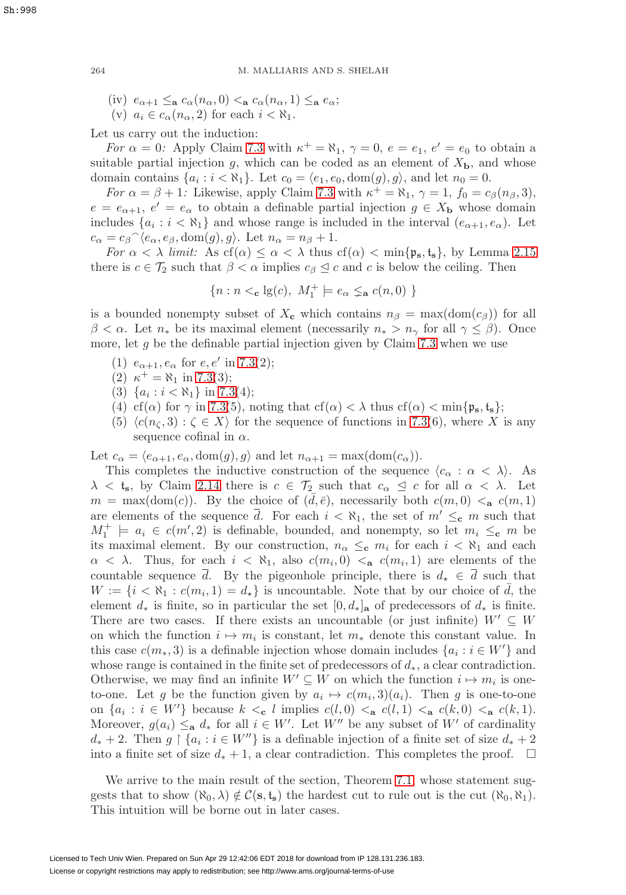(iv) $e_{\alpha+1} \leq_{\mathbf{a}} c_\alpha(n_\alpha, 0) <_{\mathbf{a}} c_\alpha(n_\alpha, 1) \leq_{\mathbf{a}} e_\alpha$;

(v) $a_i \in c_\alpha(n_\alpha, 2)$ for each $i < \aleph_1$.

Let us carry out the induction:

*For $\alpha = 0$:* Apply Claim 7.3 with $\kappa^+ = \aleph_1$, $\gamma = 0$, $e = e_1$, $e' = e_0$ to obtain a suitable partial injection $g$, which can be coded as an element of $X_{\mathbf{b}}$, and whose domain contains $\{a_i : i < \aleph_1\}$. Let $c_0 = \langle e_1, e_0, \mathrm{dom}(g), g\rangle$, and let $n_0 = 0$.

*For $\alpha = \beta + 1$:* Likewise, apply Claim 7.3 with $\kappa^+ = \aleph_1$, $\gamma = 1$, $f_0 = c_\beta(n_\beta, 3)$, $e = e_{\alpha+1}$, $e' = e_\alpha$ to obtain a definable partial injection $g \in X_{\mathbf{b}}$ whose domain includes $\{a_i : i < \aleph_1\}$ and whose range is included in the interval $(e_{\alpha+1}, e_\alpha)$. Let $c_\alpha = c_\beta{}^\frown\langle e_\alpha, e_\beta, \mathrm{dom}(g), g\rangle$. Let $n_\alpha = n_\beta + 1$.

*For $\alpha < \lambda$ limit:* As $\mathrm{cf}(\alpha) \leq \alpha < \lambda$ thus $\mathrm{cf}(\alpha) < \min\{\mathfrak{p}_{\mathbf{s}}, \mathfrak{t}_{\mathbf{s}}\}$, by Lemma 2.15 there is $c \in \mathcal{T}_2$ such that $\beta < \alpha$ implies $c_\beta \trianglelefteq c$ and $c$ is below the ceiling. Then

$$\{n : n <_{\mathbf{c}} \lg(c),\ M_1^+ \models e_\alpha \lneq_{\mathbf{a}} c(n, 0)\ \}$$

is a bounded nonempty subset of $X_{\mathbf{c}}$ which contains $n_\beta = \max(\mathrm{dom}(c_\beta))$ for all $\beta < \alpha$. Let $n_*$ be its maximal element (necessarily $n_* > n_\gamma$ for all $\gamma \leq \beta$). Once more, let $g$ be the definable partial injection given by Claim 7.3 when we use

(1) $e_{\alpha+1}, e_\alpha$ for $e, e'$ in 7.3(2);

(2) $\kappa^+ = \aleph_1$ in 7.3(3);

(3) $\{a_i : i < \aleph_1\}$ in 7.3(4);

(4) $\mathrm{cf}(\alpha)$ for $\gamma$ in 7.3(5), noting that $\mathrm{cf}(\alpha) < \lambda$ thus $\mathrm{cf}(\alpha) < \min\{\mathfrak{p}_{\mathbf{s}}, \mathfrak{t}_{\mathbf{s}}\}$;

(5) $\langle c(n_\zeta, 3) : \zeta \in X\rangle$ for the sequence of functions in 7.3(6), where $X$ is any sequence cofinal in $\alpha$.

Let $c_\alpha = \langle e_{\alpha+1}, e_\alpha, \mathrm{dom}(g), g\rangle$ and let $n_{\alpha+1} = \max(\mathrm{dom}(c_\alpha))$.

This completes the inductive construction of the sequence $\langle c_\alpha : \alpha < \lambda\rangle$. As $\lambda < \mathfrak{t}_{\mathbf{s}}$, by Claim 2.14 there is $c \in \mathcal{T}_2$ such that $c_\alpha \trianglelefteq c$ for all $\alpha < \lambda$. Let $m = \max(\mathrm{dom}(c))$. By the choice of $(\bar{d}, \bar{e})$, necessarily both $c(m, 0) <_{\mathbf{a}} c(m, 1)$ are elements of the sequence $\bar{d}$. For each $i < \aleph_1$, the set of $m' \leq_{\mathbf{c}} m$ such that $M_1^+ \models a_i \in c(m', 2)$ is definable, bounded, and nonempty, so let $m_i \leq_{\mathbf{c}} m$ be its maximal element. By our construction, $n_\alpha \leq_{\mathbf{c}} m_i$ for each $i < \aleph_1$ and each $\alpha < \lambda$. Thus, for each $i < \aleph_1$, also $c(m_i, 0) <_{\mathbf{a}} c(m_i, 1)$ are elements of the countable sequence $\bar{d}$. By the pigeonhole principle, there is $d_\star \in \bar{d}$ such that $W := \{i < \aleph_1 : c(m_i, 1) = d_*\}$ is uncountable. Note that by our choice of $\bar{d}$, the element $d_*$ is finite, so in particular the set $[0, d_*]_{\mathbf{a}}$ of predecessors of $d_*$ is finite. There are two cases. If there exists an uncountable (or just infinite) $W' \subseteq W$ on which the function $i \mapsto m_i$ is constant, let $m_*$ denote this constant value. In this case $c(m_*, 3)$ is a definable injection whose domain includes $\{a_i : i \in W'\}$ and whose range is contained in the finite set of predecessors of $d_*$, a clear contradiction. Otherwise, we may find an infinite $W' \subseteq W$ on which the function $i \mapsto m_i$ is one-to-one. Let $g$ be the function given by $a_i \mapsto c(m_i, 3)(a_i)$. Then $g$ is one-to-one on $\{a_i : i \in W'\}$ because $k <_{\mathbf{c}} l$ implies $c(l, 0) <_{\mathbf{a}} c(l, 1) <_{\mathbf{a}} c(k, 0) <_{\mathbf{a}} c(k, 1)$. Moreover, $g(a_i) \leq_{\mathbf{a}} d_*$ for all $i \in W'$. Let $W''$ be any subset of $W'$ of cardinality $d_* + 2$. Then $g \upharpoonright \{a_i : i \in W''\}$ is a definable injection of a finite set of size $d_* + 2$ into a finite set of size $d_* + 1$, a clear contradiction. This completes the proof. $\square$

We arrive to the main result of the section, Theorem 7.1, whose statement suggests that to show $(\aleph_0, \lambda) \notin \mathcal{C}(\mathbf{s}, \mathfrak{t}_{\mathbf{s}})$ the hardest cut to rule out is the cut $(\aleph_0, \aleph_1)$. This intuition will be borne out in later cases.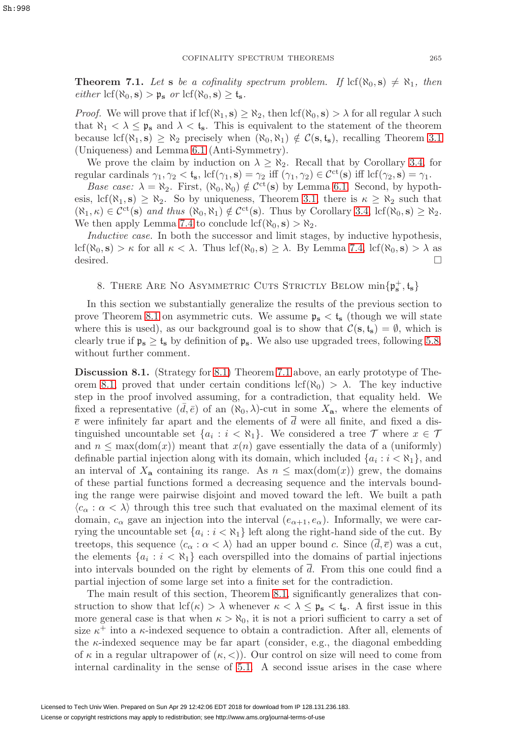**Theorem 7.1.** *Let $\mathbf{s}$ be a cofinality spectrum problem. If $\operatorname{lcf}(\aleph_0, \mathbf{s}) \neq \aleph_1$, then either $\operatorname{lcf}(\aleph_0, \mathbf{s}) > \mathfrak{p}_\mathbf{s}$ or $\operatorname{lcf}(\aleph_0, \mathbf{s}) \geq \mathfrak{t}_\mathbf{s}$.*

*Proof.* We will prove that if $\operatorname{lcf}(\aleph_1, \mathbf{s}) \geq \aleph_2$, then $\operatorname{lcf}(\aleph_0, \mathbf{s}) > \lambda$ for all regular $\lambda$ such that $\aleph_1 < \lambda \leq \mathfrak{p}_\mathbf{s}$ and $\lambda < \mathfrak{t}_\mathbf{s}$. This is equivalent to the statement of the theorem because $\operatorname{lcf}(\aleph_1, \mathbf{s}) \geq \aleph_2$ precisely when $(\aleph_0, \aleph_1) \notin \mathcal{C}(\mathbf{s}, \mathfrak{t}_\mathbf{s})$, recalling Theorem 3.1 (Uniqueness) and Lemma 6.1 (Anti-Symmetry).

We prove the claim by induction on $\lambda \geq \aleph_2$. Recall that by Corollary 3.4, for regular cardinals $\gamma_1, \gamma_2 < \mathfrak{t}_\mathbf{s}$, $\operatorname{lcf}(\gamma_1, \mathbf{s}) = \gamma_2$ iff $(\gamma_1, \gamma_2) \in \mathcal{C}^{\mathrm{ct}}(\mathbf{s})$ iff $\operatorname{lcf}(\gamma_2, \mathbf{s}) = \gamma_1$.

*Base case:* $\lambda = \aleph_2$. First, $(\aleph_0, \aleph_0) \notin \mathcal{C}^{\mathrm{ct}}(\mathbf{s})$ by Lemma 6.1. Second, by hypothesis, $\operatorname{lcf}(\aleph_1, \mathbf{s}) \geq \aleph_2$. So by uniqueness, Theorem 3.1, there is $\kappa \geq \aleph_2$ such that $(\aleph_1, \kappa) \in \mathcal{C}^{\mathrm{ct}}(\mathbf{s})$ *and thus* $(\aleph_0, \aleph_1) \notin \mathcal{C}^{\mathrm{ct}}(\mathbf{s})$. Thus by Corollary 3.4, $\operatorname{lcf}(\aleph_0, \mathbf{s}) \geq \aleph_2$. We then apply Lemma 7.4 to conclude $\operatorname{lcf}(\aleph_0, \mathbf{s}) > \aleph_2$.

*Inductive case.* In both the successor and limit stages, by inductive hypothesis, $\operatorname{lcf}(\aleph_0, \mathbf{s}) > \kappa$ for all $\kappa < \lambda$. Thus $\operatorname{lcf}(\aleph_0, \mathbf{s}) \geq \lambda$. By Lemma 7.4, $\operatorname{lcf}(\aleph_0, \mathbf{s}) > \lambda$ as desired. $\square$

## 8. There Are No Asymmetric Cuts Strictly Below $\min\{\mathfrak{p}_\mathbf{s}^+, \mathfrak{t}_\mathbf{s}\}$

In this section we substantially generalize the results of the previous section to prove Theorem 8.1 on asymmetric cuts. We assume $\mathfrak{p}_\mathbf{s} < \mathfrak{t}_\mathbf{s}$ (though we will state where this is used), as our background goal is to show that $\mathcal{C}(\mathbf{s}, \mathfrak{t}_\mathbf{s}) = \emptyset$, which is clearly true if $\mathfrak{p}_\mathbf{s} \geq \mathfrak{t}_\mathbf{s}$ by definition of $\mathfrak{p}_\mathbf{s}$. We also use upgraded trees, following 5.8, without further comment.

**Discussion 8.1.** (Strategy for 8.1) Theorem 7.1 above, an early prototype of Theorem 8.1, proved that under certain conditions $\operatorname{lcf}(\aleph_0) > \lambda$. The key inductive step in the proof involved assuming, for a contradiction, that equality held. We fixed a representative $(\bar{d}, \bar{e})$ of an $(\aleph_0, \lambda)$-cut in some $X_\mathbf{a}$, where the elements of $\bar{e}$ were infinitely far apart and the elements of $\bar{d}$ were all finite, and fixed a distinguished uncountable set $\{a_i : i < \aleph_1\}$. We considered a tree $\mathcal{T}$ where $x \in \mathcal{T}$ and $n \leq \max(\operatorname{dom}(x))$ meant that $x(n)$ gave essentially the data of a (uniformly) definable partial injection along with its domain, which included $\{a_i : i < \aleph_1\}$, and an interval of $X_\mathbf{a}$ containing its range. As $n \leq \max(\operatorname{dom}(x))$ grew, the domains of these partial functions formed a decreasing sequence and the intervals bounding the range were pairwise disjoint and moved toward the left. We built a path $\langle c_\alpha : \alpha < \lambda \rangle$ through this tree such that evaluated on the maximal element of its domain, $c_\alpha$ gave an injection into the interval $(e_{\alpha+1}, e_\alpha)$. Informally, we were carrying the uncountable set $\{a_i : i < \aleph_1\}$ left along the right-hand side of the cut. By treetops, this sequence $\langle c_\alpha : \alpha < \lambda \rangle$ had an upper bound $c$. Since $(\bar{d}, \bar{e})$ was a cut, the elements $\{a_i : i < \aleph_1\}$ each overspilled into the domains of partial injections into intervals bounded on the right by elements of $\bar{d}$. From this one could find a partial injection of some large set into a finite set for the contradiction.

The main result of this section, Theorem 8.1, significantly generalizes that construction to show that $\operatorname{lcf}(\kappa) > \lambda$ whenever $\kappa < \lambda \leq \mathfrak{p}_\mathbf{s} < \mathfrak{t}_\mathbf{s}$. A first issue in this more general case is that when $\kappa > \aleph_0$, it is not a priori sufficient to carry a set of size $\kappa^+$ into a $\kappa$-indexed sequence to obtain a contradiction. After all, elements of the $\kappa$-indexed sequence may be far apart (consider, e.g., the diagonal embedding of $\kappa$ in a regular ultrapower of $(\kappa, <)$). Our control on size will need to come from internal cardinality in the sense of 5.1. A second issue arises in the case where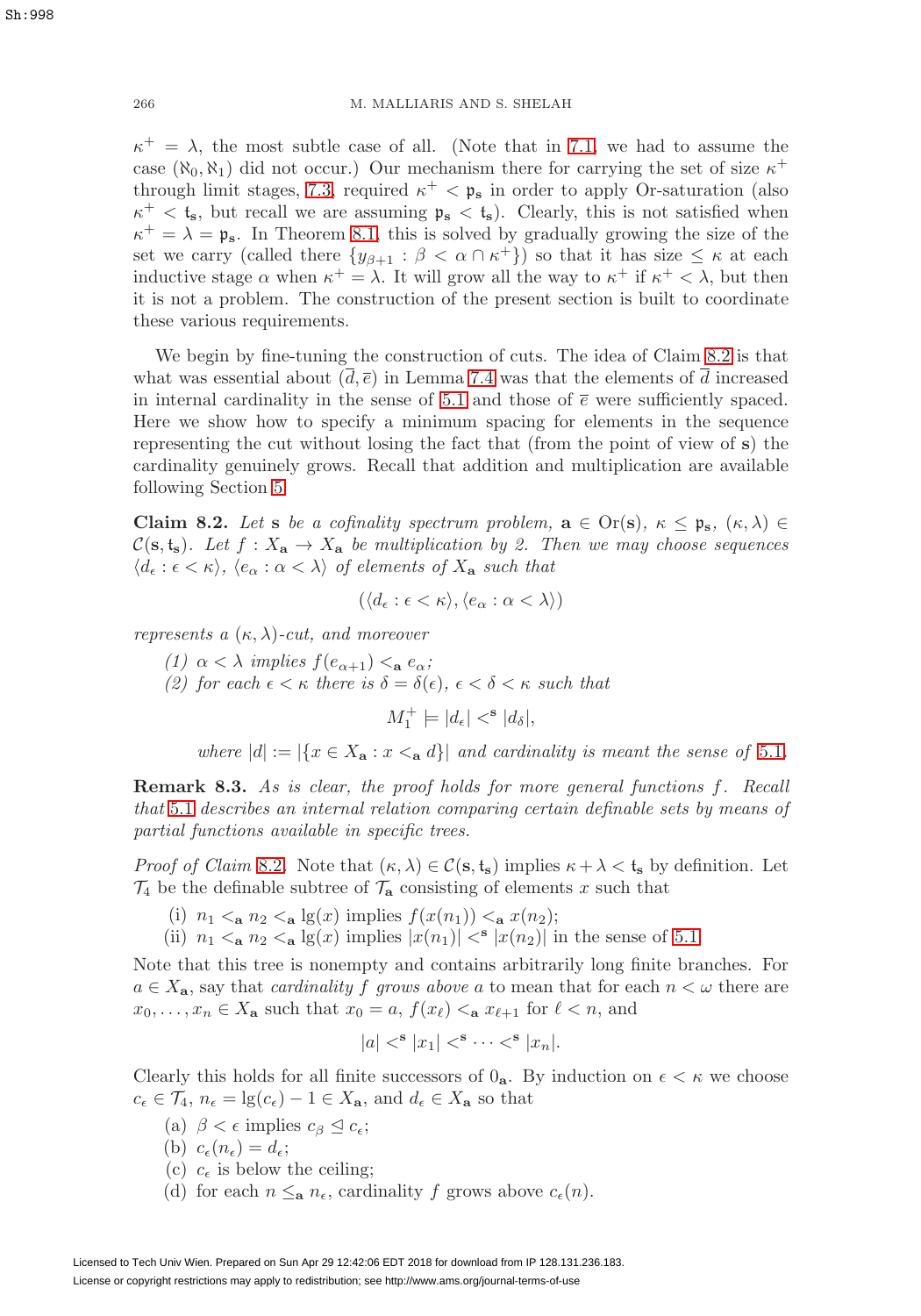$\kappa^+ = \lambda$, the most subtle case of all. (Note that in 7.1, we had to assume the case $(\aleph_0, \aleph_1)$ did not occur.) Our mechanism there for carrying the set of size $\kappa^+$ through limit stages, 7.3, required $\kappa^+ < \mathfrak{p}_\mathbf{s}$ in order to apply Or-saturation (also $\kappa^+ < \mathfrak{t}_\mathbf{s}$, but recall we are assuming $\mathfrak{p}_\mathbf{s} < \mathfrak{t}_\mathbf{s}$). Clearly, this is not satisfied when $\kappa^+ = \lambda = \mathfrak{p}_\mathbf{s}$. In Theorem 8.1, this is solved by gradually growing the size of the set we carry (called there $\{y_{\beta+1} : \beta < \alpha \cap \kappa^+\}$) so that it has size $\leq \kappa$ at each inductive stage $\alpha$ when $\kappa^+ = \lambda$. It will grow all the way to $\kappa^+$ if $\kappa^+ < \lambda$, but then it is not a problem. The construction of the present section is built to coordinate these various requirements.

We begin by fine-tuning the construction of cuts. The idea of Claim 8.2 is that what was essential about $(\bar{d}, \bar{e})$ in Lemma 7.4 was that the elements of $\bar{d}$ increased in internal cardinality in the sense of 5.1 and those of $\bar{e}$ were sufficiently spaced. Here we show how to specify a minimum spacing for elements in the sequence representing the cut without losing the fact that (from the point of view of $\mathbf{s}$) the cardinality genuinely grows. Recall that addition and multiplication are available following Section 5.

**Claim 8.2.** *Let $\mathbf{s}$ be a cofinality spectrum problem, $\mathbf{a} \in \mathrm{Or}(\mathbf{s})$, $\kappa \leq \mathfrak{p}_\mathbf{s}$, $(\kappa, \lambda) \in \mathcal{C}(\mathbf{s}, \mathfrak{t}_\mathbf{s})$. Let $f : X_\mathbf{a} \to X_\mathbf{a}$ be multiplication by 2. Then we may choose sequences $\langle d_\epsilon : \epsilon < \kappa \rangle$, $\langle e_\alpha : \alpha < \lambda \rangle$ of elements of $X_\mathbf{a}$ such that*

$$(\langle d_\epsilon : \epsilon < \kappa \rangle, \langle e_\alpha : \alpha < \lambda \rangle)$$

*represents a $(\kappa, \lambda)$-cut, and moreover*

*(1) $\alpha < \lambda$ implies $f(e_{\alpha+1}) <_\mathbf{a} e_\alpha$;*

*(2) for each $\epsilon < \kappa$ there is $\delta = \delta(\epsilon)$, $\epsilon < \delta < \kappa$ such that*

$$M_1^+ \models |d_\epsilon| <^\mathbf{s} |d_\delta|,$$

*where $|d| := |\{x \in X_\mathbf{a} : x <_\mathbf{a} d\}|$ and cardinality is meant the sense of 5.1.*

**Remark 8.3.** *As is clear, the proof holds for more general functions $f$. Recall that 5.1 describes an internal relation comparing certain definable sets by means of partial functions available in specific trees.*

*Proof of Claim* 8.2. Note that $(\kappa, \lambda) \in \mathcal{C}(\mathbf{s}, \mathfrak{t}_\mathbf{s})$ implies $\kappa + \lambda < \mathfrak{t}_\mathbf{s}$ by definition. Let $\mathcal{T}_4$ be the definable subtree of $\mathcal{T}_\mathbf{a}$ consisting of elements $x$ such that

(i) $n_1 <_\mathbf{a} n_2 <_\mathbf{a} \lg(x)$ implies $f(x(n_1)) <_\mathbf{a} x(n_2)$;

(ii) $n_1 <_\mathbf{a} n_2 <_\mathbf{a} \lg(x)$ implies $|x(n_1)| <^\mathbf{s} |x(n_2)|$ in the sense of 5.1.

Note that this tree is nonempty and contains arbitrarily long finite branches. For $a \in X_\mathbf{a}$, say that *cardinality $f$ grows above $a$* to mean that for each $n < \omega$ there are $x_0, \ldots, x_n \in X_\mathbf{a}$ such that $x_0 = a$, $f(x_\ell) <_\mathbf{a} x_{\ell+1}$ for $\ell < n$, and

$$|a| <^\mathbf{s} |x_1| <^\mathbf{s} \cdots <^\mathbf{s} |x_n|.$$

Clearly this holds for all finite successors of $0_\mathbf{a}$. By induction on $\epsilon < \kappa$ we choose $c_\epsilon \in \mathcal{T}_4$, $n_\epsilon = \lg(c_\epsilon) - 1 \in X_\mathbf{a}$, and $d_\epsilon \in X_\mathbf{a}$ so that

(a) $\beta < \epsilon$ implies $c_\beta \trianglelefteq c_\epsilon$;

(b) $c_\epsilon(n_\epsilon) = d_\epsilon$;

(c) $c_\epsilon$ is below the ceiling;

(d) for each $n \leq_\mathbf{a} n_\epsilon$, cardinality $f$ grows above $c_\epsilon(n)$.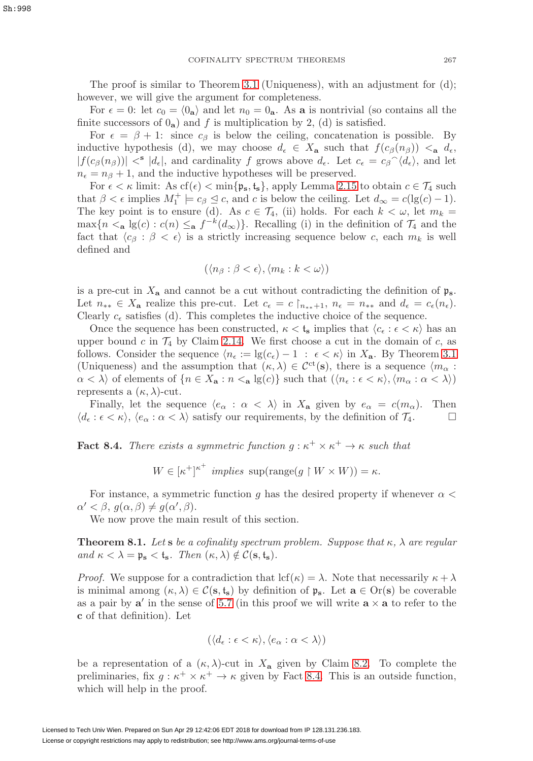The proof is similar to Theorem 3.1 (Uniqueness), with an adjustment for (d); however, we will give the argument for completeness.

For $\epsilon = 0$: let $c_0 = \langle 0_{\mathbf{a}} \rangle$ and let $n_0 = 0_{\mathbf{a}}$. As $\mathbf{a}$ is nontrivial (so contains all the finite successors of $0_{\mathbf{a}}$) and $f$ is multiplication by 2, (d) is satisfied.

For $\epsilon = \beta + 1$: since $c_\beta$ is below the ceiling, concatenation is possible. By inductive hypothesis (d), we may choose $d_\epsilon \in X_{\mathbf{a}}$ such that $f(c_\beta(n_\beta)) <_{\mathbf{a}} d_\epsilon$, $|f(c_\beta(n_\beta))| <^{\mathbf{s}} |d_\epsilon|$, and cardinality $f$ grows above $d_\epsilon$. Let $c_\epsilon = c_\beta{}^\frown\langle d_\epsilon \rangle$, and let $n_\epsilon = n_\beta + 1$, and the inductive hypotheses will be preserved.

For $\epsilon < \kappa$ limit: As $\mathrm{cf}(\epsilon) < \min\{\mathfrak{p}_{\mathbf{s}}, \mathfrak{t}_{\mathbf{s}}\}$, apply Lemma 2.15 to obtain $c \in \mathcal{T}_4$ such that $\beta < \epsilon$ implies $M_1^+ \models c_\beta \trianglelefteq c$, and $c$ is below the ceiling. Let $d_\infty = c(\lg(c) - 1)$. The key point is to ensure (d). As $c \in \mathcal{T}_4$, (ii) holds. For each $k < \omega$, let $m_k = \max\{n <_{\mathbf{a}} \lg(c) : c(n) \leq_{\mathbf{a}} f^{-k}(d_\infty)\}$. Recalling (i) in the definition of $\mathcal{T}_4$ and the fact that $\langle c_\beta : \beta < \epsilon \rangle$ is a strictly increasing sequence below $c$, each $m_k$ is well defined and

$$(\langle n_\beta : \beta < \epsilon \rangle, \langle m_k : k < \omega \rangle)$$

is a pre-cut in $X_{\mathbf{a}}$ and cannot be a cut without contradicting the definition of $\mathfrak{p}_{\mathbf{s}}$. Let $n_{**} \in X_{\mathbf{a}}$ realize this pre-cut. Let $c_\epsilon = c \restriction_{n_{**}+1}$, $n_\epsilon = n_{**}$ and $d_\epsilon = c_\epsilon(n_\epsilon)$. Clearly $c_\epsilon$ satisfies (d). This completes the inductive choice of the sequence.

Once the sequence has been constructed, $\kappa < \mathfrak{t}_{\mathbf{s}}$ implies that $\langle c_\epsilon : \epsilon < \kappa \rangle$ has an upper bound $c$ in $\mathcal{T}_4$ by Claim 2.14. We first choose a cut in the domain of $c$, as follows. Consider the sequence $\langle n_\epsilon := \lg(c_\epsilon) - 1 \ : \ \epsilon < \kappa \rangle$ in $X_{\mathbf{a}}$. By Theorem 3.1 (Uniqueness) and the assumption that $(\kappa, \lambda) \in \mathcal{C}^{\mathrm{ct}}(\mathbf{s})$, there is a sequence $\langle m_\alpha : \alpha < \lambda \rangle$ of elements of $\{n \in X_{\mathbf{a}} : n <_{\mathbf{a}} \lg(c)\}$ such that $(\langle n_\epsilon : \epsilon < \kappa \rangle, \langle m_\alpha : \alpha < \lambda \rangle)$ represents a $(\kappa, \lambda)$-cut.

Finally, let the sequence $\langle e_\alpha : \alpha < \lambda \rangle$ in $X_{\mathbf{a}}$ given by $e_\alpha = c(m_\alpha)$. Then $\langle d_\epsilon : \epsilon < \kappa \rangle$, $\langle e_\alpha : \alpha < \lambda \rangle$ satisfy our requirements, by the definition of $\mathcal{T}_4$. $\square$

**Fact 8.4.** *There exists a symmetric function $g : \kappa^+ \times \kappa^+ \to \kappa$ such that*

$$W \in [\kappa^+]^{\kappa^+} \textit{ implies } \sup(\mathrm{range}(g \restriction W \times W)) = \kappa.$$

For instance, a symmetric function $g$ has the desired property if whenever $\alpha < \alpha' < \beta$, $g(\alpha, \beta) \neq g(\alpha', \beta)$.

We now prove the main result of this section.

**Theorem 8.1.** *Let $\mathbf{s}$ be a cofinality spectrum problem. Suppose that $\kappa$, $\lambda$ are regular and $\kappa < \lambda = \mathfrak{p}_{\mathbf{s}} < \mathfrak{t}_{\mathbf{s}}$. Then $(\kappa, \lambda) \notin \mathcal{C}(\mathbf{s}, \mathfrak{t}_{\mathbf{s}})$.*

*Proof.* We suppose for a contradiction that $\mathrm{lcf}(\kappa) = \lambda$. Note that necessarily $\kappa + \lambda$ is minimal among $(\kappa, \lambda) \in \mathcal{C}(\mathbf{s}, \mathfrak{t}_{\mathbf{s}})$ by definition of $\mathfrak{p}_{\mathbf{s}}$. Let $\mathbf{a} \in \mathrm{Or}(\mathbf{s})$ be coverable as a pair by $\mathbf{a}'$ in the sense of 5.7 (in this proof we will write $\mathbf{a} \times \mathbf{a}$ to refer to the $\mathbf{c}$ of that definition). Let

$$(\langle d_\epsilon : \epsilon < \kappa \rangle, \langle e_\alpha : \alpha < \lambda \rangle)$$

be a representation of a $(\kappa, \lambda)$-cut in $X_{\mathbf{a}}$ given by Claim 8.2. To complete the preliminaries, fix $g : \kappa^+ \times \kappa^+ \to \kappa$ given by Fact 8.4. This is an outside function, which will help in the proof.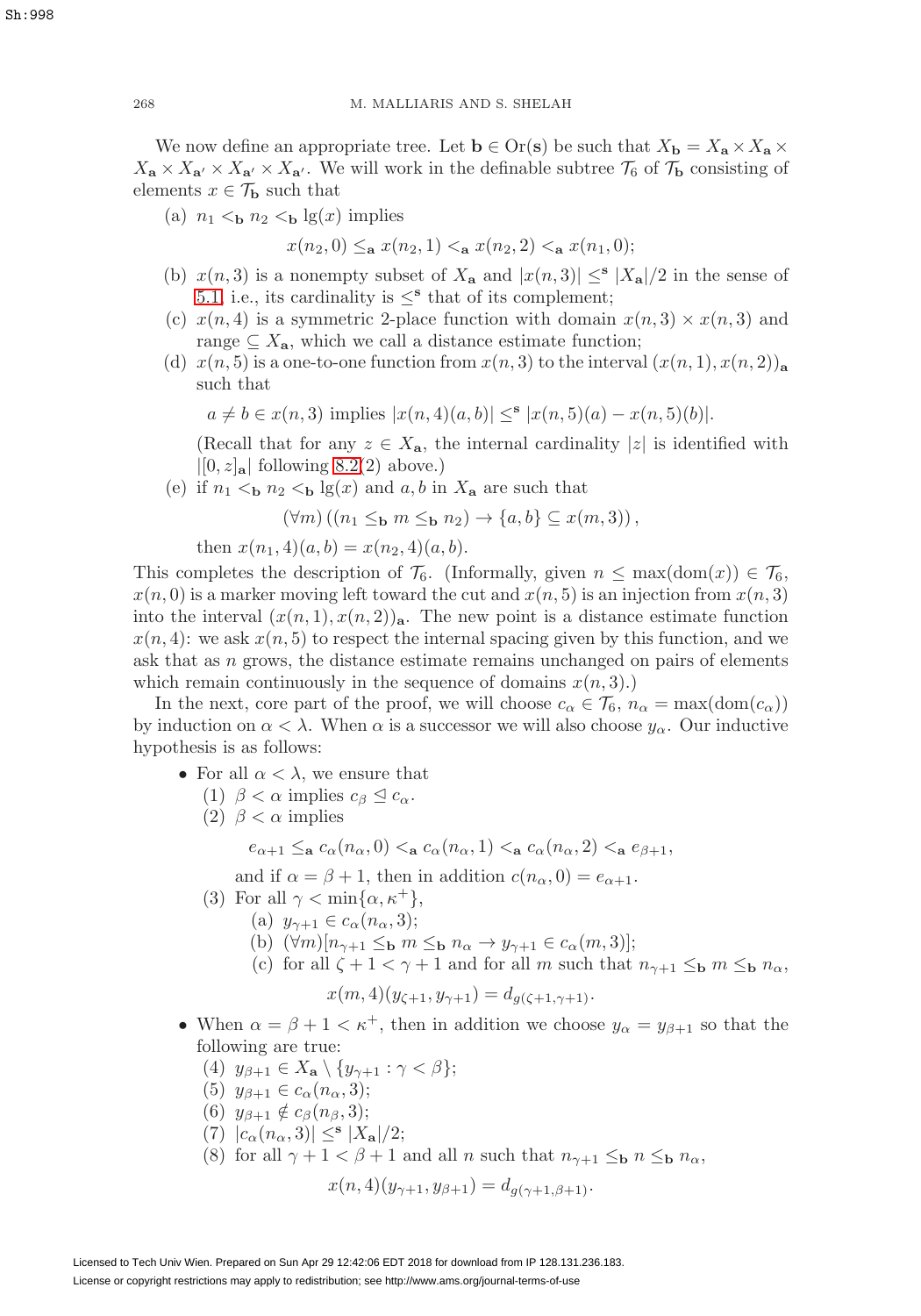We now define an appropriate tree. Let $\mathbf{b} \in \text{Or}(\mathbf{s})$ be such that $X_\mathbf{b} = X_\mathbf{a} \times X_\mathbf{a} \times X_\mathbf{a} \times X_{\mathbf{a}'} \times X_{\mathbf{a}'} \times X_{\mathbf{a}'}$. We will work in the definable subtree $\mathcal{T}_6$ of $\mathcal{T}_\mathbf{b}$ consisting of elements $x \in \mathcal{T}_\mathbf{b}$ such that

(a) $n_1 <_\mathbf{b} n_2 <_\mathbf{b} \lg(x)$ implies

$$x(n_2, 0) \leq_\mathbf{a} x(n_2, 1) <_\mathbf{a} x(n_2, 2) <_\mathbf{a} x(n_1, 0);$$

(b) $x(n, 3)$ is a nonempty subset of $X_\mathbf{a}$ and $|x(n, 3)| \leq^\mathbf{s} |X_\mathbf{a}|/2$ in the sense of 5.1, i.e., its cardinality is $\leq^\mathbf{s}$ that of its complement;

(c) $x(n, 4)$ is a symmetric 2-place function with domain $x(n, 3) \times x(n, 3)$ and range $\subseteq X_\mathbf{a}$, which we call a distance estimate function;

(d) $x(n, 5)$ is a one-to-one function from $x(n, 3)$ to the interval $(x(n, 1), x(n, 2))_\mathbf{a}$ such that

$$a \neq b \in x(n, 3) \text{ implies } |x(n, 4)(a, b)| \leq^\mathbf{s} |x(n, 5)(a) - x(n, 5)(b)|.$$

(Recall that for any $z \in X_\mathbf{a}$, the internal cardinality $|z|$ is identified with $|[0, z]_\mathbf{a}|$ following 8.2(2) above.)

(e) if $n_1 <_\mathbf{b} n_2 <_\mathbf{b} \lg(x)$ and $a, b$ in $X_\mathbf{a}$ are such that

$$(\forall m) \left( (n_1 \leq_\mathbf{b} m \leq_\mathbf{b} n_2) \to \{a, b\} \subseteq x(m, 3) \right),$$

then $x(n_1, 4)(a, b) = x(n_2, 4)(a, b)$.

This completes the description of $\mathcal{T}_6$. (Informally, given $n \leq \max(\text{dom}(x)) \in \mathcal{T}_6$, $x(n, 0)$ is a marker moving left toward the cut and $x(n, 5)$ is an injection from $x(n, 3)$ into the interval $(x(n, 1), x(n, 2))_\mathbf{a}$. The new point is a distance estimate function $x(n, 4)$: we ask $x(n, 5)$ to respect the internal spacing given by this function, and we ask that as $n$ grows, the distance estimate remains unchanged on pairs of elements which remain continuously in the sequence of domains $x(n, 3)$.)

In the next, core part of the proof, we will choose $c_\alpha \in \mathcal{T}_6$, $n_\alpha = \max(\text{dom}(c_\alpha))$ by induction on $\alpha < \lambda$. When $\alpha$ is a successor we will also choose $y_\alpha$. Our inductive hypothesis is as follows:

- For all $\alpha < \lambda$, we ensure that
  (1) $\beta < \alpha$ implies $c_\beta \trianglelefteq c_\alpha$.
  (2) $\beta < \alpha$ implies

  $$e_{\alpha+1} \leq_\mathbf{a} c_\alpha(n_\alpha, 0) <_\mathbf{a} c_\alpha(n_\alpha, 1) <_\mathbf{a} c_\alpha(n_\alpha, 2) <_\mathbf{a} e_{\beta+1},$$

  and if $\alpha = \beta + 1$, then in addition $c(n_\alpha, 0) = e_{\alpha+1}$.
  (3) For all $\gamma < \min\{\alpha, \kappa^+\}$,
    (a) $y_{\gamma+1} \in c_\alpha(n_\alpha, 3)$;
    (b) $(\forall m)[n_{\gamma+1} \leq_\mathbf{b} m \leq_\mathbf{b} n_\alpha \to y_{\gamma+1} \in c_\alpha(m, 3)]$;
    (c) for all $\zeta + 1 < \gamma + 1$ and for all $m$ such that $n_{\gamma+1} \leq_\mathbf{b} m \leq_\mathbf{b} n_\alpha$,

    $$x(m, 4)(y_{\zeta+1}, y_{\gamma+1}) = d_{g(\zeta+1, \gamma+1)}.$$

- When $\alpha = \beta + 1 < \kappa^+$, then in addition we choose $y_\alpha = y_{\beta+1}$ so that the following are true:
  (4) $y_{\beta+1} \in X_\mathbf{a} \setminus \{y_{\gamma+1} : \gamma < \beta\}$;
  (5) $y_{\beta+1} \in c_\alpha(n_\alpha, 3)$;
  (6) $y_{\beta+1} \notin c_\beta(n_\beta, 3)$;
  (7) $|c_\alpha(n_\alpha, 3)| \leq^\mathbf{s} |X_\mathbf{a}|/2$;
  (8) for all $\gamma + 1 < \beta + 1$ and all $n$ such that $n_{\gamma+1} \leq_\mathbf{b} n \leq_\mathbf{b} n_\alpha$,

  $$x(n, 4)(y_{\gamma+1}, y_{\beta+1}) = d_{g(\gamma+1, \beta+1)}.$$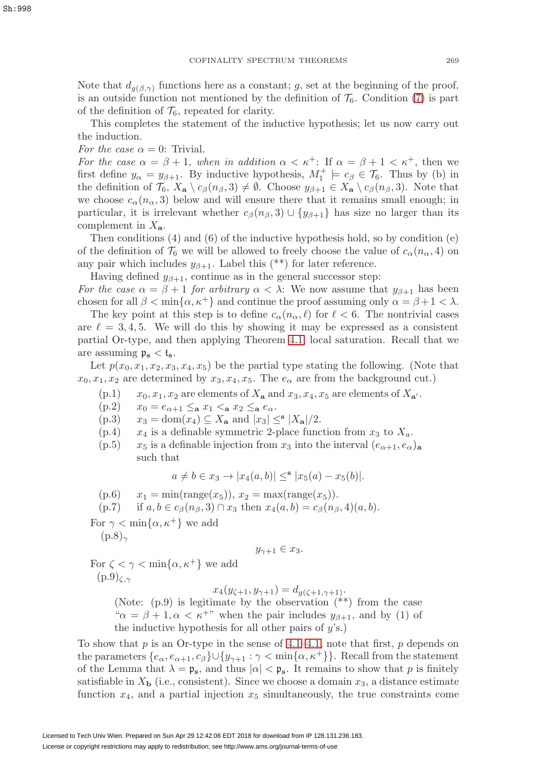Note that $d_{g(\beta,\gamma)}$ functions here as a constant; $g$, set at the beginning of the proof, is an outside function not mentioned by the definition of $\mathcal{T}_6$. Condition (7) is part of the definition of $\mathcal{T}_6$, repeated for clarity.

This completes the statement of the inductive hypothesis; let us now carry out the induction.

*For the case* $\alpha = 0$: Trivial.

*For the case* $\alpha = \beta + 1$, *when in addition* $\alpha < \kappa^+$: If $\alpha = \beta + 1 < \kappa^+$, then we first define $y_\alpha = y_{\beta+1}$. By inductive hypothesis, $M_1^+ \models c_\beta \in \mathcal{T}_6$. Thus by (b) in the definition of $\mathcal{T}_6$, $X_\mathbf{a} \setminus c_\beta(n_\beta, 3) \neq \emptyset$. Choose $y_{\beta+1} \in X_\mathbf{a} \setminus c_\beta(n_\beta, 3)$. Note that we choose $c_\alpha(n_\alpha, 3)$ below and will ensure there that it remains small enough; in particular, it is irrelevant whether $c_\beta(n_\beta, 3) \cup \{y_{\beta+1}\}$ has size no larger than its complement in $X_\mathbf{a}$.

Then conditions (4) and (6) of the inductive hypothesis hold, so by condition (e) of the definition of $\mathcal{T}_6$ we will be allowed to freely choose the value of $c_\alpha(n_\alpha, 4)$ on any pair which includes $y_{\beta+1}$. Label this (**) for later reference.

Having defined $y_{\beta+1}$, continue as in the general successor step:

*For the case* $\alpha = \beta + 1$ *for arbitrary* $\alpha < \lambda$: We now assume that $y_{\beta+1}$ has been chosen for all $\beta < \min\{\alpha, \kappa^+\}$ and continue the proof assuming only $\alpha = \beta + 1 < \lambda$.

The key point at this step is to define $c_\alpha(n_\alpha, \ell)$ for $\ell < 6$. The nontrivial cases are $\ell = 3, 4, 5$. We will do this by showing it may be expressed as a consistent partial Or-type, and then applying Theorem 4.1 local saturation. Recall that we are assuming $\mathfrak{p}_\mathbf{s} < \mathfrak{t}_\mathbf{s}$.

Let $p(x_0, x_1, x_2, x_3, x_4, x_5)$ be the partial type stating the following. (Note that $x_0, x_1, x_2$ are determined by $x_3, x_4, x_5$. The $e_\alpha$ are from the background cut.)

- (p.1) $x_0, x_1, x_2$ are elements of $X_\mathbf{a}$ and $x_3, x_4, x_5$ are elements of $X_{\mathbf{a}'}$.
- (p.2) $x_0 = e_{\alpha+1} \leq_\mathbf{a} x_1 <_\mathbf{a} x_2 \leq_\mathbf{a} e_\alpha$.
- (p.3) $x_3 = \operatorname{dom}(x_4) \subseteq X_\mathbf{a}$ and $|x_3| \leq^\mathbf{s} |X_\mathbf{a}|/2$.
- (p.4) $x_4$ is a definable symmetric 2-place function from $x_3$ to $X_a$.
- (p.5) $x_5$ is a definable injection from $x_3$ into the interval $(e_{\alpha+1}, e_\alpha)_\mathbf{a}$ such that

$$a \neq b \in x_3 \to |x_4(a, b)| \leq^\mathbf{s} |x_5(a) - x_5(b)|.$$

- (p.6) $x_1 = \min(\operatorname{range}(x_5))$, $x_2 = \max(\operatorname{range}(x_5))$.
- (p.7) if $a, b \in c_\beta(n_\beta, 3) \cap x_3$ then $x_4(a, b) = c_\beta(n_\beta, 4)(a, b)$.

For $\gamma < \min\{\alpha, \kappa^+\}$ we add

$(\mathrm{p}.8)_\gamma$

$$y_{\gamma+1} \in x_3.$$

For $\zeta < \gamma < \min\{\alpha, \kappa^+\}$ we add

$(\mathrm{p}.9)_{\zeta,\gamma}$

$$x_4(y_{\zeta+1}, y_{\gamma+1}) = d_{g(\zeta+1,\gamma+1)}.$$

(Note: (p.9) is legitimate by the observation (**) from the case "$\alpha = \beta + 1, \alpha < \kappa^+$" when the pair includes $y_{\beta+1}$, and by (1) of the inductive hypothesis for all other pairs of $y$'s.)

To show that $p$ is an Or-type in the sense of 4.1–4.1, note that first, $p$ depends on the parameters $\{e_\alpha, e_{\alpha+1}, c_\beta\} \cup \{y_{\gamma+1} : \gamma < \min\{\alpha, \kappa^+\}\}$. Recall from the statement of the Lemma that $\lambda = \mathfrak{p}_\mathbf{s}$, and thus $|\alpha| < \mathfrak{p}_\mathbf{s}$. It remains to show that $p$ is finitely satisfiable in $X_\mathbf{b}$ (i.e., consistent). Since we choose a domain $x_3$, a distance estimate function $x_4$, and a partial injection $x_5$ simultaneously, the true constraints come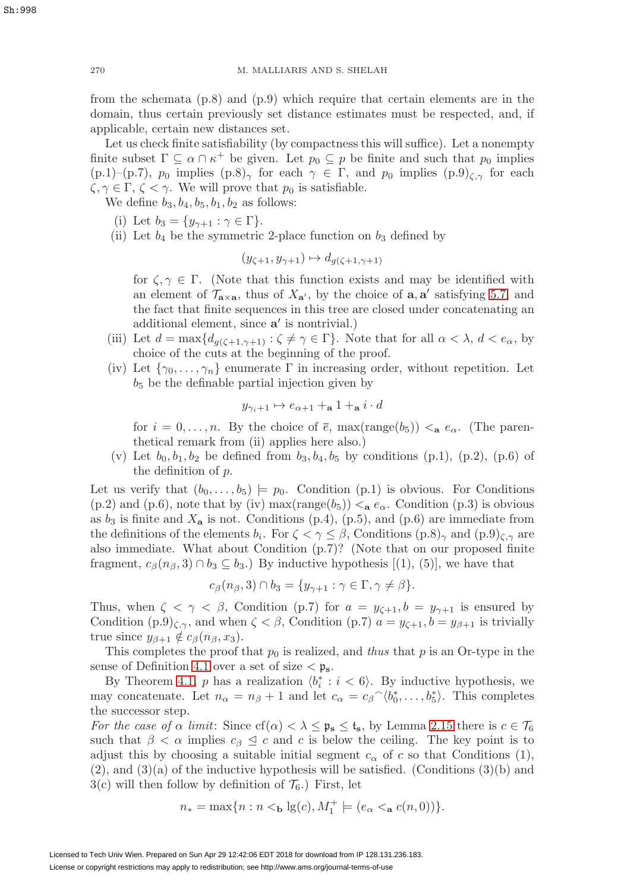from the schemata (p.8) and (p.9) which require that certain elements are in the domain, thus certain previously set distance estimates must be respected, and, if applicable, certain new distances set.

Let us check finite satisfiability (by compactness this will suffice). Let a nonempty finite subset $\Gamma \subseteq \alpha \cap \kappa^+$ be given. Let $p_0 \subseteq p$ be finite and such that $p_0$ implies (p.1)–(p.7), $p_0$ implies $(\text{p.8})_\gamma$ for each $\gamma \in \Gamma$, and $p_0$ implies $(\text{p.9})_{\zeta,\gamma}$ for each $\zeta, \gamma \in \Gamma$, $\zeta < \gamma$. We will prove that $p_0$ is satisfiable.

We define $b_3, b_4, b_5, b_1, b_2$ as follows:

(i) Let $b_3 = \{y_{\gamma+1} : \gamma \in \Gamma\}$.

(ii) Let $b_4$ be the symmetric 2-place function on $b_3$ defined by

$$(y_{\zeta+1}, y_{\gamma+1}) \mapsto d_{g(\zeta+1,\gamma+1)}$$

for $\zeta, \gamma \in \Gamma$. (Note that this function exists and may be identified with an element of $\mathcal{T}_{\mathbf{a}\times\mathbf{a}}$, thus of $X_{\mathbf{a}'}$, by the choice of $\mathbf{a}, \mathbf{a}'$ satisfying 5.7, and the fact that finite sequences in this tree are closed under concatenating an additional element, since $\mathbf{a}'$ is nontrivial.)

(iii) Let $d = \max\{d_{g(\zeta+1,\gamma+1)} : \zeta \neq \gamma \in \Gamma\}$. Note that for all $\alpha < \lambda$, $d < e_\alpha$, by choice of the cuts at the beginning of the proof.

(iv) Let $\{\gamma_0, \dots, \gamma_n\}$ enumerate $\Gamma$ in increasing order, without repetition. Let $b_5$ be the definable partial injection given by

$$y_{\gamma_i+1} \mapsto e_{\alpha+1} +_{\mathbf{a}} 1 +_{\mathbf{a}} i \cdot d$$

for $i = 0, \dots, n$. By the choice of $\overline{e}$, $\max(\text{range}(b_5)) <_{\mathbf{a}} e_\alpha$. (The parenthetical remark from (ii) applies here also.)

(v) Let $b_0, b_1, b_2$ be defined from $b_3, b_4, b_5$ by conditions (p.1), (p.2), (p.6) of the definition of $p$.

Let us verify that $(b_0, \dots, b_5) \models p_0$. Condition (p.1) is obvious. For Conditions (p.2) and (p.6), note that by (iv) $\max(\text{range}(b_5)) <_{\mathbf{a}} e_\alpha$. Condition (p.3) is obvious as $b_3$ is finite and $X_{\mathbf{a}}$ is not. Conditions (p.4), (p.5), and (p.6) are immediate from the definitions of the elements $b_i$. For $\zeta < \gamma \leq \beta$, Conditions $(\text{p.8})_\gamma$ and $(\text{p.9})_{\zeta,\gamma}$ are also immediate. What about Condition (p.7)? (Note that on our proposed finite fragment, $c_\beta(n_\beta, 3) \cap b_3 \subseteq b_3$.) By inductive hypothesis [(1), (5)], we have that

$$c_\beta(n_\beta, 3) \cap b_3 = \{y_{\gamma+1} : \gamma \in \Gamma, \gamma \neq \beta\}.$$

Thus, when $\zeta < \gamma < \beta$, Condition (p.7) for $a = y_{\zeta+1}, b = y_{\gamma+1}$ is ensured by Condition $(\text{p.9})_{\zeta,\gamma}$, and when $\zeta < \beta$, Condition (p.7) $a = y_{\zeta+1}, b = y_{\beta+1}$ is trivially true since $y_{\beta+1} \notin c_\beta(n_\beta, x_3)$.

This completes the proof that $p_0$ is realized, and *thus* that $p$ is an Or-type in the sense of Definition 4.1 over a set of size $< \mathfrak{p}_{\mathbf{s}}$.

By Theorem 4.1, $p$ has a realization $\langle b^*_i : i < 6 \rangle$. By inductive hypothesis, we may concatenate. Let $n_\alpha = n_\beta + 1$ and let $c_\alpha = c_\beta{}^\frown\langle b^*_0, \dots, b^*_5 \rangle$. This completes the successor step.

*For the case of $\alpha$ limit*: Since $\text{cf}(\alpha) < \lambda \leq \mathfrak{p}_{\mathbf{s}} \leq \mathfrak{t}_{\mathbf{s}}$, by Lemma 2.15 there is $c \in \mathcal{T}_6$ such that $\beta < \alpha$ implies $c_\beta \trianglelefteq c$ and $c$ is below the ceiling. The key point is to adjust this by choosing a suitable initial segment $c_\alpha$ of $c$ so that Conditions (1), (2), and (3)(a) of the inductive hypothesis will be satisfied. (Conditions (3)(b) and 3(c) will then follow by definition of $\mathcal{T}_6$.) First, let

$$n_* = \max\{n : n <_{\mathbf{b}} \lg(c), M_1^+ \models (e_\alpha <_{\mathbf{a}} c(n, 0))\}.$$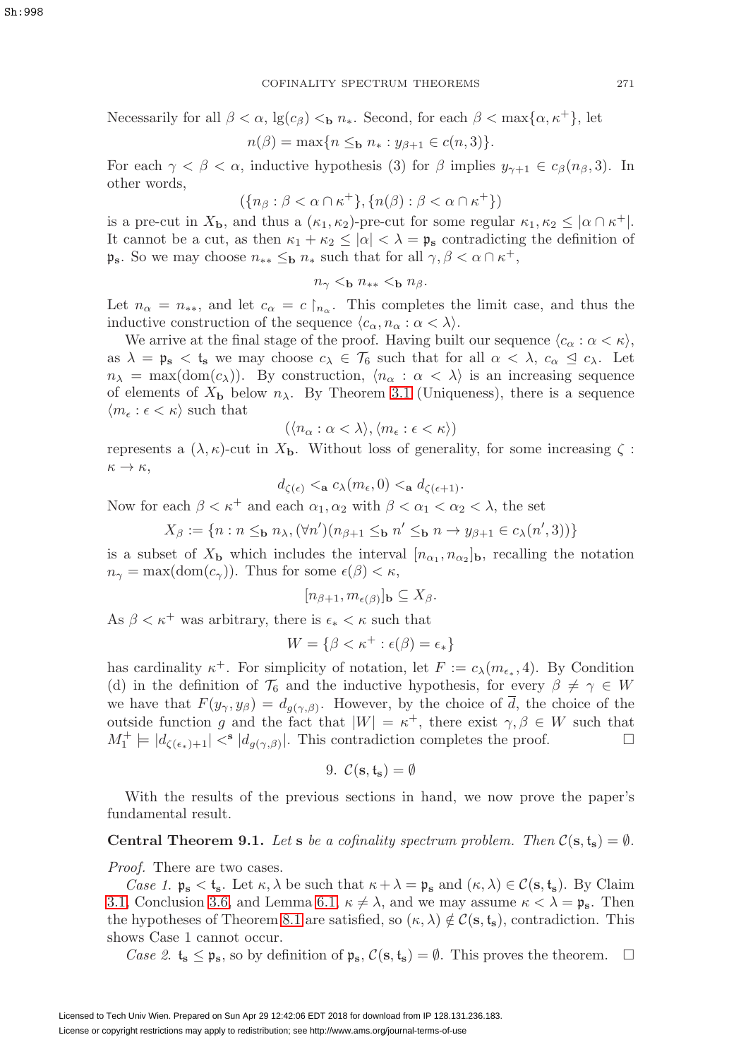Necessarily for all $\beta < \alpha$, $\lg(c_\beta) <_{\mathbf{b}} n_*$. Second, for each $\beta < \max\{\alpha, \kappa^+\}$, let

$$n(\beta) = \max\{n \leq_{\mathbf{b}} n_* : y_{\beta+1} \in c(n, 3)\}.$$

For each $\gamma < \beta < \alpha$, inductive hypothesis (3) for $\beta$ implies $y_{\gamma+1} \in c_\beta(n_\beta, 3)$. In other words,

$$(\{n_\beta : \beta < \alpha \cap \kappa^+\}, \{n(\beta) : \beta < \alpha \cap \kappa^+\})$$

is a pre-cut in $X_{\mathbf{b}}$, and thus a $(\kappa_1, \kappa_2)$-pre-cut for some regular $\kappa_1, \kappa_2 \leq |\alpha \cap \kappa^+|$. It cannot be a cut, as then $\kappa_1 + \kappa_2 \leq |\alpha| < \lambda = \mathfrak{p}_{\mathbf{s}}$ contradicting the definition of $\mathfrak{p}_{\mathbf{s}}$. So we may choose $n_{**} \leq_{\mathbf{b}} n_*$ such that for all $\gamma, \beta < \alpha \cap \kappa^+$,

$$n_\gamma <_{\mathbf{b}} n_{**} <_{\mathbf{b}} n_\beta.$$

Let $n_\alpha = n_{**}$, and let $c_\alpha = c \restriction_{n_\alpha}$. This completes the limit case, and thus the inductive construction of the sequence $\langle c_\alpha, n_\alpha : \alpha < \lambda \rangle$.

We arrive at the final stage of the proof. Having built our sequence $\langle c_\alpha : \alpha < \kappa \rangle$, as $\lambda = \mathfrak{p}_{\mathbf{s}} < \mathfrak{t}_{\mathbf{s}}$ we may choose $c_\lambda \in \mathcal{T}_6$ such that for all $\alpha < \lambda$, $c_\alpha \trianglelefteq c_\lambda$. Let $n_\lambda = \max(\mathrm{dom}(c_\lambda))$. By construction, $\langle n_\alpha : \alpha < \lambda \rangle$ is an increasing sequence of elements of $X_{\mathbf{b}}$ below $n_\lambda$. By Theorem 3.1 (Uniqueness), there is a sequence $\langle m_\epsilon : \epsilon < \kappa \rangle$ such that

$$(\langle n_\alpha : \alpha < \lambda \rangle, \langle m_\epsilon : \epsilon < \kappa \rangle)$$

represents a $(\lambda, \kappa)$-cut in $X_{\mathbf{b}}$. Without loss of generality, for some increasing $\zeta : \kappa \to \kappa$,

$$d_{\zeta(\epsilon)} <_{\mathbf{a}} c_\lambda(m_\epsilon, 0) <_{\mathbf{a}} d_{\zeta(\epsilon+1)}.$$

Now for each $\beta < \kappa^+$ and each $\alpha_1, \alpha_2$ with $\beta < \alpha_1 < \alpha_2 < \lambda$, the set

$$X_\beta := \{n : n \leq_{\mathbf{b}} n_\lambda, (\forall n')(n_{\beta+1} \leq_{\mathbf{b}} n' \leq_{\mathbf{b}} n \to y_{\beta+1} \in c_\lambda(n', 3))\}$$

is a subset of $X_{\mathbf{b}}$ which includes the interval $[n_{\alpha_1}, n_{\alpha_2}]_{\mathbf{b}}$, recalling the notation $n_\gamma = \max(\mathrm{dom}(c_\gamma))$. Thus for some $\epsilon(\beta) < \kappa$,

$$[n_{\beta+1}, m_{\epsilon(\beta)}]_{\mathbf{b}} \subseteq X_\beta.$$

As $\beta < \kappa^+$ was arbitrary, there is $\epsilon_* < \kappa$ such that

$$W = \{\beta < \kappa^+ : \epsilon(\beta) = \epsilon_*\}$$

has cardinality $\kappa^+$. For simplicity of notation, let $F := c_\lambda(m_{\epsilon_*}, 4)$. By Condition (d) in the definition of $\mathcal{T}_6$ and the inductive hypothesis, for every $\beta \neq \gamma \in W$ we have that $F(y_\gamma, y_\beta) = d_{g(\gamma,\beta)}$. However, by the choice of $\overline{d}$, the choice of the outside function $g$ and the fact that $|W| = \kappa^+$, there exist $\gamma, \beta \in W$ such that $M_1^+ \models |d_{\zeta(\epsilon_*)+1}| <^{\mathbf{s}} |d_{g(\gamma,\beta)}|$. This contradiction completes the proof. $\square$

## 9. $\mathcal{C}(\mathbf{s}, \mathfrak{t}_{\mathbf{s}}) = \emptyset$

With the results of the previous sections in hand, we now prove the paper's fundamental result.

**Central Theorem 9.1.** *Let $\mathbf{s}$ be a cofinality spectrum problem. Then $\mathcal{C}(\mathbf{s}, \mathfrak{t}_{\mathbf{s}}) = \emptyset$.*

*Proof.* There are two cases.

*Case 1.* $\mathfrak{p}_{\mathbf{s}} < \mathfrak{t}_{\mathbf{s}}$. Let $\kappa, \lambda$ be such that $\kappa + \lambda = \mathfrak{p}_{\mathbf{s}}$ and $(\kappa, \lambda) \in \mathcal{C}(\mathbf{s}, \mathfrak{t}_{\mathbf{s}})$. By Claim 3.1, Conclusion 3.6, and Lemma 6.1, $\kappa \neq \lambda$, and we may assume $\kappa < \lambda = \mathfrak{p}_{\mathbf{s}}$. Then the hypotheses of Theorem 8.1 are satisfied, so $(\kappa, \lambda) \notin \mathcal{C}(\mathbf{s}, \mathfrak{t}_{\mathbf{s}})$, contradiction. This shows Case 1 cannot occur.

*Case 2.* $\mathfrak{t}_{\mathbf{s}} \leq \mathfrak{p}_{\mathbf{s}}$, so by definition of $\mathfrak{p}_{\mathbf{s}}$, $\mathcal{C}(\mathbf{s}, \mathfrak{t}_{\mathbf{s}}) = \emptyset$. This proves the theorem. $\square$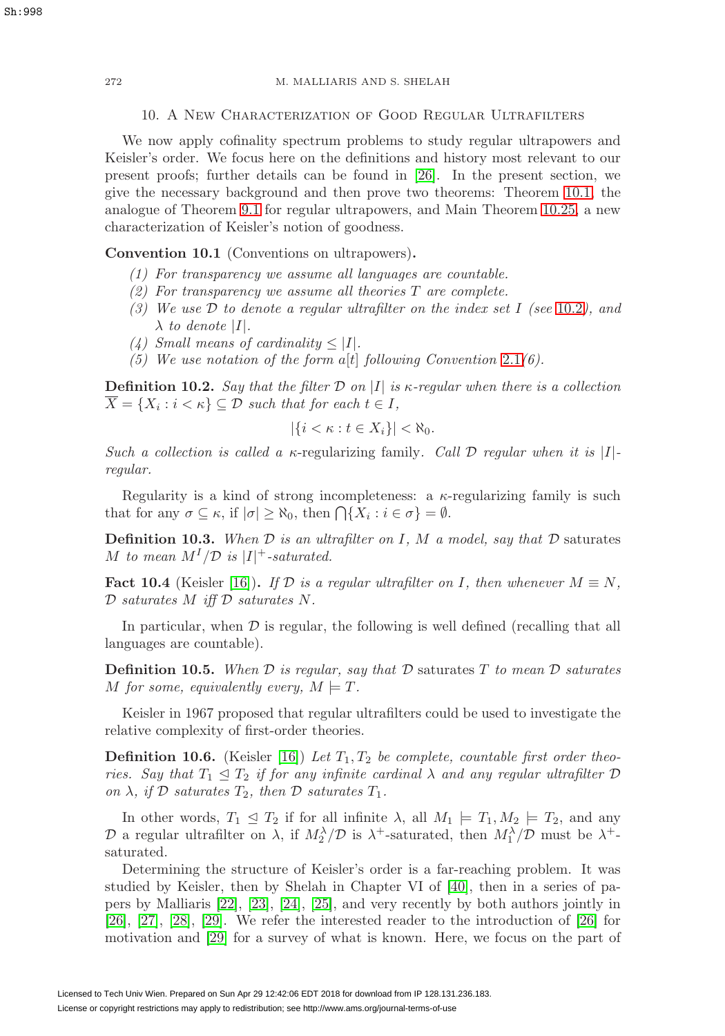## 10. A New Characterization of Good Regular Ultrafilters

We now apply cofinality spectrum problems to study regular ultrapowers and Keisler's order. We focus here on the definitions and history most relevant to our present proofs; further details can be found in [26]. In the present section, we give the necessary background and then prove two theorems: Theorem 10.1, the analogue of Theorem 9.1 for regular ultrapowers, and Main Theorem 10.25, a new characterization of Keisler's notion of goodness.

**Convention 10.1** (Conventions on ultrapowers)**.**

1. *For transparency we assume all languages are countable.*
2. *For transparency we assume all theories $T$ are complete.*
3. *We use $\mathcal{D}$ to denote a regular ultrafilter on the index set $I$ (see 10.2), and $\lambda$ to denote $|I|$.*
4. *Small means of cardinality $\leq |I|$.*
5. *We use notation of the form $a[t]$ following Convention 2.1(6).*

**Definition 10.2.** *Say that the filter $\mathcal{D}$ on $|I|$ is $\kappa$-regular when there is a collection $\overline{X} = \{X_i : i < \kappa\} \subseteq \mathcal{D}$ such that for each $t \in I$,*

$$|\{i < \kappa : t \in X_i\}| < \aleph_0.$$

*Such a collection is called a* $\kappa$-regularizing family*. Call $\mathcal{D}$ regular when it is $|I|$-regular.*

Regularity is a kind of strong incompleteness: a $\kappa$-regularizing family is such that for any $\sigma \subseteq \kappa$, if $|\sigma| \geq \aleph_0$, then $\bigcap\{X_i : i \in \sigma\} = \emptyset$.

**Definition 10.3.** *When $\mathcal{D}$ is an ultrafilter on $I$, $M$ a model, say that $\mathcal{D}$* saturates *$M$ to mean $M^I/\mathcal{D}$ is $|I|^+$-saturated.*

**Fact 10.4** (Keisler [16])**.** *If $\mathcal{D}$ is a regular ultrafilter on $I$, then whenever $M \equiv N$, $\mathcal{D}$ saturates $M$ iff $\mathcal{D}$ saturates $N$.*

In particular, when $\mathcal{D}$ is regular, the following is well defined (recalling that all languages are countable).

**Definition 10.5.** *When $\mathcal{D}$ is regular, say that $\mathcal{D}$* saturates *$T$ to mean $\mathcal{D}$ saturates $M$ for some, equivalently every, $M \models T$.*

Keisler in 1967 proposed that regular ultrafilters could be used to investigate the relative complexity of first-order theories.

**Definition 10.6.** (Keisler [16]) *Let $T_1, T_2$ be complete, countable first order theories. Say that $T_1 \trianglelefteq T_2$ if for any infinite cardinal $\lambda$ and any regular ultrafilter $\mathcal{D}$ on $\lambda$, if $\mathcal{D}$ saturates $T_2$, then $\mathcal{D}$ saturates $T_1$.*

In other words, $T_1 \trianglelefteq T_2$ if for all infinite $\lambda$, all $M_1 \models T_1, M_2 \models T_2$, and any $\mathcal{D}$ a regular ultrafilter on $\lambda$, if $M_2^\lambda/\mathcal{D}$ is $\lambda^+$-saturated, then $M_1^\lambda/\mathcal{D}$ must be $\lambda^+$-saturated.

Determining the structure of Keisler's order is a far-reaching problem. It was studied by Keisler, then by Shelah in Chapter VI of [40], then in a series of papers by Malliaris [22], [23], [24], [25], and very recently by both authors jointly in [26], [27], [28], [29]. We refer the interested reader to the introduction of [26] for motivation and [29] for a survey of what is known. Here, we focus on the part of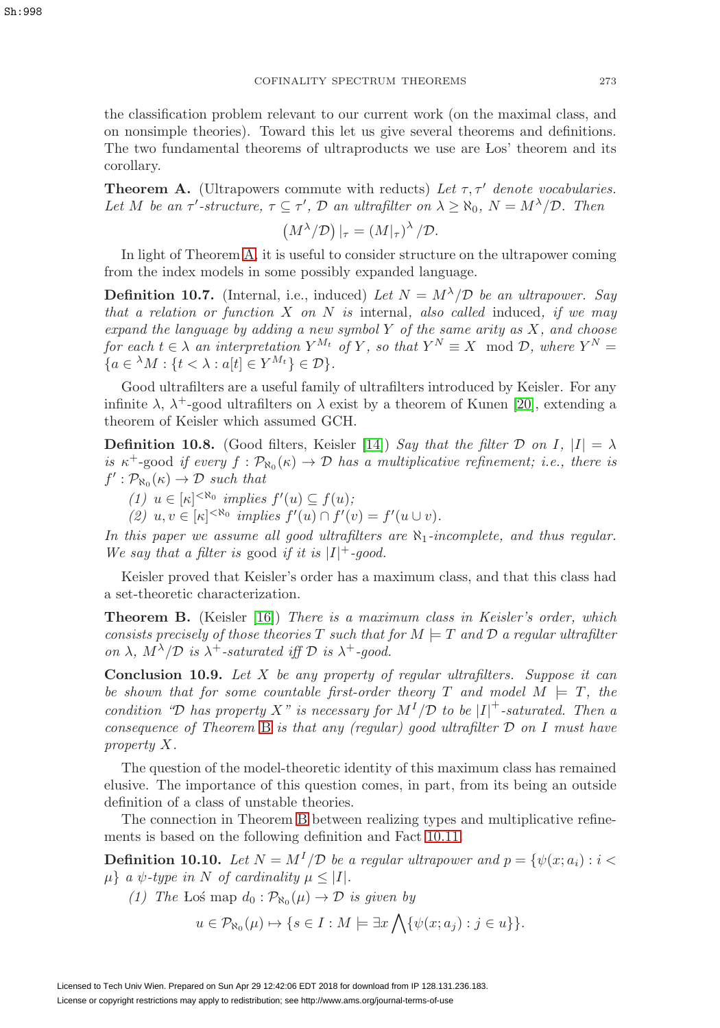the classification problem relevant to our current work (on the maximal class, and on nonsimple theories). Toward this let us give several theorems and definitions. The two fundamental theorems of ultraproducts we use are Łos' theorem and its corollary.

**Theorem A.** (Ultrapowers commute with reducts) *Let $\tau, \tau'$ denote vocabularies. Let $M$ be an $\tau'$-structure, $\tau \subseteq \tau'$, $\mathcal{D}$ an ultrafilter on $\lambda \geq \aleph_0$, $N = M^\lambda/\mathcal{D}$. Then*

$$\left(M^\lambda/\mathcal{D}\right)|_\tau = \left(M|_\tau\right)^\lambda/\mathcal{D}.$$

In light of Theorem A, it is useful to consider structure on the ultrapower coming from the index models in some possibly expanded language.

**Definition 10.7.** (Internal, i.e., induced) *Let $N = M^\lambda/\mathcal{D}$ be an ultrapower. Say that a relation or function $X$ on $N$ is* internal, *also called* induced, *if we may expand the language by adding a new symbol $Y$ of the same arity as $X$, and choose for each $t \in \lambda$ an interpretation $Y^{M_t}$ of $Y$, so that $Y^N \equiv X \mod \mathcal{D}$, where $Y^N = \{a \in {}^\lambda M : \{t < \lambda : a[t] \in Y^{M_t}\} \in \mathcal{D}\}$.*

Good ultrafilters are a useful family of ultrafilters introduced by Keisler. For any infinite $\lambda$, $\lambda^+$-good ultrafilters on $\lambda$ exist by a theorem of Kunen [20], extending a theorem of Keisler which assumed GCH.

**Definition 10.8.** (Good filters, Keisler [14]) *Say that the filter $\mathcal{D}$ on $I$, $|I| = \lambda$ is $\kappa^+$-good if every $f : \mathcal{P}_{\aleph_0}(\kappa) \to \mathcal{D}$ has a multiplicative refinement; i.e., there is $f' : \mathcal{P}_{\aleph_0}(\kappa) \to \mathcal{D}$ such that*

*(1) $u \in [\kappa]^{<\aleph_0}$ implies $f'(u) \subseteq f(u)$;*

*(2) $u, v \in [\kappa]^{<\aleph_0}$ implies $f'(u) \cap f'(v) = f'(u \cup v)$.*

*In this paper we assume all good ultrafilters are $\aleph_1$-incomplete, and thus regular. We say that a filter is* good *if it is $|I|^+$-good.*

Keisler proved that Keisler's order has a maximum class, and that this class had a set-theoretic characterization.

**Theorem B.** (Keisler [16]) *There is a maximum class in Keisler's order, which consists precisely of those theories $T$ such that for $M \models T$ and $\mathcal{D}$ a regular ultrafilter on $\lambda$, $M^\lambda/\mathcal{D}$ is $\lambda^+$-saturated iff $\mathcal{D}$ is $\lambda^+$-good.*

**Conclusion 10.9.** *Let $X$ be any property of regular ultrafilters. Suppose it can be shown that for some countable first-order theory $T$ and model $M \models T$, the condition "$\mathcal{D}$ has property $X$" is necessary for $M^I/\mathcal{D}$ to be $|I|^+$-saturated. Then a consequence of Theorem B is that any (regular) good ultrafilter $\mathcal{D}$ on $I$ must have property $X$.*

The question of the model-theoretic identity of this maximum class has remained elusive. The importance of this question comes, in part, from its being an outside definition of a class of unstable theories.

The connection in Theorem B between realizing types and multiplicative refinements is based on the following definition and Fact 10.11.

**Definition 10.10.** *Let $N = M^I/\mathcal{D}$ be a regular ultrapower and $p = \{\psi(x; a_i) : i < \mu\}$ a $\psi$-type in $N$ of cardinality $\mu \leq |I|$.*

*(1) The Łoś map $d_0 : \mathcal{P}_{\aleph_0}(\mu) \to \mathcal{D}$ is given by*

$$u \in \mathcal{P}_{\aleph_0}(\mu) \mapsto \{s \in I : M \models \exists x \bigwedge \{\psi(x; a_j) : j \in u\}\}.$$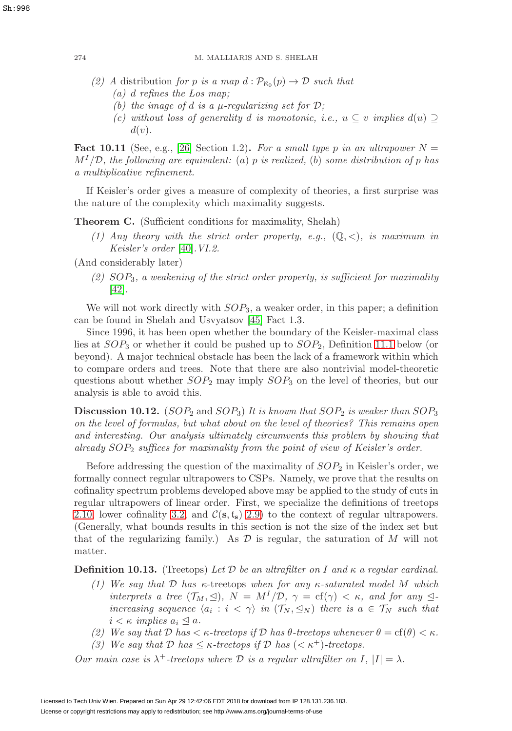(2) A *distribution* for $p$ is a map $d : \mathcal{P}_{\aleph_0}(p) \to \mathcal{D}$ such that

  (a) $d$ refines the Łos map;

  (b) the image of $d$ is a $\mu$-regularizing set for $\mathcal{D}$;

  (c) without loss of generality $d$ is monotonic, i.e., $u \subseteq v$ implies $d(u) \supseteq d(v)$.

**Fact 10.11** (See, e.g., [26] Section 1.2)**.** *For a small type $p$ in an ultrapower $N = M^I/\mathcal{D}$, the following are equivalent: (a) $p$ is realized, (b) some distribution of $p$ has a multiplicative refinement.*

If Keisler's order gives a measure of complexity of theories, a first surprise was the nature of the complexity which maximality suggests.

**Theorem C.** (Sufficient conditions for maximality, Shelah)

*(1) Any theory with the strict order property, e.g., $(\mathbb{Q}, <)$, is maximum in Keisler's order* [40]*.VI.2.*

(And considerably later)

*(2) $SOP_3$, a weakening of the strict order property, is sufficient for maximality* [42]*.*

We will not work directly with $SOP_3$, a weaker order, in this paper; a definition can be found in Shelah and Usvyatsov [45] Fact 1.3.

Since 1996, it has been open whether the boundary of the Keisler-maximal class lies at $SOP_3$ or whether it could be pushed up to $SOP_2$, Definition 11.1 below (or beyond). A major technical obstacle has been the lack of a framework within which to compare orders and trees. Note that there are also nontrivial model-theoretic questions about whether $SOP_2$ may imply $SOP_3$ on the level of theories, but our analysis is able to avoid this.

**Discussion 10.12.** ($SOP_2$ and $SOP_3$) *It is known that $SOP_2$ is weaker than $SOP_3$ on the level of formulas, but what about on the level of theories? This remains open and interesting. Our analysis ultimately circumvents this problem by showing that already $SOP_2$ suffices for maximality from the point of view of Keisler's order.*

Before addressing the question of the maximality of $SOP_2$ in Keisler's order, we formally connect regular ultrapowers to CSPs. Namely, we prove that the results on cofinality spectrum problems developed above may be applied to the study of cuts in regular ultrapowers of linear order. First, we specialize the definitions of treetops 2.10, lower cofinality 3.2, and $\mathcal{C}(\mathbf{s}, \mathbf{t_s})$ 2.9) to the context of regular ultrapowers. (Generally, what bounds results in this section is not the size of the index set but that of the regularizing family.) As $\mathcal{D}$ is regular, the saturation of $M$ will not matter.

**Definition 10.13.** (Treetops) *Let $\mathcal{D}$ be an ultrafilter on $I$ and $\kappa$ a regular cardinal.*

*(1) We say that $\mathcal{D}$ has $\kappa$-*treetops *when for any $\kappa$-saturated model $M$ which interprets a tree $(\mathcal{T}_M, \trianglelefteq)$, $N = M^I/\mathcal{D}$, $\gamma = \mathrm{cf}(\gamma) < \kappa$, and for any $\trianglelefteq$-increasing sequence $\langle a_i : i < \gamma \rangle$ in $(\mathcal{T}_N, \trianglelefteq_N)$ there is $a \in \mathcal{T}_N$ such that $i < \kappa$ implies $a_i \trianglelefteq a$.*

*(2) We say that $\mathcal{D}$ has $< \kappa$-treetops if $\mathcal{D}$ has $\theta$-treetops whenever $\theta = \mathrm{cf}(\theta) < \kappa$.*

*(3) We say that $\mathcal{D}$ has $\leq \kappa$-treetops if $\mathcal{D}$ has $(< \kappa^+)$-treetops.*

*Our main case is $\lambda^+$-treetops where $\mathcal{D}$ is a regular ultrafilter on $I$, $|I| = \lambda$.*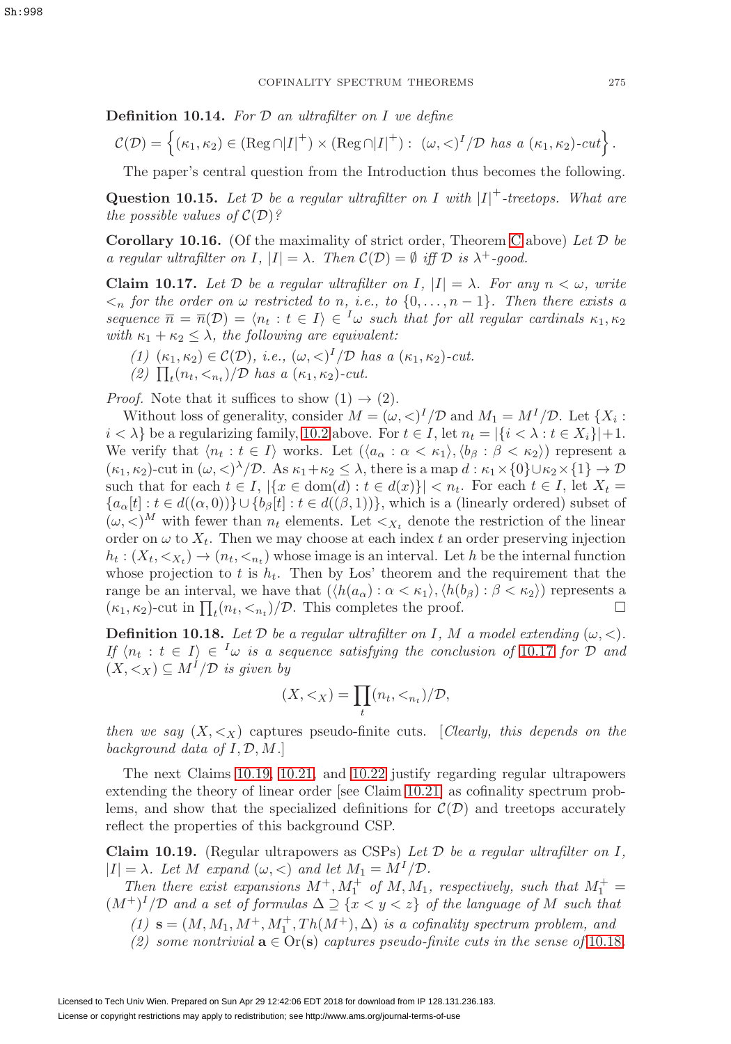**Definition 10.14.** *For $\mathcal{D}$ an ultrafilter on $I$ we define*

$$\mathcal{C}(\mathcal{D}) = \left\{ (\kappa_1, \kappa_2) \in (\mathrm{Reg} \cap |I|^+) \times (\mathrm{Reg} \cap |I|^+) : \ (\omega, <)^I/\mathcal{D} \text{ has a } (\kappa_1, \kappa_2)\text{-cut} \right\}.$$

The paper's central question from the Introduction thus becomes the following.

**Question 10.15.** *Let $\mathcal{D}$ be a regular ultrafilter on $I$ with $|I|^+$-treetops. What are the possible values of $\mathcal{C}(\mathcal{D})$?*

**Corollary 10.16.** (Of the maximality of strict order, Theorem C above) *Let $\mathcal{D}$ be a regular ultrafilter on $I$, $|I| = \lambda$. Then $\mathcal{C}(\mathcal{D}) = \emptyset$ iff $\mathcal{D}$ is $\lambda^+$-good.*

**Claim 10.17.** *Let $\mathcal{D}$ be a regular ultrafilter on $I$, $|I| = \lambda$. For any $n < \omega$, write $<_n$ for the order on $\omega$ restricted to $n$, i.e., to $\{0, \dots, n-1\}$. Then there exists a sequence $\overline{n} = \overline{n}(\mathcal{D}) = \langle n_t : t \in I \rangle \in {}^I\omega$ such that for all regular cardinals $\kappa_1, \kappa_2$ with $\kappa_1 + \kappa_2 \leq \lambda$, the following are equivalent:*

*(1) $(\kappa_1, \kappa_2) \in \mathcal{C}(\mathcal{D})$, i.e., $(\omega, <)^I/\mathcal{D}$ has a $(\kappa_1, \kappa_2)$-cut.*
*(2) $\prod_t (n_t, <_{n_t})/\mathcal{D}$ has a $(\kappa_1, \kappa_2)$-cut.*

*Proof.* Note that it suffices to show (1) $\rightarrow$ (2).

Without loss of generality, consider $M = (\omega, <)^I/\mathcal{D}$ and $M_1 = M^I/\mathcal{D}$. Let $\{X_i : i < \lambda\}$ be a regularizing family, 10.2 above. For $t \in I$, let $n_t = |\{i < \lambda : t \in X_i\}| + 1$. We verify that $\langle n_t : t \in I \rangle$ works. Let $(\langle a_\alpha : \alpha < \kappa_1 \rangle, \langle b_\beta : \beta < \kappa_2 \rangle)$ represent a $(\kappa_1, \kappa_2)$-cut in $(\omega, <)^\lambda/\mathcal{D}$. As $\kappa_1 + \kappa_2 \leq \lambda$, there is a map $d : \kappa_1 \times \{0\} \cup \kappa_2 \times \{1\} \to \mathcal{D}$ such that for each $t \in I$, $|\{x \in \mathrm{dom}(d) : t \in d(x)\}| < n_t$. For each $t \in I$, let $X_t = \{a_\alpha[t] : t \in d((\alpha, 0))\} \cup \{b_\beta[t] : t \in d((\beta, 1))\}$, which is a (linearly ordered) subset of $(\omega, <)^M$ with fewer than $n_t$ elements. Let $<_{X_t}$ denote the restriction of the linear order on $\omega$ to $X_t$. Then we may choose at each index $t$ an order preserving injection $h_t : (X_t, <_{X_t}) \to (n_t, <_{n_t})$ whose image is an interval. Let $h$ be the internal function whose projection to $t$ is $h_t$. Then by Łos' theorem and the requirement that the range be an interval, we have that $(\langle h(a_\alpha) : \alpha < \kappa_1 \rangle, \langle h(b_\beta) : \beta < \kappa_2 \rangle)$ represents a $(\kappa_1, \kappa_2)$-cut in $\prod_t (n_t, <_{n_t})/\mathcal{D}$. This completes the proof. $\square$

**Definition 10.18.** *Let $\mathcal{D}$ be a regular ultrafilter on $I$, $M$ a model extending $(\omega, <)$. If $\langle n_t : t \in I \rangle \in {}^I\omega$ is a sequence satisfying the conclusion of 10.17 for $\mathcal{D}$ and $(X, <_X) \subseteq M^I/\mathcal{D}$ is given by*

$$(X, <_X) = \prod_t (n_t, <_{n_t})/\mathcal{D},$$

*then we say $(X, <_X)$* captures pseudo-finite cuts. *[Clearly, this depends on the background data of $I, \mathcal{D}, M$.]*

The next Claims 10.19, 10.21, and 10.22 justify regarding regular ultrapowers extending the theory of linear order [see Claim 10.21] as cofinality spectrum problems, and show that the specialized definitions for $\mathcal{C}(\mathcal{D})$ and treetops accurately reflect the properties of this background CSP.

**Claim 10.19.** (Regular ultrapowers as CSPs) *Let $\mathcal{D}$ be a regular ultrafilter on $I$, $|I| = \lambda$. Let $M$ expand $(\omega, <)$ and let $M_1 = M^I/\mathcal{D}$.*

*Then there exist expansions $M^+, M_1^+$ of $M, M_1$, respectively, such that $M_1^+ = (M^+)^I/\mathcal{D}$ and a set of formulas $\Delta \supseteq \{x < y < z\}$ of the language of $M$ such that*

*(1) $\mathbf{s} = (M, M_1, M^+, M_1^+, Th(M^+), \Delta)$ is a cofinality spectrum problem, and*
*(2) some nontrivial $\mathbf{a} \in \mathrm{Or}(\mathbf{s})$ captures pseudo-finite cuts in the sense of 10.18.*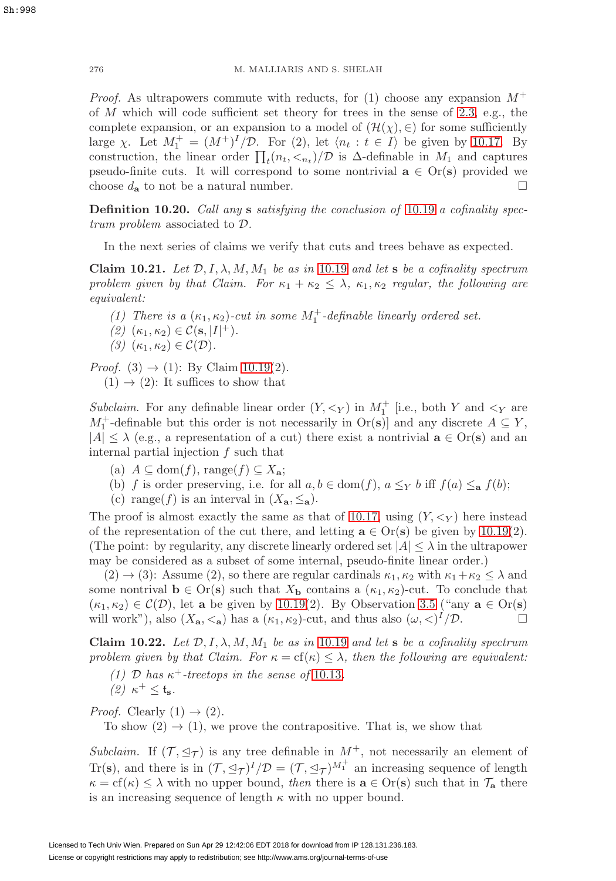*Proof.* As ultrapowers commute with reducts, for (1) choose any expansion $M^+$ of $M$ which will code sufficient set theory for trees in the sense of 2.3, e.g., the complete expansion, or an expansion to a model of $(\mathcal{H}(\chi), \in)$ for some sufficiently large $\chi$. Let $M_1^+ = (M^+)^I/\mathcal{D}$. For (2), let $\langle n_t : t \in I \rangle$ be given by 10.17. By construction, the linear order $\prod_t (n_t, <_{n_t})/\mathcal{D}$ is $\Delta$-definable in $M_1$ and captures pseudo-finite cuts. It will correspond to some nontrivial $\mathbf{a} \in \operatorname{Or}(\mathbf{s})$ provided we choose $d_\mathbf{a}$ to not be a natural number. $\square$

**Definition 10.20.** *Call any* $\mathbf{s}$ *satisfying the conclusion of* 10.19 *a cofinality spectrum problem associated to* $\mathcal{D}$.

In the next series of claims we verify that cuts and trees behave as expected.

**Claim 10.21.** *Let* $\mathcal{D}, I, \lambda, M, M_1$ *be as in* 10.19 *and let* $\mathbf{s}$ *be a cofinality spectrum problem given by that Claim. For* $\kappa_1 + \kappa_2 \leq \lambda$, $\kappa_1, \kappa_2$ *regular, the following are equivalent:*

*(1) There is a* $(\kappa_1, \kappa_2)$*-cut in some* $M_1^+$*-definable linearly ordered set.*
*(2)* $(\kappa_1, \kappa_2) \in \mathcal{C}(\mathbf{s}, |I|^+)$.
*(3)* $(\kappa_1, \kappa_2) \in \mathcal{C}(\mathcal{D})$.

*Proof.* (3) $\rightarrow$ (1): By Claim 10.19(2).
(1) $\rightarrow$ (2): It suffices to show that

*Subclaim.* For any definable linear order $(Y, <_Y)$ in $M_1^+$ [i.e., both $Y$ and $<_Y$ are $M_1^+$-definable but this order is not necessarily in $\operatorname{Or}(\mathbf{s})$] and any discrete $A \subseteq Y$, $|A| \leq \lambda$ (e.g., a representation of a cut) there exist a nontrivial $\mathbf{a} \in \operatorname{Or}(\mathbf{s})$ and an internal partial injection $f$ such that

(a) $A \subseteq \operatorname{dom}(f)$, $\operatorname{range}(f) \subseteq X_\mathbf{a}$;
(b) $f$ is order preserving, i.e. for all $a, b \in \operatorname{dom}(f)$, $a \leq_Y b$ iff $f(a) \leq_\mathbf{a} f(b)$;
(c) $\operatorname{range}(f)$ is an interval in $(X_\mathbf{a}, \leq_\mathbf{a})$.

The proof is almost exactly the same as that of 10.17, using $(Y, <_Y)$ here instead of the representation of the cut there, and letting $\mathbf{a} \in \operatorname{Or}(\mathbf{s})$ be given by 10.19(2). (The point: by regularity, any discrete linearly ordered set $|A| \leq \lambda$ in the ultrapower may be considered as a subset of some internal, pseudo-finite linear order.)

(2) $\rightarrow$ (3): Assume (2), so there are regular cardinals $\kappa_1, \kappa_2$ with $\kappa_1 + \kappa_2 \leq \lambda$ and some nontrival $\mathbf{b} \in \operatorname{Or}(\mathbf{s})$ such that $X_\mathbf{b}$ contains a $(\kappa_1, \kappa_2)$-cut. To conclude that $(\kappa_1, \kappa_2) \in \mathcal{C}(\mathcal{D})$, let $\mathbf{a}$ be given by 10.19(2). By Observation 3.5 ("any $\mathbf{a} \in \operatorname{Or}(\mathbf{s})$ will work"), also $(X_\mathbf{a}, <_\mathbf{a})$ has a $(\kappa_1, \kappa_2)$-cut, and thus also $(\omega, <)^I/\mathcal{D}$. $\square$

**Claim 10.22.** *Let* $\mathcal{D}, I, \lambda, M, M_1$ *be as in* 10.19 *and let* $\mathbf{s}$ *be a cofinality spectrum problem given by that Claim. For* $\kappa = \operatorname{cf}(\kappa) \leq \lambda$, *then the following are equivalent:*

*(1)* $\mathcal{D}$ *has* $\kappa^+$*-treetops in the sense of* 10.13.
*(2)* $\kappa^+ \leq \mathfrak{t}_\mathbf{s}$.

*Proof.* Clearly (1) $\rightarrow$ (2).
To show (2) $\rightarrow$ (1), we prove the contrapositive. That is, we show that

*Subclaim.* If $(\mathcal{T}, \trianglelefteq_\mathcal{T})$ is any tree definable in $M^+$, not necessarily an element of $\operatorname{Tr}(\mathbf{s})$, and there is in $(\mathcal{T}, \trianglelefteq_\mathcal{T})^I/\mathcal{D} = (\mathcal{T}, \trianglelefteq_\mathcal{T})^{M_1^+}$ an increasing sequence of length $\kappa = \operatorname{cf}(\kappa) \leq \lambda$ with no upper bound, *then* there is $\mathbf{a} \in \operatorname{Or}(\mathbf{s})$ such that in $\mathcal{T}_\mathbf{a}$ there is an increasing sequence of length $\kappa$ with no upper bound.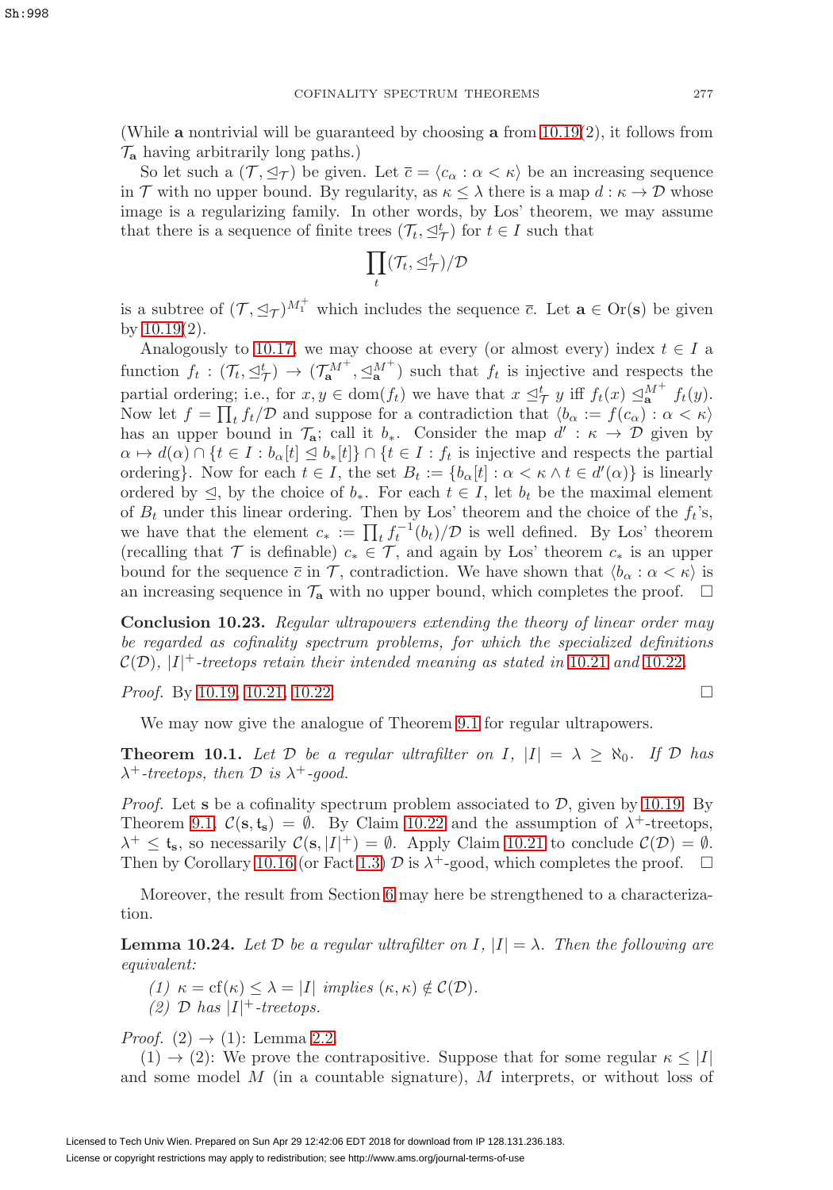(While **a** nontrivial will be guaranteed by choosing **a** from 10.19(2), it follows from $\mathcal{T}_{\mathbf{a}}$ having arbitrarily long paths.)

So let such a $(\mathcal{T}, \trianglelefteq_{\mathcal{T}})$ be given. Let $\overline{c} = \langle c_\alpha : \alpha < \kappa \rangle$ be an increasing sequence in $\mathcal{T}$ with no upper bound. By regularity, as $\kappa \leq \lambda$ there is a map $d : \kappa \to \mathcal{D}$ whose image is a regularizing family. In other words, by Łos' theorem, we may assume that there is a sequence of finite trees $(\mathcal{T}_t, \trianglelefteq^t_{\mathcal{T}})$ for $t \in I$ such that

$$\prod_t (\mathcal{T}_t, \trianglelefteq^t_{\mathcal{T}})/\mathcal{D}$$

is a subtree of $(\mathcal{T}, \trianglelefteq_{\mathcal{T}})^{M_1^+}$ which includes the sequence $\overline{c}$. Let $\mathbf{a} \in \operatorname{Or}(\mathbf{s})$ be given by 10.19(2).

Analogously to 10.17, we may choose at every (or almost every) index $t \in I$ a function $f_t : (\mathcal{T}_t, \trianglelefteq^t_{\mathcal{T}}) \to (\mathcal{T}^{M^+}_{\mathbf{a}}, \trianglelefteq^{M^+}_{\mathbf{a}})$ such that $f_t$ is injective and respects the partial ordering; i.e., for $x, y \in \operatorname{dom}(f_t)$ we have that $x \trianglelefteq^t_{\mathcal{T}} y$ iff $f_t(x) \trianglelefteq^{M^+}_{\mathbf{a}} f_t(y)$. Now let $f = \prod_t f_t/\mathcal{D}$ and suppose for a contradiction that $\langle b_\alpha := f(c_\alpha) : \alpha < \kappa \rangle$ has an upper bound in $\mathcal{T}_{\mathbf{a}}$; call it $b_*$. Consider the map $d' : \kappa \to \mathcal{D}$ given by $\alpha \mapsto d(\alpha) \cap \{t \in I : b_\alpha[t] \trianglelefteq b_*[t]\} \cap \{t \in I : f_t$ is injective and respects the partial ordering$\}$. Now for each $t \in I$, the set $B_t := \{b_\alpha[t] : \alpha < \kappa \wedge t \in d'(\alpha)\}$ is linearly ordered by $\trianglelefteq$, by the choice of $b_*$. For each $t \in I$, let $b_t$ be the maximal element of $B_t$ under this linear ordering. Then by Łos' theorem and the choice of the $f_t$'s, we have that the element $c_* := \prod_t f_t^{-1}(b_t)/\mathcal{D}$ is well defined. By Łos' theorem (recalling that $\mathcal{T}$ is definable) $c_* \in \mathcal{T}$, and again by Łos' theorem $c_*$ is an upper bound for the sequence $\overline{c}$ in $\mathcal{T}$, contradiction. We have shown that $\langle b_\alpha : \alpha < \kappa \rangle$ is an increasing sequence in $\mathcal{T}_{\mathbf{a}}$ with no upper bound, which completes the proof. $\square$

**Conclusion 10.23.** *Regular ultrapowers extending the theory of linear order may be regarded as cofinality spectrum problems, for which the specialized definitions $\mathcal{C}(\mathcal{D})$, $|I|^+$-treetops retain their intended meaning as stated in 10.21 and 10.22.*

*Proof.* By 10.19, 10.21, 10.22. $\square$

We may now give the analogue of Theorem 9.1 for regular ultrapowers.

**Theorem 10.1.** *Let $\mathcal{D}$ be a regular ultrafilter on $I$, $|I| = \lambda \geq \aleph_0$. If $\mathcal{D}$ has $\lambda^+$-treetops, then $\mathcal{D}$ is $\lambda^+$-good.*

*Proof.* Let $\mathbf{s}$ be a cofinality spectrum problem associated to $\mathcal{D}$, given by 10.19. By Theorem 9.1, $\mathcal{C}(\mathbf{s}, \mathfrak{t}_{\mathbf{s}}) = \emptyset$. By Claim 10.22 and the assumption of $\lambda^+$-treetops, $\lambda^+ \leq \mathfrak{t}_{\mathbf{s}}$, so necessarily $\mathcal{C}(\mathbf{s}, |I|^+) = \emptyset$. Apply Claim 10.21 to conclude $\mathcal{C}(\mathcal{D}) = \emptyset$. Then by Corollary 10.16 (or Fact 1.3) $\mathcal{D}$ is $\lambda^+$-good, which completes the proof. $\square$

Moreover, the result from Section 6 may here be strengthened to a characterization.

**Lemma 10.24.** *Let $\mathcal{D}$ be a regular ultrafilter on $I$, $|I| = \lambda$. Then the following are equivalent:*

*(1) $\kappa = \operatorname{cf}(\kappa) \leq \lambda = |I|$ implies $(\kappa, \kappa) \notin \mathcal{C}(\mathcal{D})$.*
*(2) $\mathcal{D}$ has $|I|^+$-treetops.*

*Proof.* (2) $\to$ (1): Lemma 2.2.

(1) $\to$ (2): We prove the contrapositive. Suppose that for some regular $\kappa \leq |I|$ and some model $M$ (in a countable signature), $M$ interprets, or without loss of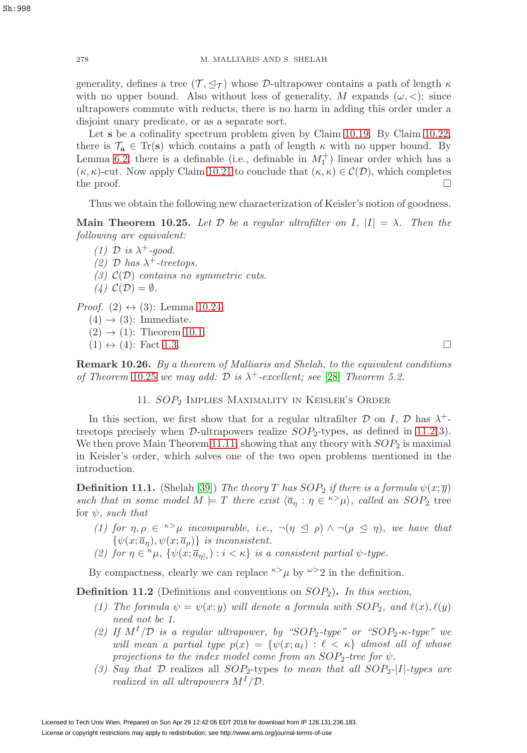generality, defines a tree $(\mathcal{T}, \trianglelefteq_{\mathcal{T}})$ whose $\mathcal{D}$-ultrapower contains a path of length $\kappa$ with no upper bound. Also without loss of generality, $M$ expands $(\omega, <)$; since ultrapowers commute with reducts, there is no harm in adding this order under a disjoint unary predicate, or as a separate sort.

Let $\mathbf{s}$ be a cofinality spectrum problem given by Claim 10.19. By Claim 10.22, there is $\mathcal{T}_{\mathbf{a}} \in \mathrm{Tr}(\mathbf{s})$ which contains a path of length $\kappa$ with no upper bound. By Lemma 6.2, there is a definable (i.e., definable in $M_1^+$) linear order which has a $(\kappa, \kappa)$-cut. Now apply Claim 10.21 to conclude that $(\kappa, \kappa) \in \mathcal{C}(\mathcal{D})$, which completes the proof. $\square$

Thus we obtain the following new characterization of Keisler's notion of goodness.

**Main Theorem 10.25.** *Let $\mathcal{D}$ be a regular ultrafilter on $I$, $|I| = \lambda$. Then the following are equivalent:*

*(1) $\mathcal{D}$ is $\lambda^+$-good.*
*(2) $\mathcal{D}$ has $\lambda^+$-treetops.*
*(3) $\mathcal{C}(\mathcal{D})$ contains no symmetric cuts.*
*(4) $\mathcal{C}(\mathcal{D}) = \emptyset$.*

*Proof.* (2) $\leftrightarrow$ (3): Lemma 10.24.
(4) $\rightarrow$ (3): Immediate.
(2) $\rightarrow$ (1): Theorem 10.1.
(1) $\leftrightarrow$ (4): Fact 1.3. $\square$

**Remark 10.26.** *By a theorem of Malliaris and Shelah, to the equivalent conditions of Theorem 10.25 we may add: $\mathcal{D}$ is $\lambda^+$-excellent; see [28] Theorem 5.2.*

## 11. $SOP_2$ Implies Maximality in Keisler's Order

In this section, we first show that for a regular ultrafilter $\mathcal{D}$ on $I$, $\mathcal{D}$ has $\lambda^+$-treetops precisely when $\mathcal{D}$-ultrapowers realize $SOP_2$-types, as defined in 11.2(3). We then prove Main Theorem 11.11, showing that any theory with $SOP_2$ is maximal in Keisler's order, which solves one of the two open problems mentioned in the introduction.

**Definition 11.1.** (Shelah [39]) *The theory $T$ has $SOP_2$ if there is a formula $\psi(x; \overline{y})$ such that in some model $M \models T$ there exist $\langle \overline{a}_\eta : \eta \in {}^{\kappa >}\mu \rangle$, called an* $SOP_2$ tree *for $\psi$, such that*

*(1) for $\eta, \rho \in {}^{\kappa >}\mu$ incomparable, i.e., $\neg(\eta \trianglelefteq \rho) \wedge \neg(\rho \trianglelefteq \eta)$, we have that $\{\psi(x; \overline{a}_\eta), \psi(x; \overline{a}_\rho)\}$ is inconsistent.*
*(2) for $\eta \in {}^{\kappa}\mu$, $\{\psi(x; \overline{a}_{\eta|_i}) : i < \kappa\}$ is a consistent partial $\psi$-type.*

By compactness, clearly we can replace ${}^{\kappa >}\mu$ by ${}^{\omega >}2$ in the definition.

**Definition 11.2** (Definitions and conventions on $SOP_2$)**.** *In this section,*

*(1) The formula $\psi = \psi(x; y)$ will denote a formula with $SOP_2$, and $\ell(x), \ell(y)$ need not be 1.*
*(2) If $M^I/\mathcal{D}$ is a regular ultrapower, by "$SOP_2$-type" or "$SOP_2$-$\kappa$-type" we will mean a partial type $p(x) = \{\psi(x; a_\ell) : \ell < \kappa\}$ almost all of whose projections to the index model come from an $SOP_2$-tree for $\psi$.*
*(3) Say that $\mathcal{D}$* realizes all $SOP_2$-types *to mean that all $SOP_2$-$|I|$-types are realized in all ultrapowers $M^I/\mathcal{D}$.*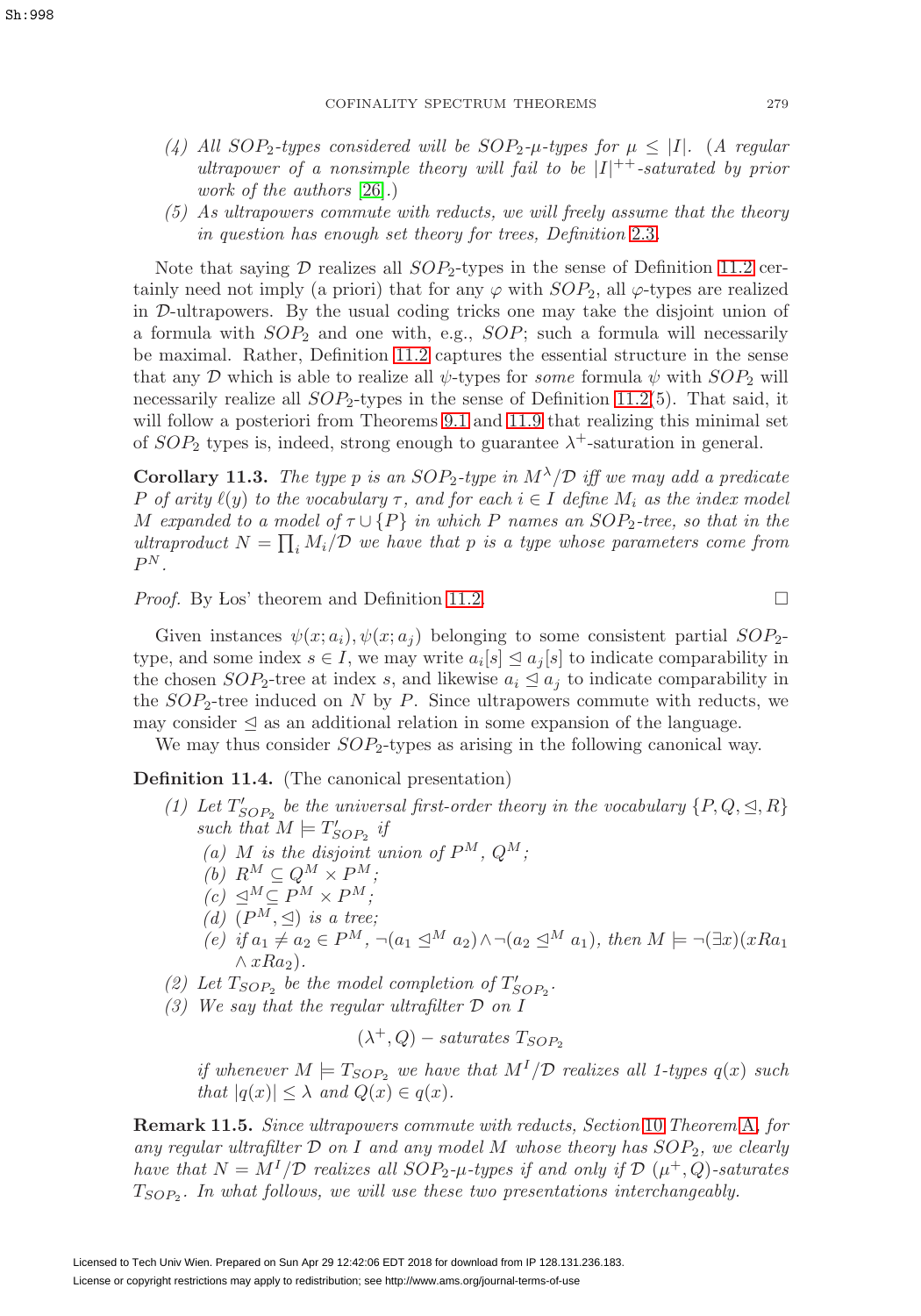*(4) All $SOP_2$-types considered will be $SOP_2$-$\mu$-types for $\mu \leq |I|$. (A regular ultrapower of a nonsimple theory will fail to be $|I|^{++}$-saturated by prior work of the authors [26].)*

*(5) As ultrapowers commute with reducts, we will freely assume that the theory in question has enough set theory for trees, Definition 2.3.*

Note that saying $\mathcal{D}$ realizes all $SOP_2$-types in the sense of Definition 11.2 certainly need not imply (a priori) that for any $\varphi$ with $SOP_2$, all $\varphi$-types are realized in $\mathcal{D}$-ultrapowers. By the usual coding tricks one may take the disjoint union of a formula with $SOP_2$ and one with, e.g., $SOP$; such a formula will necessarily be maximal. Rather, Definition 11.2 captures the essential structure in the sense that any $\mathcal{D}$ which is able to realize all $\psi$-types for *some* formula $\psi$ with $SOP_2$ will necessarily realize all $SOP_2$-types in the sense of Definition 11.2(5). That said, it will follow a posteriori from Theorems 9.1 and 11.9 that realizing this minimal set of $SOP_2$ types is, indeed, strong enough to guarantee $\lambda^+$-saturation in general.

**Corollary 11.3.** *The type $p$ is an $SOP_2$-type in $M^\lambda/\mathcal{D}$ iff we may add a predicate $P$ of arity $\ell(y)$ to the vocabulary $\tau$, and for each $i \in I$ define $M_i$ as the index model $M$ expanded to a model of $\tau \cup \{P\}$ in which $P$ names an $SOP_2$-tree, so that in the ultraproduct $N = \prod_i M_i/\mathcal{D}$ we have that $p$ is a type whose parameters come from $P^N$.*

*Proof.* By Łos' theorem and Definition 11.2. □

Given instances $\psi(x; a_i), \psi(x; a_j)$ belonging to some consistent partial $SOP_2$-type, and some index $s \in I$, we may write $a_i[s] \trianglelefteq a_j[s]$ to indicate comparability in the chosen $SOP_2$-tree at index $s$, and likewise $a_i \trianglelefteq a_j$ to indicate comparability in the $SOP_2$-tree induced on $N$ by $P$. Since ultrapowers commute with reducts, we may consider $\trianglelefteq$ as an additional relation in some expansion of the language.

We may thus consider $SOP_2$-types as arising in the following canonical way.

**Definition 11.4.** (The canonical presentation)

*(1) Let $T'_{SOP_2}$ be the universal first-order theory in the vocabulary $\{P, Q, \trianglelefteq, R\}$ such that $M \models T'_{SOP_2}$ if*
   *(a) $M$ is the disjoint union of $P^M$, $Q^M$;*
   *(b) $R^M \subseteq Q^M \times P^M$;*
   *(c) $\trianglelefteq^M \subseteq P^M \times P^M$;*
   *(d) $(P^M, \trianglelefteq)$ is a tree;*
   *(e) if $a_1 \neq a_2 \in P^M$, $\neg(a_1 \trianglelefteq^M a_2) \wedge \neg(a_2 \trianglelefteq^M a_1)$, then $M \models \neg(\exists x)(xRa_1 \wedge xRa_2)$.*

*(2) Let $T_{SOP_2}$ be the model completion of $T'_{SOP_2}$.*

*(3) We say that the regular ultrafilter $\mathcal{D}$ on $I$*

$$(\lambda^+, Q) - \textit{saturates } T_{SOP_2}$$

*if whenever $M \models T_{SOP_2}$ we have that $M^I/\mathcal{D}$ realizes all 1-types $q(x)$ such that $|q(x)| \leq \lambda$ and $Q(x) \in q(x)$.*

**Remark 11.5.** *Since ultrapowers commute with reducts, Section 10 Theorem A, for any regular ultrafilter $\mathcal{D}$ on $I$ and any model $M$ whose theory has $SOP_2$, we clearly have that $N = M^I/\mathcal{D}$ realizes all $SOP_2$-$\mu$-types if and only if $\mathcal{D}$ $(\mu^+, Q)$-saturates $T_{SOP_2}$. In what follows, we will use these two presentations interchangeably.*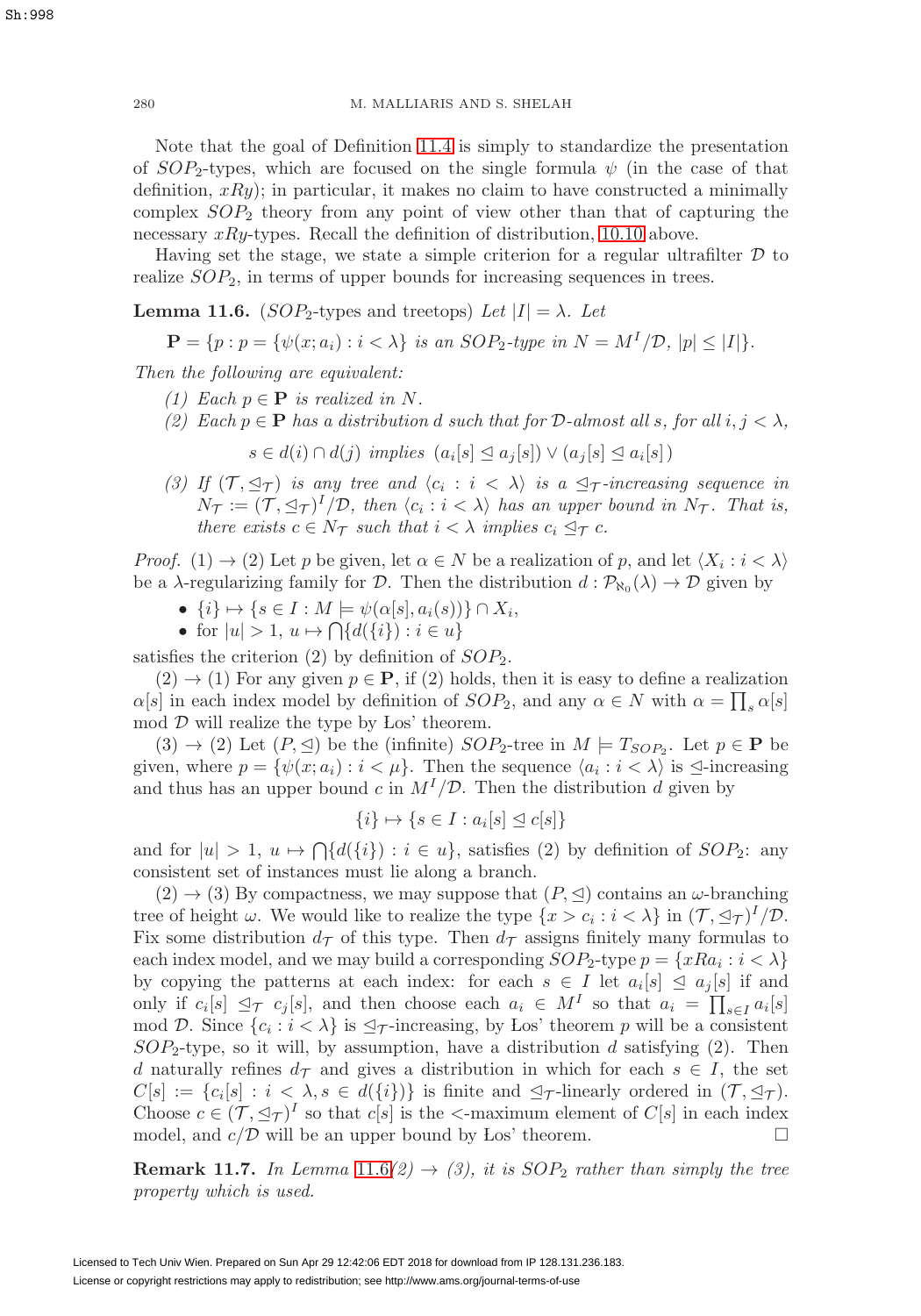Note that the goal of Definition 11.4 is simply to standardize the presentation of $SOP_2$-types, which are focused on the single formula $\psi$ (in the case of that definition, $xRy$); in particular, it makes no claim to have constructed a minimally complex $SOP_2$ theory from any point of view other than that of capturing the necessary $xRy$-types. Recall the definition of distribution, 10.10 above.

Having set the stage, we state a simple criterion for a regular ultrafilter $\mathcal{D}$ to realize $SOP_2$, in terms of upper bounds for increasing sequences in trees.

**Lemma 11.6.** ($SOP_2$-types and treetops) *Let $|I| = \lambda$. Let*

$$\mathbf{P} = \{p : p = \{\psi(x; a_i) : i < \lambda\} \text{ is an } SOP_2\text{-type in } N = M^I/\mathcal{D},\ |p| \leq |I|\}.$$

*Then the following are equivalent:*

1. *Each $p \in \mathbf{P}$ is realized in $N$.*
2. *Each $p \in \mathbf{P}$ has a distribution $d$ such that for $\mathcal{D}$-almost all $s$, for all $i, j < \lambda$,*
$$s \in d(i) \cap d(j) \text{ implies } (a_i[s] \trianglelefteq a_j[s]) \vee (a_j[s] \trianglelefteq a_i[s])$$
3. *If $(\mathcal{T}, \trianglelefteq_{\mathcal{T}})$ is any tree and $\langle c_i : i < \lambda \rangle$ is a $\trianglelefteq_{\mathcal{T}}$-increasing sequence in $N_{\mathcal{T}} := (\mathcal{T}, \trianglelefteq_{\mathcal{T}})^I/\mathcal{D}$, then $\langle c_i : i < \lambda \rangle$ has an upper bound in $N_{\mathcal{T}}$. That is, there exists $c \in N_{\mathcal{T}}$ such that $i < \lambda$ implies $c_i \trianglelefteq_{\mathcal{T}} c$.*

*Proof.* (1) $\to$ (2) Let $p$ be given, let $\alpha \in N$ be a realization of $p$, and let $\langle X_i : i < \lambda \rangle$ be a $\lambda$-regularizing family for $\mathcal{D}$. Then the distribution $d : \mathcal{P}_{\aleph_0}(\lambda) \to \mathcal{D}$ given by

- $\{i\} \mapsto \{s \in I : M \models \psi(\alpha[s], a_i(s))\} \cap X_i$,
- for $|u| > 1$, $u \mapsto \bigcap\{d(\{i\}) : i \in u\}$

satisfies the criterion (2) by definition of $SOP_2$.

(2) $\to$ (1) For any given $p \in \mathbf{P}$, if (2) holds, then it is easy to define a realization $\alpha[s]$ in each index model by definition of $SOP_2$, and any $\alpha \in N$ with $\alpha = \prod_s \alpha[s]$ mod $\mathcal{D}$ will realize the type by Łos' theorem.

(3) $\to$ (2) Let $(P, \trianglelefteq)$ be the (infinite) $SOP_2$-tree in $M \models T_{SOP_2}$. Let $p \in \mathbf{P}$ be given, where $p = \{\psi(x; a_i) : i < \mu\}$. Then the sequence $\langle a_i : i < \lambda \rangle$ is $\trianglelefteq$-increasing and thus has an upper bound $c$ in $M^I/\mathcal{D}$. Then the distribution $d$ given by

$$\{i\} \mapsto \{s \in I : a_i[s] \trianglelefteq c[s]\}$$

and for $|u| > 1$, $u \mapsto \bigcap\{d(\{i\}) : i \in u\}$, satisfies (2) by definition of $SOP_2$: any consistent set of instances must lie along a branch.

(2) $\to$ (3) By compactness, we may suppose that $(P, \trianglelefteq)$ contains an $\omega$-branching tree of height $\omega$. We would like to realize the type $\{x > c_i : i < \lambda\}$ in $(\mathcal{T}, \trianglelefteq_{\mathcal{T}})^I/\mathcal{D}$. Fix some distribution $d_{\mathcal{T}}$ of this type. Then $d_{\mathcal{T}}$ assigns finitely many formulas to each index model, and we may build a corresponding $SOP_2$-type $p = \{xRa_i : i < \lambda\}$ by copying the patterns at each index: for each $s \in I$ let $a_i[s] \trianglelefteq a_j[s]$ if and only if $c_i[s] \trianglelefteq_{\mathcal{T}} c_j[s]$, and then choose each $a_i \in M^I$ so that $a_i = \prod_{s \in I} a_i[s]$ mod $\mathcal{D}$. Since $\{c_i : i < \lambda\}$ is $\trianglelefteq_{\mathcal{T}}$-increasing, by Łos' theorem $p$ will be a consistent $SOP_2$-type, so it will, by assumption, have a distribution $d$ satisfying (2). Then $d$ naturally refines $d_{\mathcal{T}}$ and gives a distribution in which for each $s \in I$, the set $C[s] := \{c_i[s] : i < \lambda, s \in d(\{i\})\}$ is finite and $\trianglelefteq_{\mathcal{T}}$-linearly ordered in $(\mathcal{T}, \trianglelefteq_{\mathcal{T}})$. Choose $c \in (\mathcal{T}, \trianglelefteq_{\mathcal{T}})^I$ so that $c[s]$ is the $<$-maximum element of $C[s]$ in each index model, and $c/\mathcal{D}$ will be an upper bound by Łos' theorem. $\square$

**Remark 11.7.** *In Lemma 11.6(2) $\to$ (3), it is $SOP_2$ rather than simply the tree property which is used.*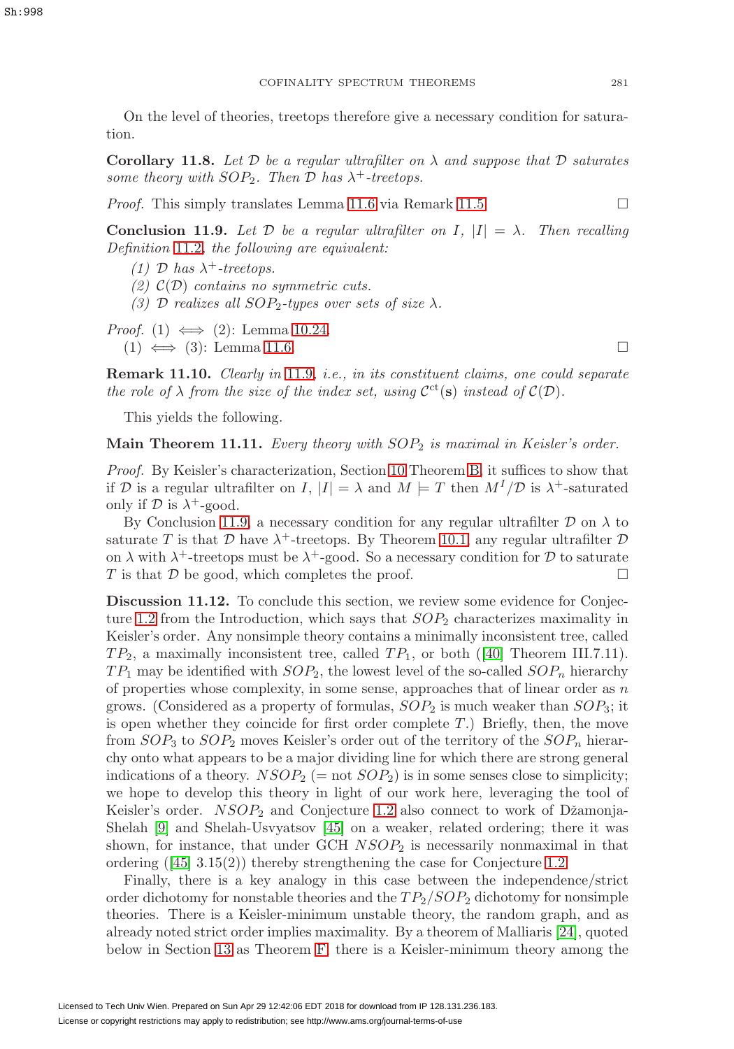On the level of theories, treetops therefore give a necessary condition for saturation.

**Corollary 11.8.** *Let $\mathcal{D}$ be a regular ultrafilter on $\lambda$ and suppose that $\mathcal{D}$ saturates some theory with $SOP_2$. Then $\mathcal{D}$ has $\lambda^+$-treetops.*

*Proof.* This simply translates Lemma 11.6 via Remark 11.5. □

**Conclusion 11.9.** *Let $\mathcal{D}$ be a regular ultrafilter on $I$, $|I| = \lambda$. Then recalling Definition 11.2, the following are equivalent:*

*(1) $\mathcal{D}$ has $\lambda^+$-treetops.*
*(2) $\mathcal{C}(\mathcal{D})$ contains no symmetric cuts.*
*(3) $\mathcal{D}$ realizes all $SOP_2$-types over sets of size $\lambda$.*

*Proof.* (1) $\iff$ (2): Lemma 10.24.
(1) $\iff$ (3): Lemma 11.6. □

**Remark 11.10.** *Clearly in 11.9, i.e., in its constituent claims, one could separate the role of $\lambda$ from the size of the index set, using $\mathcal{C}^{\rm ct}(\mathbf{s})$ instead of $\mathcal{C}(\mathcal{D})$.*

This yields the following.

**Main Theorem 11.11.** *Every theory with $SOP_2$ is maximal in Keisler's order.*

*Proof.* By Keisler's characterization, Section 10 Theorem B, it suffices to show that if $\mathcal{D}$ is a regular ultrafilter on $I$, $|I| = \lambda$ and $M \models T$ then $M^I/\mathcal{D}$ is $\lambda^+$-saturated only if $\mathcal{D}$ is $\lambda^+$-good.

By Conclusion 11.9, a necessary condition for any regular ultrafilter $\mathcal{D}$ on $\lambda$ to saturate $T$ is that $\mathcal{D}$ have $\lambda^+$-treetops. By Theorem 10.1, any regular ultrafilter $\mathcal{D}$ on $\lambda$ with $\lambda^+$-treetops must be $\lambda^+$-good. So a necessary condition for $\mathcal{D}$ to saturate $T$ is that $\mathcal{D}$ be good, which completes the proof. □

**Discussion 11.12.** To conclude this section, we review some evidence for Conjecture 1.2 from the Introduction, which says that $SOP_2$ characterizes maximality in Keisler's order. Any nonsimple theory contains a minimally inconsistent tree, called $TP_2$, a maximally inconsistent tree, called $TP_1$, or both ([40] Theorem III.7.11). $TP_1$ may be identified with $SOP_2$, the lowest level of the so-called $SOP_n$ hierarchy of properties whose complexity, in some sense, approaches that of linear order as $n$ grows. (Considered as a property of formulas, $SOP_2$ is much weaker than $SOP_3$; it is open whether they coincide for first order complete $T$.) Briefly, then, the move from $SOP_3$ to $SOP_2$ moves Keisler's order out of the territory of the $SOP_n$ hierarchy onto what appears to be a major dividing line for which there are strong general indications of a theory. $NSOP_2$ (= not $SOP_2$) is in some senses close to simplicity; we hope to develop this theory in light of our work here, leveraging the tool of Keisler's order. $NSOP_2$ and Conjecture 1.2 also connect to work of Džamonja-Shelah [9] and Shelah-Usvyatsov [45] on a weaker, related ordering; there it was shown, for instance, that under GCH $NSOP_2$ is necessarily nonmaximal in that ordering ([45] 3.15(2)) thereby strengthening the case for Conjecture 1.2.

Finally, there is a key analogy in this case between the independence/strict order dichotomy for nonstable theories and the $TP_2/SOP_2$ dichotomy for nonsimple theories. There is a Keisler-minimum unstable theory, the random graph, and as already noted strict order implies maximality. By a theorem of Malliaris [24], quoted below in Section 13 as Theorem F, there is a Keisler-minimum theory among the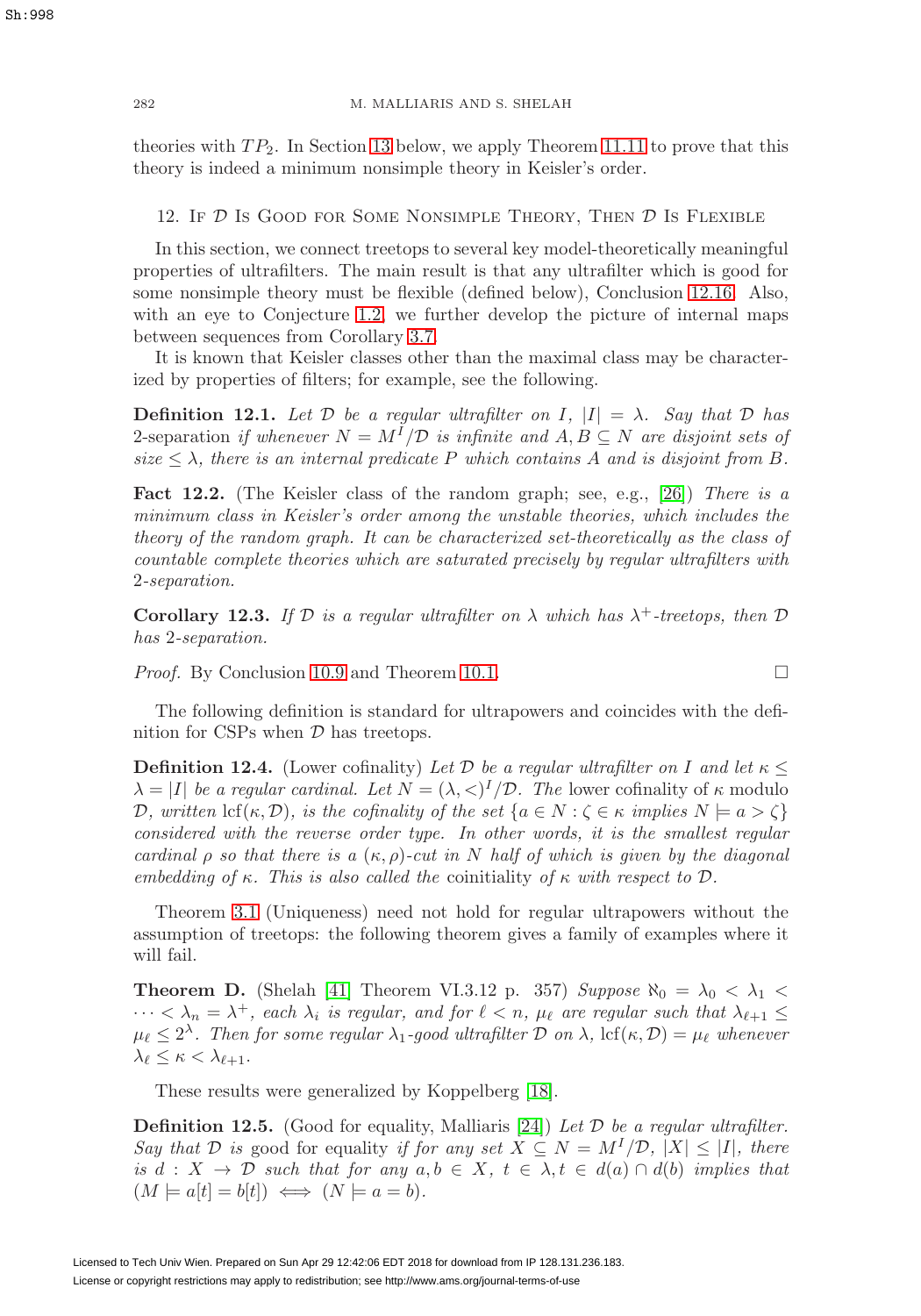theories with $TP_2$. In Section 13 below, we apply Theorem 11.11 to prove that this theory is indeed a minimum nonsimple theory in Keisler's order.

## 12. If $\mathcal{D}$ Is Good for Some Nonsimple Theory, Then $\mathcal{D}$ Is Flexible

In this section, we connect treetops to several key model-theoretically meaningful properties of ultrafilters. The main result is that any ultrafilter which is good for some nonsimple theory must be flexible (defined below), Conclusion 12.16. Also, with an eye to Conjecture 1.2, we further develop the picture of internal maps between sequences from Corollary 3.7.

It is known that Keisler classes other than the maximal class may be characterized by properties of filters; for example, see the following.

**Definition 12.1.** *Let $\mathcal{D}$ be a regular ultrafilter on $I$, $|I| = \lambda$. Say that $\mathcal{D}$ has* 2-separation *if whenever $N = M^I/\mathcal{D}$ is infinite and $A, B \subseteq N$ are disjoint sets of size $\leq \lambda$, there is an internal predicate $P$ which contains $A$ and is disjoint from $B$.*

**Fact 12.2.** (The Keisler class of the random graph; see, e.g., [26]) *There is a minimum class in Keisler's order among the unstable theories, which includes the theory of the random graph. It can be characterized set-theoretically as the class of countable complete theories which are saturated precisely by regular ultrafilters with 2-separation.*

**Corollary 12.3.** *If $\mathcal{D}$ is a regular ultrafilter on $\lambda$ which has $\lambda^+$-treetops, then $\mathcal{D}$ has 2-separation.*

*Proof.* By Conclusion 10.9 and Theorem 10.1. □

The following definition is standard for ultrapowers and coincides with the definition for CSPs when $\mathcal{D}$ has treetops.

**Definition 12.4.** (Lower cofinality) *Let $\mathcal{D}$ be a regular ultrafilter on $I$ and let $\kappa \leq \lambda = |I|$ be a regular cardinal. Let $N = (\lambda, <)^I/\mathcal{D}$. The* lower cofinality *of $\kappa$ modulo $\mathcal{D}$, written $\operatorname{lcf}(\kappa, \mathcal{D})$, is the cofinality of the set $\{a \in N : \zeta \in \kappa \text{ implies } N \models a > \zeta\}$ considered with the reverse order type. In other words, it is the smallest regular cardinal $\rho$ so that there is a $(\kappa, \rho)$-cut in $N$ half of which is given by the diagonal embedding of $\kappa$. This is also called the* coinitiality *of $\kappa$ with respect to $\mathcal{D}$.*

Theorem 3.1 (Uniqueness) need not hold for regular ultrapowers without the assumption of treetops: the following theorem gives a family of examples where it will fail.

**Theorem D.** (Shelah [41] Theorem VI.3.12 p. 357) *Suppose $\aleph_0 = \lambda_0 < \lambda_1 < \cdots < \lambda_n = \lambda^+$, each $\lambda_i$ is regular, and for $\ell < n$, $\mu_\ell$ are regular such that $\lambda_{\ell+1} \leq \mu_\ell \leq 2^\lambda$. Then for some regular $\lambda_1$-good ultrafilter $\mathcal{D}$ on $\lambda$, $\operatorname{lcf}(\kappa, \mathcal{D}) = \mu_\ell$ whenever $\lambda_\ell \leq \kappa < \lambda_{\ell+1}$.*

These results were generalized by Koppelberg [18].

**Definition 12.5.** (Good for equality, Malliaris [24]) *Let $\mathcal{D}$ be a regular ultrafilter. Say that $\mathcal{D}$ is* good for equality *if for any set $X \subseteq N = M^I/\mathcal{D}$, $|X| \leq |I|$, there is $d : X \rightarrow \mathcal{D}$ such that for any $a, b \in X$, $t \in \lambda, t \in d(a) \cap d(b)$ implies that $(M \models a[t] = b[t]) \iff (N \models a = b)$.*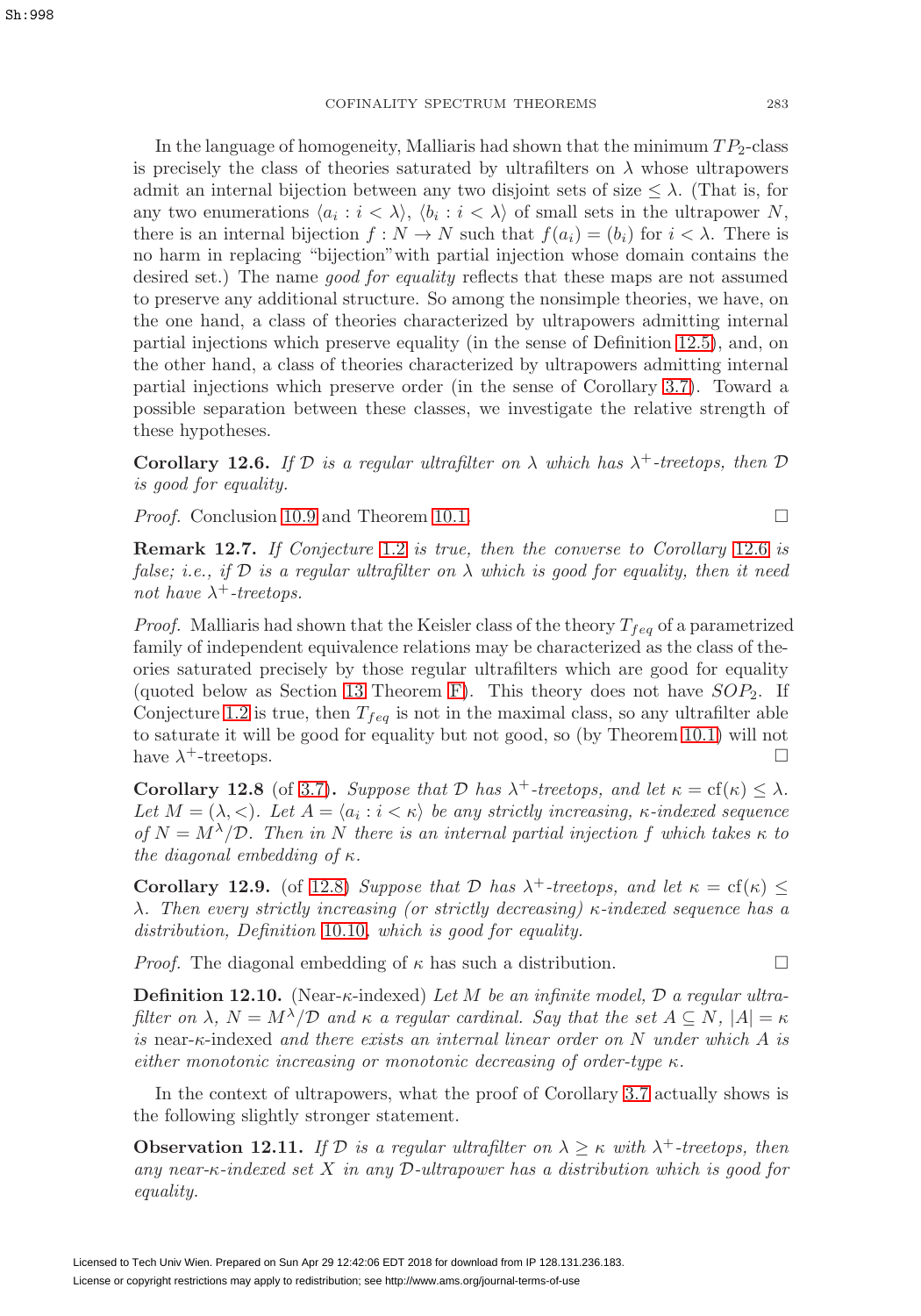In the language of homogeneity, Malliaris had shown that the minimum $TP_2$-class is precisely the class of theories saturated by ultrafilters on $\lambda$ whose ultrapowers admit an internal bijection between any two disjoint sets of size $\leq \lambda$. (That is, for any two enumerations $\langle a_i : i < \lambda \rangle$, $\langle b_i : i < \lambda \rangle$ of small sets in the ultrapower $N$, there is an internal bijection $f : N \to N$ such that $f(a_i) = (b_i)$ for $i < \lambda$. There is no harm in replacing "bijection" with partial injection whose domain contains the desired set.) The name *good for equality* reflects that these maps are not assumed to preserve any additional structure. So among the nonsimple theories, we have, on the one hand, a class of theories characterized by ultrapowers admitting internal partial injections which preserve equality (in the sense of Definition 12.5), and, on the other hand, a class of theories characterized by ultrapowers admitting internal partial injections which preserve order (in the sense of Corollary 3.7). Toward a possible separation between these classes, we investigate the relative strength of these hypotheses.

**Corollary 12.6.** *If $\mathcal{D}$ is a regular ultrafilter on $\lambda$ which has $\lambda^+$-treetops, then $\mathcal{D}$ is good for equality.*

*Proof.* Conclusion 10.9 and Theorem 10.1. $\square$

**Remark 12.7.** *If Conjecture 1.2 is true, then the converse to Corollary 12.6 is false; i.e., if $\mathcal{D}$ is a regular ultrafilter on $\lambda$ which is good for equality, then it need not have $\lambda^+$-treetops.*

*Proof.* Malliaris had shown that the Keisler class of the theory $T_{feq}$ of a parametrized family of independent equivalence relations may be characterized as the class of theories saturated precisely by those regular ultrafilters which are good for equality (quoted below as Section 13 Theorem F). This theory does not have $SOP_2$. If Conjecture 1.2 is true, then $T_{feq}$ is not in the maximal class, so any ultrafilter able to saturate it will be good for equality but not good, so (by Theorem 10.1) will not have $\lambda^+$-treetops. $\square$

**Corollary 12.8** (of 3.7)**.** *Suppose that $\mathcal{D}$ has $\lambda^+$-treetops, and let $\kappa = \mathrm{cf}(\kappa) \leq \lambda$. Let $M = (\lambda, <)$. Let $A = \langle a_i : i < \kappa \rangle$ be any strictly increasing, $\kappa$-indexed sequence of $N = M^\lambda/\mathcal{D}$. Then in $N$ there is an internal partial injection $f$ which takes $\kappa$ to the diagonal embedding of $\kappa$.*

**Corollary 12.9.** (of 12.8) *Suppose that $\mathcal{D}$ has $\lambda^+$-treetops, and let $\kappa = \mathrm{cf}(\kappa) \leq \lambda$. Then every strictly increasing (or strictly decreasing) $\kappa$-indexed sequence has a distribution, Definition 10.10, which is good for equality.*

*Proof.* The diagonal embedding of $\kappa$ has such a distribution. $\square$

**Definition 12.10.** (Near-$\kappa$-indexed) *Let $M$ be an infinite model, $\mathcal{D}$ a regular ultrafilter on $\lambda$, $N = M^\lambda/\mathcal{D}$ and $\kappa$ a regular cardinal. Say that the set $A \subseteq N$, $|A| = \kappa$ is* near-$\kappa$-indexed *and there exists an internal linear order on $N$ under which $A$ is either monotonic increasing or monotonic decreasing of order-type $\kappa$.*

In the context of ultrapowers, what the proof of Corollary 3.7 actually shows is the following slightly stronger statement.

**Observation 12.11.** *If $\mathcal{D}$ is a regular ultrafilter on $\lambda \geq \kappa$ with $\lambda^+$-treetops, then any near-$\kappa$-indexed set $X$ in any $\mathcal{D}$-ultrapower has a distribution which is good for equality.*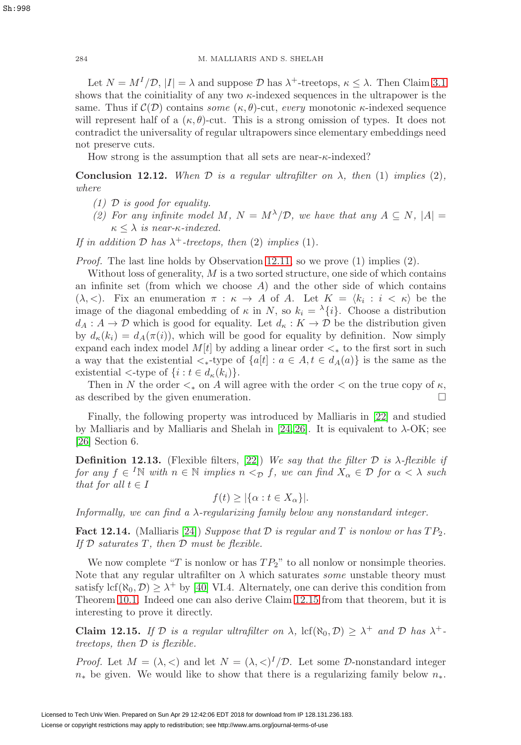Let $N = M^I/\mathcal{D}$, $|I| = \lambda$ and suppose $\mathcal{D}$ has $\lambda^+$-treetops, $\kappa \leq \lambda$. Then Claim 3.1 shows that the coinitiality of any two $\kappa$-indexed sequences in the ultrapower is the same. Thus if $\mathcal{C}(\mathcal{D})$ contains *some* $(\kappa, \theta)$-cut, *every* monotonic $\kappa$-indexed sequence will represent half of a $(\kappa, \theta)$-cut. This is a strong omission of types. It does not contradict the universality of regular ultrapowers since elementary embeddings need not preserve cuts.

How strong is the assumption that all sets are near-$\kappa$-indexed?

**Conclusion 12.12.** *When $\mathcal{D}$ is a regular ultrafilter on $\lambda$, then (1) implies (2), where*

*(1) $\mathcal{D}$ is good for equality.*

*(2) For any infinite model $M$, $N = M^\lambda/\mathcal{D}$, we have that any $A \subseteq N$, $|A| = \kappa \leq \lambda$ is near-$\kappa$-indexed.*

*If in addition $\mathcal{D}$ has $\lambda^+$-treetops, then (2) implies (1).*

*Proof.* The last line holds by Observation 12.11, so we prove (1) implies (2).

Without loss of generality, $M$ is a two sorted structure, one side of which contains an infinite set (from which we choose $A$) and the other side of which contains $(\lambda, <)$. Fix an enumeration $\pi : \kappa \to A$ of $A$. Let $K = \langle k_i : i < \kappa \rangle$ be the image of the diagonal embedding of $\kappa$ in $N$, so $k_i = {}^\lambda\{i\}$. Choose a distribution $d_A : A \to \mathcal{D}$ which is good for equality. Let $d_\kappa : K \to \mathcal{D}$ be the distribution given by $d_\kappa(k_i) = d_A(\pi(i))$, which will be good for equality by definition. Now simply expand each index model $M[t]$ by adding a linear order $<_*$ to the first sort in such a way that the existential $<_*$-type of $\{a[t] : a \in A, t \in d_A(a)\}$ is the same as the existential $<$-type of $\{i : t \in d_\kappa(k_i)\}$.

Then in $N$ the order $<_*$ on $A$ will agree with the order $<$ on the true copy of $\kappa$, as described by the given enumeration. $\square$

Finally, the following property was introduced by Malliaris in [22] and studied by Malliaris and by Malliaris and Shelah in [24,26]. It is equivalent to $\lambda$-OK; see [26] Section 6.

**Definition 12.13.** (Flexible filters, [22]) *We say that the filter $\mathcal{D}$ is $\lambda$-flexible if for any $f \in {}^I\mathbb{N}$ with $n \in \mathbb{N}$ implies $n <_\mathcal{D} f$, we can find $X_\alpha \in \mathcal{D}$ for $\alpha < \lambda$ such that for all $t \in I$*

$$f(t) \geq |\{\alpha : t \in X_\alpha\}|.$$

*Informally, we can find a $\lambda$-regularizing family below any nonstandard integer.*

**Fact 12.14.** (Malliaris [24]) *Suppose that $\mathcal{D}$ is regular and $T$ is nonlow or has $TP_2$. If $\mathcal{D}$ saturates $T$, then $\mathcal{D}$ must be flexible.*

We now complete "$T$ is nonlow or has $TP_2$" to all nonlow or nonsimple theories. Note that any regular ultrafilter on $\lambda$ which saturates *some* unstable theory must satisfy $\operatorname{lcf}(\aleph_0, \mathcal{D}) \geq \lambda^+$ by [40] VI.4. Alternately, one can derive this condition from Theorem 10.1. Indeed one can also derive Claim 12.15 from that theorem, but it is interesting to prove it directly.

**Claim 12.15.** *If $\mathcal{D}$ is a regular ultrafilter on $\lambda$, $\operatorname{lcf}(\aleph_0, \mathcal{D}) \geq \lambda^+$ and $\mathcal{D}$ has $\lambda^+$-treetops, then $\mathcal{D}$ is flexible.*

*Proof.* Let $M = (\lambda, <)$ and let $N = (\lambda, <)^I/\mathcal{D}$. Let some $\mathcal{D}$-nonstandard integer $n_*$ be given. We would like to show that there is a regularizing family below $n_*$.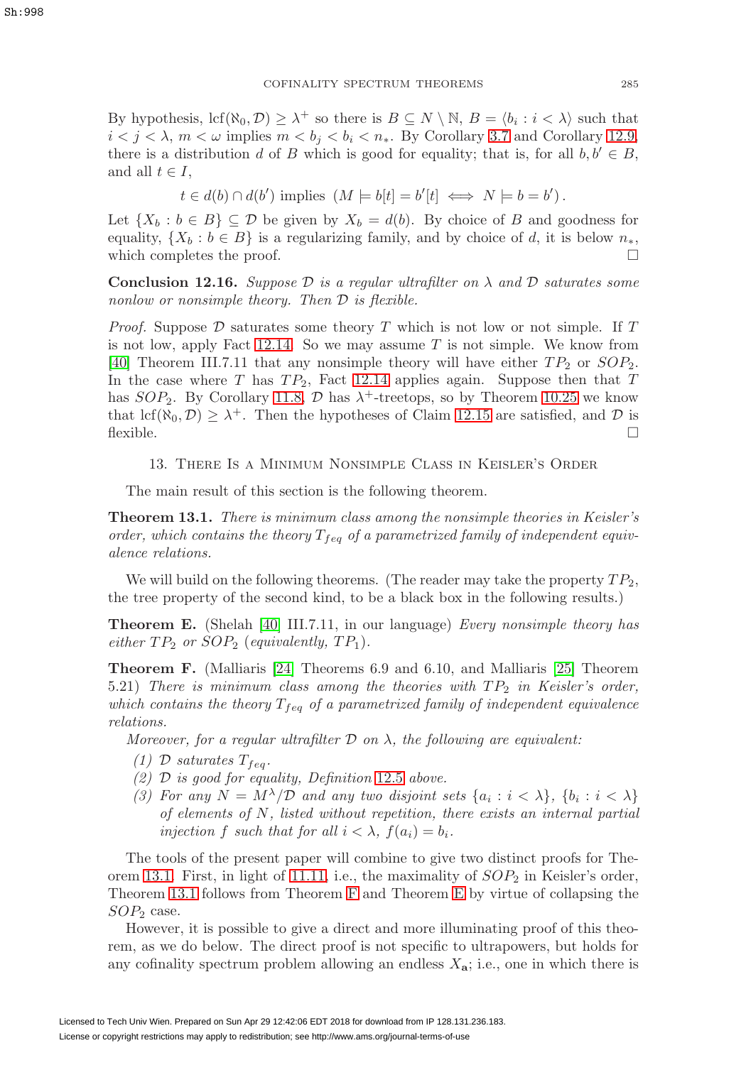By hypothesis, $\operatorname{lcf}(\aleph_0, \mathcal{D}) \geq \lambda^+$ so there is $B \subseteq N \setminus \mathbb{N}$, $B = \langle b_i : i < \lambda \rangle$ such that $i < j < \lambda$, $m < \omega$ implies $m < b_j < b_i < n_*$. By Corollary 3.7 and Corollary 12.9, there is a distribution $d$ of $B$ which is good for equality; that is, for all $b, b' \in B$, and all $t \in I$,

$$t \in d(b) \cap d(b') \text{ implies } \left( M \models b[t] = b'[t] \iff N \models b = b' \right).$$

Let $\{X_b : b \in B\} \subseteq \mathcal{D}$ be given by $X_b = d(b)$. By choice of $B$ and goodness for equality, $\{X_b : b \in B\}$ is a regularizing family, and by choice of $d$, it is below $n_*$, which completes the proof. $\square$

**Conclusion 12.16.** *Suppose $\mathcal{D}$ is a regular ultrafilter on $\lambda$ and $\mathcal{D}$ saturates some nonlow or nonsimple theory. Then $\mathcal{D}$ is flexible.*

*Proof.* Suppose $\mathcal{D}$ saturates some theory $T$ which is not low or not simple. If $T$ is not low, apply Fact 12.14. So we may assume $T$ is not simple. We know from [40] Theorem III.7.11 that any nonsimple theory will have either $TP_2$ or $SOP_2$. In the case where $T$ has $TP_2$, Fact 12.14 applies again. Suppose then that $T$ has $SOP_2$. By Corollary 11.8, $\mathcal{D}$ has $\lambda^+$-treetops, so by Theorem 10.25 we know that $\operatorname{lcf}(\aleph_0, \mathcal{D}) \geq \lambda^+$. Then the hypotheses of Claim 12.15 are satisfied, and $\mathcal{D}$ is flexible. $\square$

## 13. There Is a Minimum Nonsimple Class in Keisler's Order

The main result of this section is the following theorem.

**Theorem 13.1.** *There is minimum class among the nonsimple theories in Keisler's order, which contains the theory $T_{feq}$ of a parametrized family of independent equivalence relations.*

We will build on the following theorems. (The reader may take the property $TP_2$, the tree property of the second kind, to be a black box in the following results.)

**Theorem E.** (Shelah [40] III.7.11, in our language) *Every nonsimple theory has either $TP_2$ or $SOP_2$ (equivalently, $TP_1$).*

**Theorem F.** (Malliaris [24] Theorems 6.9 and 6.10, and Malliaris [25] Theorem 5.21) *There is minimum class among the theories with $TP_2$ in Keisler's order, which contains the theory $T_{feq}$ of a parametrized family of independent equivalence relations.*

*Moreover, for a regular ultrafilter $\mathcal{D}$ on $\lambda$, the following are equivalent:*

1. *$\mathcal{D}$ saturates $T_{feq}$.*
2. *$\mathcal{D}$ is good for equality, Definition 12.5 above.*
3. *For any $N = M^\lambda/\mathcal{D}$ and any two disjoint sets $\{a_i : i < \lambda\}$, $\{b_i : i < \lambda\}$ of elements of $N$, listed without repetition, there exists an internal partial injection $f$ such that for all $i < \lambda$, $f(a_i) = b_i$.*

The tools of the present paper will combine to give two distinct proofs for Theorem 13.1. First, in light of 11.11, i.e., the maximality of $SOP_2$ in Keisler's order, Theorem 13.1 follows from Theorem F and Theorem E by virtue of collapsing the $SOP_2$ case.

However, it is possible to give a direct and more illuminating proof of this theorem, as we do below. The direct proof is not specific to ultrapowers, but holds for any cofinality spectrum problem allowing an endless $X_{\mathbf{a}}$; i.e., one in which there is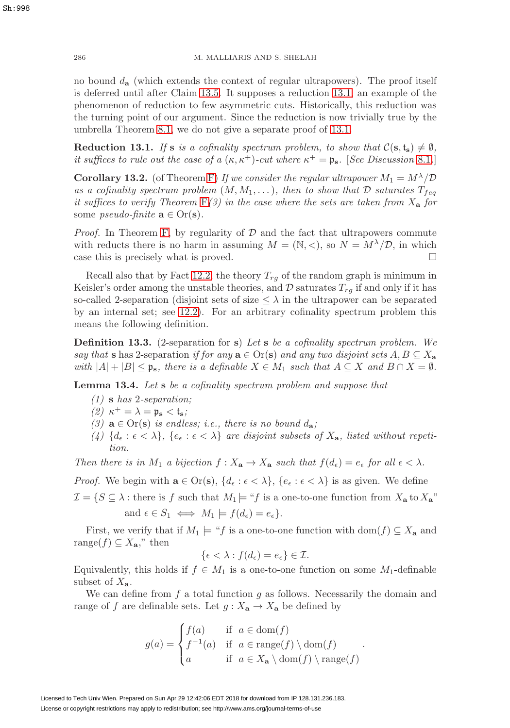no bound $d_{\mathbf{a}}$ (which extends the context of regular ultrapowers). The proof itself is deferred until after Claim 13.5. It supposes a reduction 13.1, an example of the phenomenon of reduction to few asymmetric cuts. Historically, this reduction was the turning point of our argument. Since the reduction is now trivially true by the umbrella Theorem 8.1, we do not give a separate proof of 13.1.

**Reduction 13.1.** *If* $\mathbf{s}$ *is a cofinality spectrum problem, to show that* $\mathcal{C}(\mathbf{s}, \mathfrak{t}_{\mathbf{s}}) \neq \emptyset$, *it suffices to rule out the case of a* $(\kappa, \kappa^+)$*-cut where* $\kappa^+ = \mathfrak{p}_{\mathbf{s}}$. *[See Discussion 8.1.]*

**Corollary 13.2.** (of Theorem F) *If we consider the regular ultrapower* $M_1 = M^\lambda/\mathcal{D}$ *as a cofinality spectrum problem* $(M, M_1, \dots)$, *then to show that* $\mathcal{D}$ *saturates* $T_{feq}$ *it suffices to verify Theorem F(3) in the case where the sets are taken from* $X_{\mathbf{a}}$ *for* some *pseudo-finite* $\mathbf{a} \in \mathrm{Or}(\mathbf{s})$.

*Proof.* In Theorem F, by regularity of $\mathcal{D}$ and the fact that ultrapowers commute with reducts there is no harm in assuming $M = (\mathbb{N}, <)$, so $N = M^\lambda/\mathcal{D}$, in which case this is precisely what is proved. $\square$

Recall also that by Fact 12.2, the theory $T_{rg}$ of the random graph is minimum in Keisler's order among the unstable theories, and $\mathcal{D}$ saturates $T_{rg}$ if and only if it has so-called 2-separation (disjoint sets of size $\leq \lambda$ in the ultrapower can be separated by an internal set; see 12.2). For an arbitrary cofinality spectrum problem this means the following definition.

**Definition 13.3.** (2-separation for $\mathbf{s}$) *Let* $\mathbf{s}$ *be a cofinality spectrum problem. We say that* $\mathbf{s}$ has 2-separation *if for any* $\mathbf{a} \in \mathrm{Or}(\mathbf{s})$ *and any two disjoint sets* $A, B \subseteq X_{\mathbf{a}}$ *with* $|A| + |B| \leq \mathfrak{p}_{\mathbf{s}}$, *there is a definable* $X \in M_1$ *such that* $A \subseteq X$ *and* $B \cap X = \emptyset$.

**Lemma 13.4.** *Let* $\mathbf{s}$ *be a cofinality spectrum problem and suppose that*

1. $\mathbf{s}$ *has 2-separation;*
2. $\kappa^+ = \lambda = \mathfrak{p}_{\mathbf{s}} < \mathfrak{t}_{\mathbf{s}}$;
3. $\mathbf{a} \in \mathrm{Or}(\mathbf{s})$ *is endless; i.e., there is no bound* $d_{\mathbf{a}}$;
4. $\{d_\epsilon : \epsilon < \lambda\}$, $\{e_\epsilon : \epsilon < \lambda\}$ *are disjoint subsets of* $X_{\mathbf{a}}$, *listed without repetition.*

*Then there is in* $M_1$ *a bijection* $f : X_{\mathbf{a}} \to X_{\mathbf{a}}$ *such that* $f(d_\epsilon) = e_\epsilon$ *for all* $\epsilon < \lambda$.

*Proof.* We begin with $\mathbf{a} \in \mathrm{Or}(\mathbf{s})$, $\{d_\epsilon : \epsilon < \lambda\}$, $\{e_\epsilon : \epsilon < \lambda\}$ is as given. We define

$$\mathcal{I} = \{S \subseteq \lambda : \text{there is } f \text{ such that } M_1 \models \text{“}f \text{ is a one-to-one function from } X_{\mathbf{a}} \text{ to } X_{\mathbf{a}}\text{”}$$
$$\text{and } \epsilon \in S_1 \iff M_1 \models f(d_\epsilon) = e_\epsilon\}.$$

First, we verify that if $M_1 \models$ “$f$ is a one-to-one function with $\mathrm{dom}(f) \subseteq X_{\mathbf{a}}$ and $\mathrm{range}(f) \subseteq X_{\mathbf{a}}$,” then

$$\{\epsilon < \lambda : f(d_\epsilon) = e_\epsilon\} \in \mathcal{I}.$$

Equivalently, this holds if $f \in M_1$ is a one-to-one function on some $M_1$-definable subset of $X_{\mathbf{a}}$.

We can define from $f$ a total function $g$ as follows. Necessarily the domain and range of $f$ are definable sets. Let $g : X_{\mathbf{a}} \to X_{\mathbf{a}}$ be defined by

$$g(a) = \begin{cases} f(a) & \text{if } \ a \in \mathrm{dom}(f) \\ f^{-1}(a) & \text{if } \ a \in \mathrm{range}(f) \setminus \mathrm{dom}(f) \\ a & \text{if } \ a \in X_{\mathbf{a}} \setminus \mathrm{dom}(f) \setminus \mathrm{range}(f) \end{cases}.$$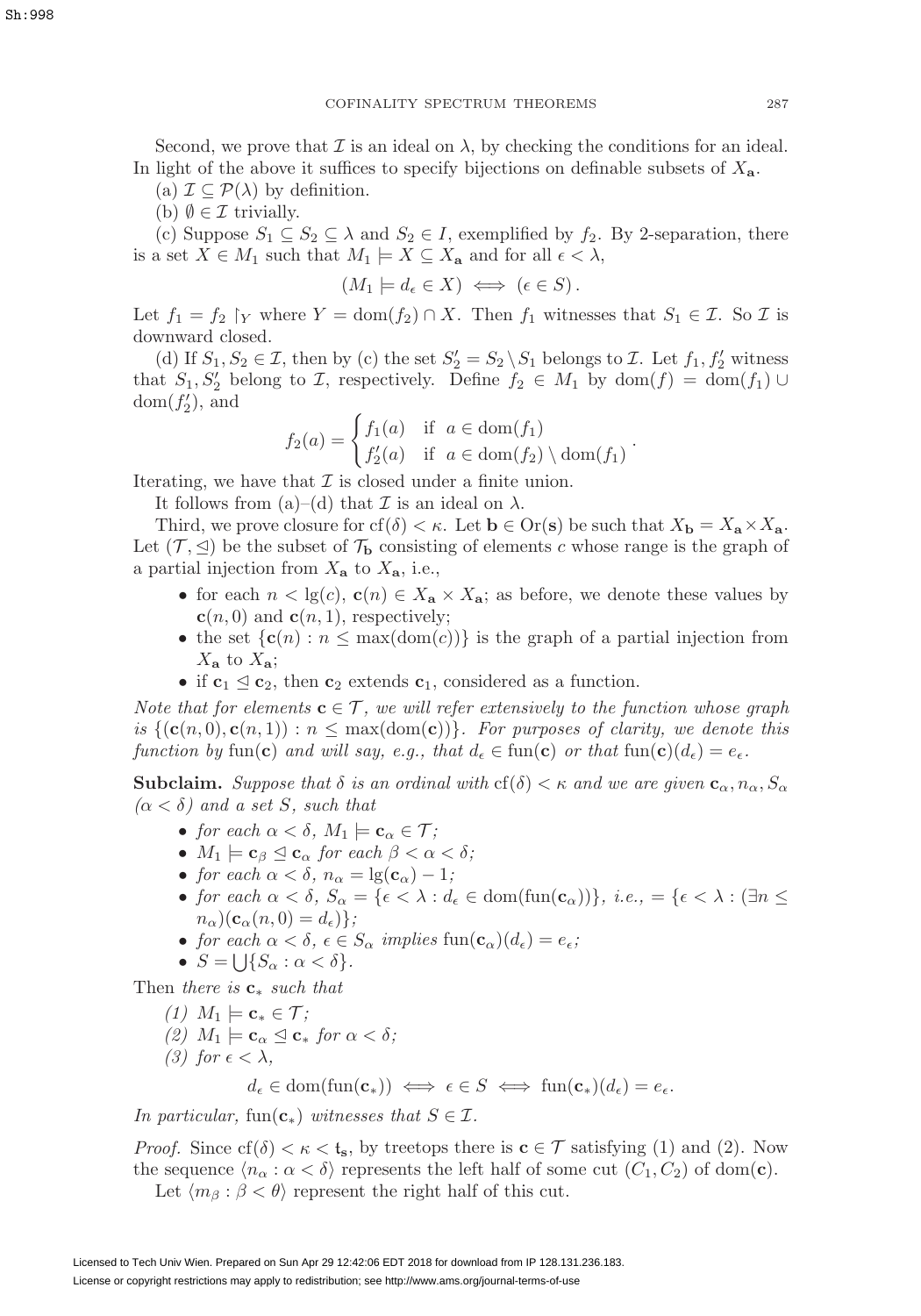Second, we prove that $\mathcal{I}$ is an ideal on $\lambda$, by checking the conditions for an ideal. In light of the above it suffices to specify bijections on definable subsets of $X_{\mathbf{a}}$.

(a) $\mathcal{I} \subseteq \mathcal{P}(\lambda)$ by definition.

(b) $\emptyset \in \mathcal{I}$ trivially.

(c) Suppose $S_1 \subseteq S_2 \subseteq \lambda$ and $S_2 \in I$, exemplified by $f_2$. By 2-separation, there is a set $X \in M_1$ such that $M_1 \models X \subseteq X_{\mathbf{a}}$ and for all $\epsilon < \lambda$,

$$(M_1 \models d_\epsilon \in X) \iff (\epsilon \in S).$$

Let $f_1 = f_2 \restriction_Y$ where $Y = \mathrm{dom}(f_2) \cap X$. Then $f_1$ witnesses that $S_1 \in \mathcal{I}$. So $\mathcal{I}$ is downward closed.

(d) If $S_1, S_2 \in \mathcal{I}$, then by (c) the set $S_2' = S_2 \setminus S_1$ belongs to $\mathcal{I}$. Let $f_1, f_2'$ witness that $S_1, S_2'$ belong to $\mathcal{I}$, respectively. Define $f_2 \in M_1$ by $\mathrm{dom}(f) = \mathrm{dom}(f_1) \cup \mathrm{dom}(f_2')$, and

$$f_2(a) = \begin{cases} f_1(a) & \text{if } a \in \mathrm{dom}(f_1) \\ f_2'(a) & \text{if } a \in \mathrm{dom}(f_2) \setminus \mathrm{dom}(f_1) \end{cases}.$$

Iterating, we have that $\mathcal{I}$ is closed under a finite union.

It follows from (a)–(d) that $\mathcal{I}$ is an ideal on $\lambda$.

Third, we prove closure for $\mathrm{cf}(\delta) < \kappa$. Let $\mathbf{b} \in \mathrm{Or}(\mathbf{s})$ be such that $X_{\mathbf{b}} = X_{\mathbf{a}} \times X_{\mathbf{a}}$. Let $(\mathcal{T}, \trianglelefteq)$ be the subset of $\mathcal{T}_{\mathbf{b}}$ consisting of elements $c$ whose range is the graph of a partial injection from $X_{\mathbf{a}}$ to $X_{\mathbf{a}}$, i.e.,

- for each $n < \lg(c)$, $\mathbf{c}(n) \in X_{\mathbf{a}} \times X_{\mathbf{a}}$; as before, we denote these values by $\mathbf{c}(n, 0)$ and $\mathbf{c}(n, 1)$, respectively;
- the set $\{\mathbf{c}(n) : n \leq \max(\mathrm{dom}(c))\}$ is the graph of a partial injection from $X_{\mathbf{a}}$ to $X_{\mathbf{a}}$;
- if $\mathbf{c}_1 \trianglelefteq \mathbf{c}_2$, then $\mathbf{c}_2$ extends $\mathbf{c}_1$, considered as a function.

*Note that for elements $\mathbf{c} \in \mathcal{T}$, we will refer extensively to the function whose graph is $\{(\mathbf{c}(n, 0), \mathbf{c}(n, 1)) : n \leq \max(\mathrm{dom}(\mathbf{c}))\}$. For purposes of clarity, we denote this function by $\mathrm{fun}(\mathbf{c})$ and will say, e.g., that $d_\epsilon \in \mathrm{fun}(\mathbf{c})$ or that $\mathrm{fun}(\mathbf{c})(d_\epsilon) = e_\epsilon$.*

**Subclaim.** *Suppose that $\delta$ is an ordinal with $\mathrm{cf}(\delta) < \kappa$ and we are given $\mathbf{c}_\alpha, n_\alpha, S_\alpha$ $(\alpha < \delta)$ and a set $S$, such that*

- *for each $\alpha < \delta$, $M_1 \models \mathbf{c}_\alpha \in \mathcal{T}$;*
- *$M_1 \models \mathbf{c}_\beta \trianglelefteq \mathbf{c}_\alpha$ for each $\beta < \alpha < \delta$;*
- *for each $\alpha < \delta$, $n_\alpha = \lg(\mathbf{c}_\alpha) - 1$;*
- *for each $\alpha < \delta$, $S_\alpha = \{\epsilon < \lambda : d_\epsilon \in \mathrm{dom}(\mathrm{fun}(\mathbf{c}_\alpha))\}$, i.e., $= \{\epsilon < \lambda : (\exists n \leq n_\alpha)(\mathbf{c}_\alpha(n, 0) = d_\epsilon)\}$;*
- *for each $\alpha < \delta$, $\epsilon \in S_\alpha$ implies $\mathrm{fun}(\mathbf{c}_\alpha)(d_\epsilon) = e_\epsilon$;*
- *$S = \bigcup\{S_\alpha : \alpha < \delta\}$.*

Then *there is $\mathbf{c}_*$ such that*

*(1) $M_1 \models \mathbf{c}_* \in \mathcal{T}$;*

*(2) $M_1 \models \mathbf{c}_\alpha \trianglelefteq \mathbf{c}_*$ for $\alpha < \delta$;*

*(3) for $\epsilon < \lambda$,*

$$d_\epsilon \in \mathrm{dom}(\mathrm{fun}(\mathbf{c}_*)) \iff \epsilon \in S \iff \mathrm{fun}(\mathbf{c}_*)(d_\epsilon) = e_\epsilon.$$

*In particular, $\mathrm{fun}(\mathbf{c}_*)$ witnesses that $S \in \mathcal{I}$.*

*Proof.* Since $\mathrm{cf}(\delta) < \kappa < \mathfrak{t}_{\mathbf{s}}$, by treetops there is $\mathbf{c} \in \mathcal{T}$ satisfying (1) and (2). Now the sequence $\langle n_\alpha : \alpha < \delta \rangle$ represents the left half of some cut $(C_1, C_2)$ of $\mathrm{dom}(\mathbf{c})$.

Let $\langle m_\beta : \beta < \theta \rangle$ represent the right half of this cut.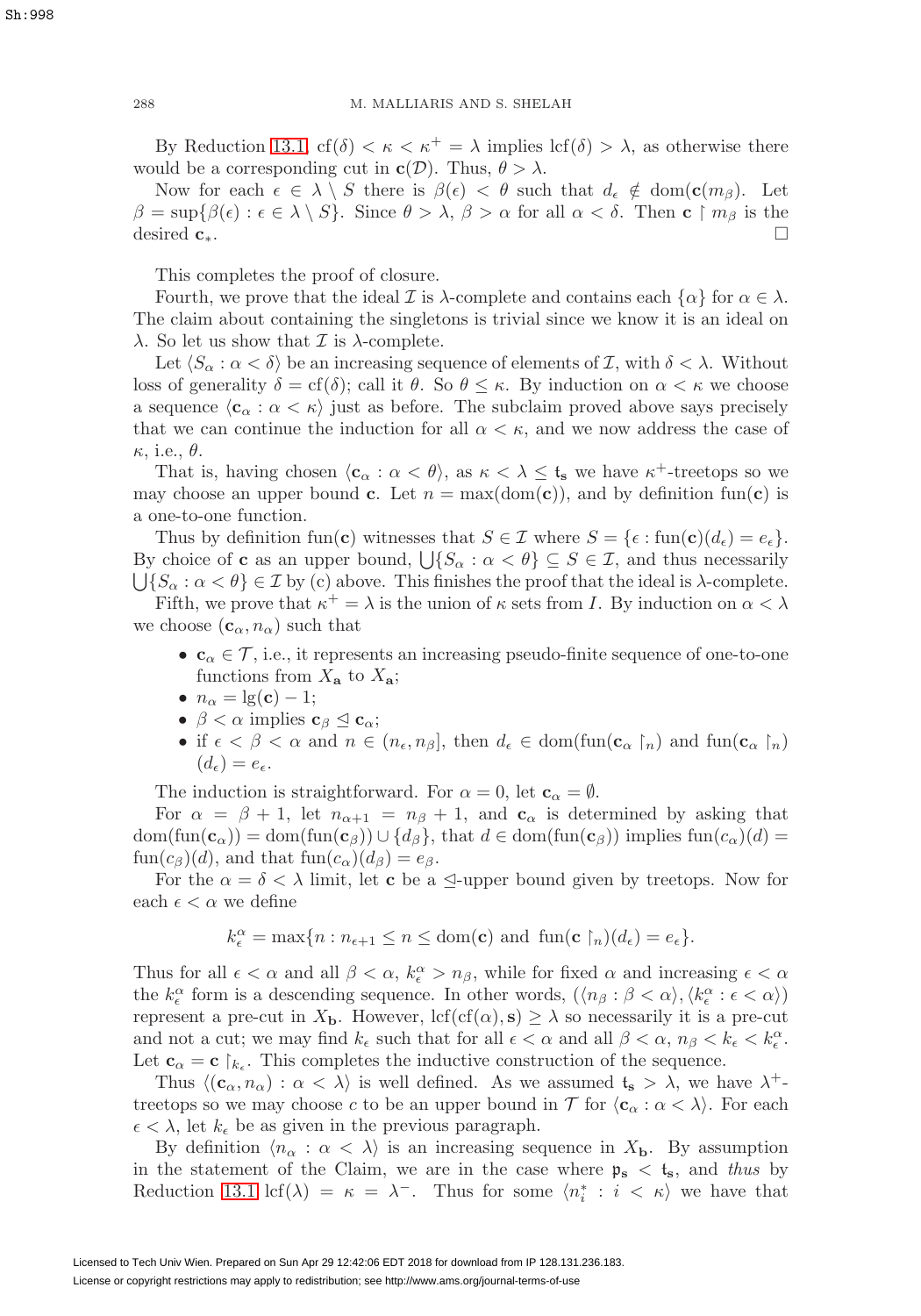By Reduction 13.1, $\mathrm{cf}(\delta) < \kappa < \kappa^+ = \lambda$ implies $\mathrm{lcf}(\delta) > \lambda$, as otherwise there would be a corresponding cut in $\mathbf{c}(\mathcal{D})$. Thus, $\theta > \lambda$.

Now for each $\epsilon \in \lambda \setminus S$ there is $\beta(\epsilon) < \theta$ such that $d_\epsilon \notin \mathrm{dom}(\mathbf{c}(m_\beta))$. Let $\beta = \sup\{\beta(\epsilon) : \epsilon \in \lambda \setminus S\}$. Since $\theta > \lambda$, $\beta > \alpha$ for all $\alpha < \delta$. Then $\mathbf{c} \restriction m_\beta$ is the desired $\mathbf{c}_*$. $\square$

This completes the proof of closure.

Fourth, we prove that the ideal $\mathcal{I}$ is $\lambda$-complete and contains each $\{\alpha\}$ for $\alpha \in \lambda$. The claim about containing the singletons is trivial since we know it is an ideal on $\lambda$. So let us show that $\mathcal{I}$ is $\lambda$-complete.

Let $\langle S_\alpha : \alpha < \delta \rangle$ be an increasing sequence of elements of $\mathcal{I}$, with $\delta < \lambda$. Without loss of generality $\delta = \mathrm{cf}(\delta)$; call it $\theta$. So $\theta \leq \kappa$. By induction on $\alpha < \kappa$ we choose a sequence $\langle \mathbf{c}_\alpha : \alpha < \kappa \rangle$ just as before. The subclaim proved above says precisely that we can continue the induction for all $\alpha < \kappa$, and we now address the case of $\kappa$, i.e., $\theta$.

That is, having chosen $\langle \mathbf{c}_\alpha : \alpha < \theta \rangle$, as $\kappa < \lambda \leq \mathfrak{t}_\mathbf{s}$ we have $\kappa^+$-treetops so we may choose an upper bound $\mathbf{c}$. Let $n = \max(\mathrm{dom}(\mathbf{c}))$, and by definition $\mathrm{fun}(\mathbf{c})$ is a one-to-one function.

Thus by definition $\mathrm{fun}(\mathbf{c})$ witnesses that $S \in \mathcal{I}$ where $S = \{\epsilon : \mathrm{fun}(\mathbf{c})(d_\epsilon) = e_\epsilon\}$. By choice of $\mathbf{c}$ as an upper bound, $\bigcup\{S_\alpha : \alpha < \theta\} \subseteq S \in \mathcal{I}$, and thus necessarily $\bigcup\{S_\alpha : \alpha < \theta\} \in \mathcal{I}$ by (c) above. This finishes the proof that the ideal is $\lambda$-complete.

Fifth, we prove that $\kappa^+ = \lambda$ is the union of $\kappa$ sets from $I$. By induction on $\alpha < \lambda$ we choose $(\mathbf{c}_\alpha, n_\alpha)$ such that

- $\mathbf{c}_\alpha \in \mathcal{T}$, i.e., it represents an increasing pseudo-finite sequence of one-to-one functions from $X_\mathbf{a}$ to $X_\mathbf{a}$;
- $n_\alpha = \lg(\mathbf{c}) - 1$;
- $\beta < \alpha$ implies $\mathbf{c}_\beta \trianglelefteq \mathbf{c}_\alpha$;
- if $\epsilon < \beta < \alpha$ and $n \in (n_\epsilon, n_\beta]$, then $d_\epsilon \in \mathrm{dom}(\mathrm{fun}(\mathbf{c}_\alpha \restriction_n)$ and $\mathrm{fun}(\mathbf{c}_\alpha \restriction_n)$ $(d_\epsilon) = e_\epsilon$.

The induction is straightforward. For $\alpha = 0$, let $\mathbf{c}_\alpha = \emptyset$.

For $\alpha = \beta + 1$, let $n_{\alpha+1} = n_\beta + 1$, and $\mathbf{c}_\alpha$ is determined by asking that $\mathrm{dom}(\mathrm{fun}(\mathbf{c}_\alpha)) = \mathrm{dom}(\mathrm{fun}(\mathbf{c}_\beta)) \cup \{d_\beta\}$, that $d \in \mathrm{dom}(\mathrm{fun}(\mathbf{c}_\beta))$ implies $\mathrm{fun}(c_\alpha)(d) = \mathrm{fun}(c_\beta)(d)$, and that $\mathrm{fun}(c_\alpha)(d_\beta) = e_\beta$.

For the $\alpha = \delta < \lambda$ limit, let $\mathbf{c}$ be a $\trianglelefteq$-upper bound given by treetops. Now for each $\epsilon < \alpha$ we define

$$k^\alpha_\epsilon = \max\{n : n_{\epsilon+1} \leq n \leq \mathrm{dom}(\mathbf{c}) \text{ and } \mathrm{fun}(\mathbf{c} \restriction_n)(d_\epsilon) = e_\epsilon\}.$$

Thus for all $\epsilon < \alpha$ and all $\beta < \alpha$, $k^\alpha_\epsilon > n_\beta$, while for fixed $\alpha$ and increasing $\epsilon < \alpha$ the $k^\alpha_\epsilon$ form is a descending sequence. In other words, $(\langle n_\beta : \beta < \alpha \rangle, \langle k^\alpha_\epsilon : \epsilon < \alpha \rangle)$ represent a pre-cut in $X_\mathbf{b}$. However, $\mathrm{lcf}(\mathrm{cf}(\alpha), \mathbf{s}) \geq \lambda$ so necessarily it is a pre-cut and not a cut; we may find $k_\epsilon$ such that for all $\epsilon < \alpha$ and all $\beta < \alpha$, $n_\beta < k_\epsilon < k^\alpha_\epsilon$. Let $\mathbf{c}_\alpha = \mathbf{c} \restriction_{k_\epsilon}$. This completes the inductive construction of the sequence.

Thus $\langle (\mathbf{c}_\alpha, n_\alpha) : \alpha < \lambda \rangle$ is well defined. As we assumed $\mathfrak{t}_\mathbf{s} > \lambda$, we have $\lambda^+$-treetops so we may choose $c$ to be an upper bound in $\mathcal{T}$ for $\langle \mathbf{c}_\alpha : \alpha < \lambda \rangle$. For each $\epsilon < \lambda$, let $k_\epsilon$ be as given in the previous paragraph.

By definition $\langle n_\alpha : \alpha < \lambda \rangle$ is an increasing sequence in $X_\mathbf{b}$. By assumption in the statement of the Claim, we are in the case where $\mathfrak{p}_\mathbf{s} < \mathfrak{t}_\mathbf{s}$, and *thus* by Reduction 13.1 $\mathrm{lcf}(\lambda) = \kappa = \lambda^-$. Thus for some $\langle n^*_i : i < \kappa \rangle$ we have that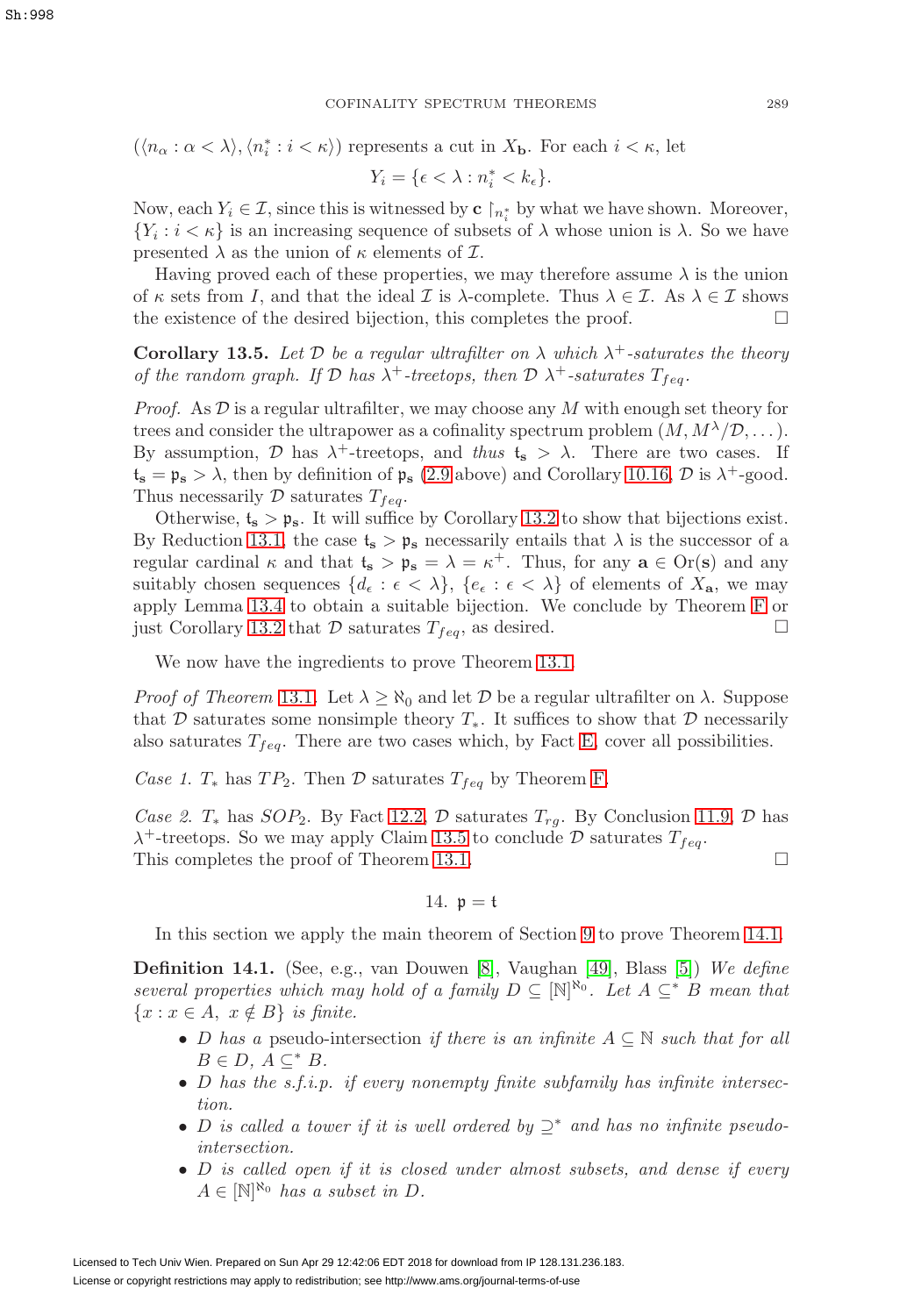$(\langle n_\alpha : \alpha < \lambda \rangle, \langle n^*_i : i < \kappa \rangle)$ represents a cut in $X_{\mathbf{b}}$. For each $i < \kappa$, let

$$Y_i = \{\epsilon < \lambda : n^*_i < k_\epsilon\}.$$

Now, each $Y_i \in \mathcal{I}$, since this is witnessed by $\mathbf{c} \restriction_{n^*_i}$ by what we have shown. Moreover, $\{Y_i : i < \kappa\}$ is an increasing sequence of subsets of $\lambda$ whose union is $\lambda$. So we have presented $\lambda$ as the union of $\kappa$ elements of $\mathcal{I}$.

Having proved each of these properties, we may therefore assume $\lambda$ is the union of $\kappa$ sets from $I$, and that the ideal $\mathcal{I}$ is $\lambda$-complete. Thus $\lambda \in \mathcal{I}$. As $\lambda \in \mathcal{I}$ shows the existence of the desired bijection, this completes the proof. $\square$

**Corollary 13.5.** *Let $\mathcal{D}$ be a regular ultrafilter on $\lambda$ which $\lambda^+$-saturates the theory of the random graph. If $\mathcal{D}$ has $\lambda^+$-treetops, then $\mathcal{D}$ $\lambda^+$-saturates $T_{feq}$.*

*Proof.* As $\mathcal{D}$ is a regular ultrafilter, we may choose any $M$ with enough set theory for trees and consider the ultrapower as a cofinality spectrum problem $(M, M^\lambda/\mathcal{D}, \ldots)$. By assumption, $\mathcal{D}$ has $\lambda^+$-treetops, and *thus* $\mathfrak{t}_{\mathbf{s}} > \lambda$. There are two cases. If $\mathfrak{t}_{\mathbf{s}} = \mathfrak{p}_{\mathbf{s}} > \lambda$, then by definition of $\mathfrak{p}_{\mathbf{s}}$ (2.9 above) and Corollary 10.16, $\mathcal{D}$ is $\lambda^+$-good. Thus necessarily $\mathcal{D}$ saturates $T_{feq}$.

Otherwise, $\mathfrak{t}_{\mathbf{s}} > \mathfrak{p}_{\mathbf{s}}$. It will suffice by Corollary 13.2 to show that bijections exist. By Reduction 13.1, the case $\mathfrak{t}_{\mathbf{s}} > \mathfrak{p}_{\mathbf{s}}$ necessarily entails that $\lambda$ is the successor of a regular cardinal $\kappa$ and that $\mathfrak{t}_{\mathbf{s}} > \mathfrak{p}_{\mathbf{s}} = \lambda = \kappa^+$. Thus, for any $\mathbf{a} \in \mathrm{Or}(\mathbf{s})$ and any suitably chosen sequences $\{d_\epsilon : \epsilon < \lambda\}$, $\{e_\epsilon : \epsilon < \lambda\}$ of elements of $X_{\mathbf{a}}$, we may apply Lemma 13.4 to obtain a suitable bijection. We conclude by Theorem F or just Corollary 13.2 that $\mathcal{D}$ saturates $T_{feq}$, as desired. $\square$

We now have the ingredients to prove Theorem 13.1.

*Proof of Theorem 13.1.* Let $\lambda \geq \aleph_0$ and let $\mathcal{D}$ be a regular ultrafilter on $\lambda$. Suppose that $\mathcal{D}$ saturates some nonsimple theory $T_*$. It suffices to show that $\mathcal{D}$ necessarily also saturates $T_{feq}$. There are two cases which, by Fact E, cover all possibilities.

*Case 1.* $T_*$ has $TP_2$. Then $\mathcal{D}$ saturates $T_{feq}$ by Theorem F.

*Case 2.* $T_*$ has $SOP_2$. By Fact 12.2, $\mathcal{D}$ saturates $T_{rg}$. By Conclusion 11.9, $\mathcal{D}$ has $\lambda^+$-treetops. So we may apply Claim 13.5 to conclude $\mathcal{D}$ saturates $T_{feq}$. This completes the proof of Theorem 13.1. $\square$

## 14. $\mathfrak{p} = \mathfrak{t}$

In this section we apply the main theorem of Section 9 to prove Theorem 14.1.

**Definition 14.1.** (See, e.g., van Douwen [8], Vaughan [49], Blass [5]) *We define several properties which may hold of a family $D \subseteq [\mathbb{N}]^{\aleph_0}$. Let $A \subseteq^* B$ mean that $\{x : x \in A,\ x \notin B\}$ is finite.*

- *$D$ has a* pseudo-intersection *if there is an infinite $A \subseteq \mathbb{N}$ such that for all $B \in D$, $A \subseteq^* B$.*
- *$D$ has the s.f.i.p. if every nonempty finite subfamily has infinite intersection.*
- *$D$ is called a tower if it is well ordered by $\supseteq^*$ and has no infinite pseudo-intersection.*
- *$D$ is called open if it is closed under almost subsets, and dense if every $A \in [\mathbb{N}]^{\aleph_0}$ has a subset in $D$.*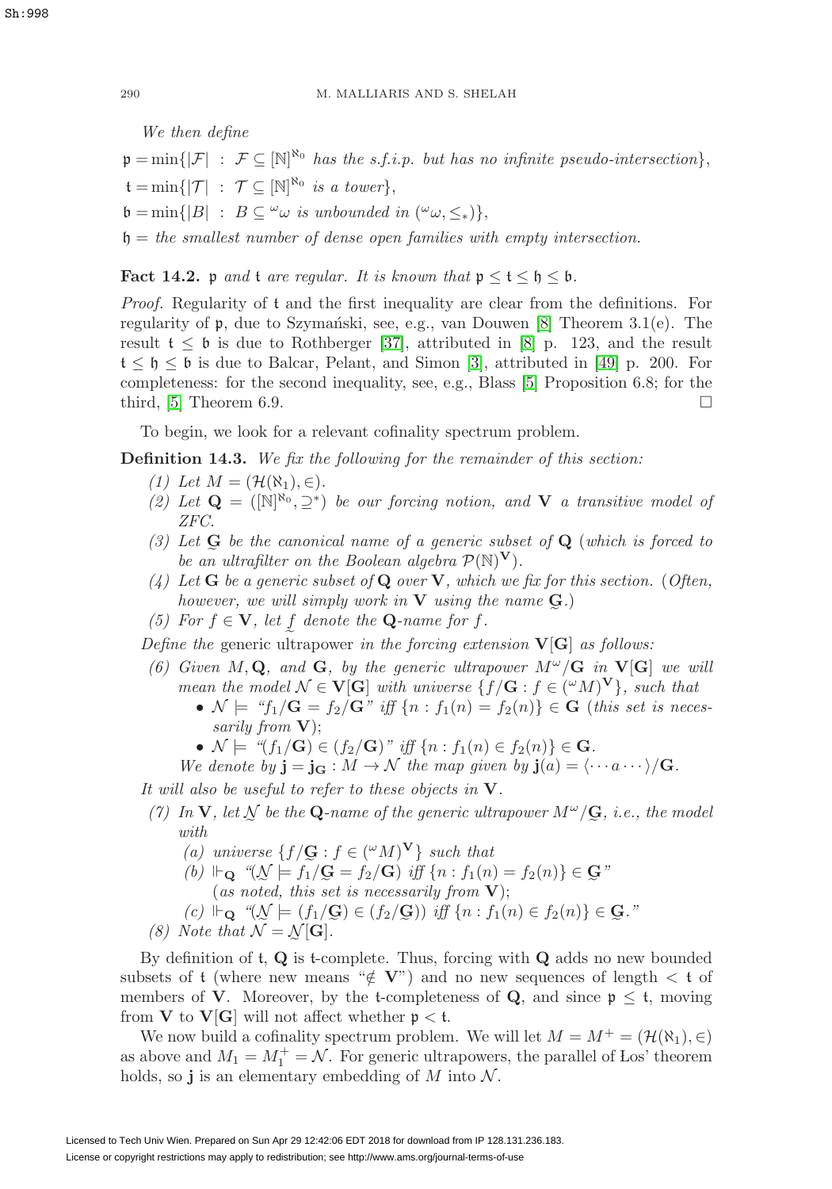*We then define*

$\mathfrak{p} = \min\{|\mathcal{F}| \ : \ \mathcal{F} \subseteq [\mathbb{N}]^{\aleph_0}$ *has the s.f.i.p. but has no infinite pseudo-intersection*$\}$,

$\mathfrak{t} = \min\{|\mathcal{T}| \ : \ \mathcal{T} \subseteq [\mathbb{N}]^{\aleph_0}$ *is a tower*$\}$,

$\mathfrak{b} = \min\{|B| \ : \ B \subseteq {}^\omega\omega$ *is unbounded in* $({}^\omega\omega, \leq_*)\}$,

$\mathfrak{h} =$ *the smallest number of dense open families with empty intersection.*

**Fact 14.2.** $\mathfrak{p}$ *and* $\mathfrak{t}$ *are regular. It is known that* $\mathfrak{p} \leq \mathfrak{t} \leq \mathfrak{h} \leq \mathfrak{b}$.

*Proof.* Regularity of $\mathfrak{t}$ and the first inequality are clear from the definitions. For regularity of $\mathfrak{p}$, due to Szymański, see, e.g., van Douwen [8] Theorem 3.1(e). The result $\mathfrak{t} \leq \mathfrak{b}$ is due to Rothberger [37], attributed in [8] p. 123, and the result $\mathfrak{t} \leq \mathfrak{h} \leq \mathfrak{b}$ is due to Balcar, Pelant, and Simon [3], attributed in [49] p. 200. For completeness: for the second inequality, see, e.g., Blass [5] Proposition 6.8; for the third, [5] Theorem 6.9. $\square$

To begin, we look for a relevant cofinality spectrum problem.

**Definition 14.3.** *We fix the following for the remainder of this section:*

*(1) Let* $M = (\mathcal{H}(\aleph_1), \in)$.

*(2) Let* $\mathbf{Q} = ([\mathbb{N}]^{\aleph_0}, \supseteq^*)$ *be our forcing notion, and* $\mathbf{V}$ *a transitive model of ZFC.*

*(3) Let* $\underset{\sim}{\mathbf{G}}$ *be the canonical name of a generic subset of* $\mathbf{Q}$ *(which is forced to be an ultrafilter on the Boolean algebra* $\mathcal{P}(\mathbb{N})^{\mathbf{V}}$*).*

*(4) Let* $\mathbf{G}$ *be a generic subset of* $\mathbf{Q}$ *over* $\mathbf{V}$*, which we fix for this section. (Often, however, we will simply work in* $\mathbf{V}$ *using the name* $\underset{\sim}{\mathbf{G}}$*.)*

*(5) For* $f \in \mathbf{V}$*, let* $\underset{\sim}{f}$ *denote the* $\mathbf{Q}$*-name for* $f$*.*

*Define the* generic ultrapower *in the forcing extension* $\mathbf{V}[\mathbf{G}]$ *as follows:*

*(6) Given* $M, \mathbf{Q}$*, and* $\mathbf{G}$*, by the generic ultrapower* $M^\omega/\mathbf{G}$ *in* $\mathbf{V}[\mathbf{G}]$ *we will mean the model* $\mathcal{N} \in \mathbf{V}[\mathbf{G}]$ *with universe* $\{f/\mathbf{G} : f \in ({}^\omega M)^{\mathbf{V}}\}$*, such that*
   - $\mathcal{N} \models$ *"*$f_1/\mathbf{G} = f_2/\mathbf{G}$*" iff* $\{n : f_1(n) = f_2(n)\} \in \mathbf{G}$ *(this set is necessarily from* $\mathbf{V}$*);*
   - $\mathcal{N} \models$ *"*$(f_1/\mathbf{G}) \in (f_2/\mathbf{G})$*" iff* $\{n : f_1(n) \in f_2(n)\} \in \mathbf{G}$*.*

   *We denote by* $\mathbf{j} = \mathbf{j}_\mathbf{G} : M \to \mathcal{N}$ *the map given by* $\mathbf{j}(a) = \langle \cdots a \cdots \rangle/\mathbf{G}$*.*

*It will also be useful to refer to these objects in* $\mathbf{V}$*.*

*(7) In* $\mathbf{V}$*, let* $\underset{\sim}{\mathcal{N}}$ *be the* $\mathbf{Q}$*-name of the generic ultrapower* $M^\omega/\underset{\sim}{\mathbf{G}}$*, i.e., the model with*
   *(a) universe* $\{f/\underset{\sim}{\mathbf{G}} : f \in ({}^\omega M)^{\mathbf{V}}\}$ *such that*
   *(b)* $\Vdash_\mathbf{Q}$ *"*$(\underset{\sim}{\mathcal{N}} \models f_1/\underset{\sim}{\mathbf{G}} = f_2/\underset{\sim}{\mathbf{G}})$ *iff* $\{n : f_1(n) = f_2(n)\} \in \underset{\sim}{\mathbf{G}}$*"*
   *(as noted, this set is necessarily from* $\mathbf{V}$*);*
   *(c)* $\Vdash_\mathbf{Q}$ *"*$(\underset{\sim}{\mathcal{N}} \models (f_1/\underset{\sim}{\mathbf{G}}) \in (f_2/\underset{\sim}{\mathbf{G}}))$ *iff* $\{n : f_1(n) \in f_2(n)\} \in \underset{\sim}{\mathbf{G}}$*."*

*(8) Note that* $\mathcal{N} = \underset{\sim}{\mathcal{N}}[\mathbf{G}]$*.*

By definition of $\mathfrak{t}$, $\mathbf{Q}$ is $\mathfrak{t}$-complete. Thus, forcing with $\mathbf{Q}$ adds no new bounded subsets of $\mathfrak{t}$ (where new means "$\notin \mathbf{V}$") and no new sequences of length $< \mathfrak{t}$ of members of $\mathbf{V}$. Moreover, by the $\mathfrak{t}$-completeness of $\mathbf{Q}$, and since $\mathfrak{p} \leq \mathfrak{t}$, moving from $\mathbf{V}$ to $\mathbf{V}[\mathbf{G}]$ will not affect whether $\mathfrak{p} < \mathfrak{t}$.

We now build a cofinality spectrum problem. We will let $M = M^+ = (\mathcal{H}(\aleph_1), \in)$ as above and $M_1 = M_1^+ = \mathcal{N}$. For generic ultrapowers, the parallel of Łos' theorem holds, so $\mathbf{j}$ is an elementary embedding of $M$ into $\mathcal{N}$.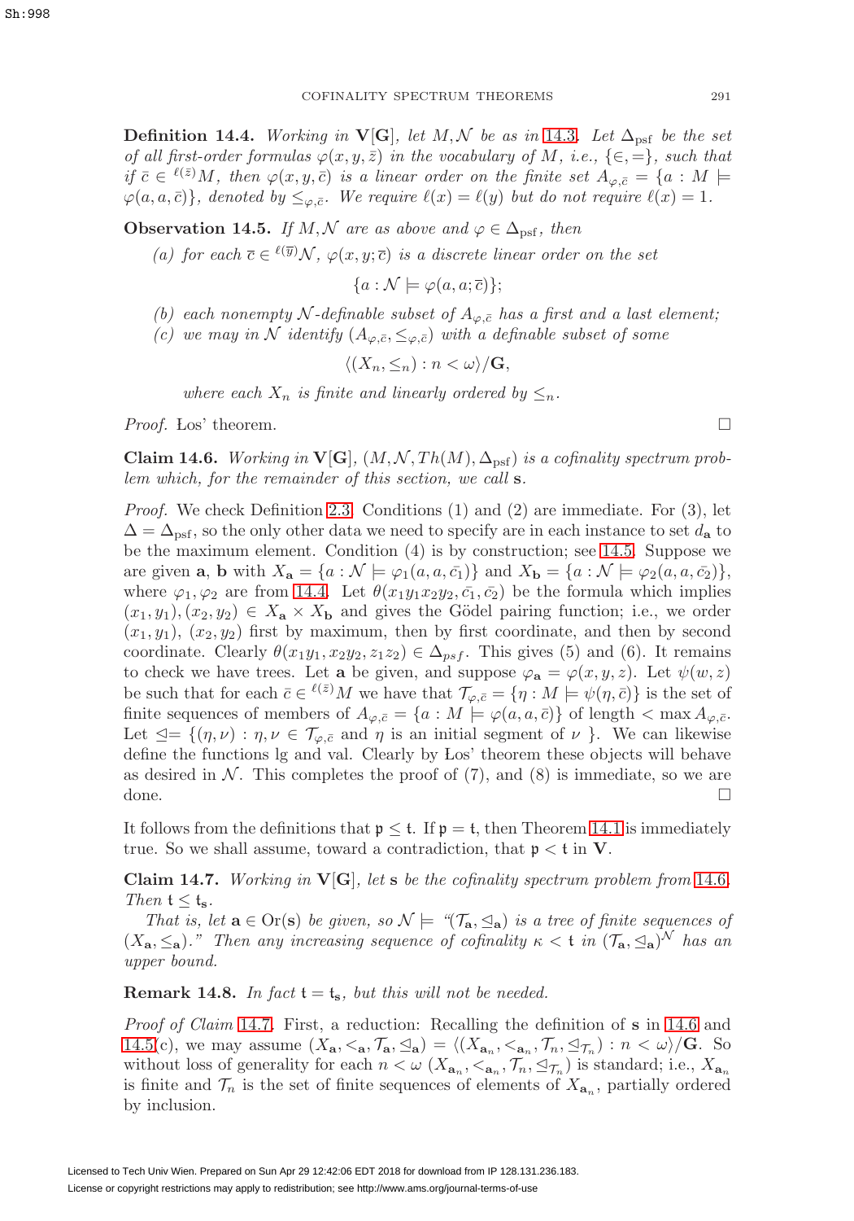**Definition 14.4.** *Working in* $\mathbf{V}[\mathbf{G}]$, *let* $M, \mathcal{N}$ *be as in* 14.3. *Let* $\Delta_{\mathrm{psf}}$ *be the set of all first-order formulas* $\varphi(x, y, \bar{z})$ *in the vocabulary of* $M$, *i.e.,* $\{\in, =\}$, *such that if* $\bar{c} \in {}^{\ell(\bar{z})}M$, *then* $\varphi(x, y, \bar{c})$ *is a linear order on the finite set* $A_{\varphi,\bar{c}} = \{a : M \models \varphi(a, a, \bar{c})\}$, *denoted by* $\leq_{\varphi,\bar{c}}$. *We require* $\ell(x) = \ell(y)$ *but do not require* $\ell(x) = 1$.

**Observation 14.5.** *If* $M, \mathcal{N}$ *are as above and* $\varphi \in \Delta_{\mathrm{psf}}$, *then*

(a) *for each* $\overline{c} \in {}^{\ell(\overline{y})}\mathcal{N}$, $\varphi(x, y; \overline{c})$ *is a discrete linear order on the set*

$$\{a : \mathcal{N} \models \varphi(a, a; \overline{c})\};$$

(b) *each nonempty* $\mathcal{N}$*-definable subset of* $A_{\varphi,\bar{c}}$ *has a first and a last element;*

(c) *we may in* $\mathcal{N}$ *identify* $(A_{\varphi,\bar{c}}, \leq_{\varphi,\bar{c}})$ *with a definable subset of some*

$$\langle (X_n, \leq_n) : n < \omega \rangle / \mathbf{G},$$

*where each* $X_n$ *is finite and linearly ordered by* $\leq_n$.

*Proof.* Łos' theorem. □

**Claim 14.6.** *Working in* $\mathbf{V}[\mathbf{G}]$, $(M, \mathcal{N}, Th(M), \Delta_{\mathrm{psf}})$ *is a cofinality spectrum problem which, for the remainder of this section, we call* $\mathbf{s}$.

*Proof.* We check Definition 2.3. Conditions (1) and (2) are immediate. For (3), let $\Delta = \Delta_{\mathrm{psf}}$, so the only other data we need to specify are in each instance to set $d_{\mathbf{a}}$ to be the maximum element. Condition (4) is by construction; see 14.5. Suppose we are given $\mathbf{a}$, $\mathbf{b}$ with $X_{\mathbf{a}} = \{a : \mathcal{N} \models \varphi_1(a, a, \bar{c_1})\}$ and $X_{\mathbf{b}} = \{a : \mathcal{N} \models \varphi_2(a, a, \bar{c_2})\}$, where $\varphi_1, \varphi_2$ are from 14.4. Let $\theta(x_1 y_1 x_2 y_2, \bar{c_1}, \bar{c_2})$ be the formula which implies $(x_1, y_1), (x_2, y_2) \in X_{\mathbf{a}} \times X_{\mathbf{b}}$ and gives the Gödel pairing function; i.e., we order $(x_1, y_1)$, $(x_2, y_2)$ first by maximum, then by first coordinate, and then by second coordinate. Clearly $\theta(x_1 y_1 x_2 y_2, z_1 z_2) \in \Delta_{psf}$. This gives (5) and (6). It remains to check we have trees. Let $\mathbf{a}$ be given, and suppose $\varphi_{\mathbf{a}} = \varphi(x, y, z)$. Let $\psi(w, z)$ be such that for each $\bar{c} \in {}^{\ell(\bar{z})}M$ we have that $\mathcal{T}_{\varphi,\bar{c}} = \{\eta : M \models \psi(\eta, \bar{c})\}$ is the set of finite sequences of members of $A_{\varphi,\bar{c}} = \{a : M \models \varphi(a, a, \bar{c})\}$ of length $< \max A_{\varphi,\bar{c}}$. Let $\trianglelefteq = \{(\eta, \nu) : \eta, \nu \in \mathcal{T}_{\varphi,\bar{c}}$ and $\eta$ is an initial segment of $\nu$ $\}$. We can likewise define the functions lg and val. Clearly by Łos' theorem these objects will behave as desired in $\mathcal{N}$. This completes the proof of (7), and (8) is immediate, so we are done. □

It follows from the definitions that $\mathfrak{p} \leq \mathfrak{t}$. If $\mathfrak{p} = \mathfrak{t}$, then Theorem 14.1 is immediately true. So we shall assume, toward a contradiction, that $\mathfrak{p} < \mathfrak{t}$ in $\mathbf{V}$.

**Claim 14.7.** *Working in* $\mathbf{V}[\mathbf{G}]$, *let* $\mathbf{s}$ *be the cofinality spectrum problem from* 14.6. *Then* $\mathfrak{t} \leq \mathfrak{t}_{\mathbf{s}}$.

*That is, let* $\mathbf{a} \in \mathrm{Or}(\mathbf{s})$ *be given, so* $\mathcal{N} \models$ *"*$(\mathcal{T}_{\mathbf{a}}, \trianglelefteq_{\mathbf{a}})$ *is a tree of finite sequences of* $(X_{\mathbf{a}}, \leq_{\mathbf{a}})$.*" Then any increasing sequence of cofinality* $\kappa < \mathfrak{t}$ *in* $(\mathcal{T}_{\mathbf{a}}, \trianglelefteq_{\mathbf{a}})^{\mathcal{N}}$ *has an upper bound.*

**Remark 14.8.** *In fact* $\mathfrak{t} = \mathfrak{t}_{\mathbf{s}}$, *but this will not be needed.*

*Proof of Claim* 14.7. First, a reduction: Recalling the definition of $\mathbf{s}$ in 14.6 and 14.5(c), we may assume $(X_{\mathbf{a}}, <_{\mathbf{a}}, \mathcal{T}_{\mathbf{a}}, \trianglelefteq_{\mathbf{a}}) = \langle (X_{\mathbf{a}_n}, <_{\mathbf{a}_n}, \mathcal{T}_n, \trianglelefteq_{\mathcal{T}_n}) : n < \omega \rangle / \mathbf{G}$. So without loss of generality for each $n < \omega$ $(X_{\mathbf{a}_n}, <_{\mathbf{a}_n}, \mathcal{T}_n, \trianglelefteq_{\mathcal{T}_n})$ is standard; i.e., $X_{\mathbf{a}_n}$ is finite and $\mathcal{T}_n$ is the set of finite sequences of elements of $X_{\mathbf{a}_n}$, partially ordered by inclusion.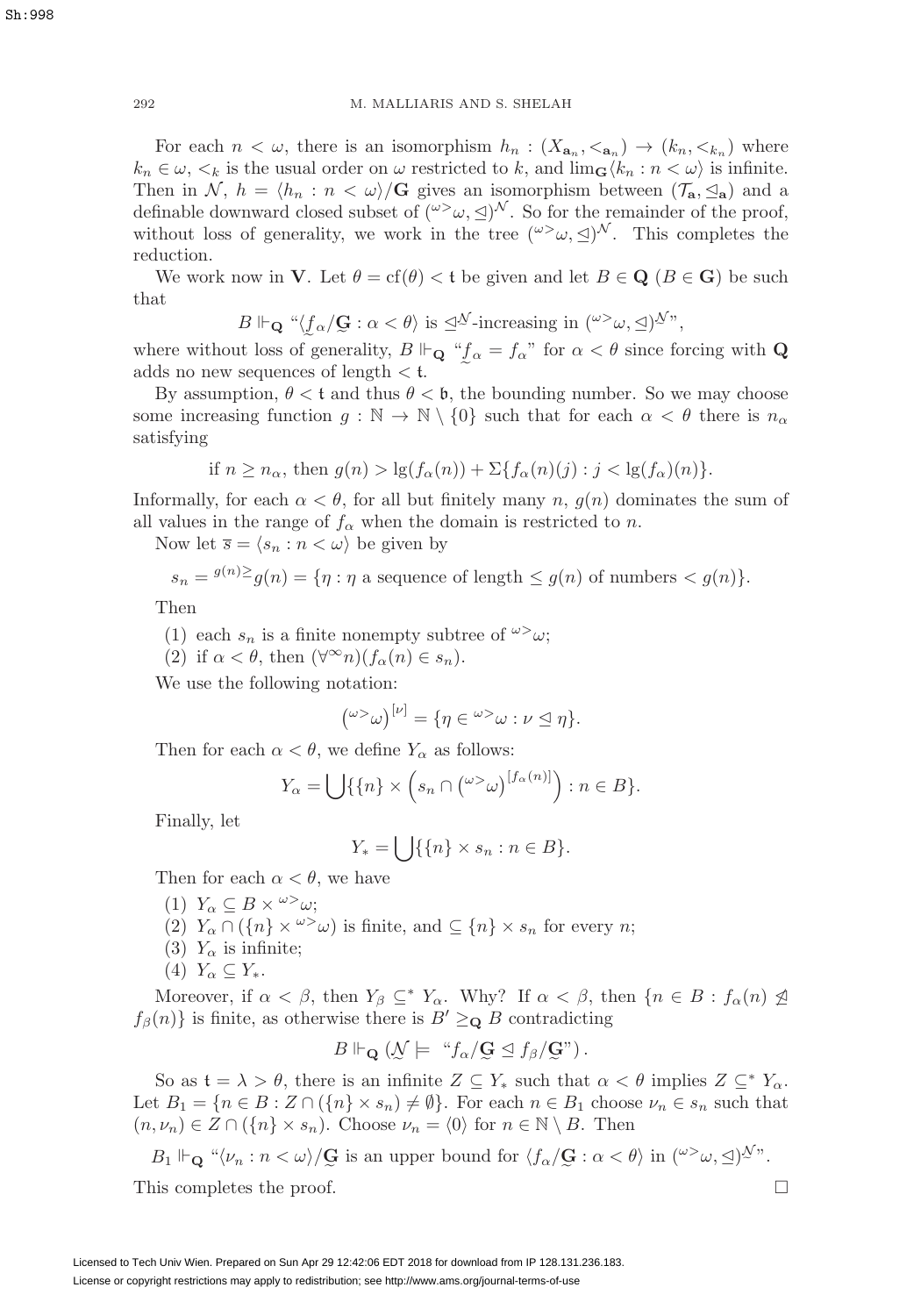For each $n < \omega$, there is an isomorphism $h_n : (X_{\mathbf{a}_n}, <_{\mathbf{a}_n}) \to (k_n, <_{k_n})$ where $k_n \in \omega$, $<_k$ is the usual order on $\omega$ restricted to $k$, and $\lim_{\mathbf{G}}\langle k_n : n < \omega\rangle$ is infinite. Then in $\mathcal{N}$, $h = \langle h_n : n < \omega\rangle/\mathbf{G}$ gives an isomorphism between $(\mathcal{T}_{\mathbf{a}}, \trianglelefteq_{\mathbf{a}})$ and a definable downward closed subset of $({}^{\omega>}\omega, \trianglelefteq)^{\mathcal{N}}$. So for the remainder of the proof, without loss of generality, we work in the tree $({}^{\omega>}\omega, \trianglelefteq)^{\mathcal{N}}$. This completes the reduction.

We work now in $\mathbf{V}$. Let $\theta = \mathrm{cf}(\theta) < \mathfrak{t}$ be given and let $B \in \mathbf{Q}$ ($B \in \mathbf{G}$) be such that

$$B \Vdash_{\mathbf{Q}} \text{“}\langle \underset{\sim}{f}_\alpha/\underset{\sim}{\mathbf{G}} : \alpha < \theta\rangle \text{ is } \trianglelefteq^{\mathcal{N}}\text{-increasing in } ({}^{\omega>}\omega, \trianglelefteq)^{\mathcal{N}}\text{”},$$

where without loss of generality, $B \Vdash_{\mathbf{Q}}$ “$\underset{\sim}{f}_\alpha = f_\alpha$” for $\alpha < \theta$ since forcing with $\mathbf{Q}$ adds no new sequences of length $< \mathfrak{t}$.

By assumption, $\theta < \mathfrak{t}$ and thus $\theta < \mathfrak{b}$, the bounding number. So we may choose some increasing function $g : \mathbb{N} \to \mathbb{N} \setminus \{0\}$ such that for each $\alpha < \theta$ there is $n_\alpha$ satisfying

$$\text{if } n \geq n_\alpha, \text{ then } g(n) > \lg(f_\alpha(n)) + \Sigma\{f_\alpha(n)(j) : j < \lg(f_\alpha)(n)\}.$$

Informally, for each $\alpha < \theta$, for all but finitely many $n$, $g(n)$ dominates the sum of all values in the range of $f_\alpha$ when the domain is restricted to $n$.

Now let $\overline{s} = \langle s_n : n < \omega\rangle$ be given by

$$s_n = {}^{g(n)\geq}g(n) = \{\eta : \eta \text{ a sequence of length} \leq g(n) \text{ of numbers} < g(n)\}.$$

Then

(1) each $s_n$ is a finite nonempty subtree of ${}^{\omega>}\omega$;
(2) if $\alpha < \theta$, then $(\forall^\infty n)(f_\alpha(n) \in s_n)$.

We use the following notation:

$$\left({}^{\omega>}\omega\right)^{[\nu]} = \{\eta \in {}^{\omega>}\omega : \nu \trianglelefteq \eta\}.$$

Then for each $\alpha < \theta$, we define $Y_\alpha$ as follows:

$$Y_\alpha = \bigcup\{\{n\} \times \left(s_n \cap \left({}^{\omega>}\omega\right)^{[f_\alpha(n)]}\right) : n \in B\}.$$

Finally, let

$$Y_* = \bigcup\{\{n\} \times s_n : n \in B\}.$$

Then for each $\alpha < \theta$, we have

(1) $Y_\alpha \subseteq B \times {}^{\omega>}\omega$;
(2) $Y_\alpha \cap (\{n\} \times {}^{\omega>}\omega)$ is finite, and $\subseteq \{n\} \times s_n$ for every $n$;
(3) $Y_\alpha$ is infinite;
(4) $Y_\alpha \subseteq Y_*$.

Moreover, if $\alpha < \beta$, then $Y_\beta \subseteq^* Y_\alpha$. Why? If $\alpha < \beta$, then $\{n \in B : f_\alpha(n) \ntrianglelefteq f_\beta(n)\}$ is finite, as otherwise there is $B' \geq_{\mathbf{Q}} B$ contradicting

$$B \Vdash_{\mathbf{Q}} (\underset{\sim}{\mathcal{N}} \models \text{“}f_\alpha/\underset{\sim}{\mathbf{G}} \trianglelefteq f_\beta/\underset{\sim}{\mathbf{G}}\text{”}).$$

So as $\mathfrak{t} = \lambda > \theta$, there is an infinite $Z \subseteq Y_*$ such that $\alpha < \theta$ implies $Z \subseteq^* Y_\alpha$. Let $B_1 = \{n \in B : Z \cap (\{n\} \times s_n) \neq \emptyset\}$. For each $n \in B_1$ choose $\nu_n \in s_n$ such that $(n, \nu_n) \in Z \cap (\{n\} \times s_n)$. Choose $\nu_n = \langle 0\rangle$ for $n \in \mathbb{N} \setminus B$. Then

$$B_1 \Vdash_{\mathbf{Q}} \text{“}\langle \nu_n : n < \omega\rangle/\underset{\sim}{\mathbf{G}} \text{ is an upper bound for } \langle f_\alpha/\underset{\sim}{\mathbf{G}} : \alpha < \theta\rangle \text{ in } ({}^{\omega>}\omega, \trianglelefteq)^{\underset{\sim}{\mathcal{N}}}\text{”}.$$

This completes the proof. $\square$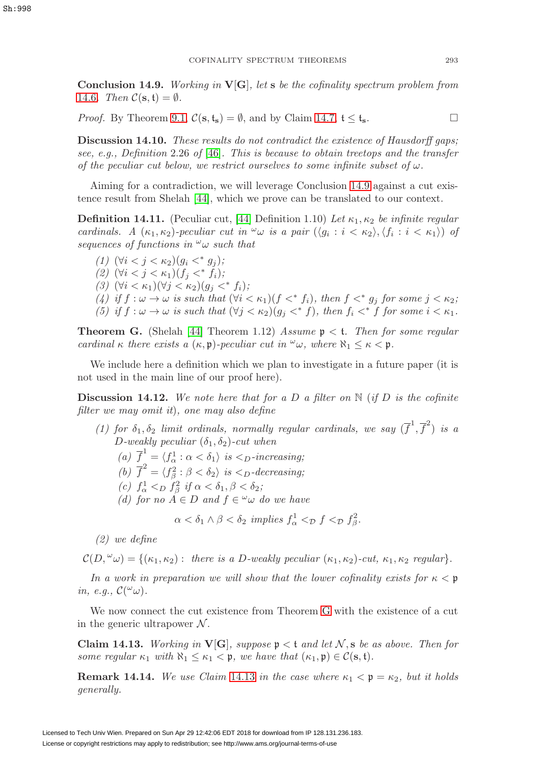**Conclusion 14.9.** *Working in* $\mathbf{V}[\mathbf{G}]$*, let* $\mathbf{s}$ *be the cofinality spectrum problem from* 14.6*. Then* $\mathcal{C}(\mathbf{s}, \mathfrak{t}) = \emptyset$.

*Proof.* By Theorem 9.1, $\mathcal{C}(\mathbf{s}, \mathfrak{t}_{\mathbf{s}}) = \emptyset$, and by Claim 14.7, $\mathfrak{t} \leq \mathfrak{t}_{\mathbf{s}}$. $\square$

**Discussion 14.10.** *These results do not contradict the existence of Hausdorff gaps; see, e.g., Definition 2.26 of* [46]*. This is because to obtain treetops and the transfer of the peculiar cut below, we restrict ourselves to some infinite subset of* $\omega$.

Aiming for a contradiction, we will leverage Conclusion 14.9 against a cut existence result from Shelah [44], which we prove can be translated to our context.

**Definition 14.11.** (Peculiar cut, [44] Definition 1.10) *Let* $\kappa_1, \kappa_2$ *be infinite regular cardinals. A* $(\kappa_1, \kappa_2)$*-peculiar cut in* ${}^{\omega}\omega$ *is a pair* $(\langle g_i : i < \kappa_2\rangle, \langle f_i : i < \kappa_1\rangle)$ *of sequences of functions in* ${}^{\omega}\omega$ *such that*

*(1)* $(\forall i < j < \kappa_2)(g_i <^* g_j)$*;*
*(2)* $(\forall i < j < \kappa_1)(f_j <^* f_i)$*;*
*(3)* $(\forall i < \kappa_1)(\forall j < \kappa_2)(g_j <^* f_i)$*;*
*(4) if* $f : \omega \to \omega$ *is such that* $(\forall i < \kappa_1)(f <^* f_i)$*, then* $f <^* g_j$ *for some* $j < \kappa_2$*;*
*(5) if* $f : \omega \to \omega$ *is such that* $(\forall j < \kappa_2)(g_j <^* f)$*, then* $f_i <^* f$ *for some* $i < \kappa_1$*.*

**Theorem G.** (Shelah [44] Theorem 1.12) *Assume* $\mathfrak{p} < \mathfrak{t}$*. Then for some regular cardinal* $\kappa$ *there exists a* $(\kappa, \mathfrak{p})$*-peculiar cut in* ${}^{\omega}\omega$*, where* $\aleph_1 \leq \kappa < \mathfrak{p}$*.*

We include here a definition which we plan to investigate in a future paper (it is not used in the main line of our proof here).

**Discussion 14.12.** *We note here that for a* $D$ *a filter on* $\mathbb{N}$ *(if* $D$ *is the cofinite filter we may omit it), one may also define*

*(1) for* $\delta_1, \delta_2$ *limit ordinals, normally regular cardinals, we say* $(\overline{f}^1, \overline{f}^2)$ *is a* $D$*-weakly peculiar* $(\delta_1, \delta_2)$*-cut when*
  *(a)* $\overline{f}^1 = \langle f^1_\alpha : \alpha < \delta_1\rangle$ *is* $<_D$*-increasing;*
  *(b)* $\overline{f}^2 = \langle f^2_\beta : \beta < \delta_2\rangle$ *is* $<_D$*-decreasing;*
  *(c)* $f^1_\alpha <_D f^2_\beta$ *if* $\alpha < \delta_1, \beta < \delta_2$*;*
  *(d) for no* $A \in D$ *and* $f \in {}^{\omega}\omega$ *do we have*

$$\alpha < \delta_1 \wedge \beta < \delta_2 \text{ implies } f^1_\alpha <_D f <_D f^2_\beta.$$

*(2) we define*

$$\mathcal{C}(D, {}^{\omega}\omega) = \{(\kappa_1, \kappa_2) : \text{ there is a } D\text{-weakly peculiar } (\kappa_1, \kappa_2)\text{-cut, } \kappa_1, \kappa_2 \text{ regular}\}.$$

*In a work in preparation we will show that the lower cofinality exists for* $\kappa < \mathfrak{p}$ *in, e.g.,* $\mathcal{C}({}^{\omega}\omega)$*.*

We now connect the cut existence from Theorem G with the existence of a cut in the generic ultrapower $\mathcal{N}$.

**Claim 14.13.** *Working in* $\mathbf{V}[\mathbf{G}]$*, suppose* $\mathfrak{p} < \mathfrak{t}$ *and let* $\mathcal{N}, \mathbf{s}$ *be as above. Then for some regular* $\kappa_1$ *with* $\aleph_1 \leq \kappa_1 < \mathfrak{p}$*, we have that* $(\kappa_1, \mathfrak{p}) \in \mathcal{C}(\mathbf{s}, \mathfrak{t})$*.*

**Remark 14.14.** *We use Claim 14.13 in the case where* $\kappa_1 < \mathfrak{p} = \kappa_2$*, but it holds generally.*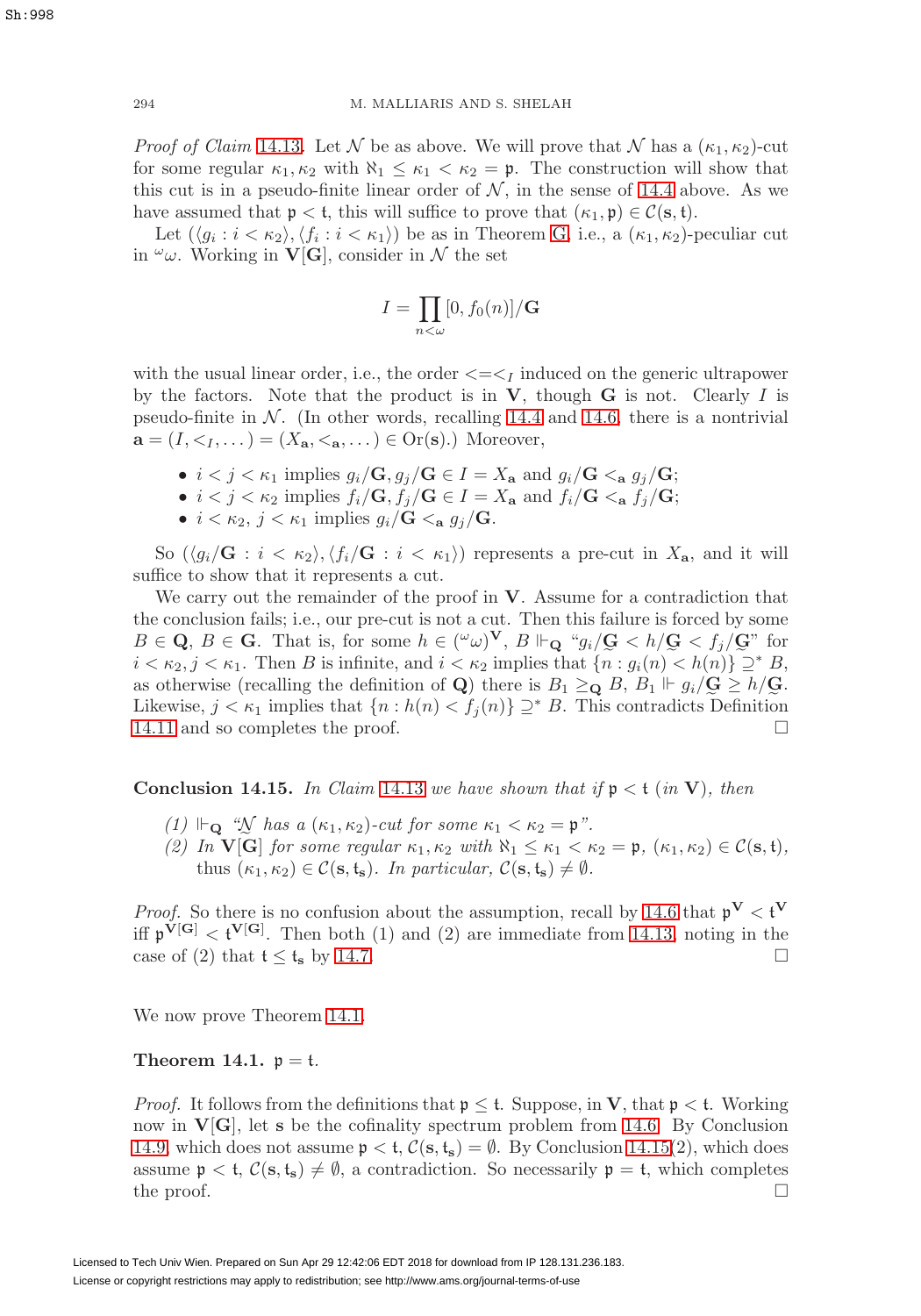*Proof of Claim 14.13.* Let $\mathcal{N}$ be as above. We will prove that $\mathcal{N}$ has a $(\kappa_1, \kappa_2)$-cut for some regular $\kappa_1, \kappa_2$ with $\aleph_1 \leq \kappa_1 < \kappa_2 = \mathfrak{p}$. The construction will show that this cut is in a pseudo-finite linear order of $\mathcal{N}$, in the sense of 14.4 above. As we have assumed that $\mathfrak{p} < \mathfrak{t}$, this will suffice to prove that $(\kappa_1, \mathfrak{p}) \in \mathcal{C}(\mathbf{s}, \mathfrak{t})$.

Let $(\langle g_i : i < \kappa_2 \rangle, \langle f_i : i < \kappa_1 \rangle)$ be as in Theorem G, i.e., a $(\kappa_1, \kappa_2)$-peculiar cut in ${}^\omega\omega$. Working in $\mathbf{V}[\mathbf{G}]$, consider in $\mathcal{N}$ the set

$$I = \prod_{n<\omega} [0, f_0(n)]/\mathbf{G}$$

with the usual linear order, i.e., the order $<=<_I$ induced on the generic ultrapower by the factors. Note that the product is in $\mathbf{V}$, though $\mathbf{G}$ is not. Clearly $I$ is pseudo-finite in $\mathcal{N}$. (In other words, recalling 14.4 and 14.6, there is a nontrivial $\mathbf{a} = (I, <_I, \dots) = (X_\mathbf{a}, <_\mathbf{a}, \dots) \in \mathrm{Or}(\mathbf{s})$.) Moreover,

- $i < j < \kappa_1$ implies $g_i/\mathbf{G}, g_j/\mathbf{G} \in I = X_\mathbf{a}$ and $g_i/\mathbf{G} <_\mathbf{a} g_j/\mathbf{G}$;
- $i < j < \kappa_2$ implies $f_i/\mathbf{G}, f_j/\mathbf{G} \in I = X_\mathbf{a}$ and $f_i/\mathbf{G} <_\mathbf{a} f_j/\mathbf{G}$;
- $i < \kappa_2$, $j < \kappa_1$ implies $g_i/\mathbf{G} <_\mathbf{a} g_j/\mathbf{G}$.

So $(\langle g_i/\mathbf{G} : i < \kappa_2 \rangle, \langle f_i/\mathbf{G} : i < \kappa_1 \rangle)$ represents a pre-cut in $X_\mathbf{a}$, and it will suffice to show that it represents a cut.

We carry out the remainder of the proof in $\mathbf{V}$. Assume for a contradiction that the conclusion fails; i.e., our pre-cut is not a cut. Then this failure is forced by some $B \in \mathbf{Q}$, $B \in \mathbf{G}$. That is, for some $h \in ({}^\omega\omega)^\mathbf{V}$, $B \Vdash_\mathbf{Q}$ "$g_i/\underset{\sim}{\mathbf{G}} < h/\underset{\sim}{\mathbf{G}} < f_j/\underset{\sim}{\mathbf{G}}$" for $i < \kappa_2, j < \kappa_1$. Then $B$ is infinite, and $i < \kappa_2$ implies that $\{n : g_i(n) < h(n)\} \supseteq^* B$, as otherwise (recalling the definition of $\mathbf{Q}$) there is $B_1 \geq_\mathbf{Q} B$, $B_1 \Vdash g_i/\underset{\sim}{\mathbf{G}} \geq h/\underset{\sim}{\mathbf{G}}$. Likewise, $j < \kappa_1$ implies that $\{n : h(n) < f_j(n)\} \supseteq^* B$. This contradicts Definition 14.11 and so completes the proof. $\square$

**Conclusion 14.15.** *In Claim 14.13 we have shown that if $\mathfrak{p} < \mathfrak{t}$ (in $\mathbf{V}$), then*

*(1) $\Vdash_\mathbf{Q}$ "$\underset{\sim}{\mathcal{N}}$ has a $(\kappa_1, \kappa_2)$-cut for some $\kappa_1 < \kappa_2 = \mathfrak{p}$".*

*(2) In $\mathbf{V}[\mathbf{G}]$ for some regular $\kappa_1, \kappa_2$ with $\aleph_1 \leq \kappa_1 < \kappa_2 = \mathfrak{p}$, $(\kappa_1, \kappa_2) \in \mathcal{C}(\mathbf{s}, \mathfrak{t})$, thus $(\kappa_1, \kappa_2) \in \mathcal{C}(\mathbf{s}, \mathfrak{t}_\mathbf{s})$. In particular, $\mathcal{C}(\mathbf{s}, \mathfrak{t}_\mathbf{s}) \neq \emptyset$.*

*Proof.* So there is no confusion about the assumption, recall by 14.6 that $\mathfrak{p}^\mathbf{V} < \mathfrak{t}^\mathbf{V}$ iff $\mathfrak{p}^{\mathbf{V}[\mathbf{G}]} < \mathfrak{t}^{\mathbf{V}[\mathbf{G}]}$. Then both (1) and (2) are immediate from 14.13, noting in the case of (2) that $\mathfrak{t} \leq \mathfrak{t}_\mathbf{s}$ by 14.7. $\square$

We now prove Theorem 14.1.

**Theorem 14.1.** $\mathfrak{p} = \mathfrak{t}$.

*Proof.* It follows from the definitions that $\mathfrak{p} \leq \mathfrak{t}$. Suppose, in $\mathbf{V}$, that $\mathfrak{p} < \mathfrak{t}$. Working now in $\mathbf{V}[\mathbf{G}]$, let $\mathbf{s}$ be the cofinality spectrum problem from 14.6. By Conclusion 14.9, which does not assume $\mathfrak{p} < \mathfrak{t}$, $\mathcal{C}(\mathbf{s}, \mathfrak{t}_\mathbf{s}) = \emptyset$. By Conclusion 14.15(2), which does assume $\mathfrak{p} < \mathfrak{t}$, $\mathcal{C}(\mathbf{s}, \mathfrak{t}_\mathbf{s}) \neq \emptyset$, a contradiction. So necessarily $\mathfrak{p} = \mathfrak{t}$, which completes the proof. $\square$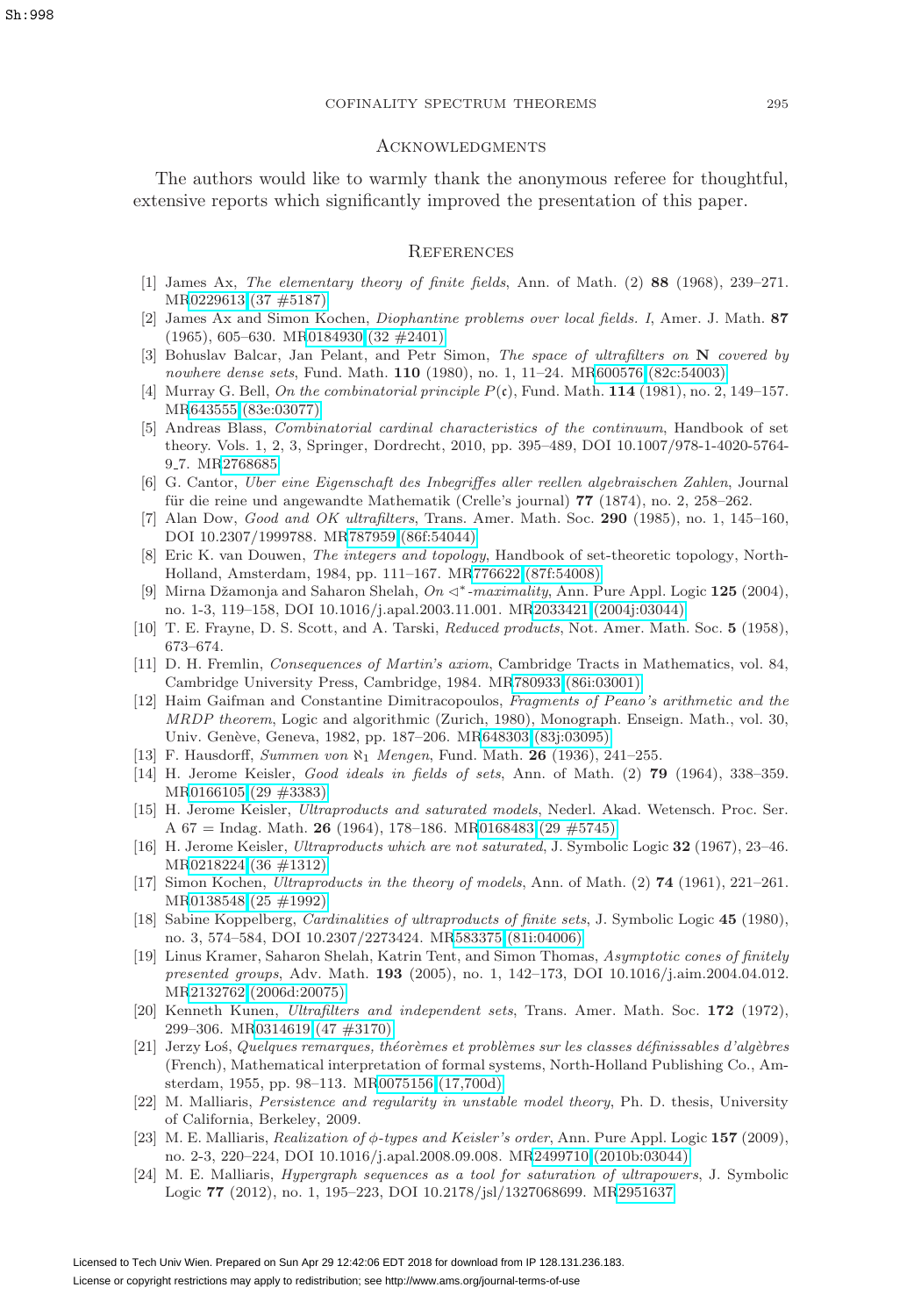## Acknowledgments

The authors would like to warmly thank the anonymous referee for thoughtful, extensive reports which significantly improved the presentation of this paper.

## References

[1] James Ax, *The elementary theory of finite fields*, Ann. of Math. (2) **88** (1968), 239–271. MR0229613 (37 #5187)

[2] James Ax and Simon Kochen, *Diophantine problems over local fields. I*, Amer. J. Math. **87** (1965), 605–630. MR0184930 (32 #2401)

[3] Bohuslav Balcar, Jan Pelant, and Petr Simon, *The space of ultrafilters on* **N** *covered by nowhere dense sets*, Fund. Math. **110** (1980), no. 1, 11–24. MR600576 (82c:54003)

[4] Murray G. Bell, *On the combinatorial principle* $P(\mathfrak{c})$, Fund. Math. **114** (1981), no. 2, 149–157. MR643555 (83e:03077)

[5] Andreas Blass, *Combinatorial cardinal characteristics of the continuum*, Handbook of set theory. Vols. 1, 2, 3, Springer, Dordrecht, 2010, pp. 395–489, DOI 10.1007/978-1-4020-5764-9_7. MR2768685

[6] G. Cantor, *Über eine Eigenschaft des Inbegriffes aller reellen algebraischen Zahlen*, Journal für die reine und angewandte Mathematik (Crelle's journal) **77** (1874), no. 2, 258–262.

[7] Alan Dow, *Good and OK ultrafilters*, Trans. Amer. Math. Soc. **290** (1985), no. 1, 145–160, DOI 10.2307/1999788. MR787959 (86f:54044)

[8] Eric K. van Douwen, *The integers and topology*, Handbook of set-theoretic topology, North-Holland, Amsterdam, 1984, pp. 111–167. MR776622 (87f:54008)

[9] Mirna Džamonja and Saharon Shelah, *On* $\triangleleft^*$*-maximality*, Ann. Pure Appl. Logic **125** (2004), no. 1-3, 119–158, DOI 10.1016/j.apal.2003.11.001. MR2033421 (2004j:03044)

[10] T. E. Frayne, D. S. Scott, and A. Tarski, *Reduced products*, Not. Amer. Math. Soc. **5** (1958), 673–674.

[11] D. H. Fremlin, *Consequences of Martin's axiom*, Cambridge Tracts in Mathematics, vol. 84, Cambridge University Press, Cambridge, 1984. MR780933 (86i:03001)

[12] Haim Gaifman and Constantine Dimitracopoulos, *Fragments of Peano's arithmetic and the MRDP theorem*, Logic and algorithmic (Zurich, 1980), Monograph. Enseign. Math., vol. 30, Univ. Genève, Geneva, 1982, pp. 187–206. MR648303 (83j:03095)

[13] F. Hausdorff, *Summen von* $\aleph_1$ *Mengen*, Fund. Math. **26** (1936), 241–255.

[14] H. Jerome Keisler, *Good ideals in fields of sets*, Ann. of Math. (2) **79** (1964), 338–359. MR0166105 (29 #3383)

[15] H. Jerome Keisler, *Ultraproducts and saturated models*, Nederl. Akad. Wetensch. Proc. Ser. A 67 = Indag. Math. **26** (1964), 178–186. MR0168483 (29 #5745)

[16] H. Jerome Keisler, *Ultraproducts which are not saturated*, J. Symbolic Logic **32** (1967), 23–46. MR0218224 (36 #1312)

[17] Simon Kochen, *Ultraproducts in the theory of models*, Ann. of Math. (2) **74** (1961), 221–261. MR0138548 (25 #1992)

[18] Sabine Koppelberg, *Cardinalities of ultraproducts of finite sets*, J. Symbolic Logic **45** (1980), no. 3, 574–584, DOI 10.2307/2273424. MR583375 (81i:04006)

[19] Linus Kramer, Saharon Shelah, Katrin Tent, and Simon Thomas, *Asymptotic cones of finitely presented groups*, Adv. Math. **193** (2005), no. 1, 142–173, DOI 10.1016/j.aim.2004.04.012. MR2132762 (2006d:20075)

[20] Kenneth Kunen, *Ultrafilters and independent sets*, Trans. Amer. Math. Soc. **172** (1972), 299–306. MR0314619 (47 #3170)

[21] Jerzy Łoś, *Quelques remarques, théorèmes et problèmes sur les classes définissables d'algèbres* (French), Mathematical interpretation of formal systems, North-Holland Publishing Co., Amsterdam, 1955, pp. 98–113. MR0075156 (17,700d)

[22] M. Malliaris, *Persistence and regularity in unstable model theory*, Ph. D. thesis, University of California, Berkeley, 2009.

[23] M. E. Malliaris, *Realization of* $\phi$*-types and Keisler's order*, Ann. Pure Appl. Logic **157** (2009), no. 2-3, 220–224, DOI 10.1016/j.apal.2008.09.008. MR2499710 (2010b:03044)

[24] M. E. Malliaris, *Hypergraph sequences as a tool for saturation of ultrapowers*, J. Symbolic Logic **77** (2012), no. 1, 195–223, DOI 10.2178/jsl/1327068699. MR2951637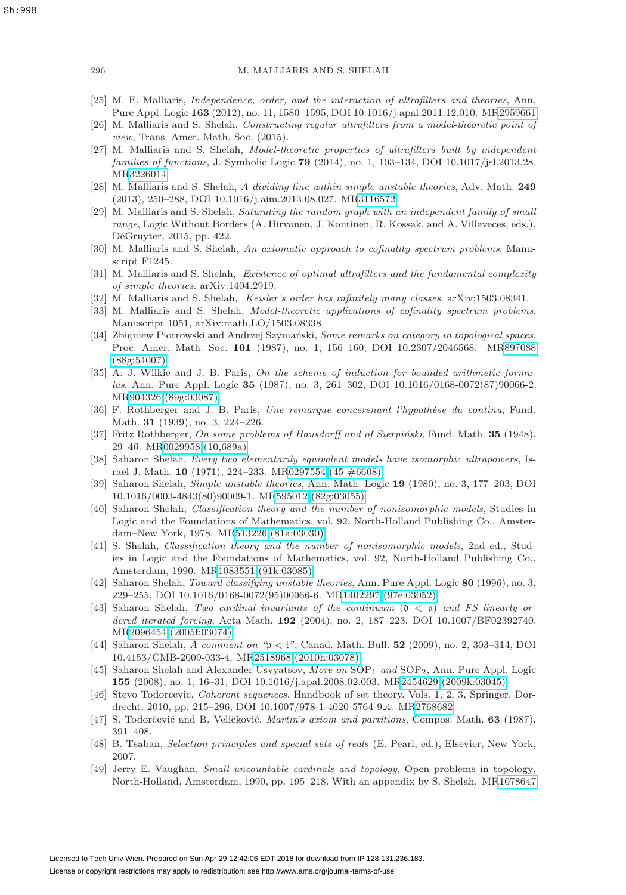[25] M. E. Malliaris, *Independence, order, and the interaction of ultrafilters and theories*, Ann. Pure Appl. Logic **163** (2012), no. 11, 1580–1595, DOI 10.1016/j.apal.2011.12.010. MR2959661

[26] M. Malliaris and S. Shelah, *Constructing regular ultrafilters from a model-theoretic point of view*, Trans. Amer. Math. Soc. (2015).

[27] M. Malliaris and S. Shelah, *Model-theoretic properties of ultrafilters built by independent families of functions*, J. Symbolic Logic **79** (2014), no. 1, 103–134, DOI 10.1017/jsl.2013.28. MR3226014

[28] M. Malliaris and S. Shelah, *A dividing line within simple unstable theories*, Adv. Math. **249** (2013), 250–288, DOI 10.1016/j.aim.2013.08.027. MR3116572

[29] M. Malliaris and S. Shelah, *Saturating the random graph with an independent family of small range*, Logic Without Borders (A. Hirvonen, J. Kontinen, R. Kossak, and A. Villaveces, eds.), DeGruyter, 2015, pp. 422.

[30] M. Malliaris and S. Shelah, *An axiomatic approach to cofinality spectrum problems*. Manuscript F1245.

[31] M. Malliaris and S. Shelah, *Existence of optimal ultrafilters and the fundamental complexity of simple theories*. arXiv:1404.2919.

[32] M. Malliaris and S. Shelah, *Keisler's order has infinitely many classes*. arXiv:1503.08341.

[33] M. Malliaris and S. Shelah, *Model-theoretic applications of cofinality spectrum problems*. Manuscript 1051, arXiv:math.LO/1503.08338.

[34] Zbigniew Piotrowski and Andrzej Szymański, *Some remarks on category in topological spaces*, Proc. Amer. Math. Soc. **101** (1987), no. 1, 156–160, DOI 10.2307/2046568. MR897088 (88g:54007)

[35] A. J. Wilkie and J. B. Paris, *On the scheme of induction for bounded arithmetic formulas*, Ann. Pure Appl. Logic **35** (1987), no. 3, 261–302, DOI 10.1016/0168-0072(87)90066-2. MR904326 (89g:03087)

[36] F. Rothberger and J. B. Paris, *Une remarque concerenant l'hypothèse du continu*, Fund. Math. **31** (1939), no. 3, 224–226.

[37] Fritz Rothberger, *On some problems of Hausdorff and of Sierpiński*, Fund. Math. **35** (1948), 29–46. MR0029958 (10,689a)

[38] Saharon Shelah, *Every two elementarily equivalent models have isomorphic ultrapowers*, Israel J. Math. **10** (1971), 224–233. MR0297554 (45 #6608)

[39] Saharon Shelah, *Simple unstable theories*, Ann. Math. Logic **19** (1980), no. 3, 177–203, DOI 10.1016/0003-4843(80)90009-1. MR595012 (82g:03055)

[40] Saharon Shelah, *Classification theory and the number of nonisomorphic models*, Studies in Logic and the Foundations of Mathematics, vol. 92, North-Holland Publishing Co., Amsterdam–New York, 1978. MR513226 (81a:03030)

[41] S. Shelah, *Classification theory and the number of nonisomorphic models*, 2nd ed., Studies in Logic and the Foundations of Mathematics, vol. 92, North-Holland Publishing Co., Amsterdam, 1990. MR1083551 (91k:03085)

[42] Saharon Shelah, *Toward classifying unstable theories*, Ann. Pure Appl. Logic **80** (1996), no. 3, 229–255, DOI 10.1016/0168-0072(95)00066-6. MR1402297 (97e:03052)

[43] Saharon Shelah, *Two cardinal invariants of the continuum* ($\mathfrak{d} < \mathfrak{a}$) *and FS linearly ordered iterated forcing*, Acta Math. **192** (2004), no. 2, 187–223, DOI 10.1007/BF02392740. MR2096454 (2005f:03074)

[44] Saharon Shelah, *A comment on "$\mathfrak{p} < \mathfrak{t}$"*, Canad. Math. Bull. **52** (2009), no. 2, 303–314, DOI 10.4153/CMB-2009-033-4. MR2518968 (2010h:03078)

[45] Saharon Shelah and Alexander Usvyatsov, *More on* $\mathrm{SOP}_1$ *and* $\mathrm{SOP}_2$, Ann. Pure Appl. Logic **155** (2008), no. 1, 16–31, DOI 10.1016/j.apal.2008.02.003. MR2454629 (2009k:03045)

[46] Stevo Todorcevic, *Coherent sequences*, Handbook of set theory. Vols. 1, 2, 3, Springer, Dordrecht, 2010, pp. 215–296, DOI 10.1007/978-1-4020-5764-9_4. MR2768682

[47] S. Todorčević and B. Veličković, *Martin's axiom and partitions*, Compos. Math. **63** (1987), 391–408.

[48] B. Tsaban, *Selection principles and special sets of reals* (E. Pearl, ed.), Elsevier, New York, 2007.

[49] Jerry E. Vaughan, *Small uncountable cardinals and topology*, Open problems in topology, North-Holland, Amsterdam, 1990, pp. 195–218. With an appendix by S. Shelah. MR1078647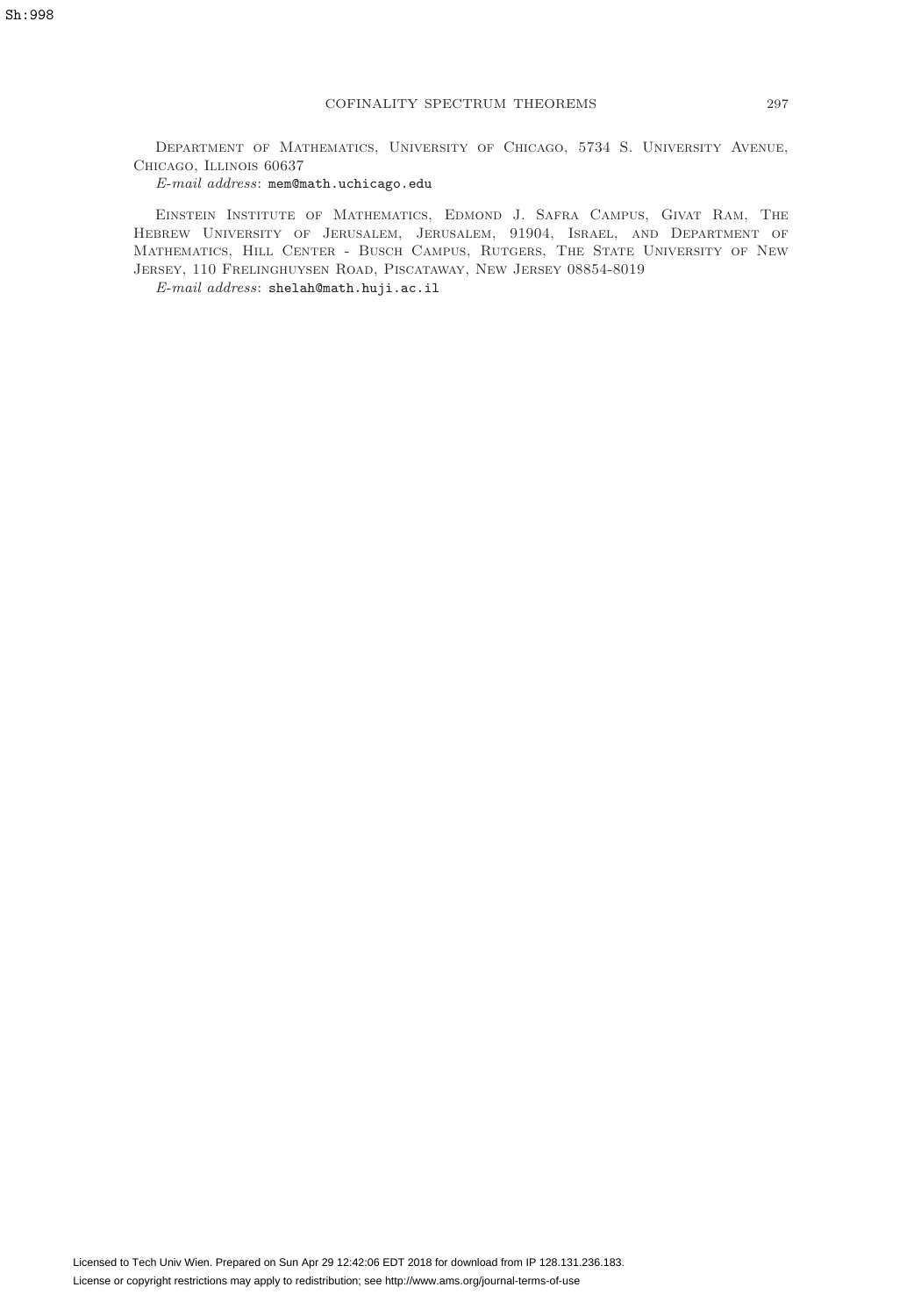Department of Mathematics, University of Chicago, 5734 S. University Avenue, Chicago, Illinois 60637

*E-mail address*: mem@math.uchicago.edu

Einstein Institute of Mathematics, Edmond J. Safra Campus, Givat Ram, The Hebrew University of Jerusalem, Jerusalem, 91904, Israel, and Department of Mathematics, Hill Center - Busch Campus, Rutgers, The State University of New Jersey, 110 Frelinghuysen Road, Piscataway, New Jersey 08854-8019

*E-mail address*: shelah@math.huji.ac.il